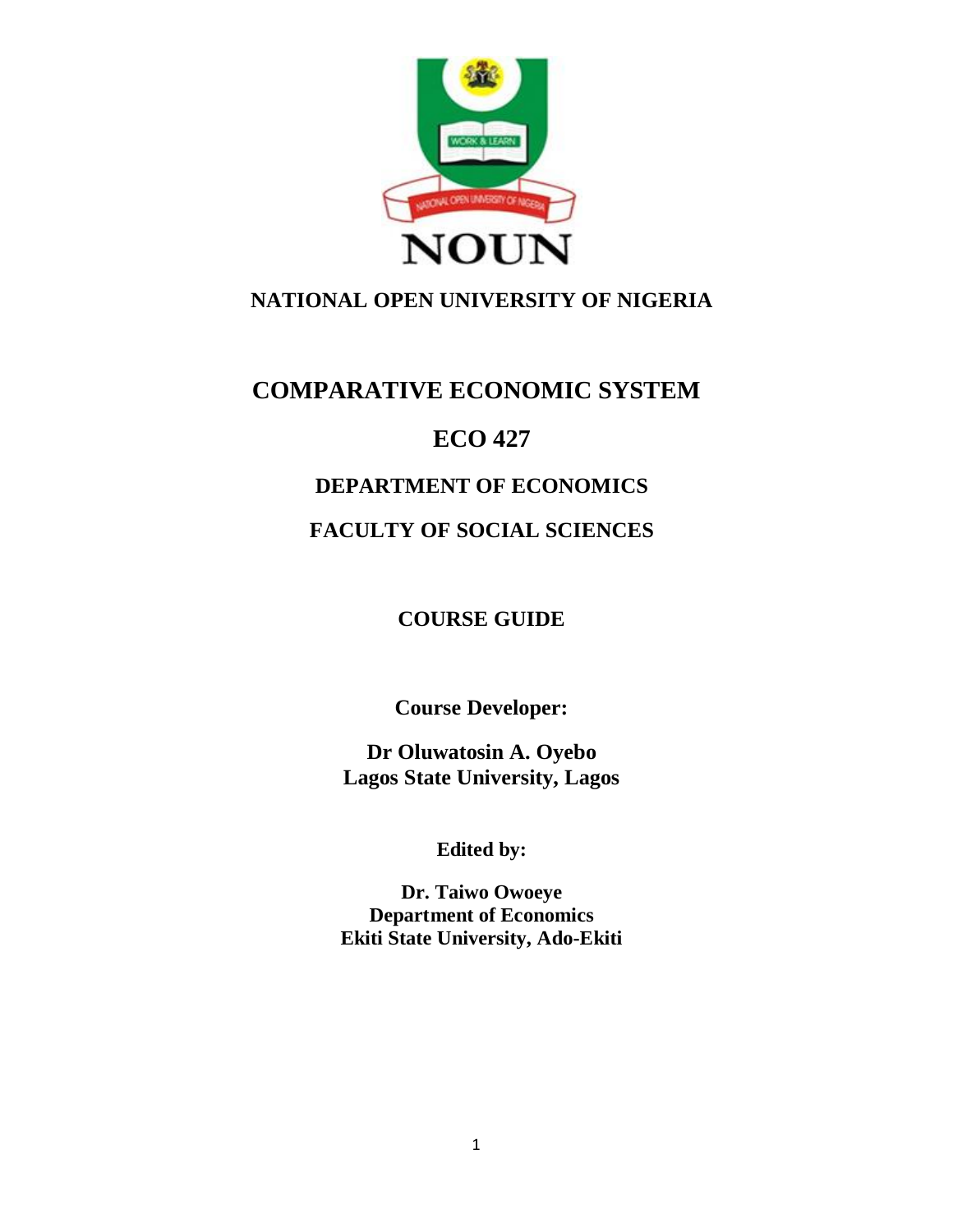**NATIONAL OPEN UNIVERSITY OF NIGERIA**

# COMPARATIVE ECONOMIC SYSTEM

# ECO 427

## DEPARTMENT OF ECONOMICS

## FACULTY OF SOCIAL SCIENCES

## COURSE GUIDE

**Course Developer:**

**Dr Oluwatosin A. Oyebo**
**Lagos State University, Lagos**

**Edited by:**

**Dr. Taiwo Owoeye**
**Department of Economics**
**Ekiti State University, Ado-Ekiti**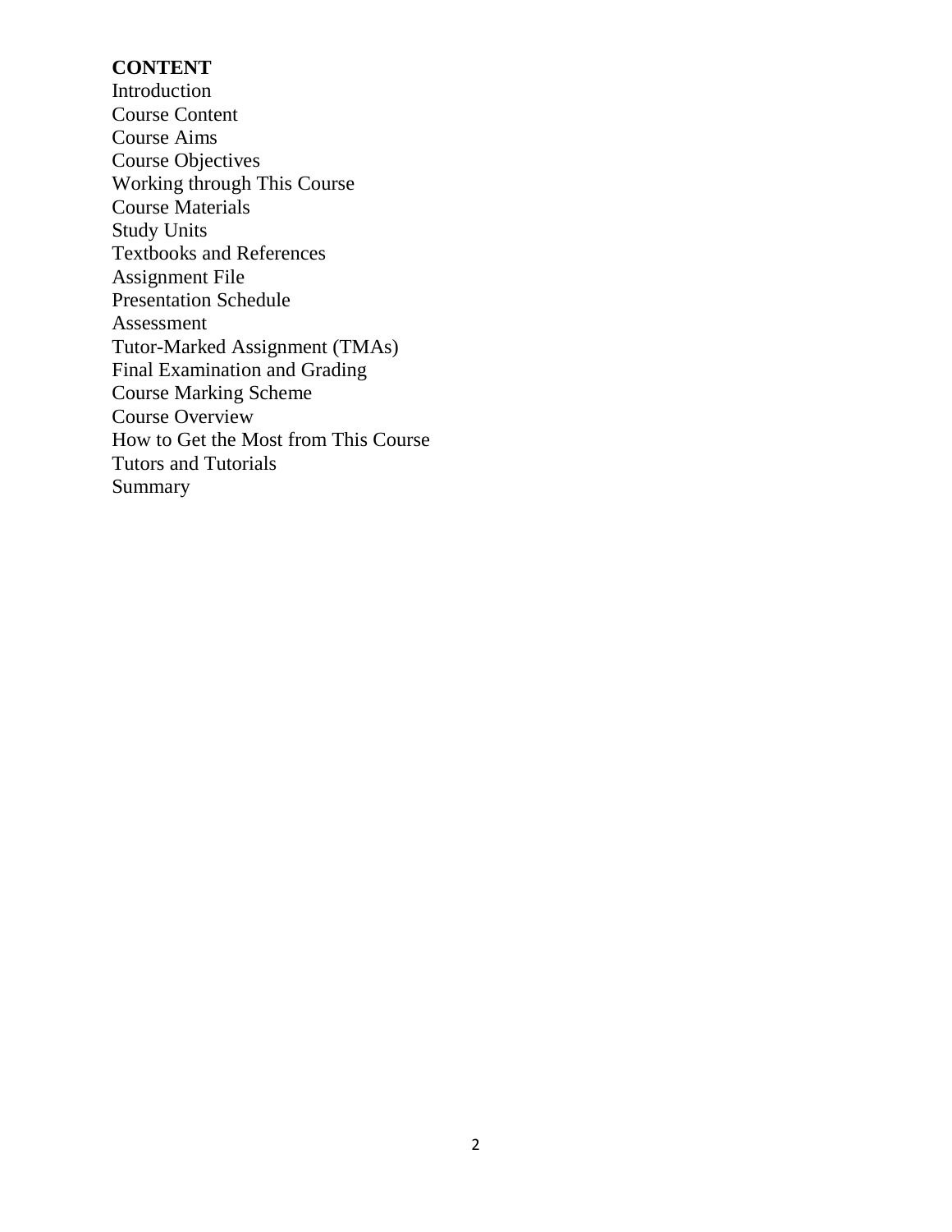**CONTENT**

Introduction
Course Content
Course Aims
Course Objectives
Working through This Course
Course Materials
Study Units
Textbooks and References
Assignment File
Presentation Schedule
Assessment
Tutor-Marked Assignment (TMAs)
Final Examination and Grading
Course Marking Scheme
Course Overview
How to Get the Most from This Course
Tutors and Tutorials
Summary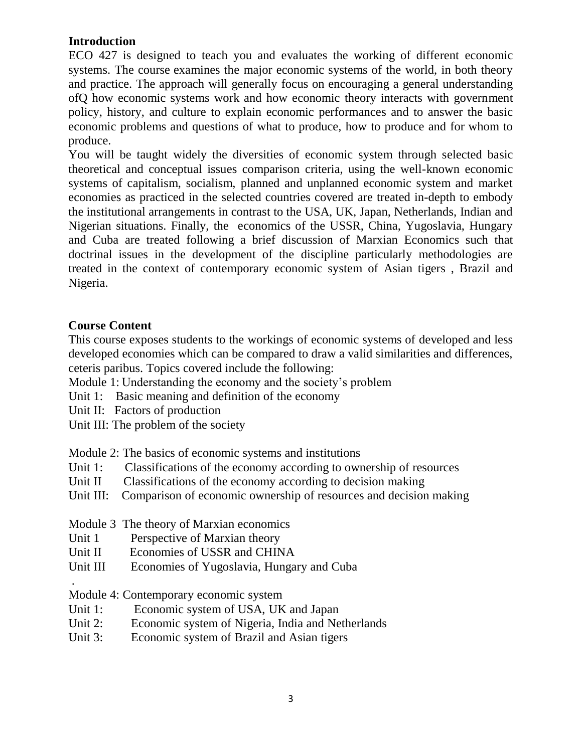## Introduction

ECO 427 is designed to teach you and evaluates the working of different economic systems. The course examines the major economic systems of the world, in both theory and practice. The approach will generally focus on encouraging a general understanding ofQ how economic systems work and how economic theory interacts with government policy, history, and culture to explain economic performances and to answer the basic economic problems and questions of what to produce, how to produce and for whom to produce.

You will be taught widely the diversities of economic system through selected basic theoretical and conceptual issues comparison criteria, using the well-known economic systems of capitalism, socialism, planned and unplanned economic system and market economies as practiced in the selected countries covered are treated in-depth to embody the institutional arrangements in contrast to the USA, UK, Japan, Netherlands, Indian and Nigerian situations. Finally, the economics of the USSR, China, Yugoslavia, Hungary and Cuba are treated following a brief discussion of Marxian Economics such that doctrinal issues in the development of the discipline particularly methodologies are treated in the context of contemporary economic system of Asian tigers , Brazil and Nigeria.

## Course Content

This course exposes students to the workings of economic systems of developed and less developed economies which can be compared to draw a valid similarities and differences, ceteris paribus. Topics covered include the following:

Module 1: Understanding the economy and the society's problem
Unit 1: Basic meaning and definition of the economy
Unit II: Factors of production
Unit III: The problem of the society

Module 2: The basics of economic systems and institutions
Unit 1: Classifications of the economy according to ownership of resources
Unit II Classifications of the economy according to decision making
Unit III: Comparison of economic ownership of resources and decision making

Module 3 The theory of Marxian economics
Unit 1 Perspective of Marxian theory
Unit II Economies of USSR and CHINA
Unit III Economies of Yugoslavia, Hungary and Cuba
.
Module 4: Contemporary economic system
Unit 1: Economic system of USA, UK and Japan
Unit 2: Economic system of Nigeria, India and Netherlands
Unit 3: Economic system of Brazil and Asian tigers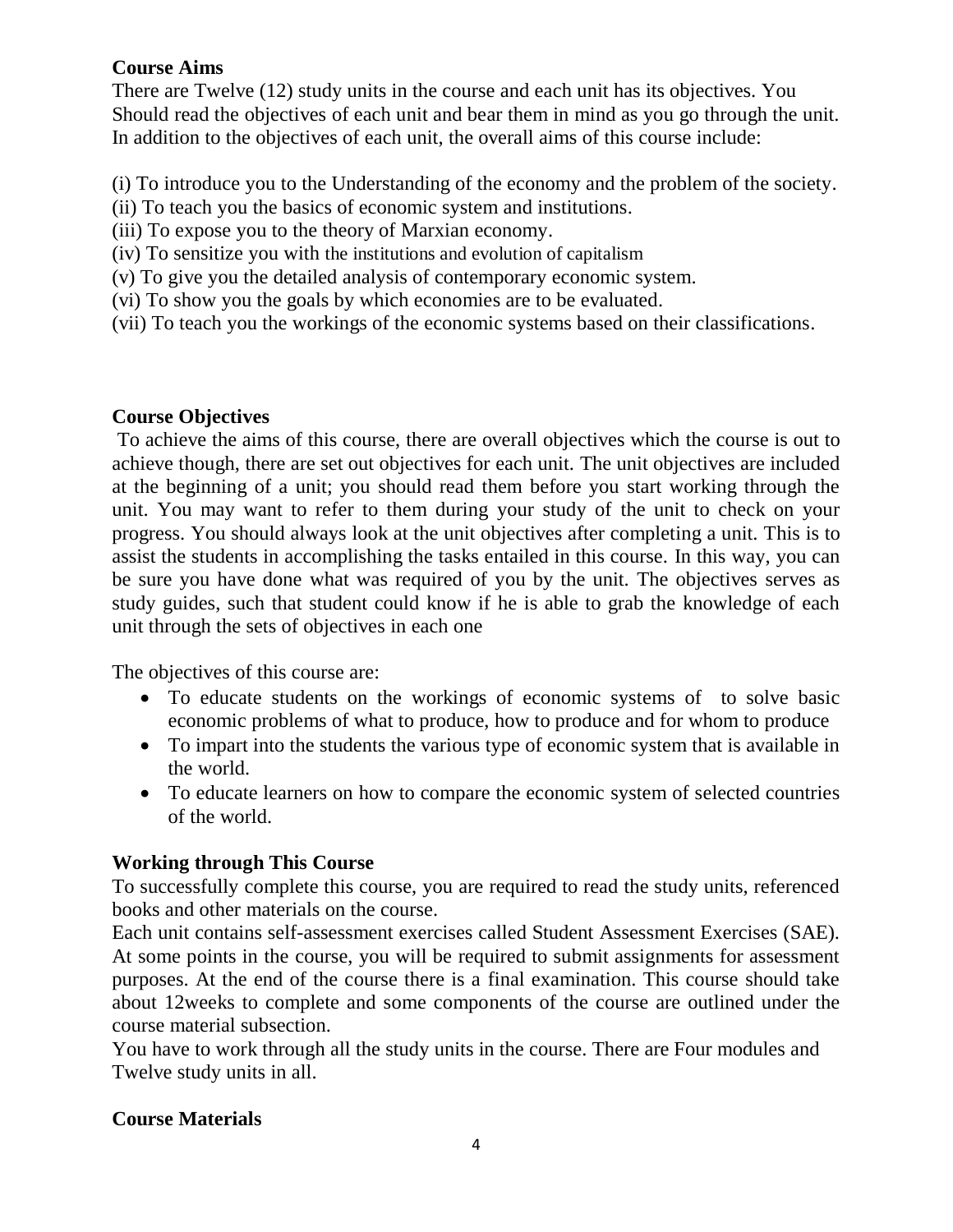**Course Aims**

There are Twelve (12) study units in the course and each unit has its objectives. You Should read the objectives of each unit and bear them in mind as you go through the unit. In addition to the objectives of each unit, the overall aims of this course include:

(i) To introduce you to the Understanding of the economy and the problem of the society.
(ii) To teach you the basics of economic system and institutions.
(iii) To expose you to the theory of Marxian economy.
(iv) To sensitize you with the institutions and evolution of capitalism
(v) To give you the detailed analysis of contemporary economic system.
(vi) To show you the goals by which economies are to be evaluated.
(vii) To teach you the workings of the economic systems based on their classifications.

**Course Objectives**

To achieve the aims of this course, there are overall objectives which the course is out to achieve though, there are set out objectives for each unit. The unit objectives are included at the beginning of a unit; you should read them before you start working through the unit. You may want to refer to them during your study of the unit to check on your progress. You should always look at the unit objectives after completing a unit. This is to assist the students in accomplishing the tasks entailed in this course. In this way, you can be sure you have done what was required of you by the unit. The objectives serves as study guides, such that student could know if he is able to grab the knowledge of each unit through the sets of objectives in each one

The objectives of this course are:

- To educate students on the workings of economic systems of to solve basic economic problems of what to produce, how to produce and for whom to produce
- To impart into the students the various type of economic system that is available in the world.
- To educate learners on how to compare the economic system of selected countries of the world.

**Working through This Course**

To successfully complete this course, you are required to read the study units, referenced books and other materials on the course.

Each unit contains self-assessment exercises called Student Assessment Exercises (SAE). At some points in the course, you will be required to submit assignments for assessment purposes. At the end of the course there is a final examination. This course should take about 12weeks to complete and some components of the course are outlined under the course material subsection.

You have to work through all the study units in the course. There are Four modules and Twelve study units in all.

**Course Materials**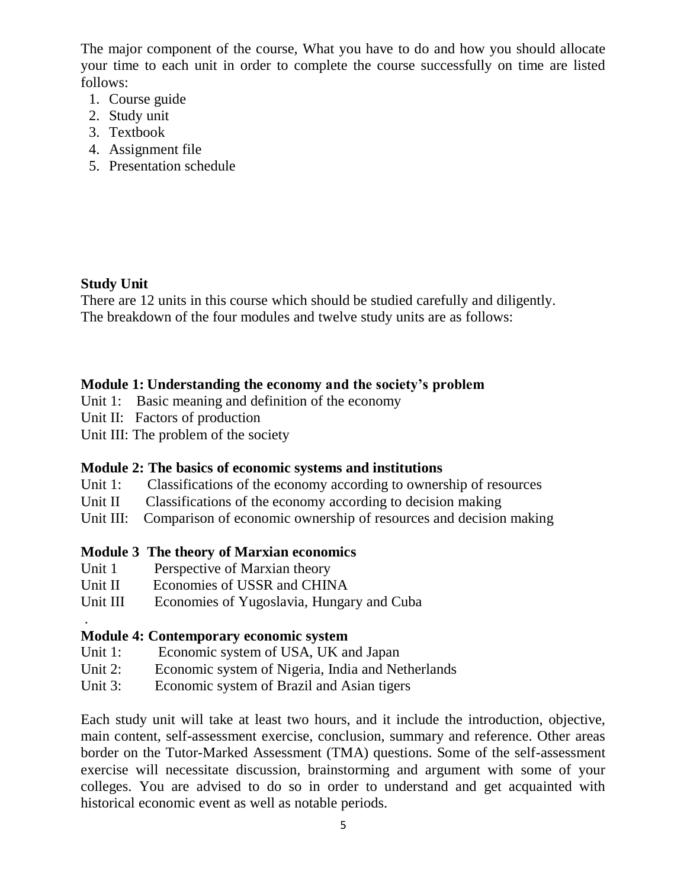The major component of the course, What you have to do and how you should allocate your time to each unit in order to complete the course successfully on time are listed follows:

1. Course guide
2. Study unit
3. Textbook
4. Assignment file
5. Presentation schedule

**Study Unit**

There are 12 units in this course which should be studied carefully and diligently. The breakdown of the four modules and twelve study units are as follows:

**Module 1: Understanding the economy and the society's problem**

Unit 1: Basic meaning and definition of the economy
Unit II: Factors of production
Unit III: The problem of the society

**Module 2: The basics of economic systems and institutions**

Unit 1: Classifications of the economy according to ownership of resources
Unit II Classifications of the economy according to decision making
Unit III: Comparison of economic ownership of resources and decision making

**Module 3 The theory of Marxian economics**

Unit 1 Perspective of Marxian theory
Unit II Economies of USSR and CHINA
Unit III Economies of Yugoslavia, Hungary and Cuba

**Module 4: Contemporary economic system**

Unit 1: Economic system of USA, UK and Japan
Unit 2: Economic system of Nigeria, India and Netherlands
Unit 3: Economic system of Brazil and Asian tigers

Each study unit will take at least two hours, and it include the introduction, objective, main content, self-assessment exercise, conclusion, summary and reference. Other areas border on the Tutor-Marked Assessment (TMA) questions. Some of the self-assessment exercise will necessitate discussion, brainstorming and argument with some of your colleges. You are advised to do so in order to understand and get acquainted with historical economic event as well as notable periods.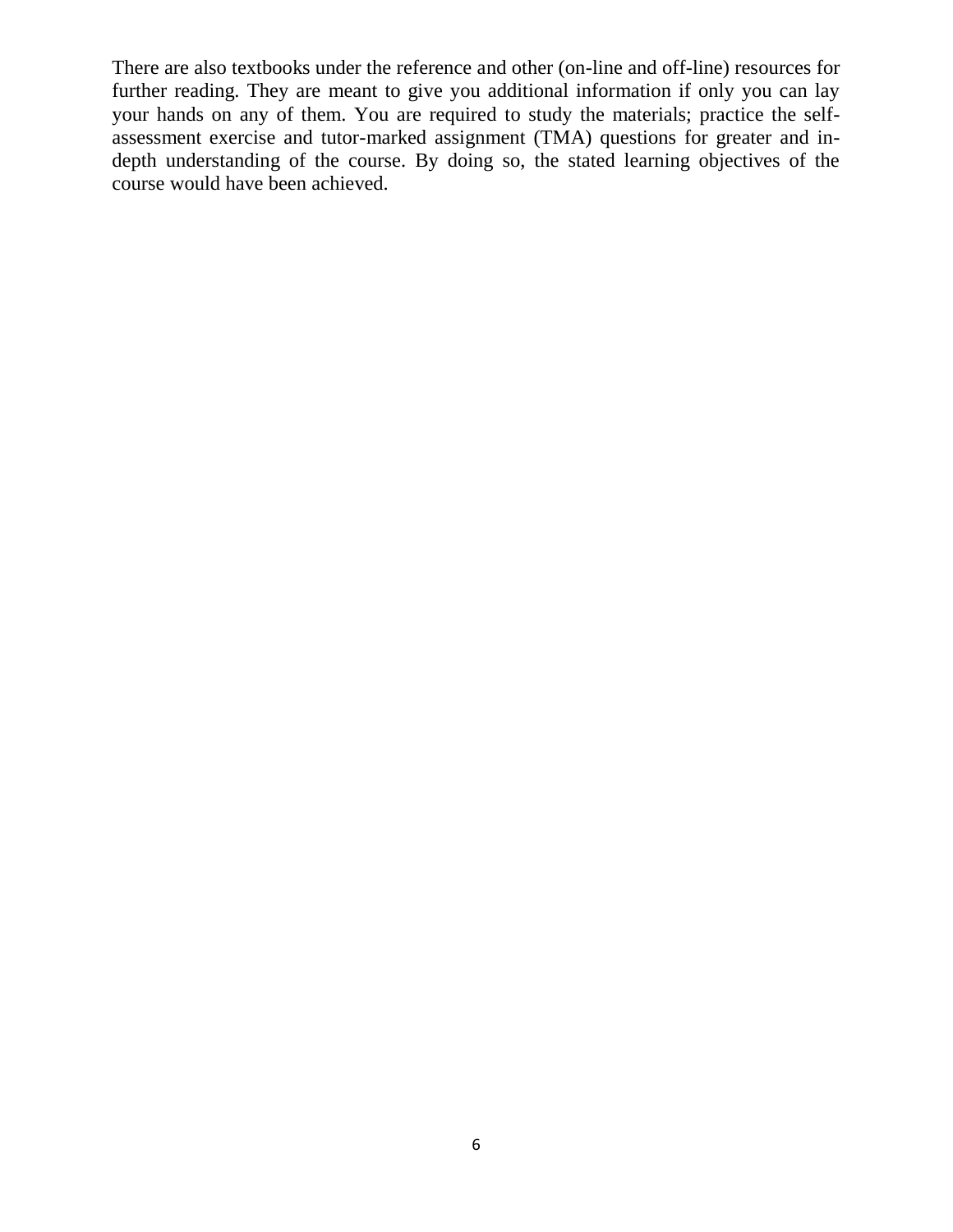There are also textbooks under the reference and other (on-line and off-line) resources for further reading. They are meant to give you additional information if only you can lay your hands on any of them. You are required to study the materials; practice the self-assessment exercise and tutor-marked assignment (TMA) questions for greater and in-depth understanding of the course. By doing so, the stated learning objectives of the course would have been achieved.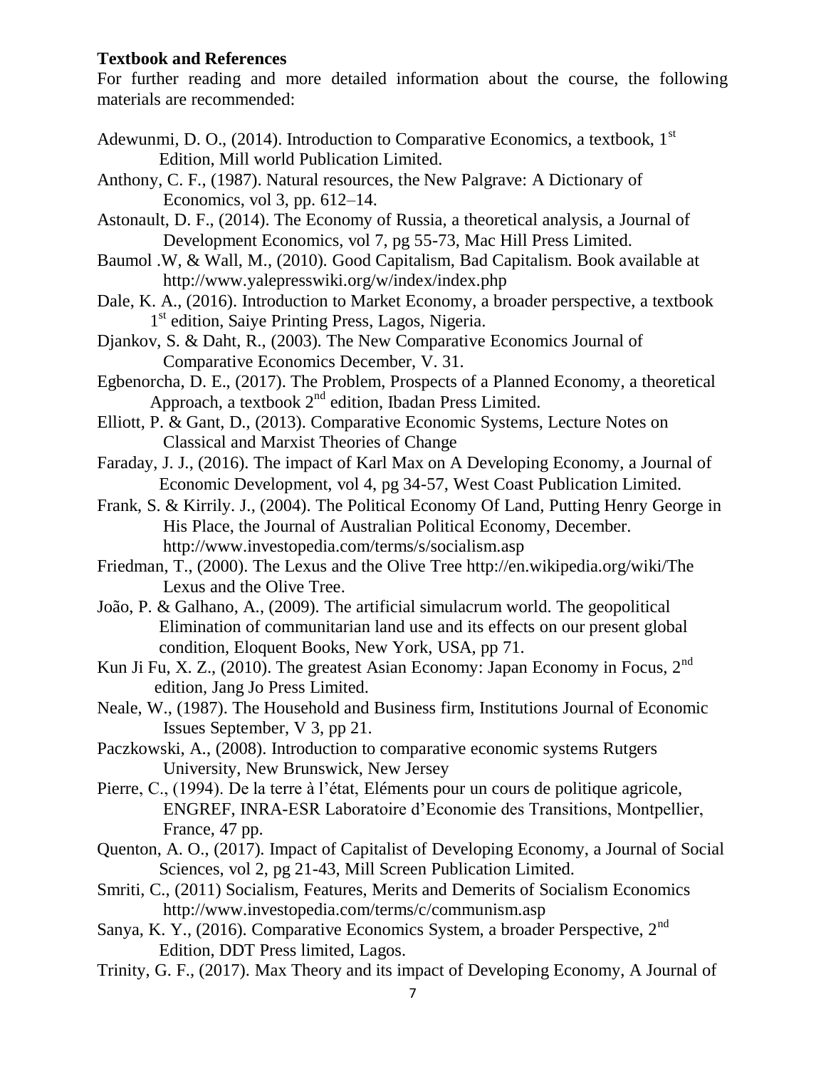**Textbook and References**

For further reading and more detailed information about the course, the following materials are recommended:

Adewunmi, D. O., (2014). Introduction to Comparative Economics, a textbook, 1st Edition, Mill world Publication Limited.

Anthony, C. F., (1987). Natural resources, the New Palgrave: A Dictionary of Economics, vol 3, pp. 612–14.

Astonault, D. F., (2014). The Economy of Russia, a theoretical analysis, a Journal of Development Economics, vol 7, pg 55-73, Mac Hill Press Limited.

Baumol .W, & Wall, M., (2010). Good Capitalism, Bad Capitalism. Book available at http://www.yalepresswiki.org/w/index/index.php

Dale, K. A., (2016). Introduction to Market Economy, a broader perspective, a textbook 1st edition, Saiye Printing Press, Lagos, Nigeria.

Djankov, S. & Daht, R., (2003). The New Comparative Economics Journal of Comparative Economics December, V. 31.

Egbenorcha, D. E., (2017). The Problem, Prospects of a Planned Economy, a theoretical Approach, a textbook 2nd edition, Ibadan Press Limited.

Elliott, P. & Gant, D., (2013). Comparative Economic Systems, Lecture Notes on Classical and Marxist Theories of Change

Faraday, J. J., (2016). The impact of Karl Max on A Developing Economy, a Journal of Economic Development, vol 4, pg 34-57, West Coast Publication Limited.

Frank, S. & Kirrily. J., (2004). The Political Economy Of Land, Putting Henry George in His Place, the Journal of Australian Political Economy, December. http://www.investopedia.com/terms/s/socialism.asp

Friedman, T., (2000). The Lexus and the Olive Tree http://en.wikipedia.org/wiki/The Lexus and the Olive Tree.

João, P. & Galhano, A., (2009). The artificial simulacrum world. The geopolitical Elimination of communitarian land use and its effects on our present global condition, Eloquent Books, New York, USA, pp 71.

Kun Ji Fu, X. Z., (2010). The greatest Asian Economy: Japan Economy in Focus, 2nd edition, Jang Jo Press Limited.

Neale, W., (1987). The Household and Business firm, Institutions Journal of Economic Issues September, V 3, pp 21.

Paczkowski, A., (2008). Introduction to comparative economic systems Rutgers University, New Brunswick, New Jersey

Pierre, C., (1994). De la terre à l'état, Eléments pour un cours de politique agricole, ENGREF, INRA-ESR Laboratoire d'Economie des Transitions, Montpellier, France, 47 pp.

Quenton, A. O., (2017). Impact of Capitalist of Developing Economy, a Journal of Social Sciences, vol 2, pg 21-43, Mill Screen Publication Limited.

Smriti, C., (2011) Socialism, Features, Merits and Demerits of Socialism Economics http://www.investopedia.com/terms/c/communism.asp

Sanya, K. Y., (2016). Comparative Economics System, a broader Perspective, 2nd Edition, DDT Press limited, Lagos.

Trinity, G. F., (2017). Max Theory and its impact of Developing Economy, A Journal of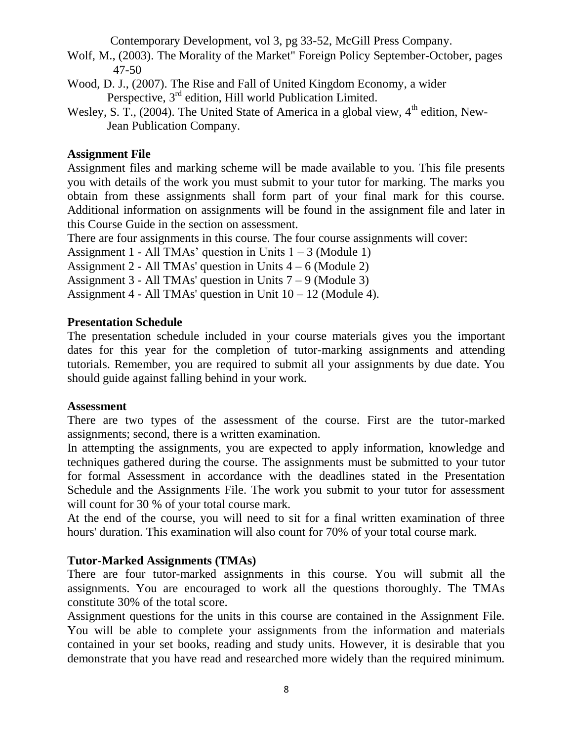Contemporary Development, vol 3, pg 33-52, McGill Press Company.

Wolf, M., (2003). The Morality of the Market" Foreign Policy September-October, pages 47-50

Wood, D. J., (2007). The Rise and Fall of United Kingdom Economy, a wider Perspective, 3rd edition, Hill world Publication Limited.

Wesley, S. T., (2004). The United State of America in a global view, 4th edition, New-Jean Publication Company.

**Assignment File**

Assignment files and marking scheme will be made available to you. This file presents you with details of the work you must submit to your tutor for marking. The marks you obtain from these assignments shall form part of your final mark for this course. Additional information on assignments will be found in the assignment file and later in this Course Guide in the section on assessment.

There are four assignments in this course. The four course assignments will cover:

Assignment 1 - All TMAs' question in Units 1 – 3 (Module 1)

Assignment 2 - All TMAs' question in Units 4 – 6 (Module 2)

Assignment 3 - All TMAs' question in Units 7 – 9 (Module 3)

Assignment 4 - All TMAs' question in Unit 10 – 12 (Module 4).

**Presentation Schedule**

The presentation schedule included in your course materials gives you the important dates for this year for the completion of tutor-marking assignments and attending tutorials. Remember, you are required to submit all your assignments by due date. You should guide against falling behind in your work.

**Assessment**

There are two types of the assessment of the course. First are the tutor-marked assignments; second, there is a written examination.

In attempting the assignments, you are expected to apply information, knowledge and techniques gathered during the course. The assignments must be submitted to your tutor for formal Assessment in accordance with the deadlines stated in the Presentation Schedule and the Assignments File. The work you submit to your tutor for assessment will count for 30 % of your total course mark.

At the end of the course, you will need to sit for a final written examination of three hours' duration. This examination will also count for 70% of your total course mark.

**Tutor-Marked Assignments (TMAs)**

There are four tutor-marked assignments in this course. You will submit all the assignments. You are encouraged to work all the questions thoroughly. The TMAs constitute 30% of the total score.

Assignment questions for the units in this course are contained in the Assignment File. You will be able to complete your assignments from the information and materials contained in your set books, reading and study units. However, it is desirable that you demonstrate that you have read and researched more widely than the required minimum.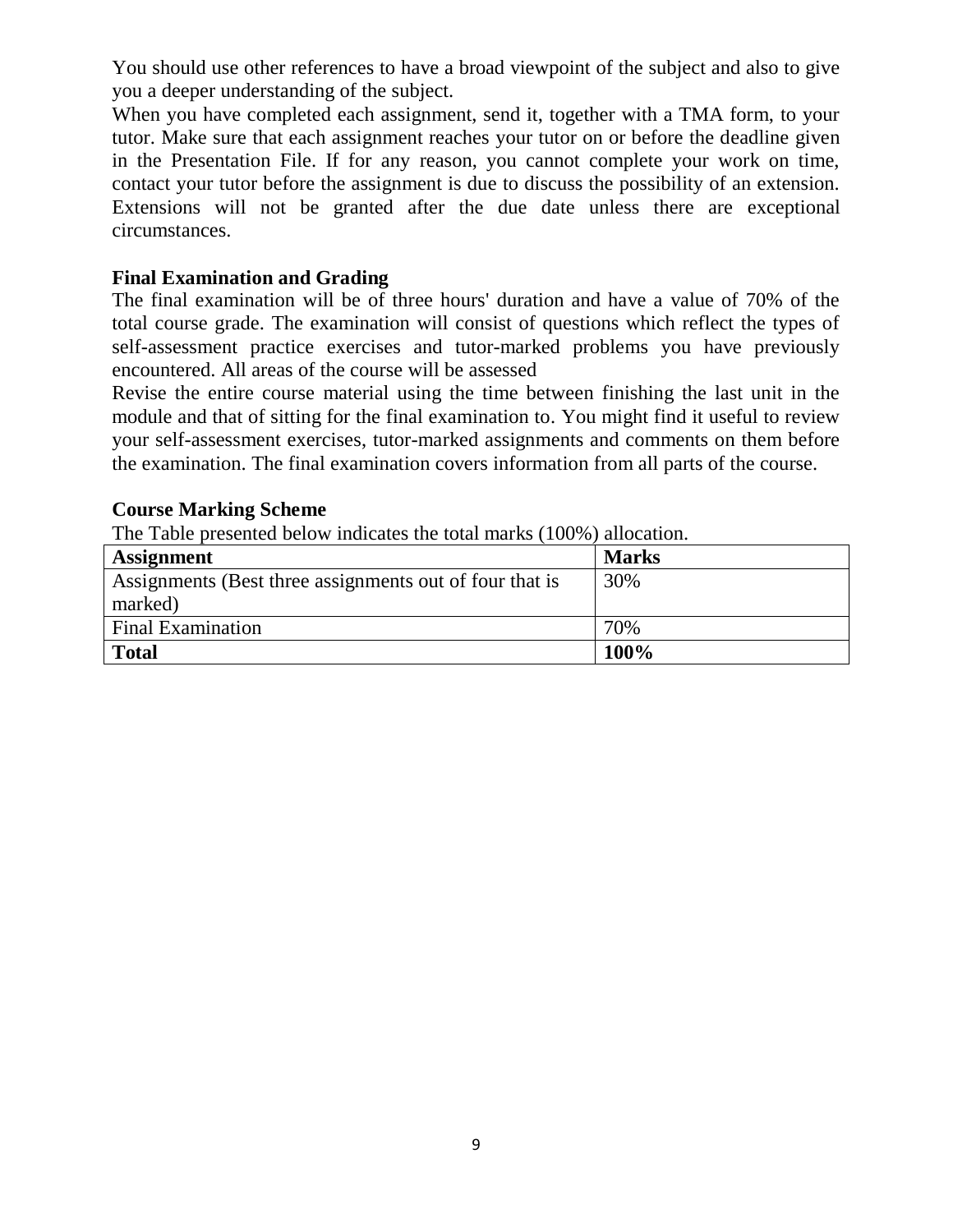You should use other references to have a broad viewpoint of the subject and also to give you a deeper understanding of the subject.

When you have completed each assignment, send it, together with a TMA form, to your tutor. Make sure that each assignment reaches your tutor on or before the deadline given in the Presentation File. If for any reason, you cannot complete your work on time, contact your tutor before the assignment is due to discuss the possibility of an extension. Extensions will not be granted after the due date unless there are exceptional circumstances.

**Final Examination and Grading**

The final examination will be of three hours' duration and have a value of 70% of the total course grade. The examination will consist of questions which reflect the types of self-assessment practice exercises and tutor-marked problems you have previously encountered. All areas of the course will be assessed

Revise the entire course material using the time between finishing the last unit in the module and that of sitting for the final examination to. You might find it useful to review your self-assessment exercises, tutor-marked assignments and comments on them before the examination. The final examination covers information from all parts of the course.

**Course Marking Scheme**

The Table presented below indicates the total marks (100%) allocation.

| **Assignment** | **Marks** |
|---|---|
| Assignments (Best three assignments out of four that is marked) | 30% |
| Final Examination | 70% |
| **Total** | **100%** |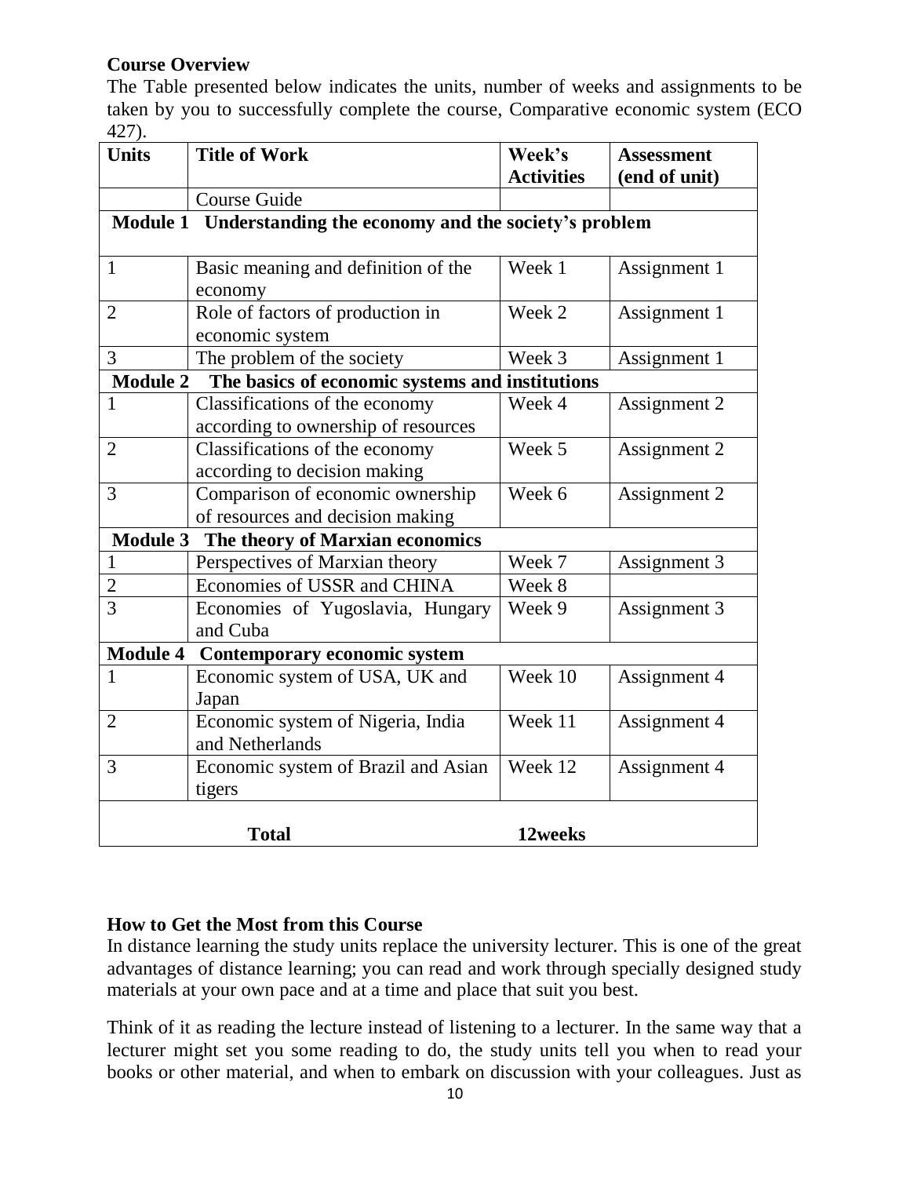**Course Overview**

The Table presented below indicates the units, number of weeks and assignments to be taken by you to successfully complete the course, Comparative economic system (ECO 427).

| Units | Title of Work | Week's Activities | Assessment (end of unit) |
|---|---|---|---|
| | Course Guide | | |
| **Module 1** | **Understanding the economy and the society's problem** | | |
| 1 | Basic meaning and definition of the economy | Week 1 | Assignment 1 |
| 2 | Role of factors of production in economic system | Week 2 | Assignment 1 |
| 3 | The problem of the society | Week 3 | Assignment 1 |
| **Module 2** | **The basics of economic systems and institutions** | | |
| 1 | Classifications of the economy according to ownership of resources | Week 4 | Assignment 2 |
| 2 | Classifications of the economy according to decision making | Week 5 | Assignment 2 |
| 3 | Comparison of economic ownership of resources and decision making | Week 6 | Assignment 2 |
| **Module 3** | **The theory of Marxian economics** | | |
| 1 | Perspectives of Marxian theory | Week 7 | Assignment 3 |
| 2 | Economies of USSR and CHINA | Week 8 | |
| 3 | Economies of Yugoslavia, Hungary and Cuba | Week 9 | Assignment 3 |
| **Module 4** | **Contemporary economic system** | | |
| 1 | Economic system of USA, UK and Japan | Week 10 | Assignment 4 |
| 2 | Economic system of Nigeria, India and Netherlands | Week 11 | Assignment 4 |
| 3 | Economic system of Brazil and Asian tigers | Week 12 | Assignment 4 |
| | **Total** | **12weeks** | |

**How to Get the Most from this Course**

In distance learning the study units replace the university lecturer. This is one of the great advantages of distance learning; you can read and work through specially designed study materials at your own pace and at a time and place that suit you best.

Think of it as reading the lecture instead of listening to a lecturer. In the same way that a lecturer might set you some reading to do, the study units tell you when to read your books or other material, and when to embark on discussion with your colleagues. Just as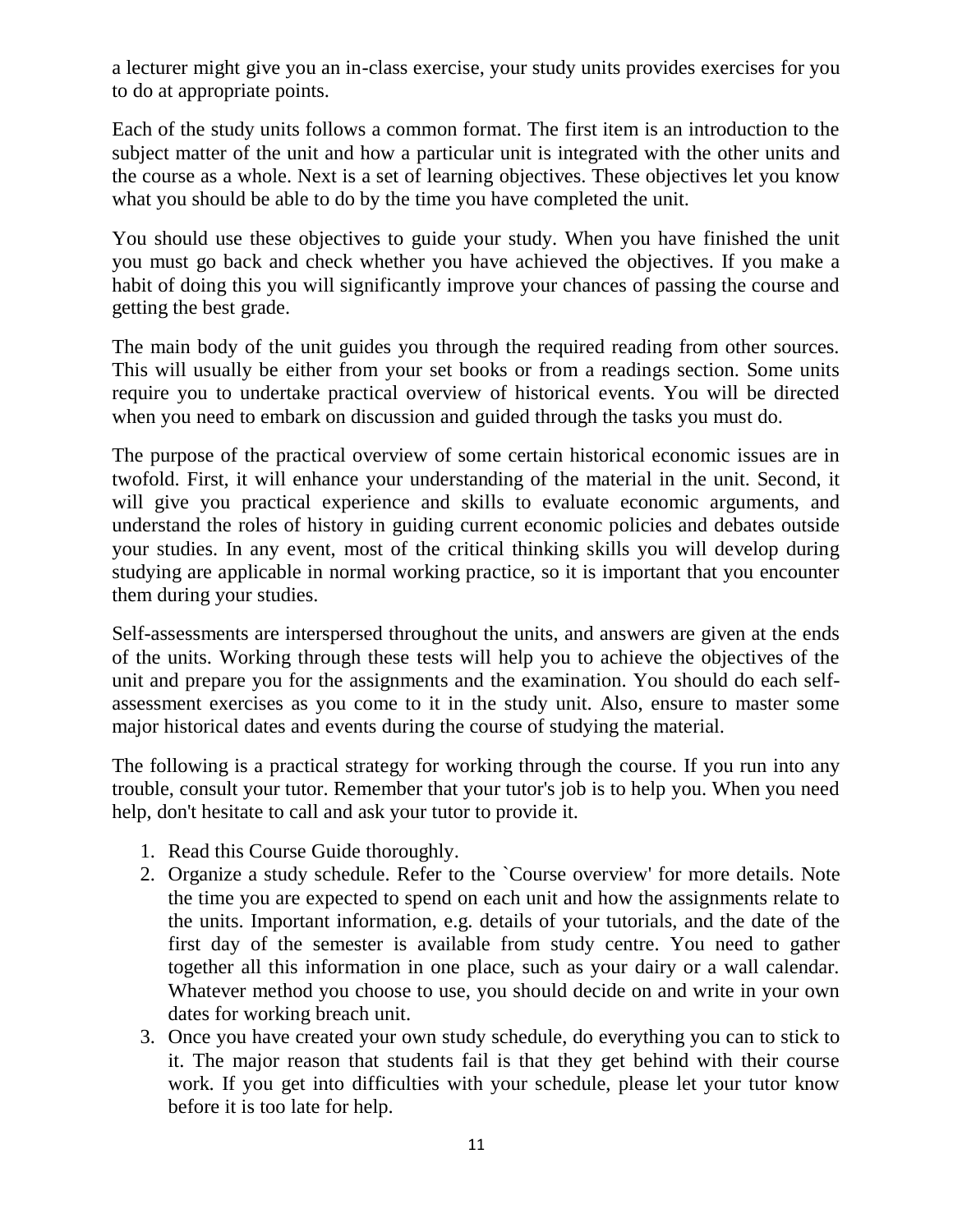a lecturer might give you an in-class exercise, your study units provides exercises for you to do at appropriate points.

Each of the study units follows a common format. The first item is an introduction to the subject matter of the unit and how a particular unit is integrated with the other units and the course as a whole. Next is a set of learning objectives. These objectives let you know what you should be able to do by the time you have completed the unit.

You should use these objectives to guide your study. When you have finished the unit you must go back and check whether you have achieved the objectives. If you make a habit of doing this you will significantly improve your chances of passing the course and getting the best grade.

The main body of the unit guides you through the required reading from other sources. This will usually be either from your set books or from a readings section. Some units require you to undertake practical overview of historical events. You will be directed when you need to embark on discussion and guided through the tasks you must do.

The purpose of the practical overview of some certain historical economic issues are in twofold. First, it will enhance your understanding of the material in the unit. Second, it will give you practical experience and skills to evaluate economic arguments, and understand the roles of history in guiding current economic policies and debates outside your studies. In any event, most of the critical thinking skills you will develop during studying are applicable in normal working practice, so it is important that you encounter them during your studies.

Self-assessments are interspersed throughout the units, and answers are given at the ends of the units. Working through these tests will help you to achieve the objectives of the unit and prepare you for the assignments and the examination. You should do each self-assessment exercises as you come to it in the study unit. Also, ensure to master some major historical dates and events during the course of studying the material.

The following is a practical strategy for working through the course. If you run into any trouble, consult your tutor. Remember that your tutor's job is to help you. When you need help, don't hesitate to call and ask your tutor to provide it.

1. Read this Course Guide thoroughly.
2. Organize a study schedule. Refer to the `Course overview' for more details. Note the time you are expected to spend on each unit and how the assignments relate to the units. Important information, e.g. details of your tutorials, and the date of the first day of the semester is available from study centre. You need to gather together all this information in one place, such as your dairy or a wall calendar. Whatever method you choose to use, you should decide on and write in your own dates for working breach unit.
3. Once you have created your own study schedule, do everything you can to stick to it. The major reason that students fail is that they get behind with their course work. If you get into difficulties with your schedule, please let your tutor know before it is too late for help.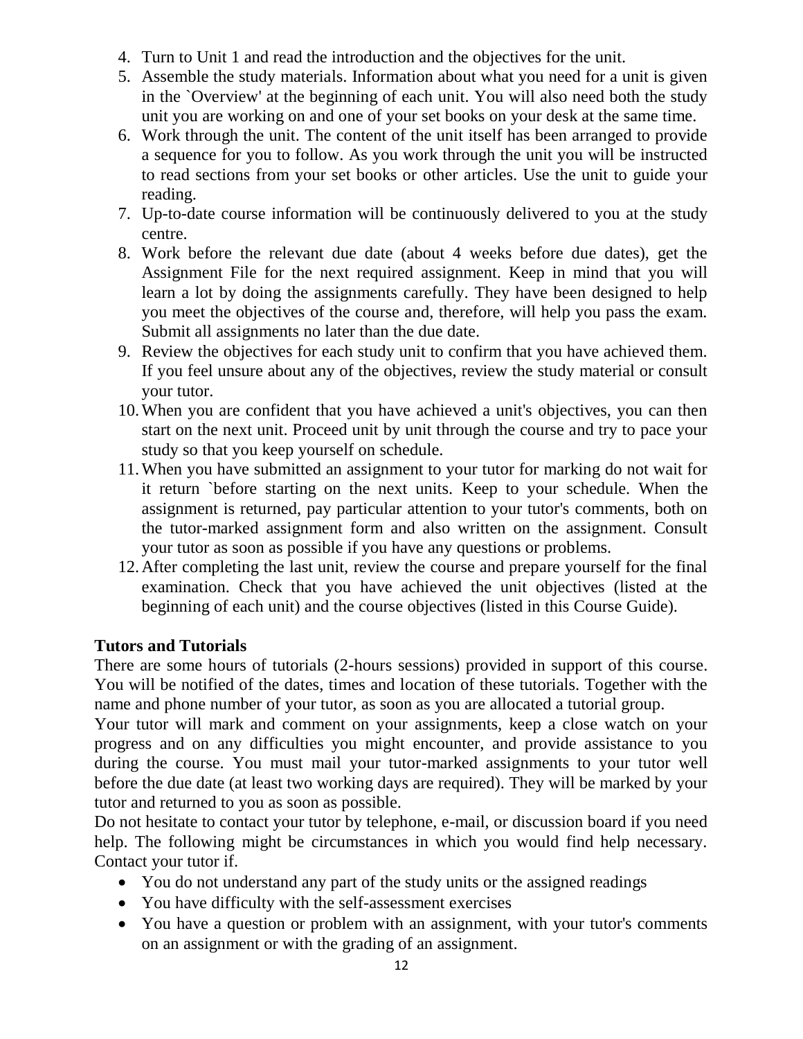4. Turn to Unit 1 and read the introduction and the objectives for the unit.
5. Assemble the study materials. Information about what you need for a unit is given in the `Overview' at the beginning of each unit. You will also need both the study unit you are working on and one of your set books on your desk at the same time.
6. Work through the unit. The content of the unit itself has been arranged to provide a sequence for you to follow. As you work through the unit you will be instructed to read sections from your set books or other articles. Use the unit to guide your reading.
7. Up-to-date course information will be continuously delivered to you at the study centre.
8. Work before the relevant due date (about 4 weeks before due dates), get the Assignment File for the next required assignment. Keep in mind that you will learn a lot by doing the assignments carefully. They have been designed to help you meet the objectives of the course and, therefore, will help you pass the exam. Submit all assignments no later than the due date.
9. Review the objectives for each study unit to confirm that you have achieved them. If you feel unsure about any of the objectives, review the study material or consult your tutor.
10. When you are confident that you have achieved a unit's objectives, you can then start on the next unit. Proceed unit by unit through the course and try to pace your study so that you keep yourself on schedule.
11. When you have submitted an assignment to your tutor for marking do not wait for it return `before starting on the next units. Keep to your schedule. When the assignment is returned, pay particular attention to your tutor's comments, both on the tutor-marked assignment form and also written on the assignment. Consult your tutor as soon as possible if you have any questions or problems.
12. After completing the last unit, review the course and prepare yourself for the final examination. Check that you have achieved the unit objectives (listed at the beginning of each unit) and the course objectives (listed in this Course Guide).

**Tutors and Tutorials**

There are some hours of tutorials (2-hours sessions) provided in support of this course. You will be notified of the dates, times and location of these tutorials. Together with the name and phone number of your tutor, as soon as you are allocated a tutorial group.

Your tutor will mark and comment on your assignments, keep a close watch on your progress and on any difficulties you might encounter, and provide assistance to you during the course. You must mail your tutor-marked assignments to your tutor well before the due date (at least two working days are required). They will be marked by your tutor and returned to you as soon as possible.

Do not hesitate to contact your tutor by telephone, e-mail, or discussion board if you need help. The following might be circumstances in which you would find help necessary. Contact your tutor if.

- You do not understand any part of the study units or the assigned readings
- You have difficulty with the self-assessment exercises
- You have a question or problem with an assignment, with your tutor's comments on an assignment or with the grading of an assignment.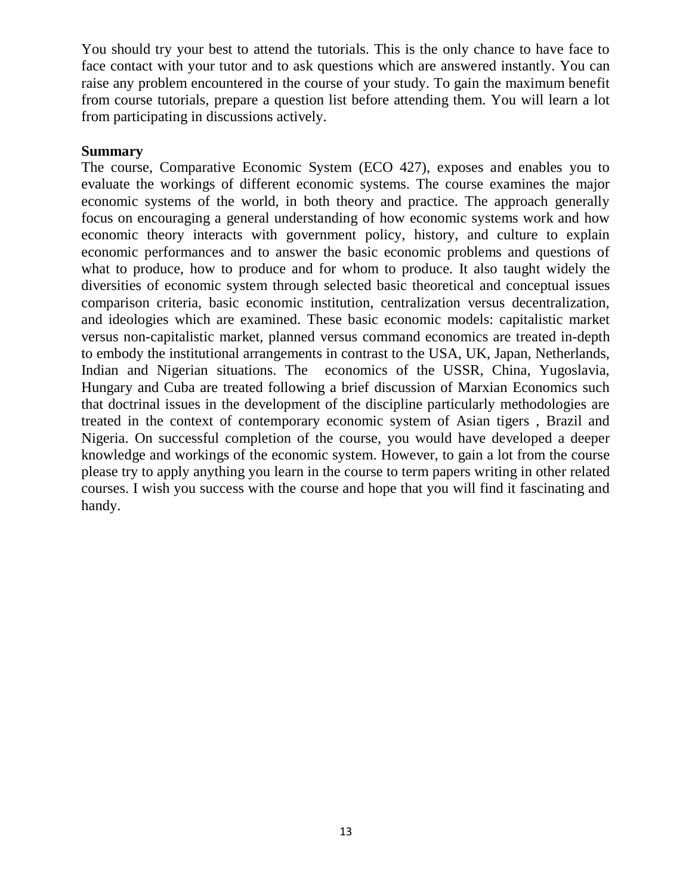You should try your best to attend the tutorials. This is the only chance to have face to face contact with your tutor and to ask questions which are answered instantly. You can raise any problem encountered in the course of your study. To gain the maximum benefit from course tutorials, prepare a question list before attending them. You will learn a lot from participating in discussions actively.

**Summary**

The course, Comparative Economic System (ECO 427), exposes and enables you to evaluate the workings of different economic systems. The course examines the major economic systems of the world, in both theory and practice. The approach generally focus on encouraging a general understanding of how economic systems work and how economic theory interacts with government policy, history, and culture to explain economic performances and to answer the basic economic problems and questions of what to produce, how to produce and for whom to produce. It also taught widely the diversities of economic system through selected basic theoretical and conceptual issues comparison criteria, basic economic institution, centralization versus decentralization, and ideologies which are examined. These basic economic models: capitalistic market versus non-capitalistic market, planned versus command economics are treated in-depth to embody the institutional arrangements in contrast to the USA, UK, Japan, Netherlands, Indian and Nigerian situations. The economics of the USSR, China, Yugoslavia, Hungary and Cuba are treated following a brief discussion of Marxian Economics such that doctrinal issues in the development of the discipline particularly methodologies are treated in the context of contemporary economic system of Asian tigers , Brazil and Nigeria. On successful completion of the course, you would have developed a deeper knowledge and workings of the economic system. However, to gain a lot from the course please try to apply anything you learn in the course to term papers writing in other related courses. I wish you success with the course and hope that you will find it fascinating and handy.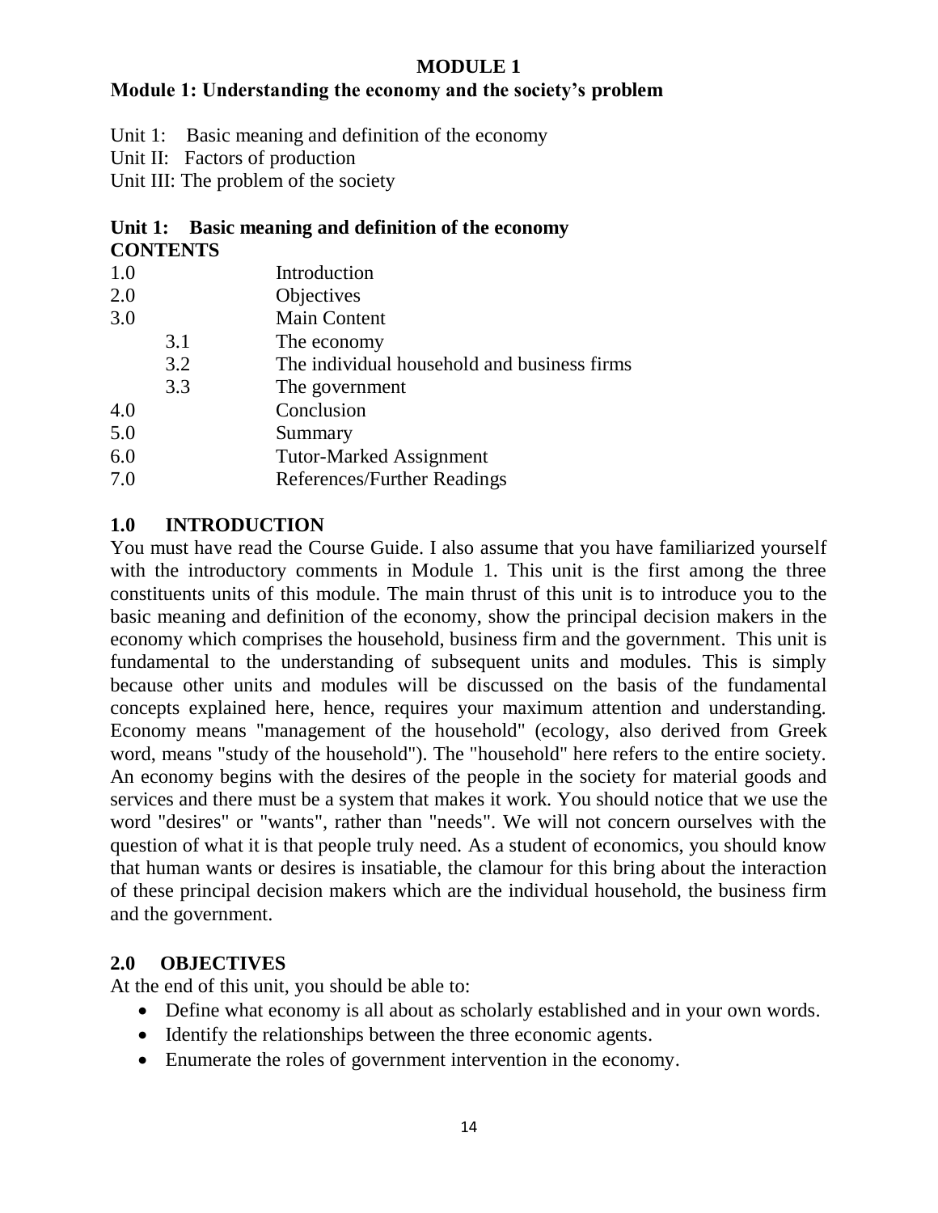# MODULE 1

## Module 1: Understanding the economy and the society's problem

Unit 1: Basic meaning and definition of the economy
Unit II: Factors of production
Unit III: The problem of the society

## Unit 1: Basic meaning and definition of the economy

**CONTENTS**

| | | |
|---|---|---|
| 1.0 | | Introduction |
| 2.0 | | Objectives |
| 3.0 | | Main Content |
| | 3.1 | The economy |
| | 3.2 | The individual household and business firms |
| | 3.3 | The government |
| 4.0 | | Conclusion |
| 5.0 | | Summary |
| 6.0 | | Tutor-Marked Assignment |
| 7.0 | | References/Further Readings |

### 1.0 INTRODUCTION

You must have read the Course Guide. I also assume that you have familiarized yourself with the introductory comments in Module 1. This unit is the first among the three constituents units of this module. The main thrust of this unit is to introduce you to the basic meaning and definition of the economy, show the principal decision makers in the economy which comprises the household, business firm and the government. This unit is fundamental to the understanding of subsequent units and modules. This is simply because other units and modules will be discussed on the basis of the fundamental concepts explained here, hence, requires your maximum attention and understanding. Economy means "management of the household" (ecology, also derived from Greek word, means "study of the household"). The "household" here refers to the entire society. An economy begins with the desires of the people in the society for material goods and services and there must be a system that makes it work. You should notice that we use the word "desires" or "wants", rather than "needs". We will not concern ourselves with the question of what it is that people truly need. As a student of economics, you should know that human wants or desires is insatiable, the clamour for this bring about the interaction of these principal decision makers which are the individual household, the business firm and the government.

### 2.0 OBJECTIVES

At the end of this unit, you should be able to:

- Define what economy is all about as scholarly established and in your own words.
- Identify the relationships between the three economic agents.
- Enumerate the roles of government intervention in the economy.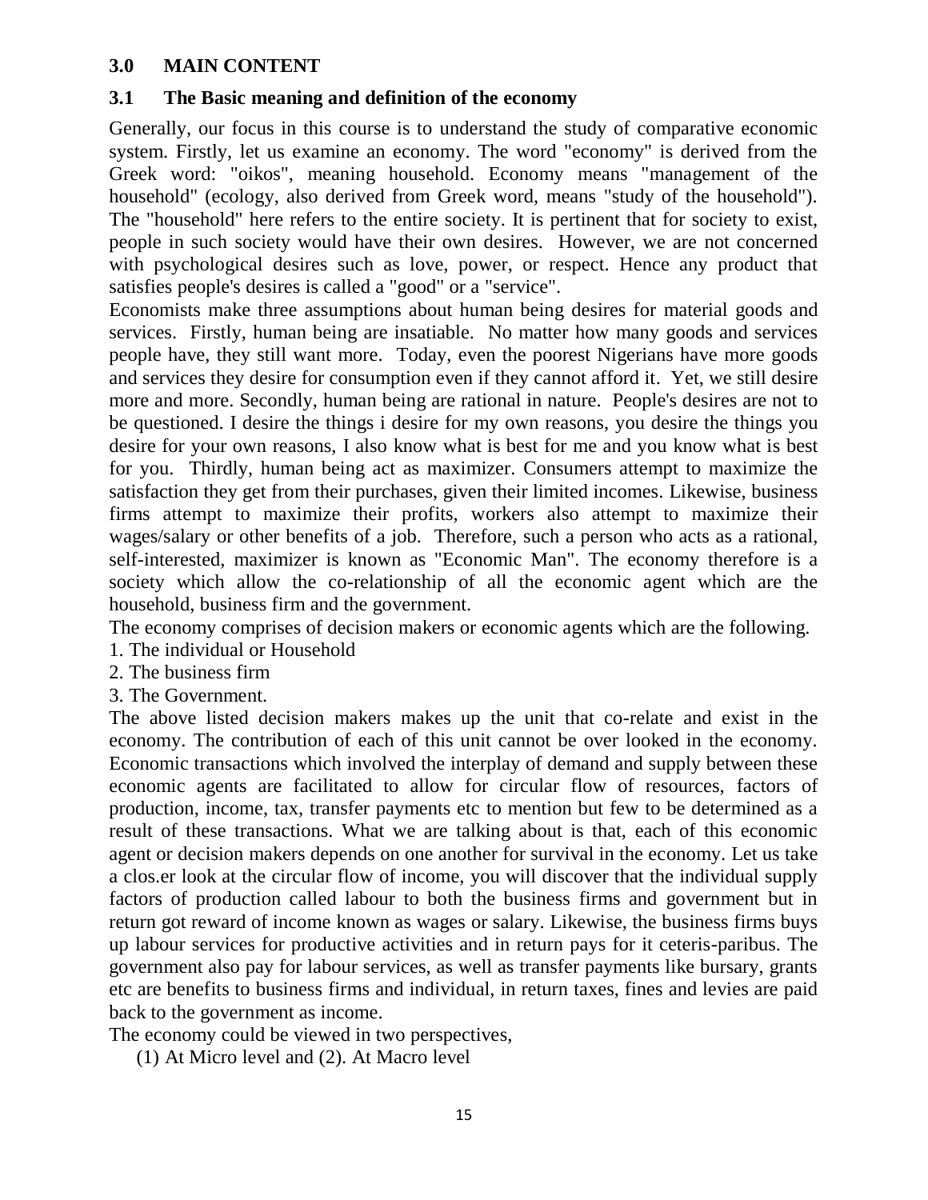## 3.0 MAIN CONTENT

### 3.1 The Basic meaning and definition of the economy

Generally, our focus in this course is to understand the study of comparative economic system. Firstly, let us examine an economy. The word "economy" is derived from the Greek word: "oikos", meaning household. Economy means "management of the household" (ecology, also derived from Greek word, means "study of the household"). The "household" here refers to the entire society. It is pertinent that for society to exist, people in such society would have their own desires. However, we are not concerned with psychological desires such as love, power, or respect. Hence any product that satisfies people's desires is called a "good" or a "service".

Economists make three assumptions about human being desires for material goods and services. Firstly, human being are insatiable. No matter how many goods and services people have, they still want more. Today, even the poorest Nigerians have more goods and services they desire for consumption even if they cannot afford it. Yet, we still desire more and more. Secondly, human being are rational in nature. People's desires are not to be questioned. I desire the things i desire for my own reasons, you desire the things you desire for your own reasons, I also know what is best for me and you know what is best for you. Thirdly, human being act as maximizer. Consumers attempt to maximize the satisfaction they get from their purchases, given their limited incomes. Likewise, business firms attempt to maximize their profits, workers also attempt to maximize their wages/salary or other benefits of a job. Therefore, such a person who acts as a rational, self-interested, maximizer is known as "Economic Man". The economy therefore is a society which allow the co-relationship of all the economic agent which are the household, business firm and the government.

The economy comprises of decision makers or economic agents which are the following.

1. The individual or Household
2. The business firm
3. The Government.

The above listed decision makers makes up the unit that co-relate and exist in the economy. The contribution of each of this unit cannot be over looked in the economy. Economic transactions which involved the interplay of demand and supply between these economic agents are facilitated to allow for circular flow of resources, factors of production, income, tax, transfer payments etc to mention but few to be determined as a result of these transactions. What we are talking about is that, each of this economic agent or decision makers depends on one another for survival in the economy. Let us take a clos.er look at the circular flow of income, you will discover that the individual supply factors of production called labour to both the business firms and government but in return got reward of income known as wages or salary. Likewise, the business firms buys up labour services for productive activities and in return pays for it ceteris-paribus. The government also pay for labour services, as well as transfer payments like bursary, grants etc are benefits to business firms and individual, in return taxes, fines and levies are paid back to the government as income.

The economy could be viewed in two perspectives,

(1) At Micro level and (2). At Macro level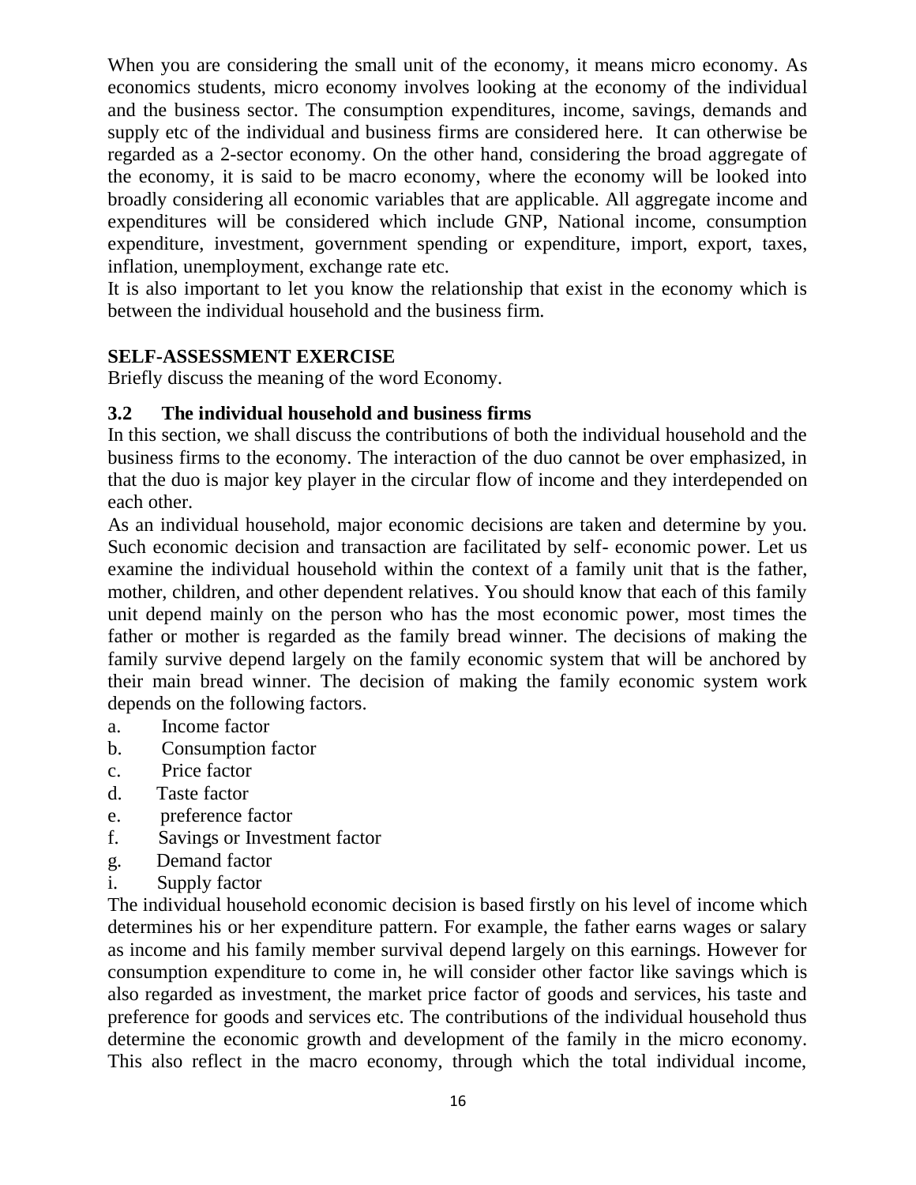When you are considering the small unit of the economy, it means micro economy. As economics students, micro economy involves looking at the economy of the individual and the business sector. The consumption expenditures, income, savings, demands and supply etc of the individual and business firms are considered here. It can otherwise be regarded as a 2-sector economy. On the other hand, considering the broad aggregate of the economy, it is said to be macro economy, where the economy will be looked into broadly considering all economic variables that are applicable. All aggregate income and expenditures will be considered which include GNP, National income, consumption expenditure, investment, government spending or expenditure, import, export, taxes, inflation, unemployment, exchange rate etc.

It is also important to let you know the relationship that exist in the economy which is between the individual household and the business firm.

**SELF-ASSESSMENT EXERCISE**

Briefly discuss the meaning of the word Economy.

### 3.2 The individual household and business firms

In this section, we shall discuss the contributions of both the individual household and the business firms to the economy. The interaction of the duo cannot be over emphasized, in that the duo is major key player in the circular flow of income and they interdepended on each other.

As an individual household, major economic decisions are taken and determine by you. Such economic decision and transaction are facilitated by self- economic power. Let us examine the individual household within the context of a family unit that is the father, mother, children, and other dependent relatives. You should know that each of this family unit depend mainly on the person who has the most economic power, most times the father or mother is regarded as the family bread winner. The decisions of making the family survive depend largely on the family economic system that will be anchored by their main bread winner. The decision of making the family economic system work depends on the following factors.

a. Income factor
b. Consumption factor
c. Price factor
d. Taste factor
e. preference factor
f. Savings or Investment factor
g. Demand factor
i. Supply factor

The individual household economic decision is based firstly on his level of income which determines his or her expenditure pattern. For example, the father earns wages or salary as income and his family member survival depend largely on this earnings. However for consumption expenditure to come in, he will consider other factor like savings which is also regarded as investment, the market price factor of goods and services, his taste and preference for goods and services etc. The contributions of the individual household thus determine the economic growth and development of the family in the micro economy. This also reflect in the macro economy, through which the total individual income,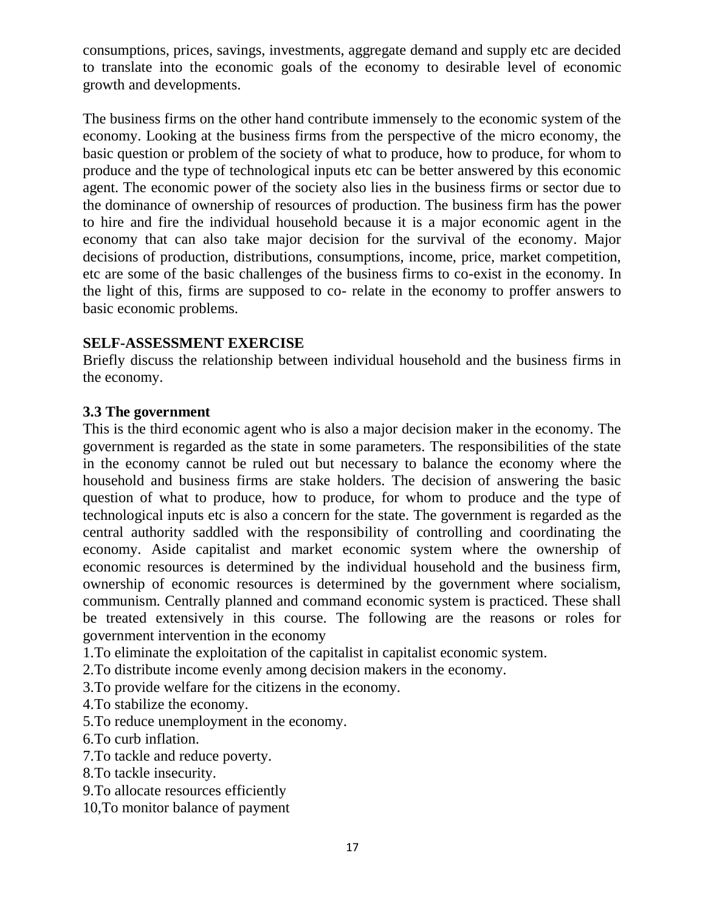consumptions, prices, savings, investments, aggregate demand and supply etc are decided to translate into the economic goals of the economy to desirable level of economic growth and developments.

The business firms on the other hand contribute immensely to the economic system of the economy. Looking at the business firms from the perspective of the micro economy, the basic question or problem of the society of what to produce, how to produce, for whom to produce and the type of technological inputs etc can be better answered by this economic agent. The economic power of the society also lies in the business firms or sector due to the dominance of ownership of resources of production. The business firm has the power to hire and fire the individual household because it is a major economic agent in the economy that can also take major decision for the survival of the economy. Major decisions of production, distributions, consumptions, income, price, market competition, etc are some of the basic challenges of the business firms to co-exist in the economy. In the light of this, firms are supposed to co- relate in the economy to proffer answers to basic economic problems.

**SELF-ASSESSMENT EXERCISE**

Briefly discuss the relationship between individual household and the business firms in the economy.

### 3.3 The government

This is the third economic agent who is also a major decision maker in the economy. The government is regarded as the state in some parameters. The responsibilities of the state in the economy cannot be ruled out but necessary to balance the economy where the household and business firms are stake holders. The decision of answering the basic question of what to produce, how to produce, for whom to produce and the type of technological inputs etc is also a concern for the state. The government is regarded as the central authority saddled with the responsibility of controlling and coordinating the economy. Aside capitalist and market economic system where the ownership of economic resources is determined by the individual household and the business firm, ownership of economic resources is determined by the government where socialism, communism. Centrally planned and command economic system is practiced. These shall be treated extensively in this course. The following are the reasons or roles for government intervention in the economy

1.To eliminate the exploitation of the capitalist in capitalist economic system.
2.To distribute income evenly among decision makers in the economy.
3.To provide welfare for the citizens in the economy.
4.To stabilize the economy.
5.To reduce unemployment in the economy.
6.To curb inflation.
7.To tackle and reduce poverty.
8.To tackle insecurity.
9.To allocate resources efficiently
10,To monitor balance of payment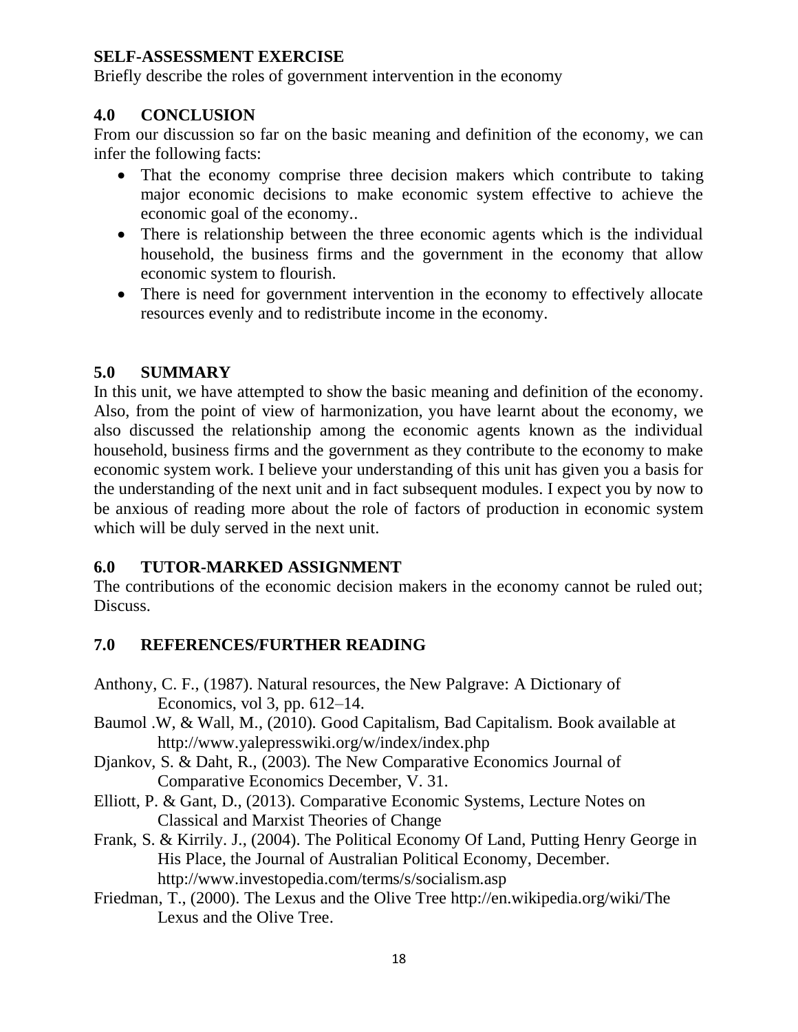**SELF-ASSESSMENT EXERCISE**

Briefly describe the roles of government intervention in the economy

## 4.0 CONCLUSION

From our discussion so far on the basic meaning and definition of the economy, we can infer the following facts:

- That the economy comprise three decision makers which contribute to taking major economic decisions to make economic system effective to achieve the economic goal of the economy..
- There is relationship between the three economic agents which is the individual household, the business firms and the government in the economy that allow economic system to flourish.
- There is need for government intervention in the economy to effectively allocate resources evenly and to redistribute income in the economy.

## 5.0 SUMMARY

In this unit, we have attempted to show the basic meaning and definition of the economy. Also, from the point of view of harmonization, you have learnt about the economy, we also discussed the relationship among the economic agents known as the individual household, business firms and the government as they contribute to the economy to make economic system work. I believe your understanding of this unit has given you a basis for the understanding of the next unit and in fact subsequent modules. I expect you by now to be anxious of reading more about the role of factors of production in economic system which will be duly served in the next unit.

## 6.0 TUTOR-MARKED ASSIGNMENT

The contributions of the economic decision makers in the economy cannot be ruled out; Discuss.

## 7.0 REFERENCES/FURTHER READING

Anthony, C. F., (1987). Natural resources, the New Palgrave: A Dictionary of Economics, vol 3, pp. 612–14.

Baumol .W, & Wall, M., (2010). Good Capitalism, Bad Capitalism. Book available at http://www.yalepresswiki.org/w/index/index.php

Djankov, S. & Daht, R., (2003). The New Comparative Economics Journal of Comparative Economics December, V. 31.

Elliott, P. & Gant, D., (2013). Comparative Economic Systems, Lecture Notes on Classical and Marxist Theories of Change

Frank, S. & Kirrily. J., (2004). The Political Economy Of Land, Putting Henry George in His Place, the Journal of Australian Political Economy, December. http://www.investopedia.com/terms/s/socialism.asp

Friedman, T., (2000). The Lexus and the Olive Tree http://en.wikipedia.org/wiki/The Lexus and the Olive Tree.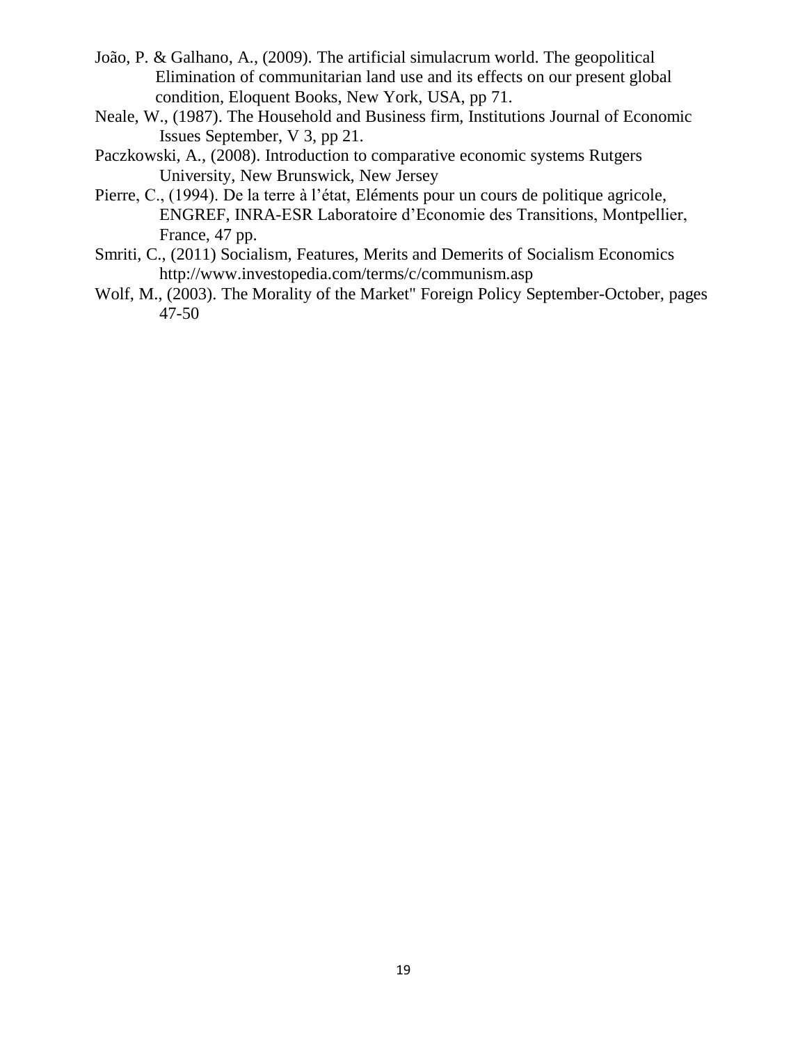João, P. & Galhano, A., (2009). The artificial simulacrum world. The geopolitical Elimination of communitarian land use and its effects on our present global condition, Eloquent Books, New York, USA, pp 71.

Neale, W., (1987). The Household and Business firm, Institutions Journal of Economic Issues September, V 3, pp 21.

Paczkowski, A., (2008). Introduction to comparative economic systems Rutgers University, New Brunswick, New Jersey

Pierre, C., (1994). De la terre à l'état, Eléments pour un cours de politique agricole, ENGREF, INRA-ESR Laboratoire d'Economie des Transitions, Montpellier, France, 47 pp.

Smriti, C., (2011) Socialism, Features, Merits and Demerits of Socialism Economics http://www.investopedia.com/terms/c/communism.asp

Wolf, M., (2003). The Morality of the Market" Foreign Policy September-October, pages 47-50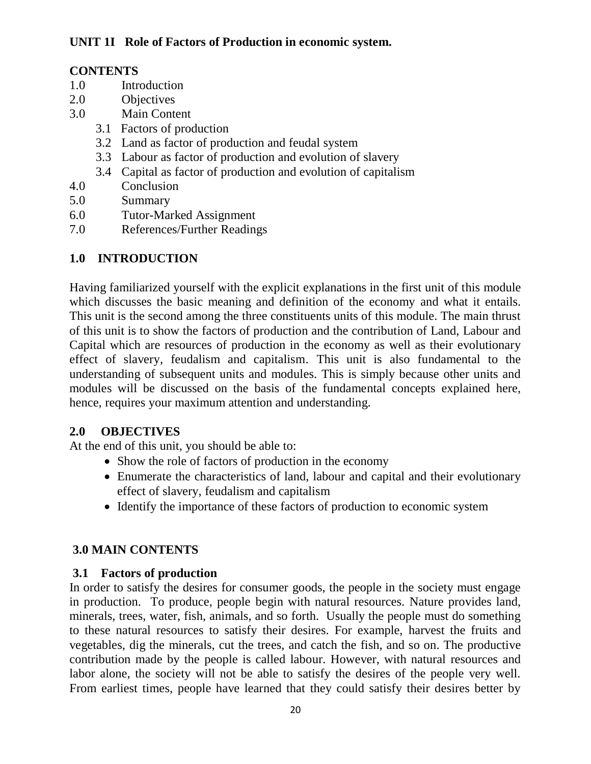## UNIT 1I Role of Factors of Production in economic system.

**CONTENTS**

1.0 Introduction
2.0 Objectives
3.0 Main Content
  3.1 Factors of production
  3.2 Land as factor of production and feudal system
  3.3 Labour as factor of production and evolution of slavery
  3.4 Capital as factor of production and evolution of capitalism
4.0 Conclusion
5.0 Summary
6.0 Tutor-Marked Assignment
7.0 References/Further Readings

### 1.0 INTRODUCTION

Having familiarized yourself with the explicit explanations in the first unit of this module which discusses the basic meaning and definition of the economy and what it entails. This unit is the second among the three constituents units of this module. The main thrust of this unit is to show the factors of production and the contribution of Land, Labour and Capital which are resources of production in the economy as well as their evolutionary effect of slavery, feudalism and capitalism. This unit is also fundamental to the understanding of subsequent units and modules. This is simply because other units and modules will be discussed on the basis of the fundamental concepts explained here, hence, requires your maximum attention and understanding.

### 2.0 OBJECTIVES

At the end of this unit, you should be able to:

- Show the role of factors of production in the economy
- Enumerate the characteristics of land, labour and capital and their evolutionary effect of slavery, feudalism and capitalism
- Identify the importance of these factors of production to economic system

### 3.0 MAIN CONTENTS

#### 3.1 Factors of production

In order to satisfy the desires for consumer goods, the people in the society must engage in production. To produce, people begin with natural resources. Nature provides land, minerals, trees, water, fish, animals, and so forth. Usually the people must do something to these natural resources to satisfy their desires. For example, harvest the fruits and vegetables, dig the minerals, cut the trees, and catch the fish, and so on. The productive contribution made by the people is called labour. However, with natural resources and labor alone, the society will not be able to satisfy the desires of the people very well. From earliest times, people have learned that they could satisfy their desires better by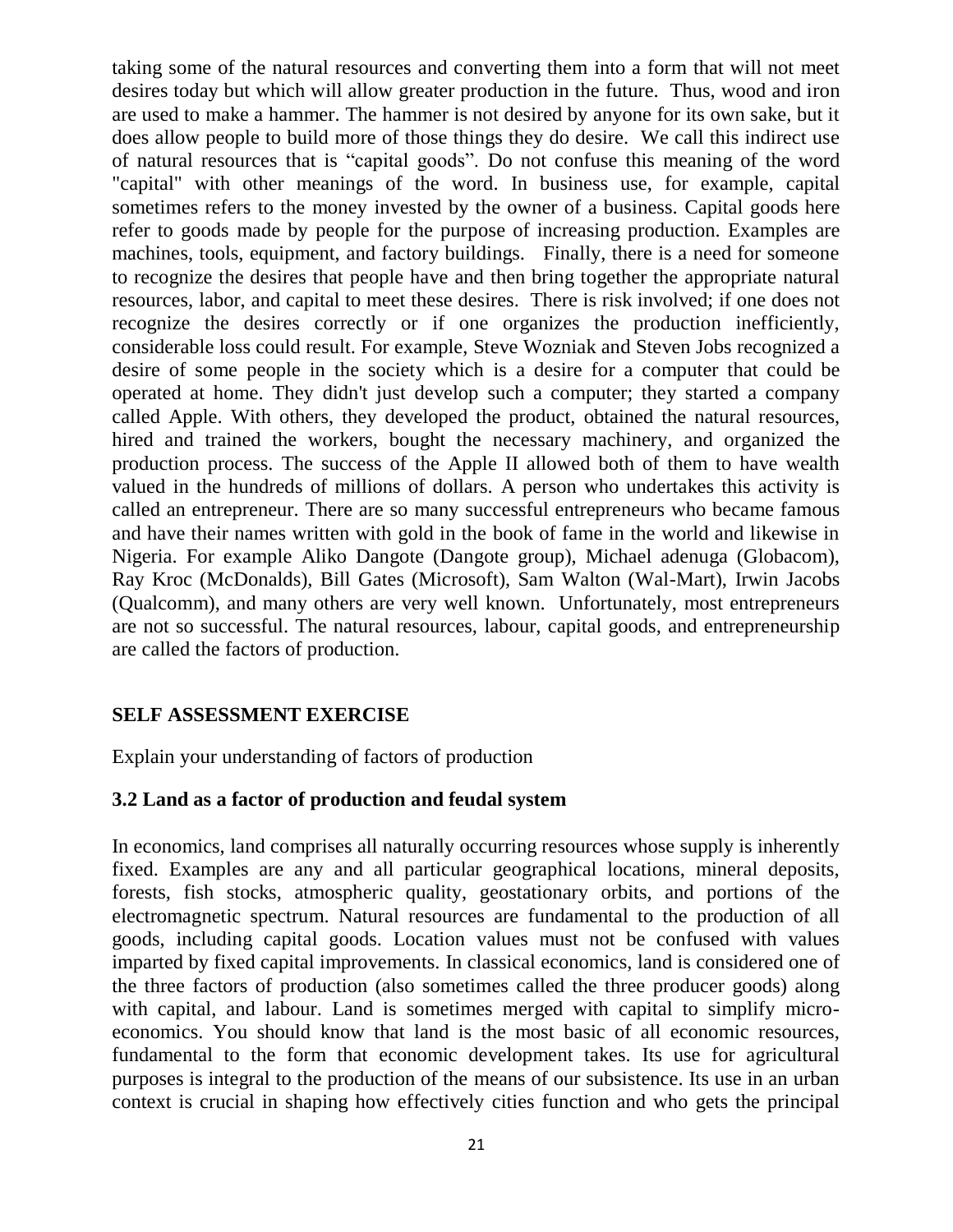taking some of the natural resources and converting them into a form that will not meet desires today but which will allow greater production in the future. Thus, wood and iron are used to make a hammer. The hammer is not desired by anyone for its own sake, but it does allow people to build more of those things they do desire. We call this indirect use of natural resources that is “capital goods”. Do not confuse this meaning of the word "capital" with other meanings of the word. In business use, for example, capital sometimes refers to the money invested by the owner of a business. Capital goods here refer to goods made by people for the purpose of increasing production. Examples are machines, tools, equipment, and factory buildings. Finally, there is a need for someone to recognize the desires that people have and then bring together the appropriate natural resources, labor, and capital to meet these desires. There is risk involved; if one does not recognize the desires correctly or if one organizes the production inefficiently, considerable loss could result. For example, Steve Wozniak and Steven Jobs recognized a desire of some people in the society which is a desire for a computer that could be operated at home. They didn't just develop such a computer; they started a company called Apple. With others, they developed the product, obtained the natural resources, hired and trained the workers, bought the necessary machinery, and organized the production process. The success of the Apple II allowed both of them to have wealth valued in the hundreds of millions of dollars. A person who undertakes this activity is called an entrepreneur. There are so many successful entrepreneurs who became famous and have their names written with gold in the book of fame in the world and likewise in Nigeria. For example Aliko Dangote (Dangote group), Michael adenuga (Globacom), Ray Kroc (McDonalds), Bill Gates (Microsoft), Sam Walton (Wal-Mart), Irwin Jacobs (Qualcomm), and many others are very well known. Unfortunately, most entrepreneurs are not so successful. The natural resources, labour, capital goods, and entrepreneurship are called the factors of production.

**SELF ASSESSMENT EXERCISE**

Explain your understanding of factors of production

### 3.2 Land as a factor of production and feudal system

In economics, land comprises all naturally occurring resources whose supply is inherently fixed. Examples are any and all particular geographical locations, mineral deposits, forests, fish stocks, atmospheric quality, geostationary orbits, and portions of the electromagnetic spectrum. Natural resources are fundamental to the production of all goods, including capital goods. Location values must not be confused with values imparted by fixed capital improvements. In classical economics, land is considered one of the three factors of production (also sometimes called the three producer goods) along with capital, and labour. Land is sometimes merged with capital to simplify micro-economics. You should know that land is the most basic of all economic resources, fundamental to the form that economic development takes. Its use for agricultural purposes is integral to the production of the means of our subsistence. Its use in an urban context is crucial in shaping how effectively cities function and who gets the principal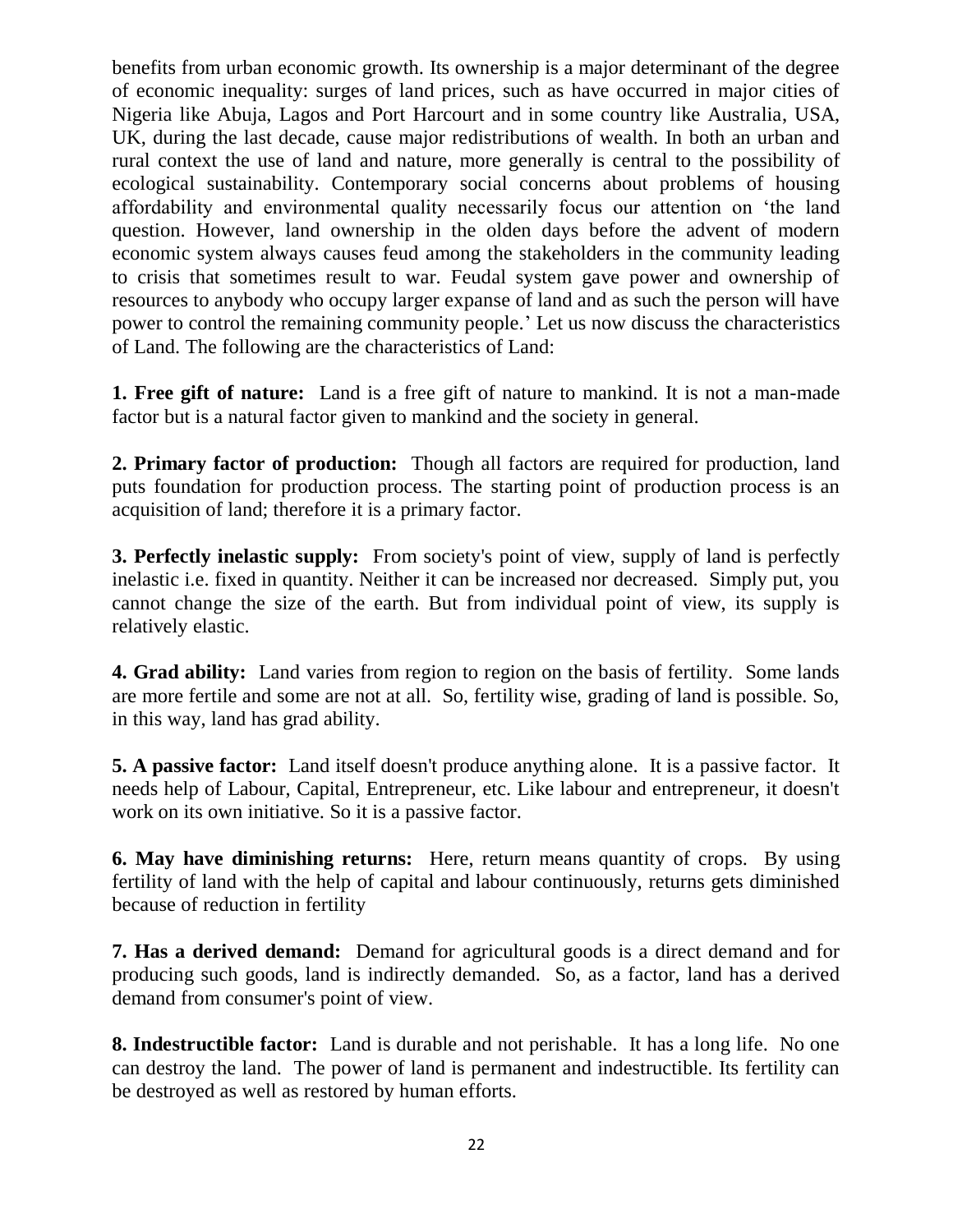benefits from urban economic growth. Its ownership is a major determinant of the degree of economic inequality: surges of land prices, such as have occurred in major cities of Nigeria like Abuja, Lagos and Port Harcourt and in some country like Australia, USA, UK, during the last decade, cause major redistributions of wealth. In both an urban and rural context the use of land and nature, more generally is central to the possibility of ecological sustainability. Contemporary social concerns about problems of housing affordability and environmental quality necessarily focus our attention on 'the land question. However, land ownership in the olden days before the advent of modern economic system always causes feud among the stakeholders in the community leading to crisis that sometimes result to war. Feudal system gave power and ownership of resources to anybody who occupy larger expanse of land and as such the person will have power to control the remaining community people.' Let us now discuss the characteristics of Land. The following are the characteristics of Land:

**1. Free gift of nature:** Land is a free gift of nature to mankind. It is not a man-made factor but is a natural factor given to mankind and the society in general.

**2. Primary factor of production:** Though all factors are required for production, land puts foundation for production process. The starting point of production process is an acquisition of land; therefore it is a primary factor.

**3. Perfectly inelastic supply:** From society's point of view, supply of land is perfectly inelastic i.e. fixed in quantity. Neither it can be increased nor decreased. Simply put, you cannot change the size of the earth. But from individual point of view, its supply is relatively elastic.

**4. Grad ability:** Land varies from region to region on the basis of fertility. Some lands are more fertile and some are not at all. So, fertility wise, grading of land is possible. So, in this way, land has grad ability.

**5. A passive factor:** Land itself doesn't produce anything alone. It is a passive factor. It needs help of Labour, Capital, Entrepreneur, etc. Like labour and entrepreneur, it doesn't work on its own initiative. So it is a passive factor.

**6. May have diminishing returns:** Here, return means quantity of crops. By using fertility of land with the help of capital and labour continuously, returns gets diminished because of reduction in fertility

**7. Has a derived demand:** Demand for agricultural goods is a direct demand and for producing such goods, land is indirectly demanded. So, as a factor, land has a derived demand from consumer's point of view.

**8. Indestructible factor:** Land is durable and not perishable. It has a long life. No one can destroy the land. The power of land is permanent and indestructible. Its fertility can be destroyed as well as restored by human efforts.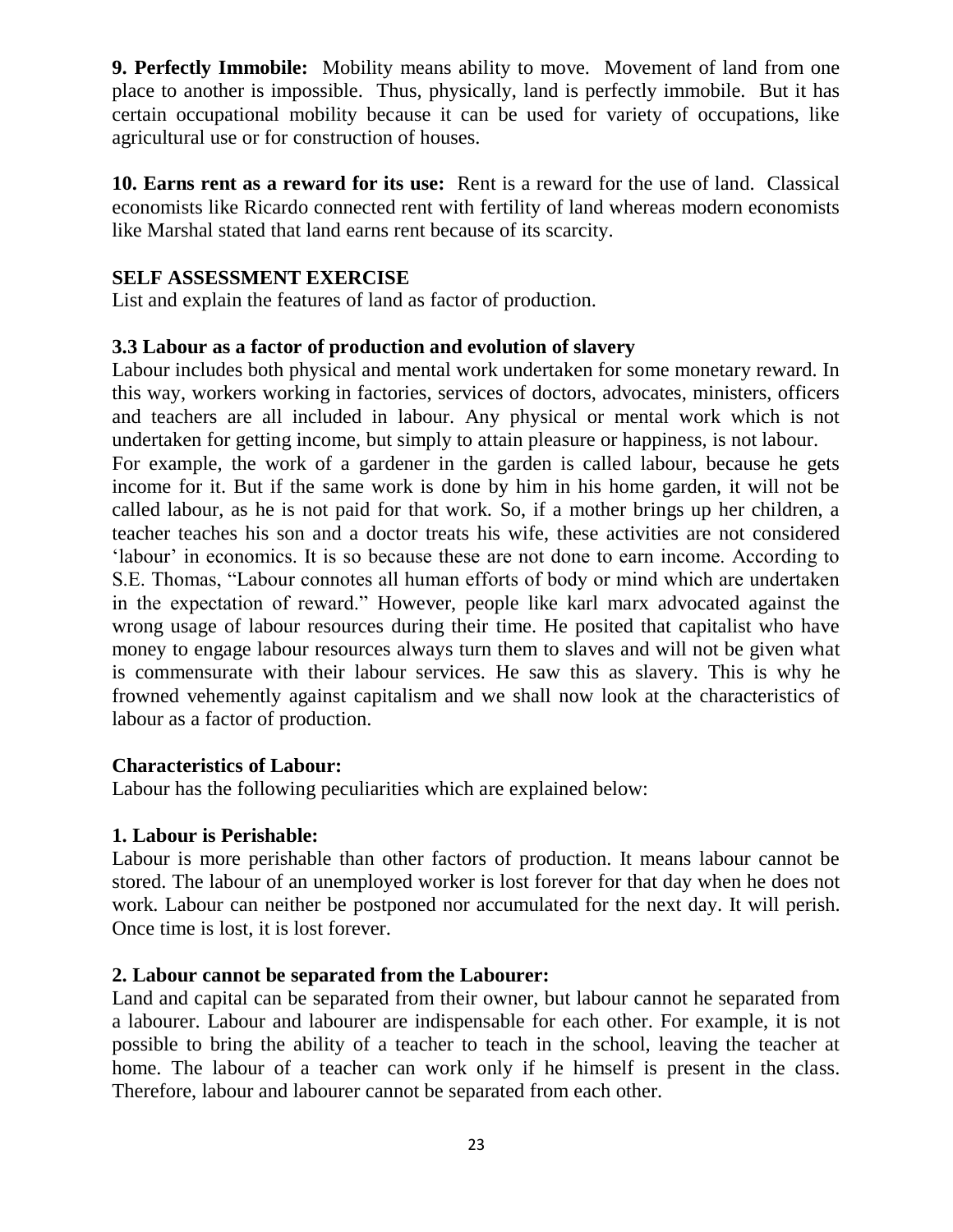**9. Perfectly Immobile:** Mobility means ability to move. Movement of land from one place to another is impossible. Thus, physically, land is perfectly immobile. But it has certain occupational mobility because it can be used for variety of occupations, like agricultural use or for construction of houses.

**10. Earns rent as a reward for its use:** Rent is a reward for the use of land. Classical economists like Ricardo connected rent with fertility of land whereas modern economists like Marshal stated that land earns rent because of its scarcity.

**SELF ASSESSMENT EXERCISE**

List and explain the features of land as factor of production.

**3.3 Labour as a factor of production and evolution of slavery**

Labour includes both physical and mental work undertaken for some monetary reward. In this way, workers working in factories, services of doctors, advocates, ministers, officers and teachers are all included in labour. Any physical or mental work which is not undertaken for getting income, but simply to attain pleasure or happiness, is not labour.
For example, the work of a gardener in the garden is called labour, because he gets income for it. But if the same work is done by him in his home garden, it will not be called labour, as he is not paid for that work. So, if a mother brings up her children, a teacher teaches his son and a doctor treats his wife, these activities are not considered 'labour' in economics. It is so because these are not done to earn income. According to S.E. Thomas, "Labour connotes all human efforts of body or mind which are undertaken in the expectation of reward." However, people like karl marx advocated against the wrong usage of labour resources during their time. He posited that capitalist who have money to engage labour resources always turn them to slaves and will not be given what is commensurate with their labour services. He saw this as slavery. This is why he frowned vehemently against capitalism and we shall now look at the characteristics of labour as a factor of production.

**Characteristics of Labour:**

Labour has the following peculiarities which are explained below:

**1. Labour is Perishable:**

Labour is more perishable than other factors of production. It means labour cannot be stored. The labour of an unemployed worker is lost forever for that day when he does not work. Labour can neither be postponed nor accumulated for the next day. It will perish. Once time is lost, it is lost forever.

**2. Labour cannot be separated from the Labourer:**

Land and capital can be separated from their owner, but labour cannot he separated from a labourer. Labour and labourer are indispensable for each other. For example, it is not possible to bring the ability of a teacher to teach in the school, leaving the teacher at home. The labour of a teacher can work only if he himself is present in the class. Therefore, labour and labourer cannot be separated from each other.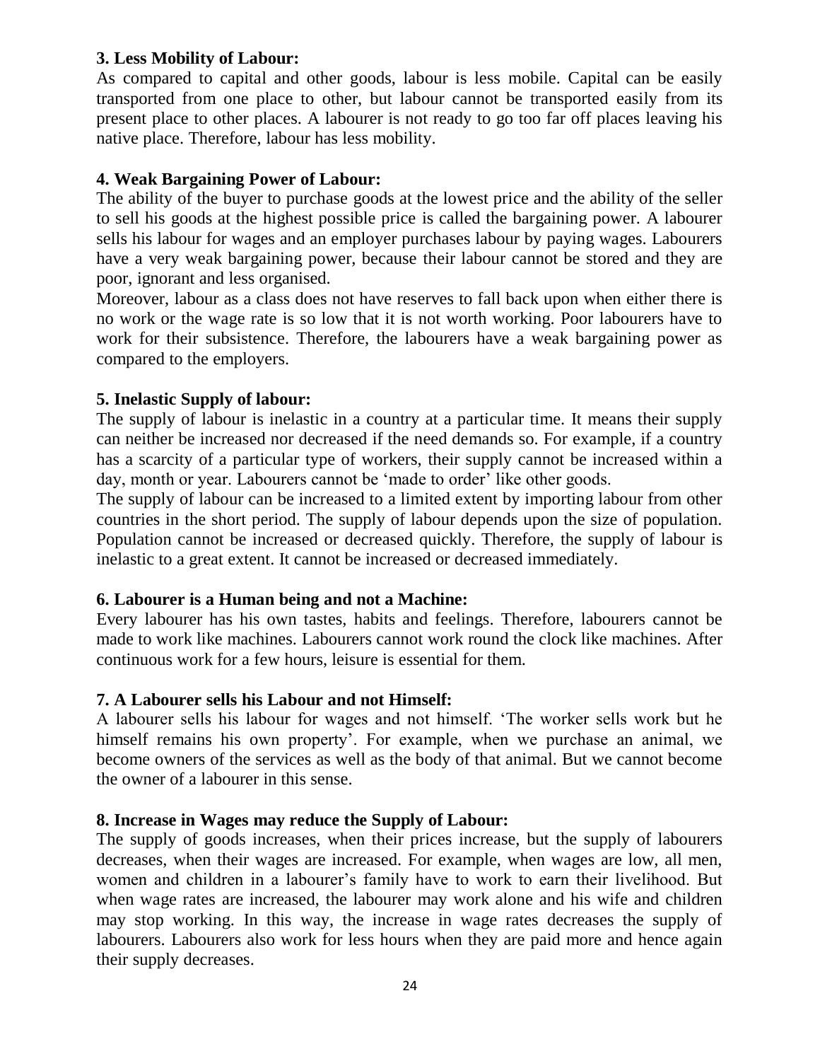**3. Less Mobility of Labour:**

As compared to capital and other goods, labour is less mobile. Capital can be easily transported from one place to other, but labour cannot be transported easily from its present place to other places. A labourer is not ready to go too far off places leaving his native place. Therefore, labour has less mobility.

**4. Weak Bargaining Power of Labour:**

The ability of the buyer to purchase goods at the lowest price and the ability of the seller to sell his goods at the highest possible price is called the bargaining power. A labourer sells his labour for wages and an employer purchases labour by paying wages. Labourers have a very weak bargaining power, because their labour cannot be stored and they are poor, ignorant and less organised.

Moreover, labour as a class does not have reserves to fall back upon when either there is no work or the wage rate is so low that it is not worth working. Poor labourers have to work for their subsistence. Therefore, the labourers have a weak bargaining power as compared to the employers.

**5. Inelastic Supply of labour:**

The supply of labour is inelastic in a country at a particular time. It means their supply can neither be increased nor decreased if the need demands so. For example, if a country has a scarcity of a particular type of workers, their supply cannot be increased within a day, month or year. Labourers cannot be 'made to order' like other goods.

The supply of labour can be increased to a limited extent by importing labour from other countries in the short period. The supply of labour depends upon the size of population. Population cannot be increased or decreased quickly. Therefore, the supply of labour is inelastic to a great extent. It cannot be increased or decreased immediately.

**6. Labourer is a Human being and not a Machine:**

Every labourer has his own tastes, habits and feelings. Therefore, labourers cannot be made to work like machines. Labourers cannot work round the clock like machines. After continuous work for a few hours, leisure is essential for them.

**7. A Labourer sells his Labour and not Himself:**

A labourer sells his labour for wages and not himself. 'The worker sells work but he himself remains his own property'. For example, when we purchase an animal, we become owners of the services as well as the body of that animal. But we cannot become the owner of a labourer in this sense.

**8. Increase in Wages may reduce the Supply of Labour:**

The supply of goods increases, when their prices increase, but the supply of labourers decreases, when their wages are increased. For example, when wages are low, all men, women and children in a labourer's family have to work to earn their livelihood. But when wage rates are increased, the labourer may work alone and his wife and children may stop working. In this way, the increase in wage rates decreases the supply of labourers. Labourers also work for less hours when they are paid more and hence again their supply decreases.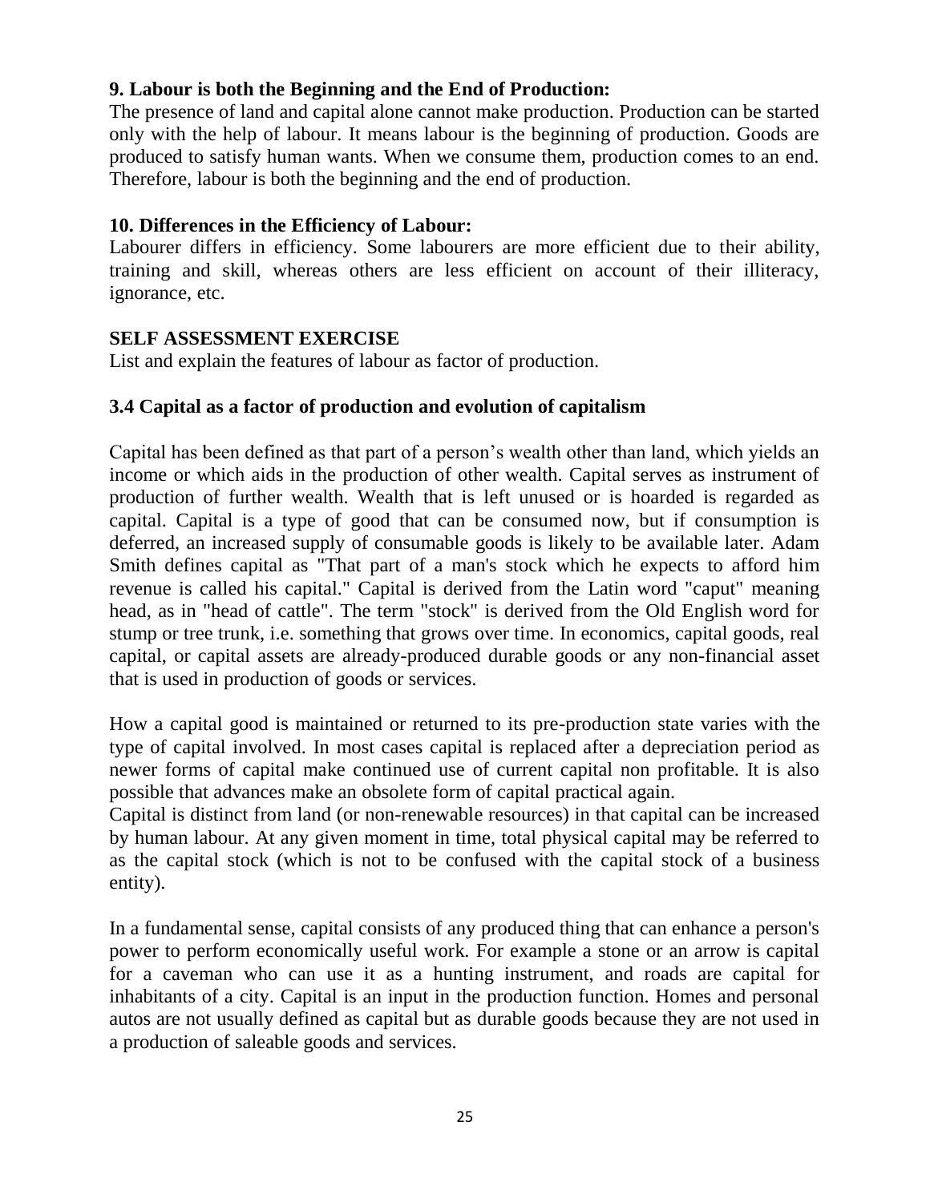**9. Labour is both the Beginning and the End of Production:**

The presence of land and capital alone cannot make production. Production can be started only with the help of labour. It means labour is the beginning of production. Goods are produced to satisfy human wants. When we consume them, production comes to an end. Therefore, labour is both the beginning and the end of production.

**10. Differences in the Efficiency of Labour:**

Labourer differs in efficiency. Some labourers are more efficient due to their ability, training and skill, whereas others are less efficient on account of their illiteracy, ignorance, etc.

**SELF ASSESSMENT EXERCISE**

List and explain the features of labour as factor of production.

### 3.4 Capital as a factor of production and evolution of capitalism

Capital has been defined as that part of a person's wealth other than land, which yields an income or which aids in the production of other wealth. Capital serves as instrument of production of further wealth. Wealth that is left unused or is hoarded is regarded as capital. Capital is a type of good that can be consumed now, but if consumption is deferred, an increased supply of consumable goods is likely to be available later. Adam Smith defines capital as "That part of a man's stock which he expects to afford him revenue is called his capital." Capital is derived from the Latin word "caput" meaning head, as in "head of cattle". The term "stock" is derived from the Old English word for stump or tree trunk, i.e. something that grows over time. In economics, capital goods, real capital, or capital assets are already-produced durable goods or any non-financial asset that is used in production of goods or services.

How a capital good is maintained or returned to its pre-production state varies with the type of capital involved. In most cases capital is replaced after a depreciation period as newer forms of capital make continued use of current capital non profitable. It is also possible that advances make an obsolete form of capital practical again.

Capital is distinct from land (or non-renewable resources) in that capital can be increased by human labour. At any given moment in time, total physical capital may be referred to as the capital stock (which is not to be confused with the capital stock of a business entity).

In a fundamental sense, capital consists of any produced thing that can enhance a person's power to perform economically useful work. For example a stone or an arrow is capital for a caveman who can use it as a hunting instrument, and roads are capital for inhabitants of a city. Capital is an input in the production function. Homes and personal autos are not usually defined as capital but as durable goods because they are not used in a production of saleable goods and services.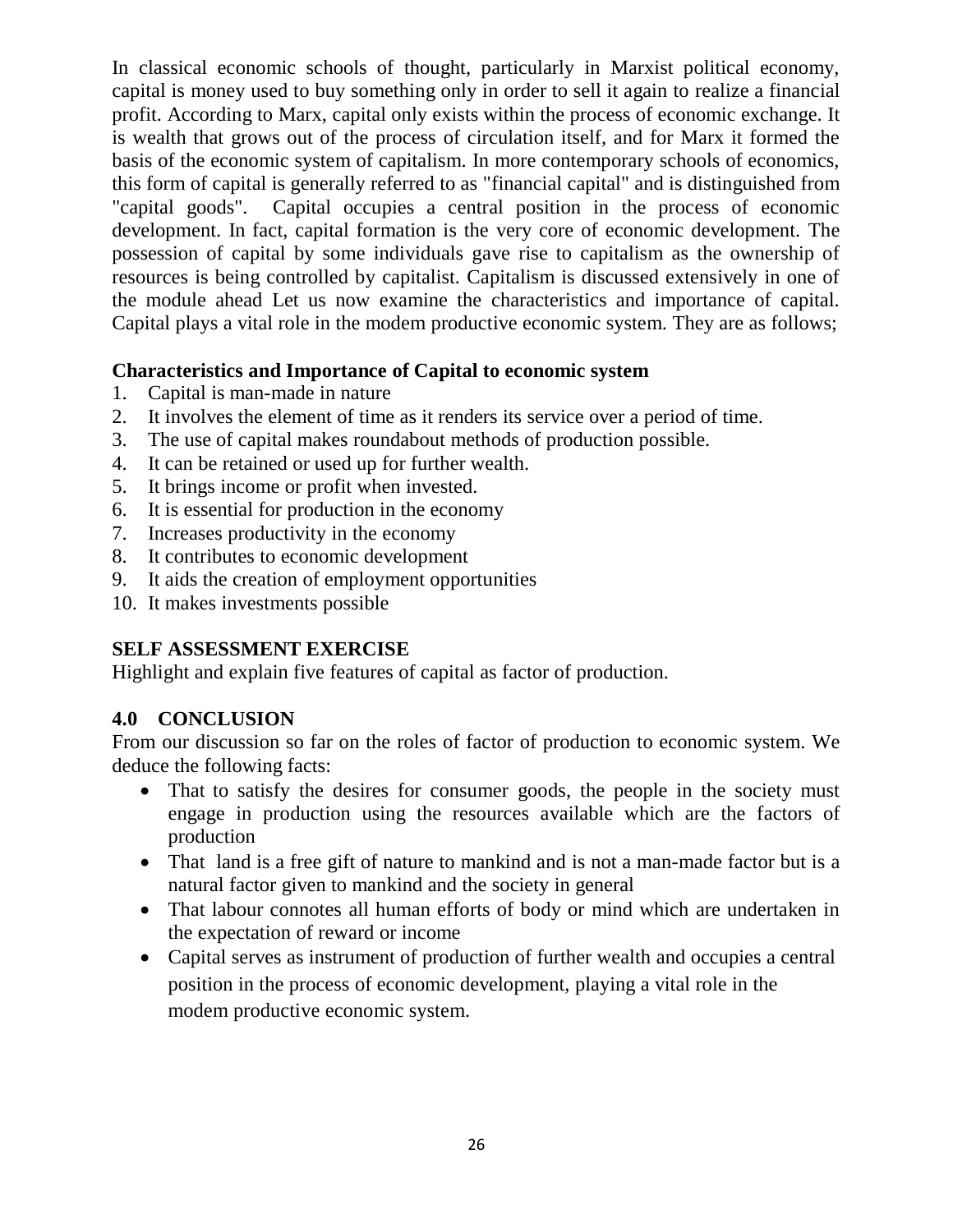In classical economic schools of thought, particularly in Marxist political economy, capital is money used to buy something only in order to sell it again to realize a financial profit. According to Marx, capital only exists within the process of economic exchange. It is wealth that grows out of the process of circulation itself, and for Marx it formed the basis of the economic system of capitalism. In more contemporary schools of economics, this form of capital is generally referred to as "financial capital" and is distinguished from "capital goods". Capital occupies a central position in the process of economic development. In fact, capital formation is the very core of economic development. The possession of capital by some individuals gave rise to capitalism as the ownership of resources is being controlled by capitalist. Capitalism is discussed extensively in one of the module ahead Let us now examine the characteristics and importance of capital. Capital plays a vital role in the modem productive economic system. They are as follows;

**Characteristics and Importance of Capital to economic system**

1. Capital is man-made in nature
2. It involves the element of time as it renders its service over a period of time.
3. The use of capital makes roundabout methods of production possible.
4. It can be retained or used up for further wealth.
5. It brings income or profit when invested.
6. It is essential for production in the economy
7. Increases productivity in the economy
8. It contributes to economic development
9. It aids the creation of employment opportunities
10. It makes investments possible

**SELF ASSESSMENT EXERCISE**

Highlight and explain five features of capital as factor of production.

## 4.0 CONCLUSION

From our discussion so far on the roles of factor of production to economic system. We deduce the following facts:

- That to satisfy the desires for consumer goods, the people in the society must engage in production using the resources available which are the factors of production
- That land is a free gift of nature to mankind and is not a man-made factor but is a natural factor given to mankind and the society in general
- That labour connotes all human efforts of body or mind which are undertaken in the expectation of reward or income
- Capital serves as instrument of production of further wealth and occupies a central position in the process of economic development, playing a vital role in the modem productive economic system.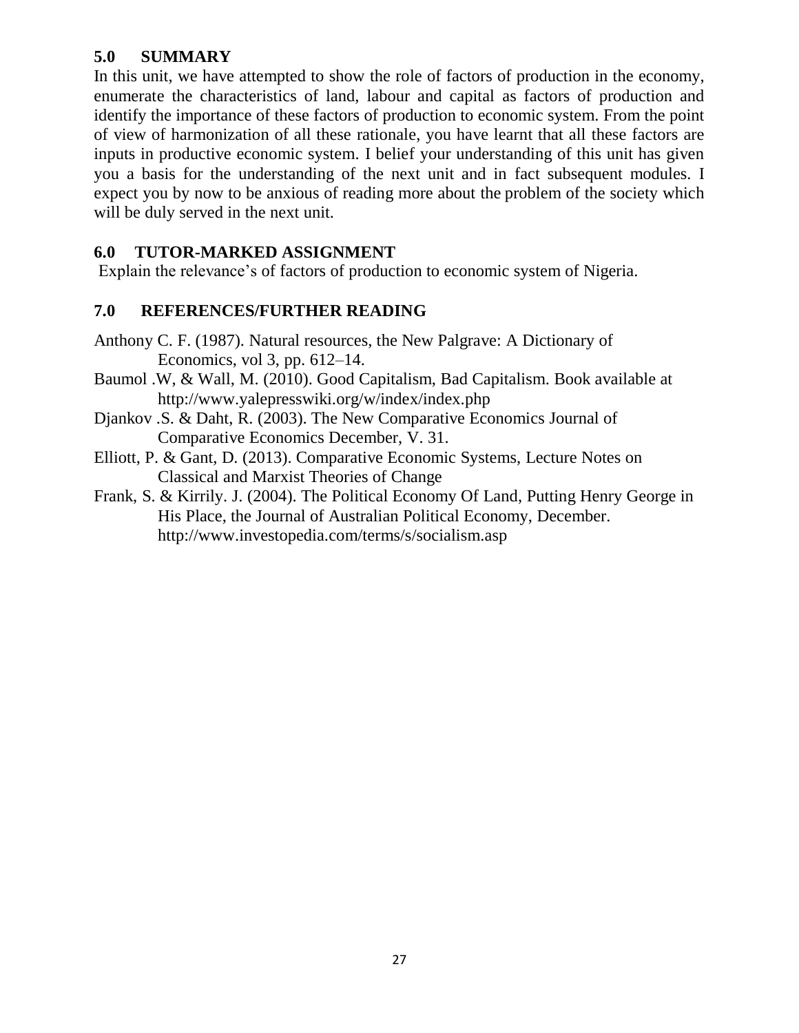## 5.0 SUMMARY

In this unit, we have attempted to show the role of factors of production in the economy, enumerate the characteristics of land, labour and capital as factors of production and identify the importance of these factors of production to economic system. From the point of view of harmonization of all these rationale, you have learnt that all these factors are inputs in productive economic system. I belief your understanding of this unit has given you a basis for the understanding of the next unit and in fact subsequent modules. I expect you by now to be anxious of reading more about the problem of the society which will be duly served in the next unit.

## 6.0 TUTOR-MARKED ASSIGNMENT

Explain the relevance's of factors of production to economic system of Nigeria.

## 7.0 REFERENCES/FURTHER READING

Anthony C. F. (1987). Natural resources, the New Palgrave: A Dictionary of Economics, vol 3, pp. 612–14.

Baumol .W, & Wall, M. (2010). Good Capitalism, Bad Capitalism. Book available at http://www.yalepresswiki.org/w/index/index.php

Djankov .S. & Daht, R. (2003). The New Comparative Economics Journal of Comparative Economics December, V. 31.

Elliott, P. & Gant, D. (2013). Comparative Economic Systems, Lecture Notes on Classical and Marxist Theories of Change

Frank, S. & Kirrily. J. (2004). The Political Economy Of Land, Putting Henry George in His Place, the Journal of Australian Political Economy, December. http://www.investopedia.com/terms/s/socialism.asp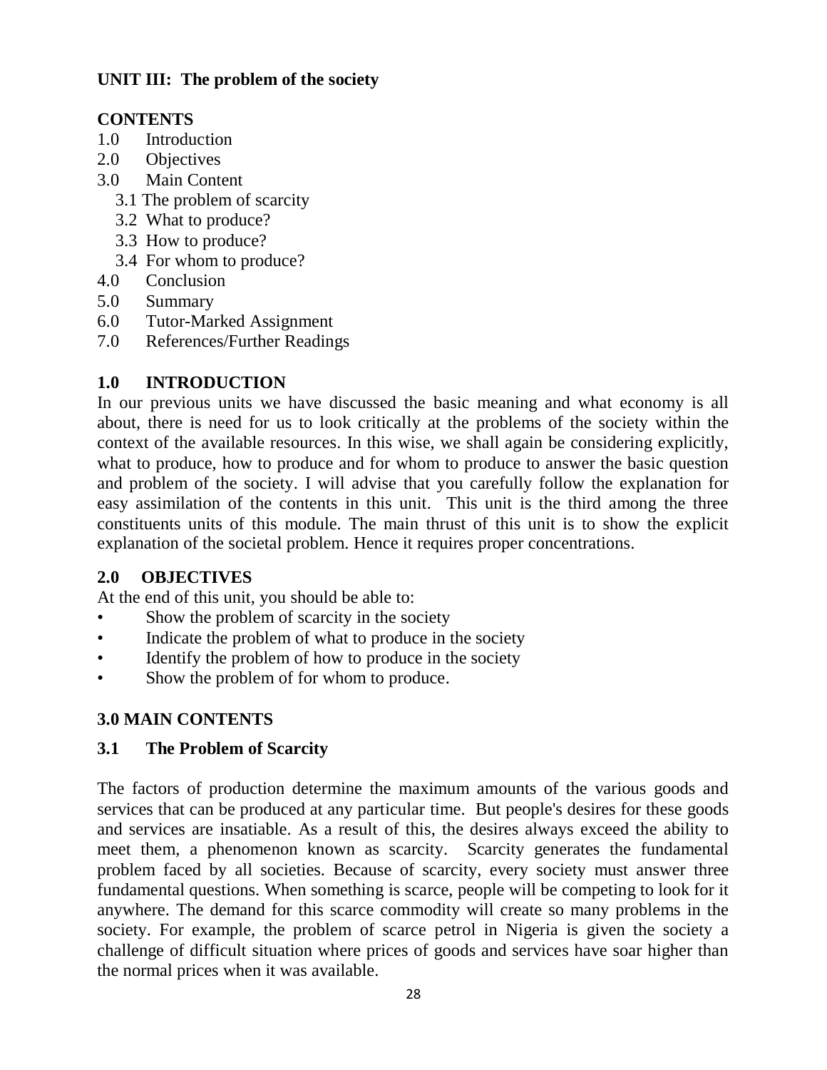**UNIT III: The problem of the society**

**CONTENTS**

1.0 Introduction
2.0 Objectives
3.0 Main Content
   3.1 The problem of scarcity
   3.2 What to produce?
   3.3 How to produce?
   3.4 For whom to produce?
4.0 Conclusion
5.0 Summary
6.0 Tutor-Marked Assignment
7.0 References/Further Readings

## 1.0 INTRODUCTION

In our previous units we have discussed the basic meaning and what economy is all about, there is need for us to look critically at the problems of the society within the context of the available resources. In this wise, we shall again be considering explicitly, what to produce, how to produce and for whom to produce to answer the basic question and problem of the society. I will advise that you carefully follow the explanation for easy assimilation of the contents in this unit. This unit is the third among the three constituents units of this module. The main thrust of this unit is to show the explicit explanation of the societal problem. Hence it requires proper concentrations.

## 2.0 OBJECTIVES

At the end of this unit, you should be able to:

- Show the problem of scarcity in the society
- Indicate the problem of what to produce in the society
- Identify the problem of how to produce in the society
- Show the problem of for whom to produce.

## 3.0 MAIN CONTENTS

### 3.1 The Problem of Scarcity

The factors of production determine the maximum amounts of the various goods and services that can be produced at any particular time. But people's desires for these goods and services are insatiable. As a result of this, the desires always exceed the ability to meet them, a phenomenon known as scarcity. Scarcity generates the fundamental problem faced by all societies. Because of scarcity, every society must answer three fundamental questions. When something is scarce, people will be competing to look for it anywhere. The demand for this scarce commodity will create so many problems in the society. For example, the problem of scarce petrol in Nigeria is given the society a challenge of difficult situation where prices of goods and services have soar higher than the normal prices when it was available.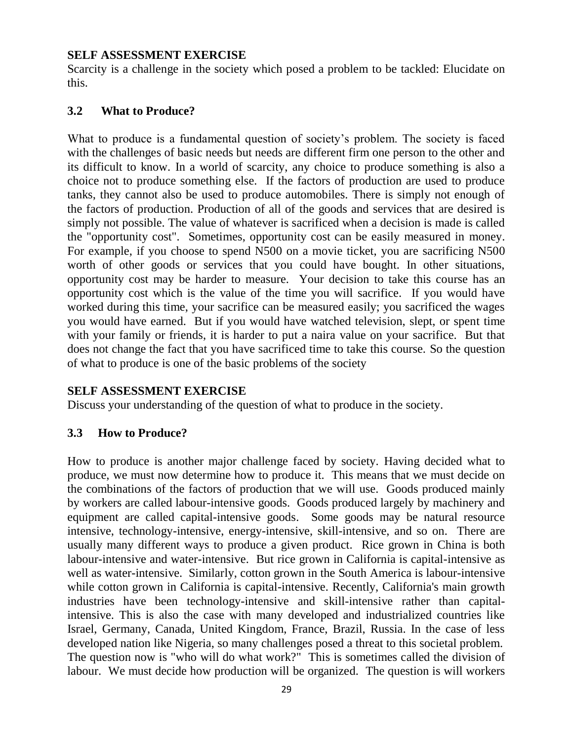**SELF ASSESSMENT EXERCISE**

Scarcity is a challenge in the society which posed a problem to be tackled: Elucidate on this.

### 3.2 What to Produce?

What to produce is a fundamental question of society's problem. The society is faced with the challenges of basic needs but needs are different firm one person to the other and its difficult to know. In a world of scarcity, any choice to produce something is also a choice not to produce something else. If the factors of production are used to produce tanks, they cannot also be used to produce automobiles. There is simply not enough of the factors of production. Production of all of the goods and services that are desired is simply not possible. The value of whatever is sacrificed when a decision is made is called the "opportunity cost". Sometimes, opportunity cost can be easily measured in money. For example, if you choose to spend N500 on a movie ticket, you are sacrificing N500 worth of other goods or services that you could have bought. In other situations, opportunity cost may be harder to measure. Your decision to take this course has an opportunity cost which is the value of the time you will sacrifice. If you would have worked during this time, your sacrifice can be measured easily; you sacrificed the wages you would have earned. But if you would have watched television, slept, or spent time with your family or friends, it is harder to put a naira value on your sacrifice. But that does not change the fact that you have sacrificed time to take this course. So the question of what to produce is one of the basic problems of the society

**SELF ASSESSMENT EXERCISE**

Discuss your understanding of the question of what to produce in the society.

### 3.3 How to Produce?

How to produce is another major challenge faced by society. Having decided what to produce, we must now determine how to produce it. This means that we must decide on the combinations of the factors of production that we will use. Goods produced mainly by workers are called labour-intensive goods. Goods produced largely by machinery and equipment are called capital-intensive goods. Some goods may be natural resource intensive, technology-intensive, energy-intensive, skill-intensive, and so on. There are usually many different ways to produce a given product. Rice grown in China is both labour-intensive and water-intensive. But rice grown in California is capital-intensive as well as water-intensive. Similarly, cotton grown in the South America is labour-intensive while cotton grown in California is capital-intensive. Recently, California's main growth industries have been technology-intensive and skill-intensive rather than capital-intensive. This is also the case with many developed and industrialized countries like Israel, Germany, Canada, United Kingdom, France, Brazil, Russia. In the case of less developed nation like Nigeria, so many challenges posed a threat to this societal problem. The question now is "who will do what work?" This is sometimes called the division of labour. We must decide how production will be organized. The question is will workers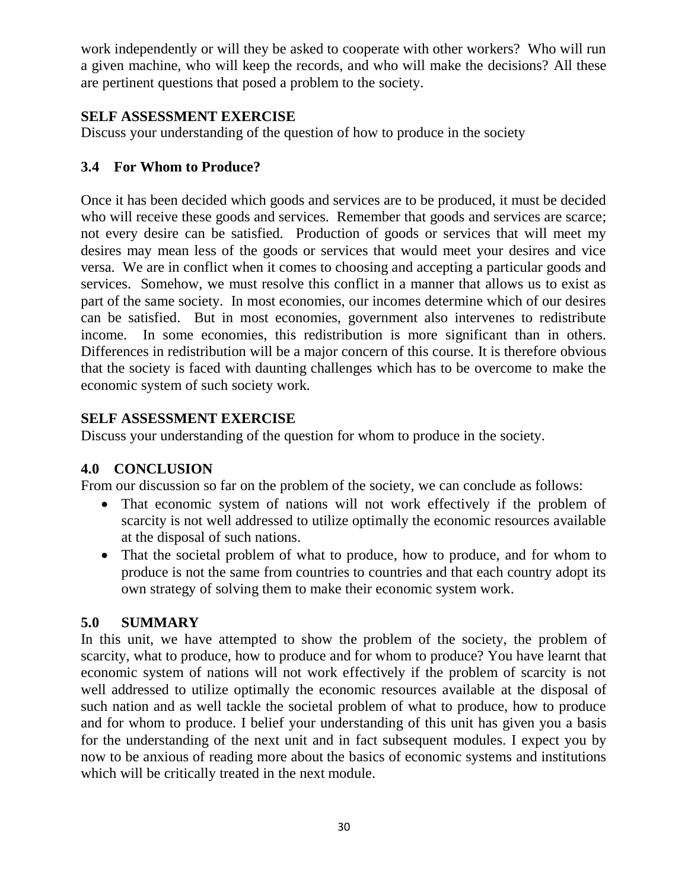work independently or will they be asked to cooperate with other workers? Who will run a given machine, who will keep the records, and who will make the decisions? All these are pertinent questions that posed a problem to the society.

**SELF ASSESSMENT EXERCISE**

Discuss your understanding of the question of how to produce in the society

### 3.4 For Whom to Produce?

Once it has been decided which goods and services are to be produced, it must be decided who will receive these goods and services. Remember that goods and services are scarce; not every desire can be satisfied. Production of goods or services that will meet my desires may mean less of the goods or services that would meet your desires and vice versa. We are in conflict when it comes to choosing and accepting a particular goods and services. Somehow, we must resolve this conflict in a manner that allows us to exist as part of the same society. In most economies, our incomes determine which of our desires can be satisfied. But in most economies, government also intervenes to redistribute income. In some economies, this redistribution is more significant than in others. Differences in redistribution will be a major concern of this course. It is therefore obvious that the society is faced with daunting challenges which has to be overcome to make the economic system of such society work.

**SELF ASSESSMENT EXERCISE**

Discuss your understanding of the question for whom to produce in the society.

## 4.0 CONCLUSION

From our discussion so far on the problem of the society, we can conclude as follows:

- That economic system of nations will not work effectively if the problem of scarcity is not well addressed to utilize optimally the economic resources available at the disposal of such nations.
- That the societal problem of what to produce, how to produce, and for whom to produce is not the same from countries to countries and that each country adopt its own strategy of solving them to make their economic system work.

## 5.0 SUMMARY

In this unit, we have attempted to show the problem of the society, the problem of scarcity, what to produce, how to produce and for whom to produce? You have learnt that economic system of nations will not work effectively if the problem of scarcity is not well addressed to utilize optimally the economic resources available at the disposal of such nation and as well tackle the societal problem of what to produce, how to produce and for whom to produce. I belief your understanding of this unit has given you a basis for the understanding of the next unit and in fact subsequent modules. I expect you by now to be anxious of reading more about the basics of economic systems and institutions which will be critically treated in the next module.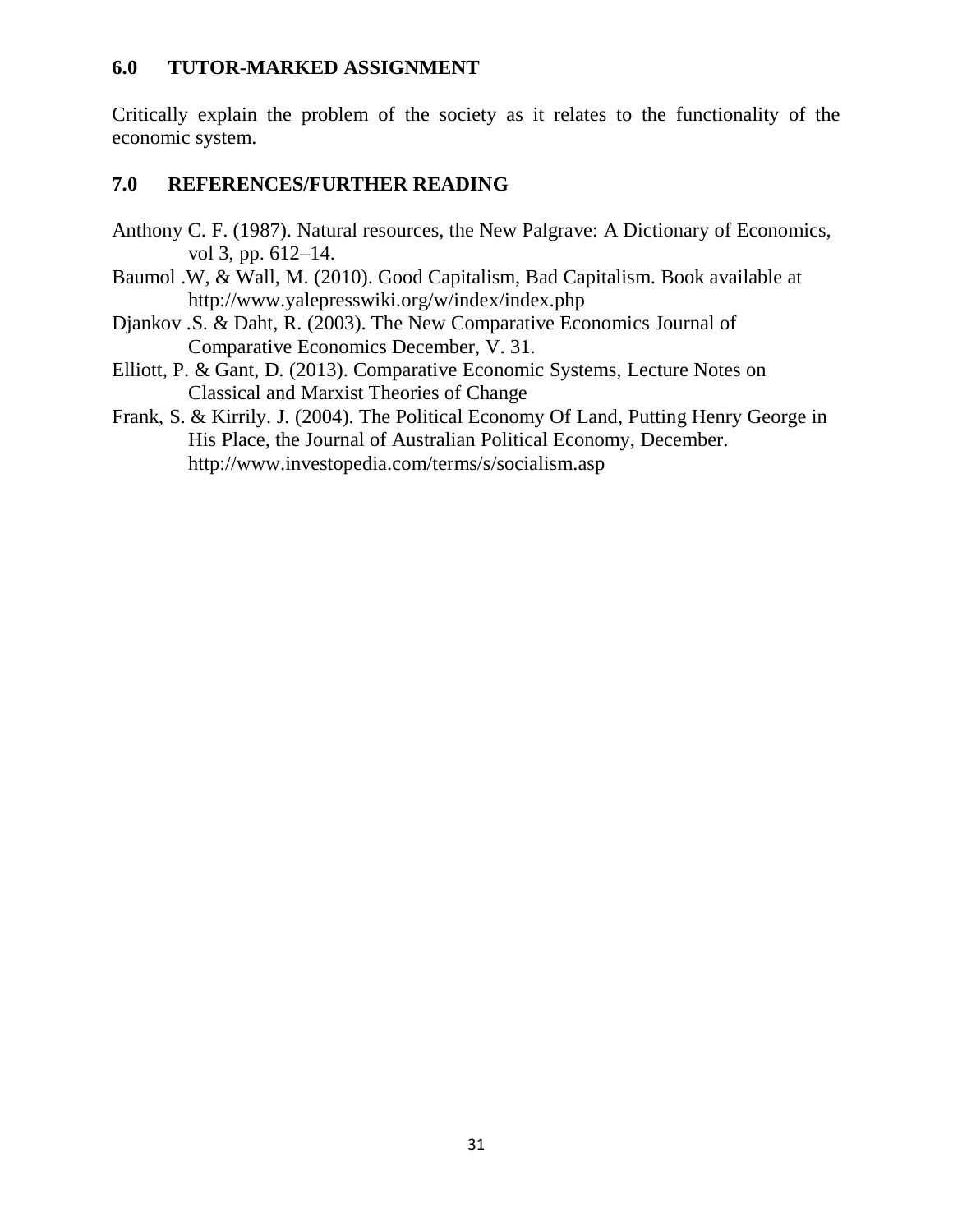## 6.0 TUTOR-MARKED ASSIGNMENT

Critically explain the problem of the society as it relates to the functionality of the economic system.

## 7.0 REFERENCES/FURTHER READING

Anthony C. F. (1987). Natural resources, the New Palgrave: A Dictionary of Economics, vol 3, pp. 612–14.

Baumol .W, & Wall, M. (2010). Good Capitalism, Bad Capitalism. Book available at http://www.yalepresswiki.org/w/index/index.php

Djankov .S. & Daht, R. (2003). The New Comparative Economics Journal of Comparative Economics December, V. 31.

Elliott, P. & Gant, D. (2013). Comparative Economic Systems, Lecture Notes on Classical and Marxist Theories of Change

Frank, S. & Kirrily. J. (2004). The Political Economy Of Land, Putting Henry George in His Place, the Journal of Australian Political Economy, December. http://www.investopedia.com/terms/s/socialism.asp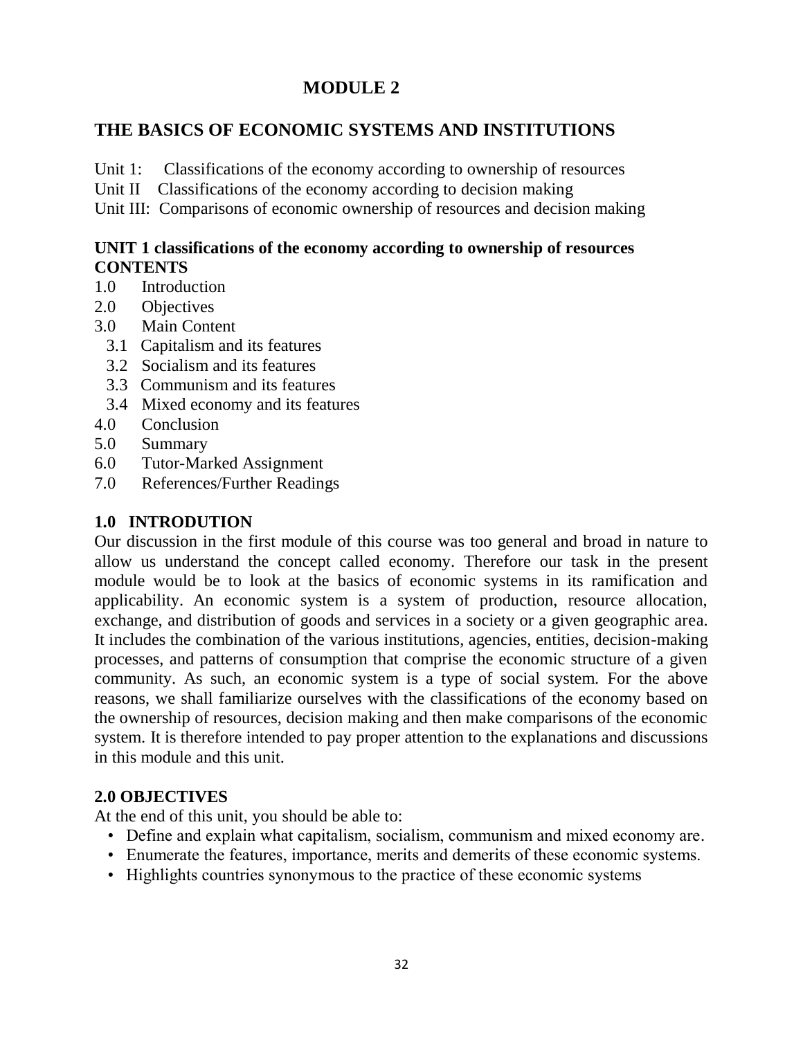# MODULE 2

## THE BASICS OF ECONOMIC SYSTEMS AND INSTITUTIONS

Unit 1: Classifications of the economy according to ownership of resources
Unit II Classifications of the economy according to decision making
Unit III: Comparisons of economic ownership of resources and decision making

### UNIT 1 classifications of the economy according to ownership of resources

**CONTENTS**

1.0 Introduction
2.0 Objectives
3.0 Main Content
  3.1 Capitalism and its features
  3.2 Socialism and its features
  3.3 Communism and its features
  3.4 Mixed economy and its features
4.0 Conclusion
5.0 Summary
6.0 Tutor-Marked Assignment
7.0 References/Further Readings

### 1.0 INTRODUTION

Our discussion in the first module of this course was too general and broad in nature to allow us understand the concept called economy. Therefore our task in the present module would be to look at the basics of economic systems in its ramification and applicability. An economic system is a system of production, resource allocation, exchange, and distribution of goods and services in a society or a given geographic area. It includes the combination of the various institutions, agencies, entities, decision-making processes, and patterns of consumption that comprise the economic structure of a given community. As such, an economic system is a type of social system. For the above reasons, we shall familiarize ourselves with the classifications of the economy based on the ownership of resources, decision making and then make comparisons of the economic system. It is therefore intended to pay proper attention to the explanations and discussions in this module and this unit.

### 2.0 OBJECTIVES

At the end of this unit, you should be able to:

- Define and explain what capitalism, socialism, communism and mixed economy are.
- Enumerate the features, importance, merits and demerits of these economic systems.
- Highlights countries synonymous to the practice of these economic systems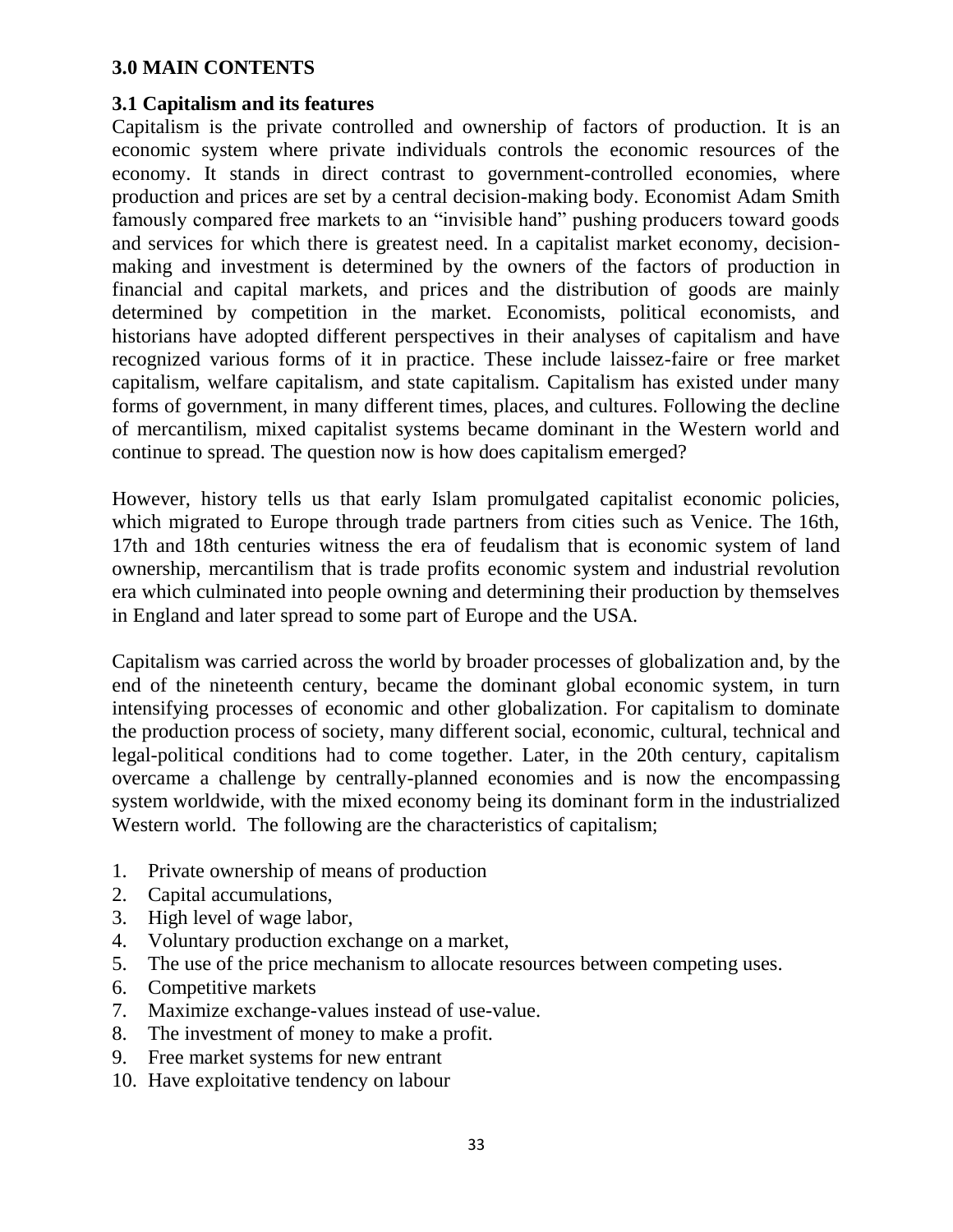## 3.0 MAIN CONTENTS

### 3.1 Capitalism and its features

Capitalism is the private controlled and ownership of factors of production. It is an economic system where private individuals controls the economic resources of the economy. It stands in direct contrast to government-controlled economies, where production and prices are set by a central decision-making body. Economist Adam Smith famously compared free markets to an "invisible hand" pushing producers toward goods and services for which there is greatest need. In a capitalist market economy, decision-making and investment is determined by the owners of the factors of production in financial and capital markets, and prices and the distribution of goods are mainly determined by competition in the market. Economists, political economists, and historians have adopted different perspectives in their analyses of capitalism and have recognized various forms of it in practice. These include laissez-faire or free market capitalism, welfare capitalism, and state capitalism. Capitalism has existed under many forms of government, in many different times, places, and cultures. Following the decline of mercantilism, mixed capitalist systems became dominant in the Western world and continue to spread. The question now is how does capitalism emerged?

However, history tells us that early Islam promulgated capitalist economic policies, which migrated to Europe through trade partners from cities such as Venice. The 16th, 17th and 18th centuries witness the era of feudalism that is economic system of land ownership, mercantilism that is trade profits economic system and industrial revolution era which culminated into people owning and determining their production by themselves in England and later spread to some part of Europe and the USA.

Capitalism was carried across the world by broader processes of globalization and, by the end of the nineteenth century, became the dominant global economic system, in turn intensifying processes of economic and other globalization. For capitalism to dominate the production process of society, many different social, economic, cultural, technical and legal-political conditions had to come together. Later, in the 20th century, capitalism overcame a challenge by centrally-planned economies and is now the encompassing system worldwide, with the mixed economy being its dominant form in the industrialized Western world. The following are the characteristics of capitalism;

1. Private ownership of means of production
2. Capital accumulations,
3. High level of wage labor,
4. Voluntary production exchange on a market,
5. The use of the price mechanism to allocate resources between competing uses.
6. Competitive markets
7. Maximize exchange-values instead of use-value.
8. The investment of money to make a profit.
9. Free market systems for new entrant
10. Have exploitative tendency on labour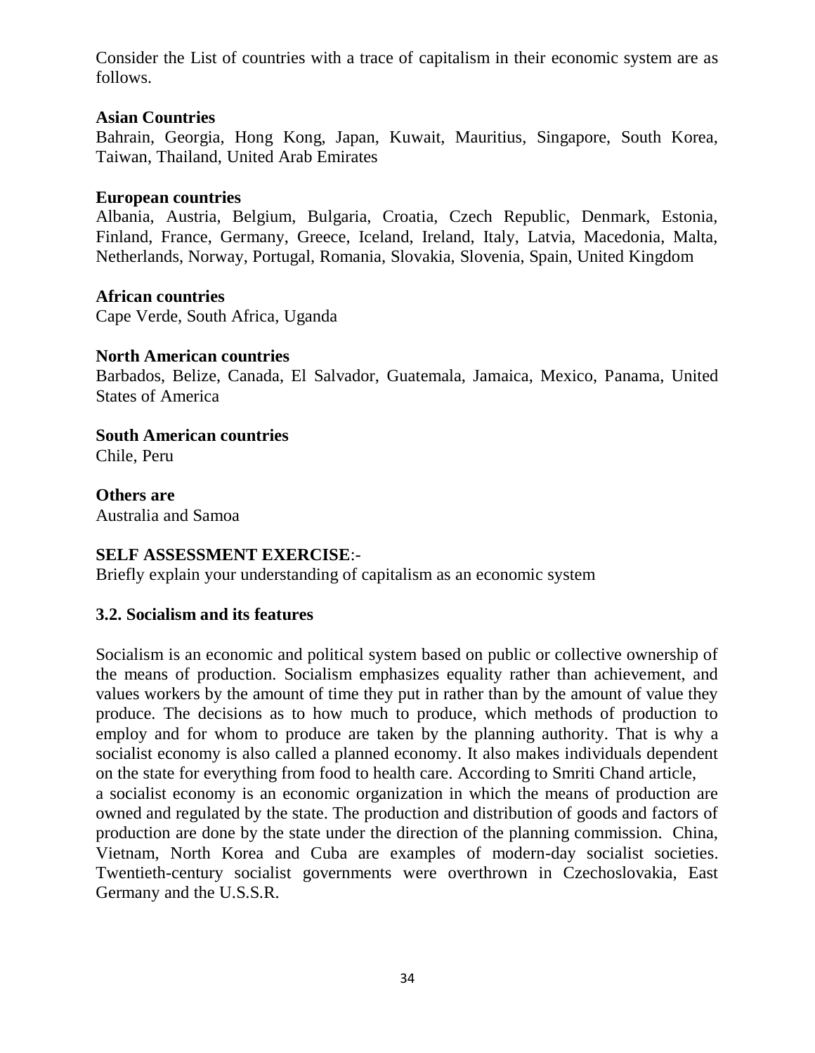Consider the List of countries with a trace of capitalism in their economic system are as follows.

**Asian Countries**
Bahrain, Georgia, Hong Kong, Japan, Kuwait, Mauritius, Singapore, South Korea, Taiwan, Thailand, United Arab Emirates

**European countries**
Albania, Austria, Belgium, Bulgaria, Croatia, Czech Republic, Denmark, Estonia, Finland, France, Germany, Greece, Iceland, Ireland, Italy, Latvia, Macedonia, Malta, Netherlands, Norway, Portugal, Romania, Slovakia, Slovenia, Spain, United Kingdom

**African countries**
Cape Verde, South Africa, Uganda

**North American countries**
Barbados, Belize, Canada, El Salvador, Guatemala, Jamaica, Mexico, Panama, United States of America

**South American countries**
Chile, Peru

**Others are**
Australia and Samoa

**SELF ASSESSMENT EXERCISE**:-
Briefly explain your understanding of capitalism as an economic system

### 3.2. Socialism and its features

Socialism is an economic and political system based on public or collective ownership of the means of production. Socialism emphasizes equality rather than achievement, and values workers by the amount of time they put in rather than by the amount of value they produce. The decisions as to how much to produce, which methods of production to employ and for whom to produce are taken by the planning authority. That is why a socialist economy is also called a planned economy. It also makes individuals dependent on the state for everything from food to health care. According to Smriti Chand article,
a socialist economy is an economic organization in which the means of production are owned and regulated by the state. The production and distribution of goods and factors of production are done by the state under the direction of the planning commission. China, Vietnam, North Korea and Cuba are examples of modern-day socialist societies. Twentieth-century socialist governments were overthrown in Czechoslovakia, East Germany and the U.S.S.R.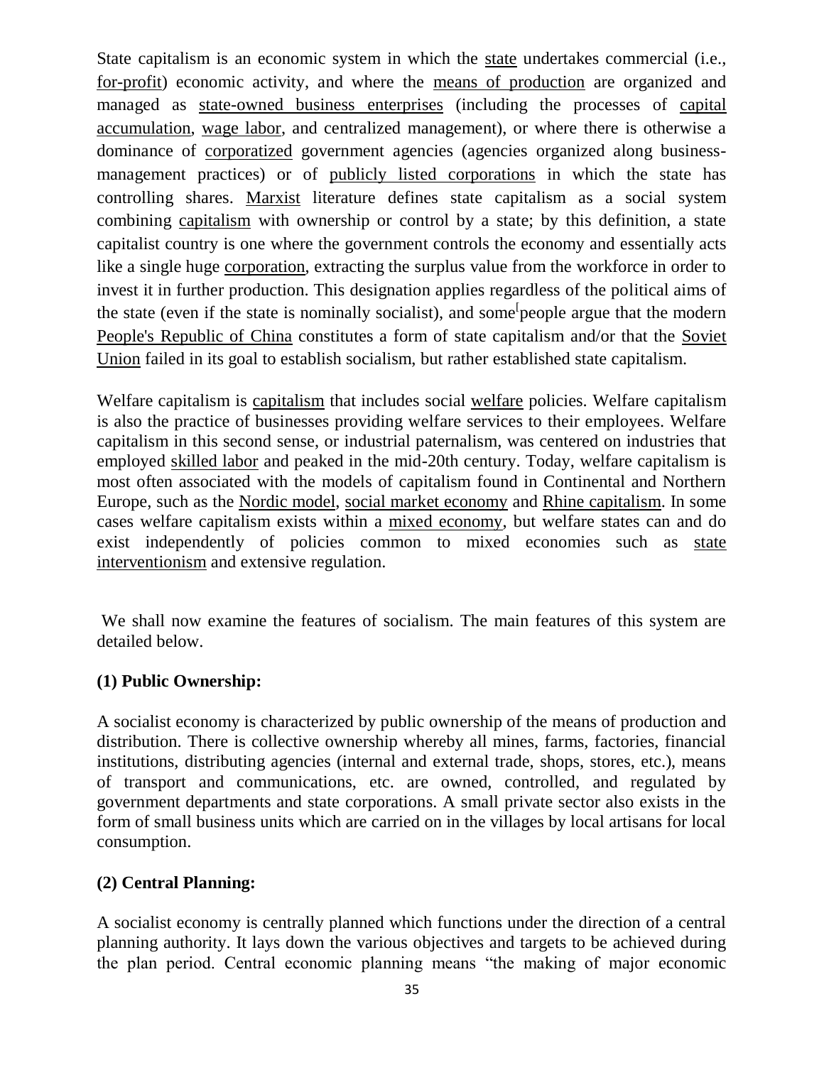State capitalism is an economic system in which the state undertakes commercial (i.e., for-profit) economic activity, and where the means of production are organized and managed as state-owned business enterprises (including the processes of capital accumulation, wage labor, and centralized management), or where there is otherwise a dominance of corporatized government agencies (agencies organized along business-management practices) or of publicly listed corporations in which the state has controlling shares. Marxist literature defines state capitalism as a social system combining capitalism with ownership or control by a state; by this definition, a state capitalist country is one where the government controls the economy and essentially acts like a single huge corporation, extracting the surplus value from the workforce in order to invest it in further production. This designation applies regardless of the political aims of the state (even if the state is nominally socialist), and some people argue that the modern People's Republic of China constitutes a form of state capitalism and/or that the Soviet Union failed in its goal to establish socialism, but rather established state capitalism.

Welfare capitalism is capitalism that includes social welfare policies. Welfare capitalism is also the practice of businesses providing welfare services to their employees. Welfare capitalism in this second sense, or industrial paternalism, was centered on industries that employed skilled labor and peaked in the mid-20th century. Today, welfare capitalism is most often associated with the models of capitalism found in Continental and Northern Europe, such as the Nordic model, social market economy and Rhine capitalism. In some cases welfare capitalism exists within a mixed economy, but welfare states can and do exist independently of policies common to mixed economies such as state interventionism and extensive regulation.

We shall now examine the features of socialism. The main features of this system are detailed below.

**(1) Public Ownership:**

A socialist economy is characterized by public ownership of the means of production and distribution. There is collective ownership whereby all mines, farms, factories, financial institutions, distributing agencies (internal and external trade, shops, stores, etc.), means of transport and communications, etc. are owned, controlled, and regulated by government departments and state corporations. A small private sector also exists in the form of small business units which are carried on in the villages by local artisans for local consumption.

**(2) Central Planning:**

A socialist economy is centrally planned which functions under the direction of a central planning authority. It lays down the various objectives and targets to be achieved during the plan period. Central economic planning means "the making of major economic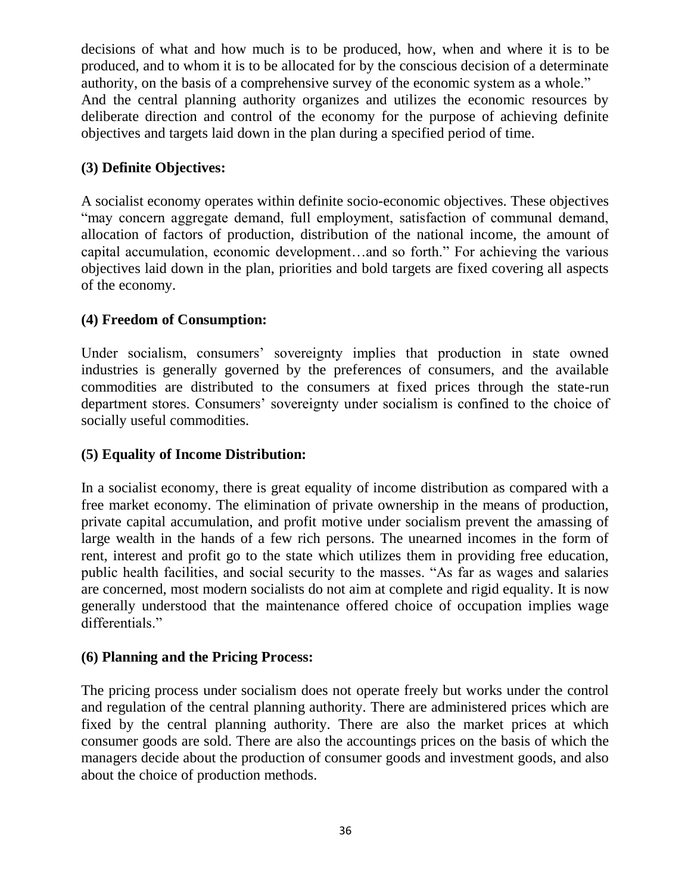decisions of what and how much is to be produced, how, when and where it is to be produced, and to whom it is to be allocated for by the conscious decision of a determinate authority, on the basis of a comprehensive survey of the economic system as a whole."
And the central planning authority organizes and utilizes the economic resources by deliberate direction and control of the economy for the purpose of achieving definite objectives and targets laid down in the plan during a specified period of time.

**(3) Definite Objectives:**

A socialist economy operates within definite socio-economic objectives. These objectives "may concern aggregate demand, full employment, satisfaction of communal demand, allocation of factors of production, distribution of the national income, the amount of capital accumulation, economic development…and so forth." For achieving the various objectives laid down in the plan, priorities and bold targets are fixed covering all aspects of the economy.

**(4) Freedom of Consumption:**

Under socialism, consumers' sovereignty implies that production in state owned industries is generally governed by the preferences of consumers, and the available commodities are distributed to the consumers at fixed prices through the state-run department stores. Consumers' sovereignty under socialism is confined to the choice of socially useful commodities.

**(5) Equality of Income Distribution:**

In a socialist economy, there is great equality of income distribution as compared with a free market economy. The elimination of private ownership in the means of production, private capital accumulation, and profit motive under socialism prevent the amassing of large wealth in the hands of a few rich persons. The unearned incomes in the form of rent, interest and profit go to the state which utilizes them in providing free education, public health facilities, and social security to the masses. "As far as wages and salaries are concerned, most modern socialists do not aim at complete and rigid equality. It is now generally understood that the maintenance offered choice of occupation implies wage differentials."

**(6) Planning and the Pricing Process:**

The pricing process under socialism does not operate freely but works under the control and regulation of the central planning authority. There are administered prices which are fixed by the central planning authority. There are also the market prices at which consumer goods are sold. There are also the accountings prices on the basis of which the managers decide about the production of consumer goods and investment goods, and also about the choice of production methods.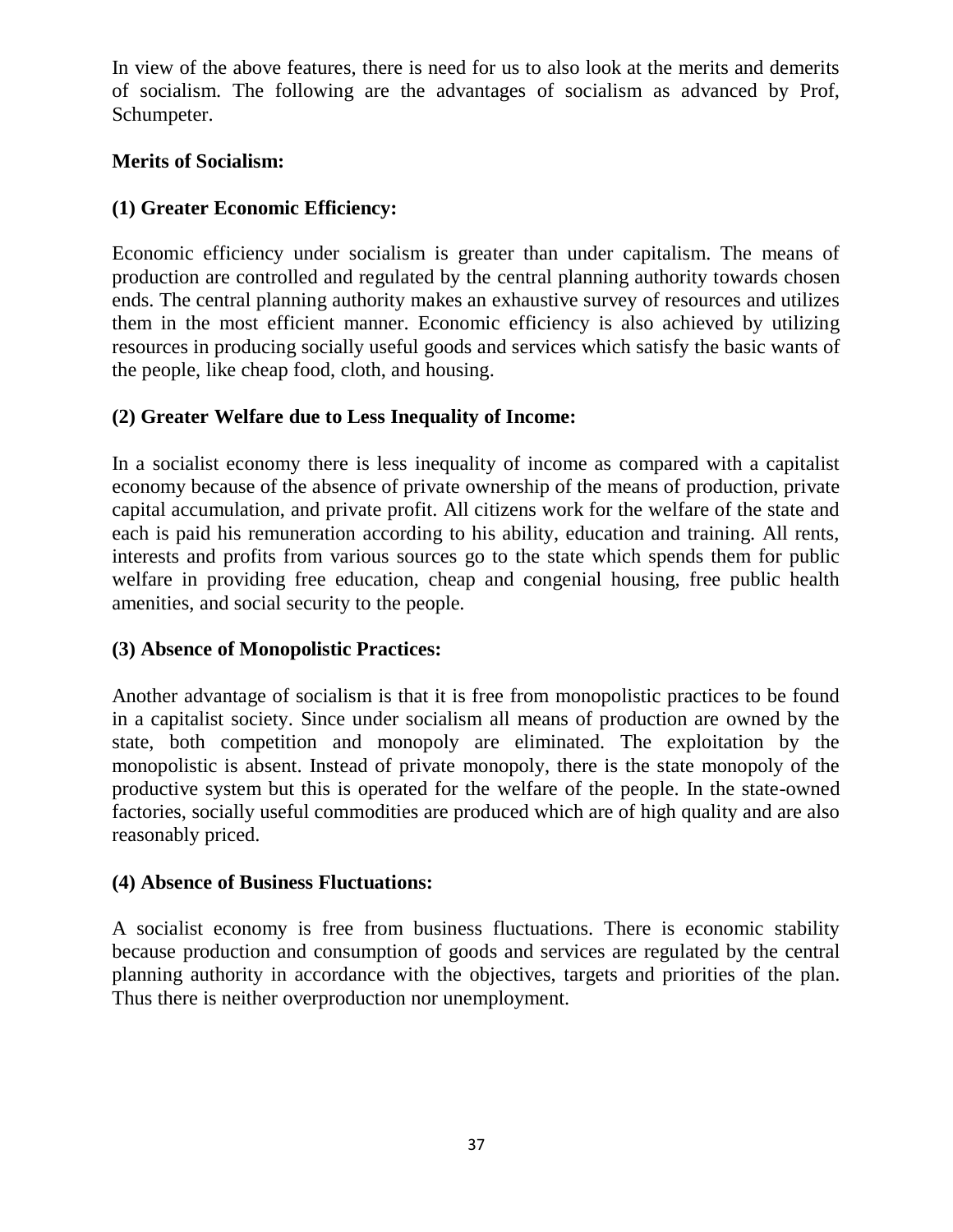In view of the above features, there is need for us to also look at the merits and demerits of socialism. The following are the advantages of socialism as advanced by Prof, Schumpeter.

**Merits of Socialism:**

**(1) Greater Economic Efficiency:**

Economic efficiency under socialism is greater than under capitalism. The means of production are controlled and regulated by the central planning authority towards chosen ends. The central planning authority makes an exhaustive survey of resources and utilizes them in the most efficient manner. Economic efficiency is also achieved by utilizing resources in producing socially useful goods and services which satisfy the basic wants of the people, like cheap food, cloth, and housing.

**(2) Greater Welfare due to Less Inequality of Income:**

In a socialist economy there is less inequality of income as compared with a capitalist economy because of the absence of private ownership of the means of production, private capital accumulation, and private profit. All citizens work for the welfare of the state and each is paid his remuneration according to his ability, education and training. All rents, interests and profits from various sources go to the state which spends them for public welfare in providing free education, cheap and congenial housing, free public health amenities, and social security to the people.

**(3) Absence of Monopolistic Practices:**

Another advantage of socialism is that it is free from monopolistic practices to be found in a capitalist society. Since under socialism all means of production are owned by the state, both competition and monopoly are eliminated. The exploitation by the monopolistic is absent. Instead of private monopoly, there is the state monopoly of the productive system but this is operated for the welfare of the people. In the state-owned factories, socially useful commodities are produced which are of high quality and are also reasonably priced.

**(4) Absence of Business Fluctuations:**

A socialist economy is free from business fluctuations. There is economic stability because production and consumption of goods and services are regulated by the central planning authority in accordance with the objectives, targets and priorities of the plan. Thus there is neither overproduction nor unemployment.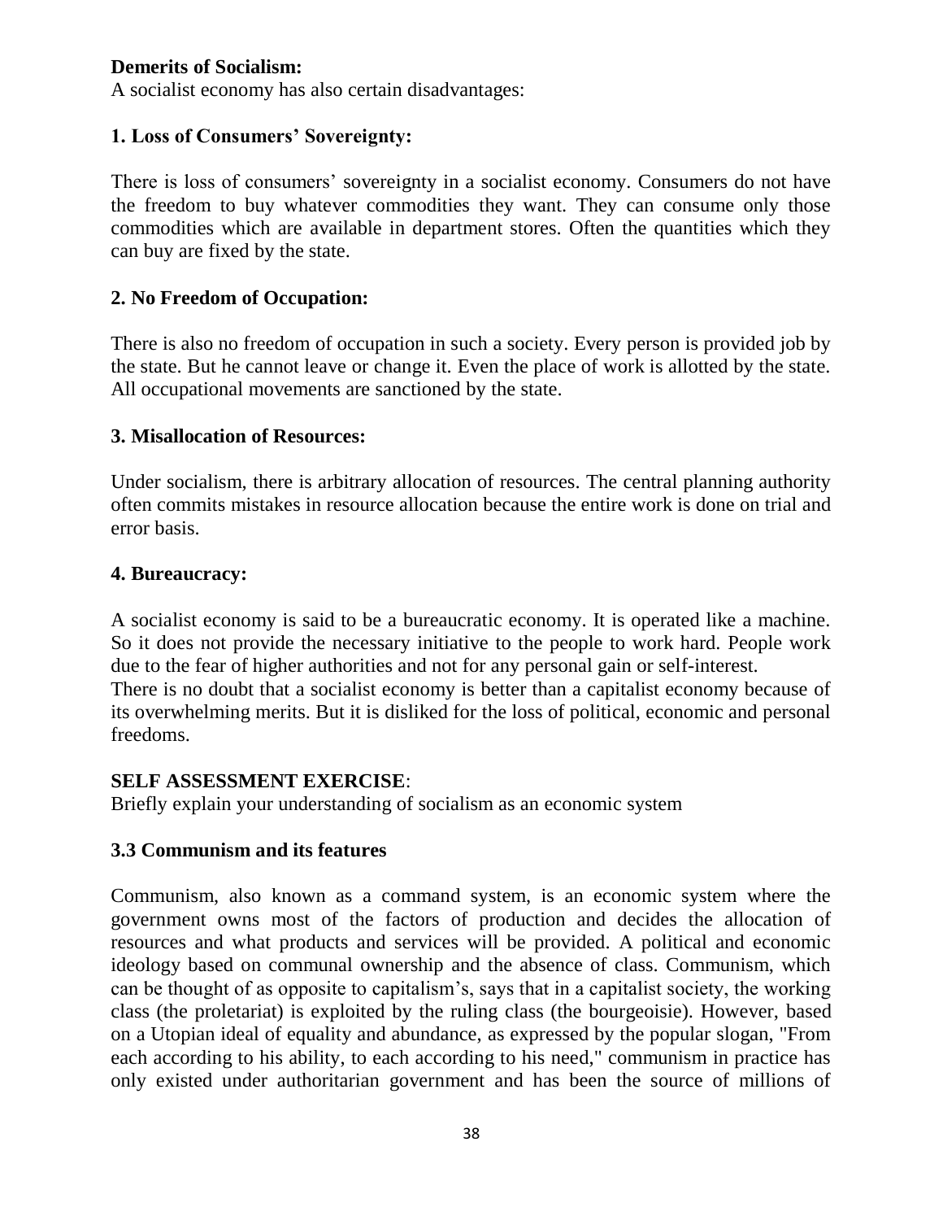**Demerits of Socialism:**

A socialist economy has also certain disadvantages:

**1. Loss of Consumers' Sovereignty:**

There is loss of consumers' sovereignty in a socialist economy. Consumers do not have the freedom to buy whatever commodities they want. They can consume only those commodities which are available in department stores. Often the quantities which they can buy are fixed by the state.

**2. No Freedom of Occupation:**

There is also no freedom of occupation in such a society. Every person is provided job by the state. But he cannot leave or change it. Even the place of work is allotted by the state. All occupational movements are sanctioned by the state.

**3. Misallocation of Resources:**

Under socialism, there is arbitrary allocation of resources. The central planning authority often commits mistakes in resource allocation because the entire work is done on trial and error basis.

**4. Bureaucracy:**

A socialist economy is said to be a bureaucratic economy. It is operated like a machine. So it does not provide the necessary initiative to the people to work hard. People work due to the fear of higher authorities and not for any personal gain or self-interest.

There is no doubt that a socialist economy is better than a capitalist economy because of its overwhelming merits. But it is disliked for the loss of political, economic and personal freedoms.

**SELF ASSESSMENT EXERCISE**:

Briefly explain your understanding of socialism as an economic system

### 3.3 Communism and its features

Communism, also known as a command system, is an economic system where the government owns most of the factors of production and decides the allocation of resources and what products and services will be provided. A political and economic ideology based on communal ownership and the absence of class. Communism, which can be thought of as opposite to capitalism's, says that in a capitalist society, the working class (the proletariat) is exploited by the ruling class (the bourgeoisie). However, based on a Utopian ideal of equality and abundance, as expressed by the popular slogan, "From each according to his ability, to each according to his need," communism in practice has only existed under authoritarian government and has been the source of millions of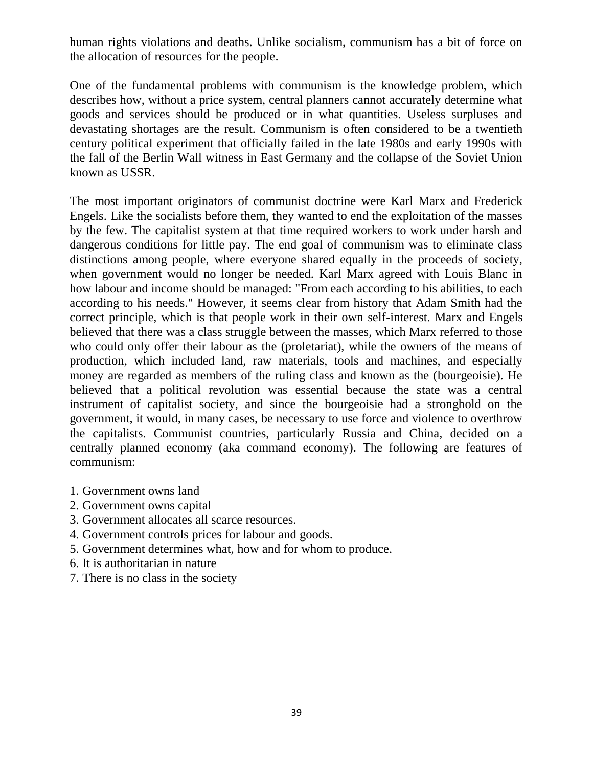human rights violations and deaths. Unlike socialism, communism has a bit of force on the allocation of resources for the people.

One of the fundamental problems with communism is the knowledge problem, which describes how, without a price system, central planners cannot accurately determine what goods and services should be produced or in what quantities. Useless surpluses and devastating shortages are the result. Communism is often considered to be a twentieth century political experiment that officially failed in the late 1980s and early 1990s with the fall of the Berlin Wall witness in East Germany and the collapse of the Soviet Union known as USSR.

The most important originators of communist doctrine were Karl Marx and Frederick Engels. Like the socialists before them, they wanted to end the exploitation of the masses by the few. The capitalist system at that time required workers to work under harsh and dangerous conditions for little pay. The end goal of communism was to eliminate class distinctions among people, where everyone shared equally in the proceeds of society, when government would no longer be needed. Karl Marx agreed with Louis Blanc in how labour and income should be managed: "From each according to his abilities, to each according to his needs." However, it seems clear from history that Adam Smith had the correct principle, which is that people work in their own self-interest. Marx and Engels believed that there was a class struggle between the masses, which Marx referred to those who could only offer their labour as the (proletariat), while the owners of the means of production, which included land, raw materials, tools and machines, and especially money are regarded as members of the ruling class and known as the (bourgeoisie). He believed that a political revolution was essential because the state was a central instrument of capitalist society, and since the bourgeoisie had a stronghold on the government, it would, in many cases, be necessary to use force and violence to overthrow the capitalists. Communist countries, particularly Russia and China, decided on a centrally planned economy (aka command economy). The following are features of communism:

1. Government owns land
2. Government owns capital
3. Government allocates all scarce resources.
4. Government controls prices for labour and goods.
5. Government determines what, how and for whom to produce.
6. It is authoritarian in nature
7. There is no class in the society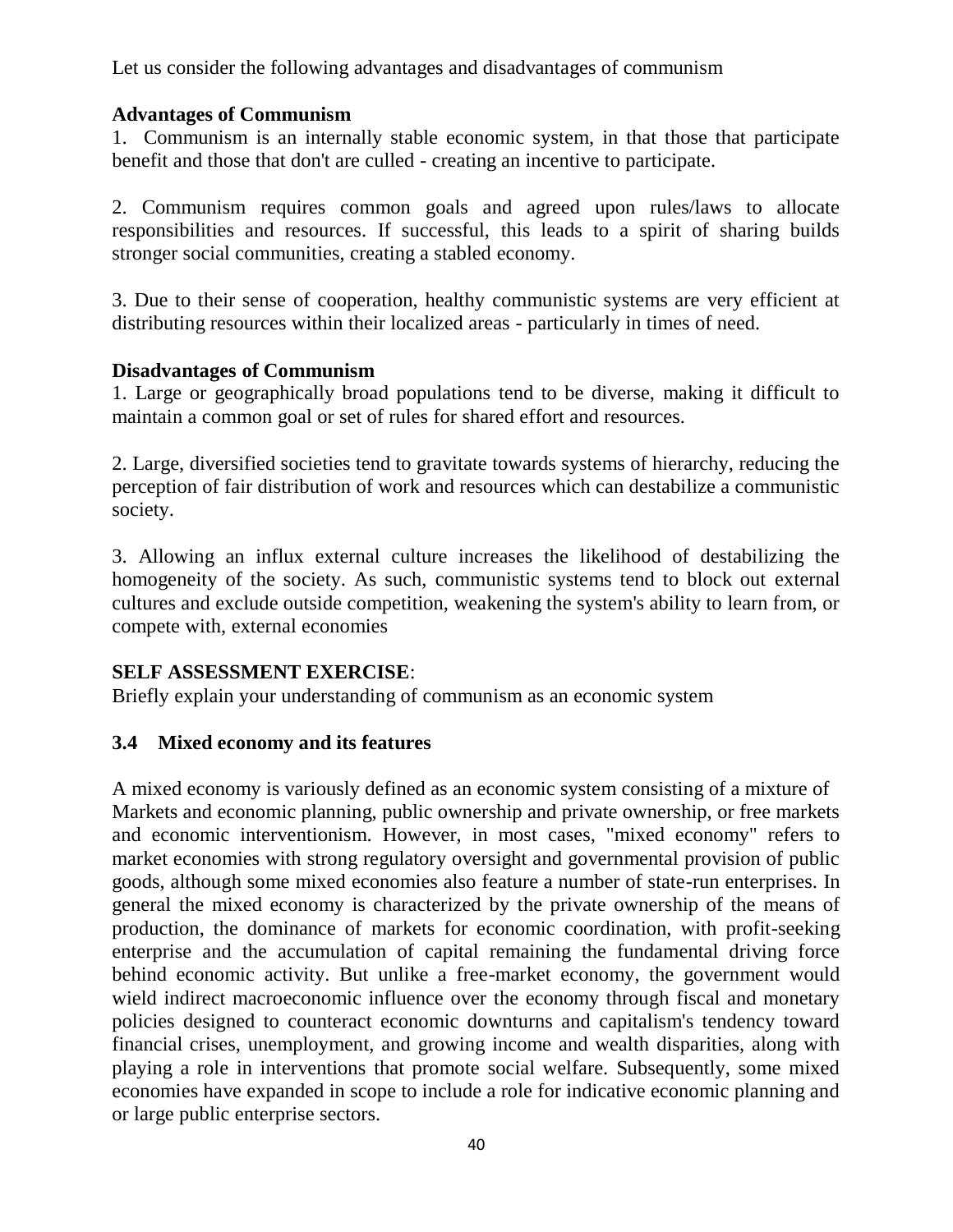Let us consider the following advantages and disadvantages of communism

**Advantages of Communism**

1. Communism is an internally stable economic system, in that those that participate benefit and those that don't are culled - creating an incentive to participate.

2. Communism requires common goals and agreed upon rules/laws to allocate responsibilities and resources. If successful, this leads to a spirit of sharing builds stronger social communities, creating a stabled economy.

3. Due to their sense of cooperation, healthy communistic systems are very efficient at distributing resources within their localized areas - particularly in times of need.

**Disadvantages of Communism**

1. Large or geographically broad populations tend to be diverse, making it difficult to maintain a common goal or set of rules for shared effort and resources.

2. Large, diversified societies tend to gravitate towards systems of hierarchy, reducing the perception of fair distribution of work and resources which can destabilize a communistic society.

3. Allowing an influx external culture increases the likelihood of destabilizing the homogeneity of the society. As such, communistic systems tend to block out external cultures and exclude outside competition, weakening the system's ability to learn from, or compete with, external economies

**SELF ASSESSMENT EXERCISE**:
Briefly explain your understanding of communism as an economic system

### 3.4 Mixed economy and its features

A mixed economy is variously defined as an economic system consisting of a mixture of Markets and economic planning, public ownership and private ownership, or free markets and economic interventionism. However, in most cases, "mixed economy" refers to market economies with strong regulatory oversight and governmental provision of public goods, although some mixed economies also feature a number of state-run enterprises. In general the mixed economy is characterized by the private ownership of the means of production, the dominance of markets for economic coordination, with profit-seeking enterprise and the accumulation of capital remaining the fundamental driving force behind economic activity. But unlike a free-market economy, the government would wield indirect macroeconomic influence over the economy through fiscal and monetary policies designed to counteract economic downturns and capitalism's tendency toward financial crises, unemployment, and growing income and wealth disparities, along with playing a role in interventions that promote social welfare. Subsequently, some mixed economies have expanded in scope to include a role for indicative economic planning and or large public enterprise sectors.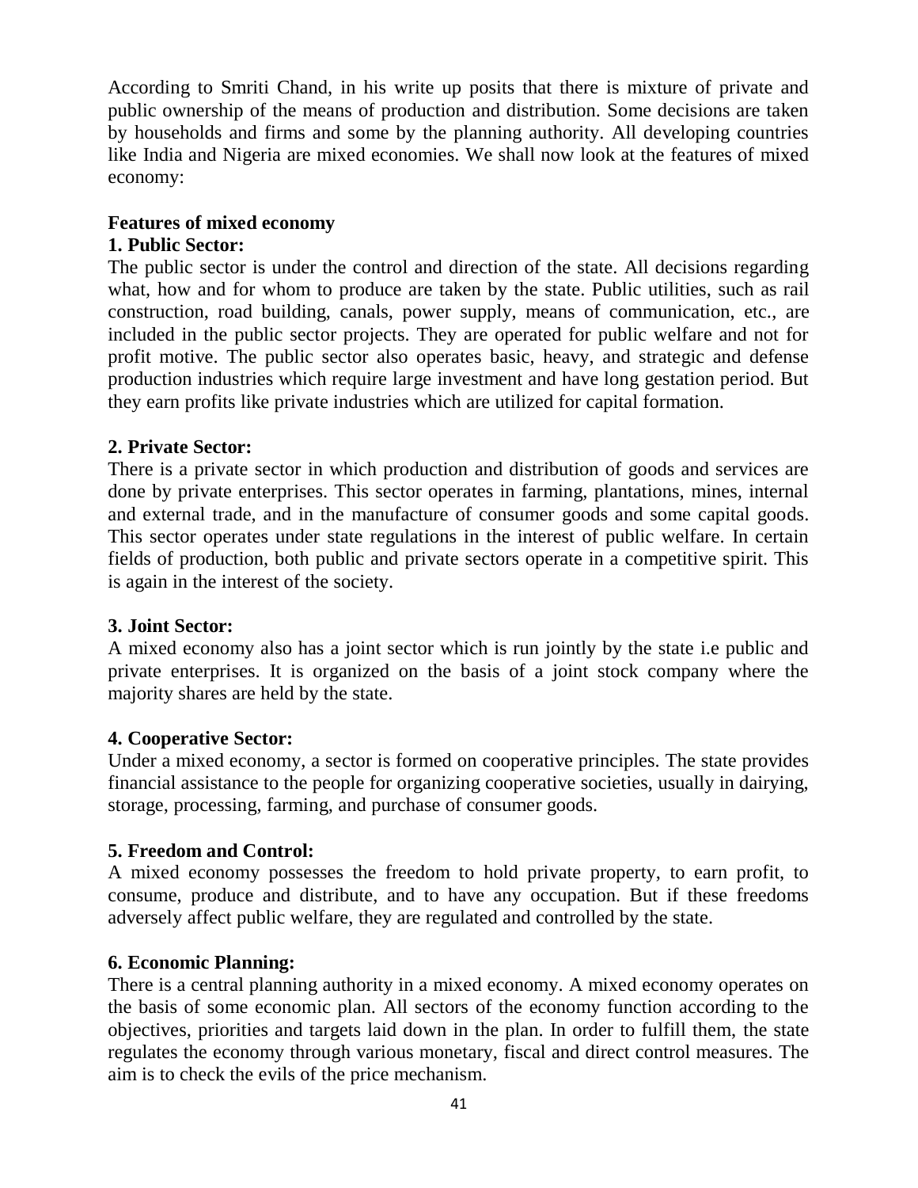According to Smriti Chand, in his write up posits that there is mixture of private and public ownership of the means of production and distribution. Some decisions are taken by households and firms and some by the planning authority. All developing countries like India and Nigeria are mixed economies. We shall now look at the features of mixed economy:

**Features of mixed economy**

**1. Public Sector:**

The public sector is under the control and direction of the state. All decisions regarding what, how and for whom to produce are taken by the state. Public utilities, such as rail construction, road building, canals, power supply, means of communication, etc., are included in the public sector projects. They are operated for public welfare and not for profit motive. The public sector also operates basic, heavy, and strategic and defense production industries which require large investment and have long gestation period. But they earn profits like private industries which are utilized for capital formation.

**2. Private Sector:**

There is a private sector in which production and distribution of goods and services are done by private enterprises. This sector operates in farming, plantations, mines, internal and external trade, and in the manufacture of consumer goods and some capital goods. This sector operates under state regulations in the interest of public welfare. In certain fields of production, both public and private sectors operate in a competitive spirit. This is again in the interest of the society.

**3. Joint Sector:**

A mixed economy also has a joint sector which is run jointly by the state i.e public and private enterprises. It is organized on the basis of a joint stock company where the majority shares are held by the state.

**4. Cooperative Sector:**

Under a mixed economy, a sector is formed on cooperative principles. The state provides financial assistance to the people for organizing cooperative societies, usually in dairying, storage, processing, farming, and purchase of consumer goods.

**5. Freedom and Control:**

A mixed economy possesses the freedom to hold private property, to earn profit, to consume, produce and distribute, and to have any occupation. But if these freedoms adversely affect public welfare, they are regulated and controlled by the state.

**6. Economic Planning:**

There is a central planning authority in a mixed economy. A mixed economy operates on the basis of some economic plan. All sectors of the economy function according to the objectives, priorities and targets laid down in the plan. In order to fulfill them, the state regulates the economy through various monetary, fiscal and direct control measures. The aim is to check the evils of the price mechanism.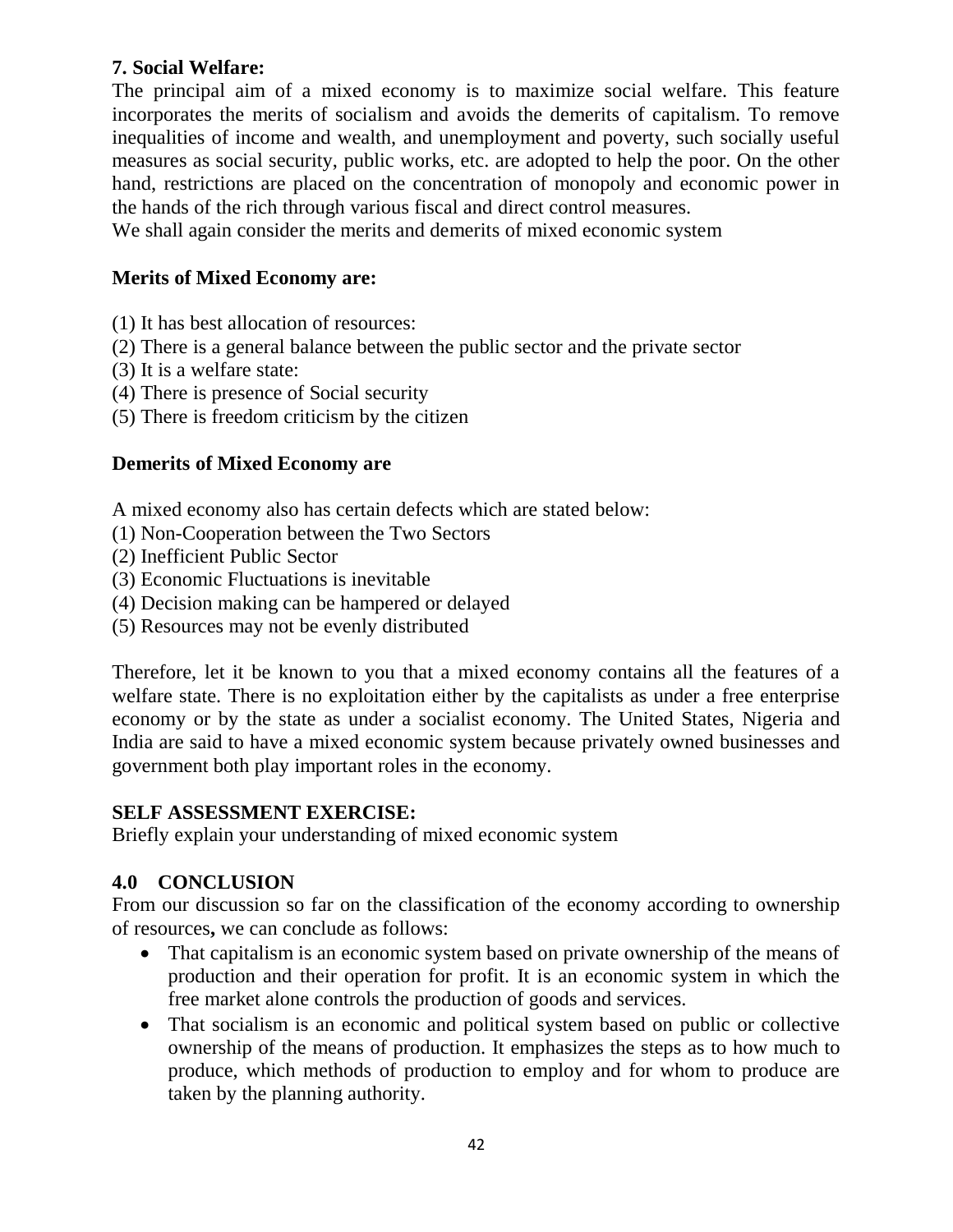**7. Social Welfare:**
The principal aim of a mixed economy is to maximize social welfare. This feature incorporates the merits of socialism and avoids the demerits of capitalism. To remove inequalities of income and wealth, and unemployment and poverty, such socially useful measures as social security, public works, etc. are adopted to help the poor. On the other hand, restrictions are placed on the concentration of monopoly and economic power in the hands of the rich through various fiscal and direct control measures.
We shall again consider the merits and demerits of mixed economic system

**Merits of Mixed Economy are:**

(1) It has best allocation of resources:
(2) There is a general balance between the public sector and the private sector
(3) It is a welfare state:
(4) There is presence of Social security
(5) There is freedom criticism by the citizen

**Demerits of Mixed Economy are**

A mixed economy also has certain defects which are stated below:
(1) Non-Cooperation between the Two Sectors
(2) Inefficient Public Sector
(3) Economic Fluctuations is inevitable
(4) Decision making can be hampered or delayed
(5) Resources may not be evenly distributed

Therefore, let it be known to you that a mixed economy contains all the features of a welfare state. There is no exploitation either by the capitalists as under a free enterprise economy or by the state as under a socialist economy. The United States, Nigeria and India are said to have a mixed economic system because privately owned businesses and government both play important roles in the economy.

**SELF ASSESSMENT EXERCISE:**
Briefly explain your understanding of mixed economic system

## 4.0 CONCLUSION

From our discussion so far on the classification of the economy according to ownership of resources**,** we can conclude as follows:

- That capitalism is an economic system based on private ownership of the means of production and their operation for profit. It is an economic system in which the free market alone controls the production of goods and services.
- That socialism is an economic and political system based on public or collective ownership of the means of production. It emphasizes the steps as to how much to produce, which methods of production to employ and for whom to produce are taken by the planning authority.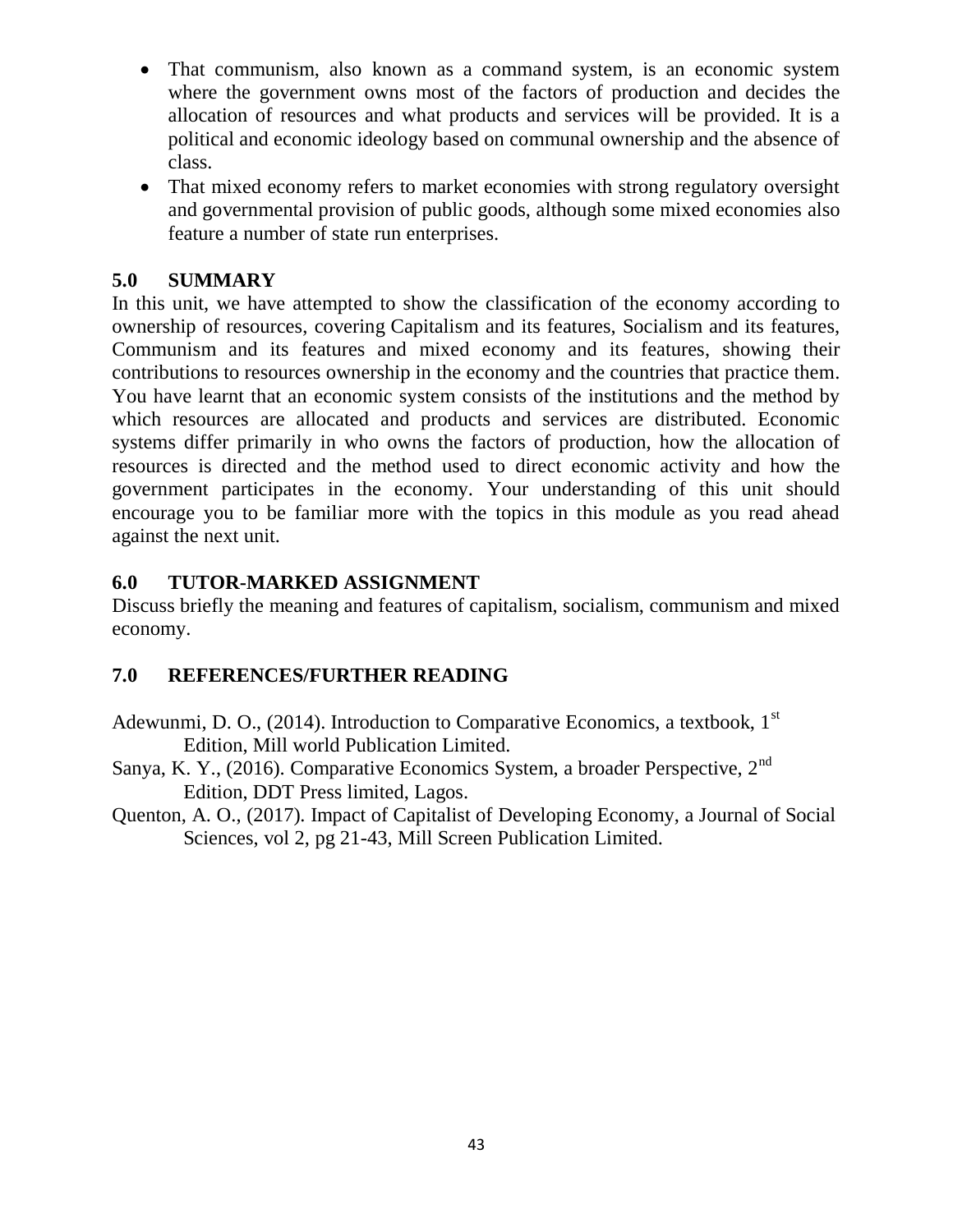- That communism, also known as a command system, is an economic system where the government owns most of the factors of production and decides the allocation of resources and what products and services will be provided. It is a political and economic ideology based on communal ownership and the absence of class.
- That mixed economy refers to market economies with strong regulatory oversight and governmental provision of public goods, although some mixed economies also feature a number of state run enterprises.

## 5.0 SUMMARY

In this unit, we have attempted to show the classification of the economy according to ownership of resources, covering Capitalism and its features, Socialism and its features, Communism and its features and mixed economy and its features, showing their contributions to resources ownership in the economy and the countries that practice them. You have learnt that an economic system consists of the institutions and the method by which resources are allocated and products and services are distributed. Economic systems differ primarily in who owns the factors of production, how the allocation of resources is directed and the method used to direct economic activity and how the government participates in the economy. Your understanding of this unit should encourage you to be familiar more with the topics in this module as you read ahead against the next unit.

## 6.0 TUTOR-MARKED ASSIGNMENT

Discuss briefly the meaning and features of capitalism, socialism, communism and mixed economy.

## 7.0 REFERENCES/FURTHER READING

Adewunmi, D. O., (2014). Introduction to Comparative Economics, a textbook, 1st Edition, Mill world Publication Limited.

Sanya, K. Y., (2016). Comparative Economics System, a broader Perspective, 2nd Edition, DDT Press limited, Lagos.

Quenton, A. O., (2017). Impact of Capitalist of Developing Economy, a Journal of Social Sciences, vol 2, pg 21-43, Mill Screen Publication Limited.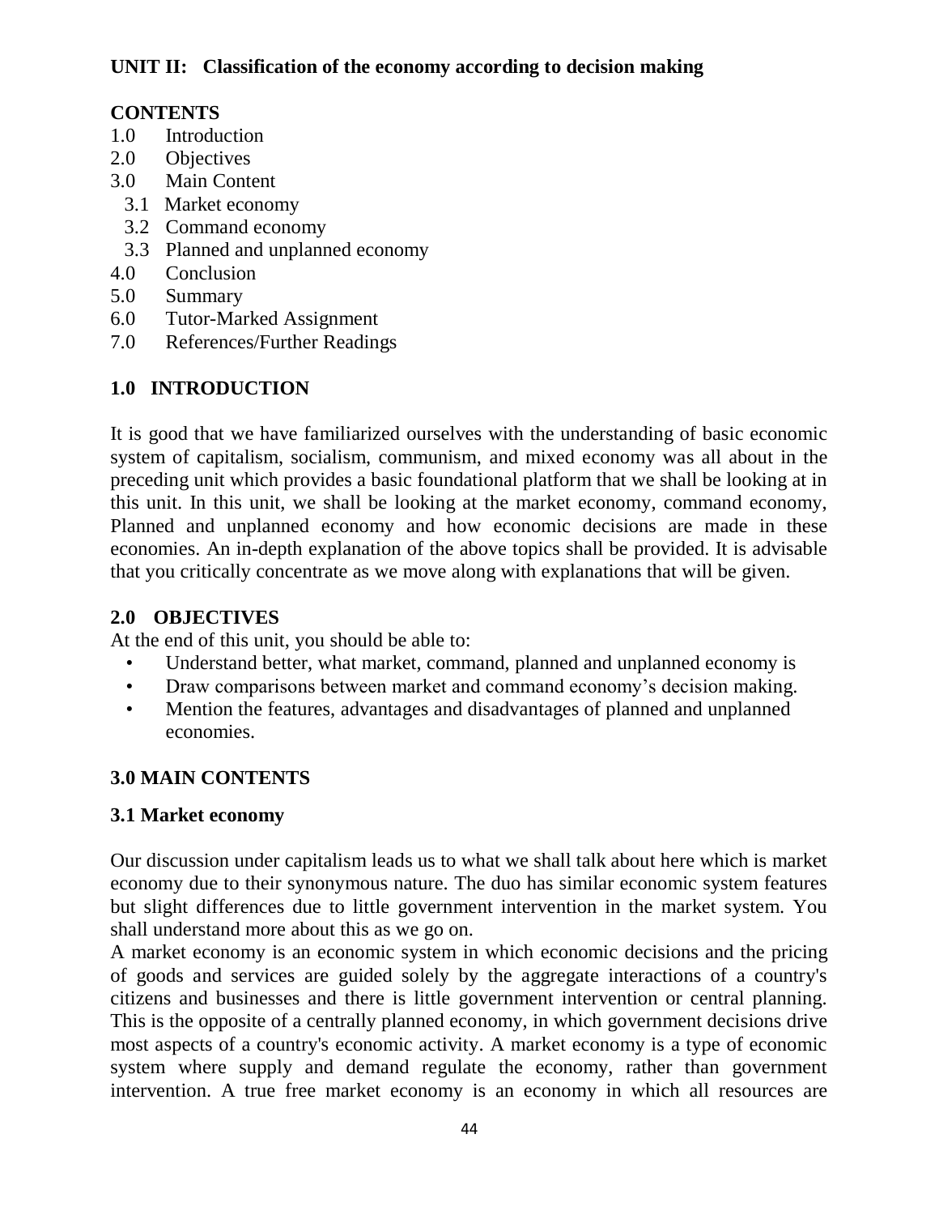## UNIT II: Classification of the economy according to decision making

### CONTENTS

1.0 Introduction
2.0 Objectives
3.0 Main Content
  3.1 Market economy
  3.2 Command economy
  3.3 Planned and unplanned economy
4.0 Conclusion
5.0 Summary
6.0 Tutor-Marked Assignment
7.0 References/Further Readings

### 1.0 INTRODUCTION

It is good that we have familiarized ourselves with the understanding of basic economic system of capitalism, socialism, communism, and mixed economy was all about in the preceding unit which provides a basic foundational platform that we shall be looking at in this unit. In this unit, we shall be looking at the market economy, command economy, Planned and unplanned economy and how economic decisions are made in these economies. An in-depth explanation of the above topics shall be provided. It is advisable that you critically concentrate as we move along with explanations that will be given.

### 2.0 OBJECTIVES

At the end of this unit, you should be able to:

- Understand better, what market, command, planned and unplanned economy is
- Draw comparisons between market and command economy's decision making.
- Mention the features, advantages and disadvantages of planned and unplanned economies.

### 3.0 MAIN CONTENTS

### 3.1 Market economy

Our discussion under capitalism leads us to what we shall talk about here which is market economy due to their synonymous nature. The duo has similar economic system features but slight differences due to little government intervention in the market system. You shall understand more about this as we go on.

A market economy is an economic system in which economic decisions and the pricing of goods and services are guided solely by the aggregate interactions of a country's citizens and businesses and there is little government intervention or central planning. This is the opposite of a centrally planned economy, in which government decisions drive most aspects of a country's economic activity. A market economy is a type of economic system where supply and demand regulate the economy, rather than government intervention. A true free market economy is an economy in which all resources are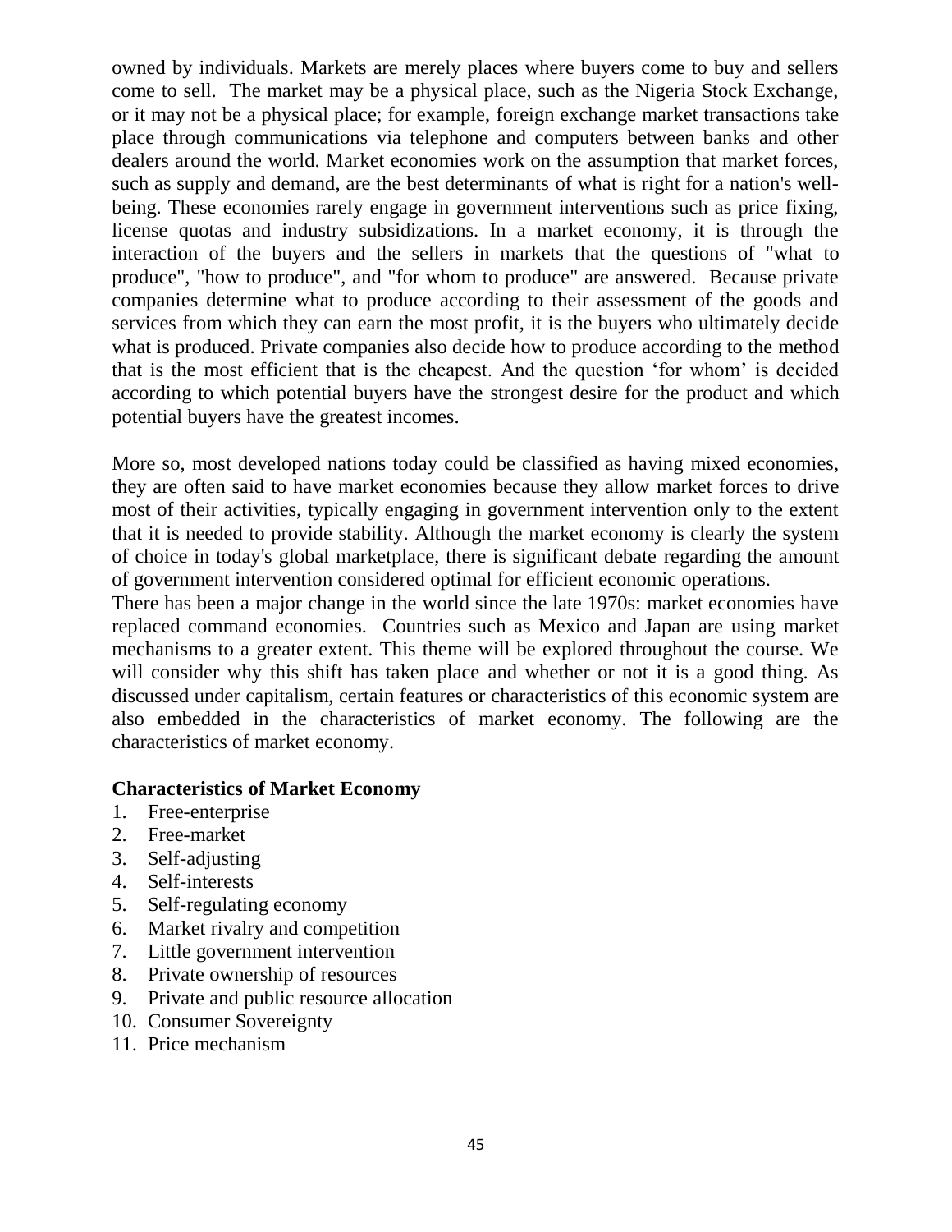owned by individuals. Markets are merely places where buyers come to buy and sellers come to sell. The market may be a physical place, such as the Nigeria Stock Exchange, or it may not be a physical place; for example, foreign exchange market transactions take place through communications via telephone and computers between banks and other dealers around the world. Market economies work on the assumption that market forces, such as supply and demand, are the best determinants of what is right for a nation's well-being. These economies rarely engage in government interventions such as price fixing, license quotas and industry subsidizations. In a market economy, it is through the interaction of the buyers and the sellers in markets that the questions of "what to produce", "how to produce", and "for whom to produce" are answered. Because private companies determine what to produce according to their assessment of the goods and services from which they can earn the most profit, it is the buyers who ultimately decide what is produced. Private companies also decide how to produce according to the method that is the most efficient that is the cheapest. And the question 'for whom' is decided according to which potential buyers have the strongest desire for the product and which potential buyers have the greatest incomes.

More so, most developed nations today could be classified as having mixed economies, they are often said to have market economies because they allow market forces to drive most of their activities, typically engaging in government intervention only to the extent that it is needed to provide stability. Although the market economy is clearly the system of choice in today's global marketplace, there is significant debate regarding the amount of government intervention considered optimal for efficient economic operations.
There has been a major change in the world since the late 1970s: market economies have replaced command economies. Countries such as Mexico and Japan are using market mechanisms to a greater extent. This theme will be explored throughout the course. We will consider why this shift has taken place and whether or not it is a good thing. As discussed under capitalism, certain features or characteristics of this economic system are also embedded in the characteristics of market economy. The following are the characteristics of market economy.

**Characteristics of Market Economy**

1. Free-enterprise
2. Free-market
3. Self-adjusting
4. Self-interests
5. Self-regulating economy
6. Market rivalry and competition
7. Little government intervention
8. Private ownership of resources
9. Private and public resource allocation
10. Consumer Sovereignty
11. Price mechanism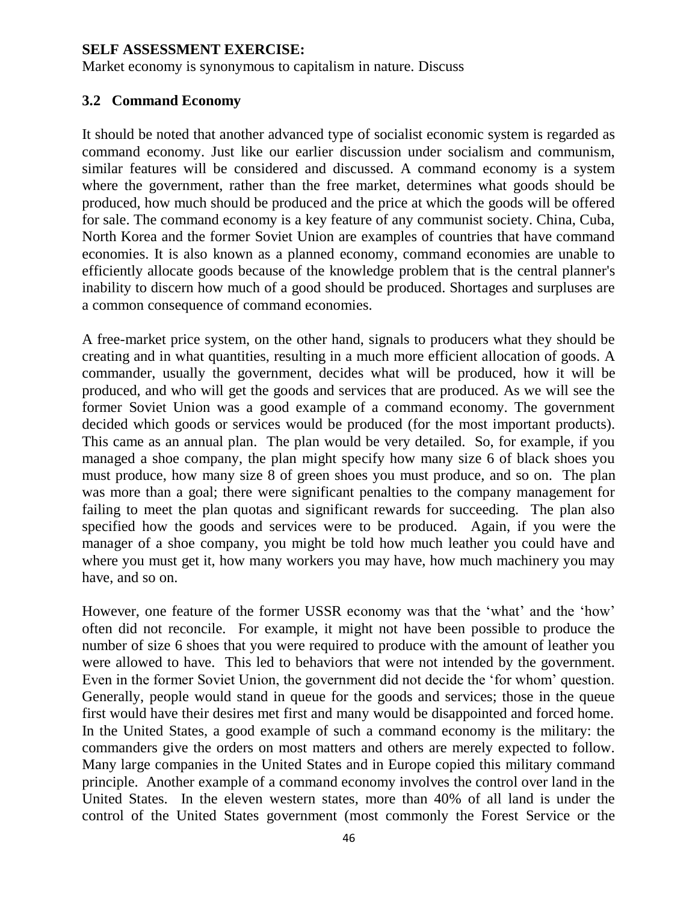**SELF ASSESSMENT EXERCISE:**

Market economy is synonymous to capitalism in nature. Discuss

### 3.2 Command Economy

It should be noted that another advanced type of socialist economic system is regarded as command economy. Just like our earlier discussion under socialism and communism, similar features will be considered and discussed. A command economy is a system where the government, rather than the free market, determines what goods should be produced, how much should be produced and the price at which the goods will be offered for sale. The command economy is a key feature of any communist society. China, Cuba, North Korea and the former Soviet Union are examples of countries that have command economies. It is also known as a planned economy, command economies are unable to efficiently allocate goods because of the knowledge problem that is the central planner's inability to discern how much of a good should be produced. Shortages and surpluses are a common consequence of command economies.

A free-market price system, on the other hand, signals to producers what they should be creating and in what quantities, resulting in a much more efficient allocation of goods. A commander, usually the government, decides what will be produced, how it will be produced, and who will get the goods and services that are produced. As we will see the former Soviet Union was a good example of a command economy. The government decided which goods or services would be produced (for the most important products). This came as an annual plan. The plan would be very detailed. So, for example, if you managed a shoe company, the plan might specify how many size 6 of black shoes you must produce, how many size 8 of green shoes you must produce, and so on. The plan was more than a goal; there were significant penalties to the company management for failing to meet the plan quotas and significant rewards for succeeding. The plan also specified how the goods and services were to be produced. Again, if you were the manager of a shoe company, you might be told how much leather you could have and where you must get it, how many workers you may have, how much machinery you may have, and so on.

However, one feature of the former USSR economy was that the 'what' and the 'how' often did not reconcile. For example, it might not have been possible to produce the number of size 6 shoes that you were required to produce with the amount of leather you were allowed to have. This led to behaviors that were not intended by the government. Even in the former Soviet Union, the government did not decide the 'for whom' question. Generally, people would stand in queue for the goods and services; those in the queue first would have their desires met first and many would be disappointed and forced home. In the United States, a good example of such a command economy is the military: the commanders give the orders on most matters and others are merely expected to follow. Many large companies in the United States and in Europe copied this military command principle. Another example of a command economy involves the control over land in the United States. In the eleven western states, more than 40% of all land is under the control of the United States government (most commonly the Forest Service or the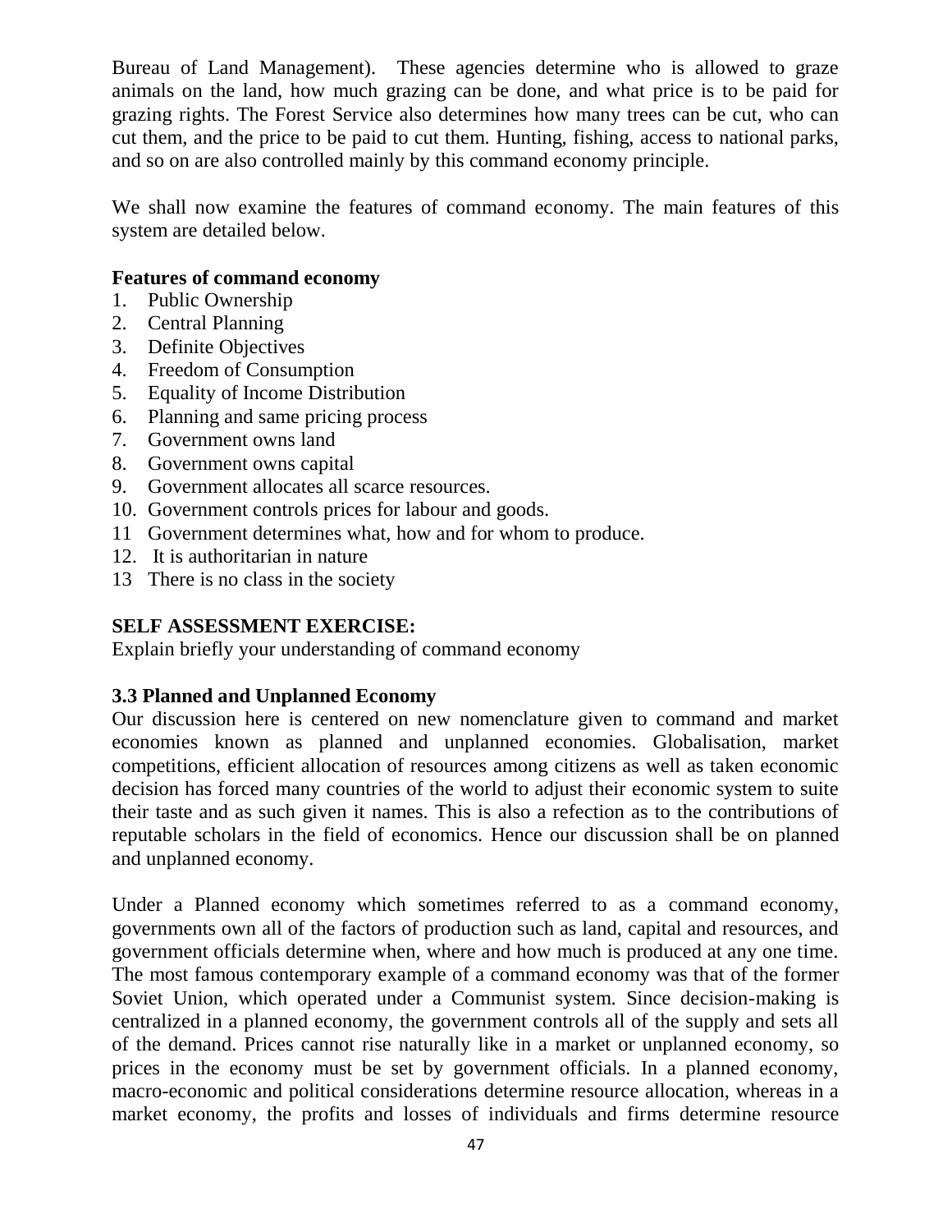Bureau of Land Management). These agencies determine who is allowed to graze animals on the land, how much grazing can be done, and what price is to be paid for grazing rights. The Forest Service also determines how many trees can be cut, who can cut them, and the price to be paid to cut them. Hunting, fishing, access to national parks, and so on are also controlled mainly by this command economy principle.

We shall now examine the features of command economy. The main features of this system are detailed below.

**Features of command economy**

1. Public Ownership
2. Central Planning
3. Definite Objectives
4. Freedom of Consumption
5. Equality of Income Distribution
6. Planning and same pricing process
7. Government owns land
8. Government owns capital
9. Government allocates all scarce resources.
10. Government controls prices for labour and goods.
11. Government determines what, how and for whom to produce.
12. It is authoritarian in nature
13. There is no class in the society

**SELF ASSESSMENT EXERCISE:**

Explain briefly your understanding of command economy

### 3.3 Planned and Unplanned Economy

Our discussion here is centered on new nomenclature given to command and market economies known as planned and unplanned economies. Globalisation, market competitions, efficient allocation of resources among citizens as well as taken economic decision has forced many countries of the world to adjust their economic system to suite their taste and as such given it names. This is also a refection as to the contributions of reputable scholars in the field of economics. Hence our discussion shall be on planned and unplanned economy.

Under a Planned economy which sometimes referred to as a command economy, governments own all of the factors of production such as land, capital and resources, and government officials determine when, where and how much is produced at any one time. The most famous contemporary example of a command economy was that of the former Soviet Union, which operated under a Communist system. Since decision-making is centralized in a planned economy, the government controls all of the supply and sets all of the demand. Prices cannot rise naturally like in a market or unplanned economy, so prices in the economy must be set by government officials. In a planned economy, macro-economic and political considerations determine resource allocation, whereas in a market economy, the profits and losses of individuals and firms determine resource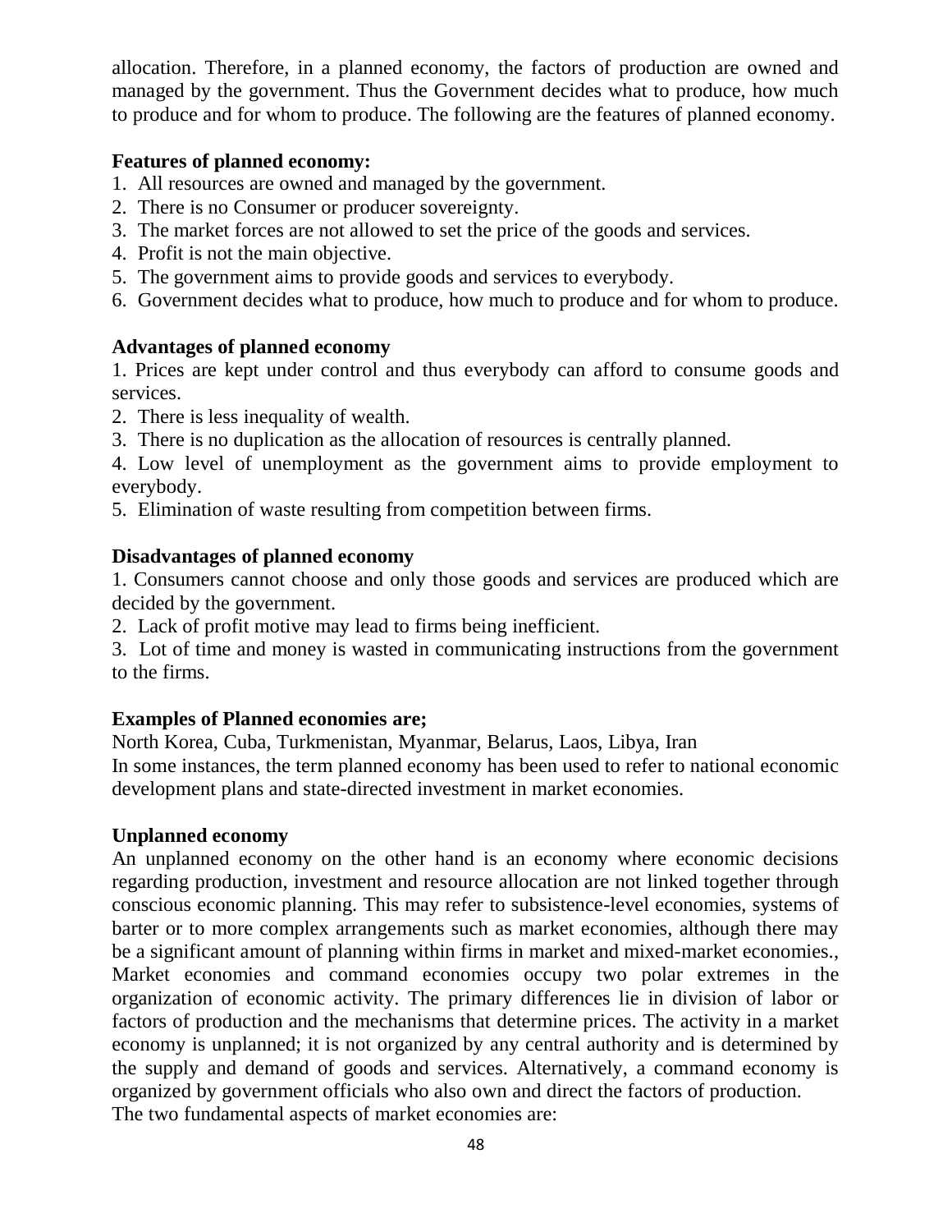allocation. Therefore, in a planned economy, the factors of production are owned and managed by the government. Thus the Government decides what to produce, how much to produce and for whom to produce. The following are the features of planned economy.

**Features of planned economy:**

1. All resources are owned and managed by the government.
2. There is no Consumer or producer sovereignty.
3. The market forces are not allowed to set the price of the goods and services.
4. Profit is not the main objective.
5. The government aims to provide goods and services to everybody.
6. Government decides what to produce, how much to produce and for whom to produce.

**Advantages of planned economy**

1. Prices are kept under control and thus everybody can afford to consume goods and services.
2. There is less inequality of wealth.
3. There is no duplication as the allocation of resources is centrally planned.
4. Low level of unemployment as the government aims to provide employment to everybody.
5. Elimination of waste resulting from competition between firms.

**Disadvantages of planned economy**

1. Consumers cannot choose and only those goods and services are produced which are decided by the government.
2. Lack of profit motive may lead to firms being inefficient.
3. Lot of time and money is wasted in communicating instructions from the government to the firms.

**Examples of Planned economies are;**

North Korea, Cuba, Turkmenistan, Myanmar, Belarus, Laos, Libya, Iran
In some instances, the term planned economy has been used to refer to national economic development plans and state-directed investment in market economies.

**Unplanned economy**

An unplanned economy on the other hand is an economy where economic decisions regarding production, investment and resource allocation are not linked together through conscious economic planning. This may refer to subsistence-level economies, systems of barter or to more complex arrangements such as market economies, although there may be a significant amount of planning within firms in market and mixed-market economies., Market economies and command economies occupy two polar extremes in the organization of economic activity. The primary differences lie in division of labor or factors of production and the mechanisms that determine prices. The activity in a market economy is unplanned; it is not organized by any central authority and is determined by the supply and demand of goods and services. Alternatively, a command economy is organized by government officials who also own and direct the factors of production.
The two fundamental aspects of market economies are: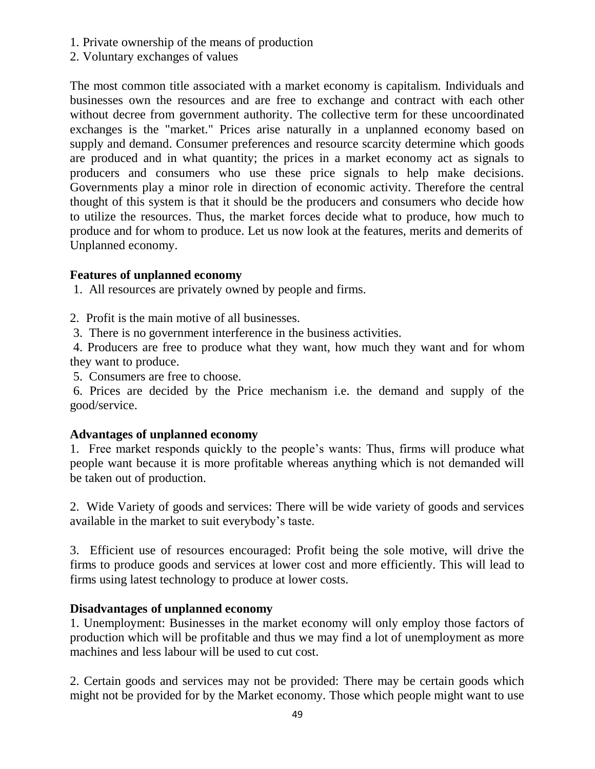1. Private ownership of the means of production
2. Voluntary exchanges of values

The most common title associated with a market economy is capitalism. Individuals and businesses own the resources and are free to exchange and contract with each other without decree from government authority. The collective term for these uncoordinated exchanges is the "market." Prices arise naturally in a unplanned economy based on supply and demand. Consumer preferences and resource scarcity determine which goods are produced and in what quantity; the prices in a market economy act as signals to producers and consumers who use these price signals to help make decisions. Governments play a minor role in direction of economic activity. Therefore the central thought of this system is that it should be the producers and consumers who decide how to utilize the resources. Thus, the market forces decide what to produce, how much to produce and for whom to produce. Let us now look at the features, merits and demerits of Unplanned economy.

**Features of unplanned economy**

1. All resources are privately owned by people and firms.
2. Profit is the main motive of all businesses.
3. There is no government interference in the business activities.
4. Producers are free to produce what they want, how much they want and for whom they want to produce.
5. Consumers are free to choose.
6. Prices are decided by the Price mechanism i.e. the demand and supply of the good/service.

**Advantages of unplanned economy**

1. Free market responds quickly to the people's wants: Thus, firms will produce what people want because it is more profitable whereas anything which is not demanded will be taken out of production.

2. Wide Variety of goods and services: There will be wide variety of goods and services available in the market to suit everybody's taste.

3. Efficient use of resources encouraged: Profit being the sole motive, will drive the firms to produce goods and services at lower cost and more efficiently. This will lead to firms using latest technology to produce at lower costs.

**Disadvantages of unplanned economy**

1. Unemployment: Businesses in the market economy will only employ those factors of production which will be profitable and thus we may find a lot of unemployment as more machines and less labour will be used to cut cost.

2. Certain goods and services may not be provided: There may be certain goods which might not be provided for by the Market economy. Those which people might want to use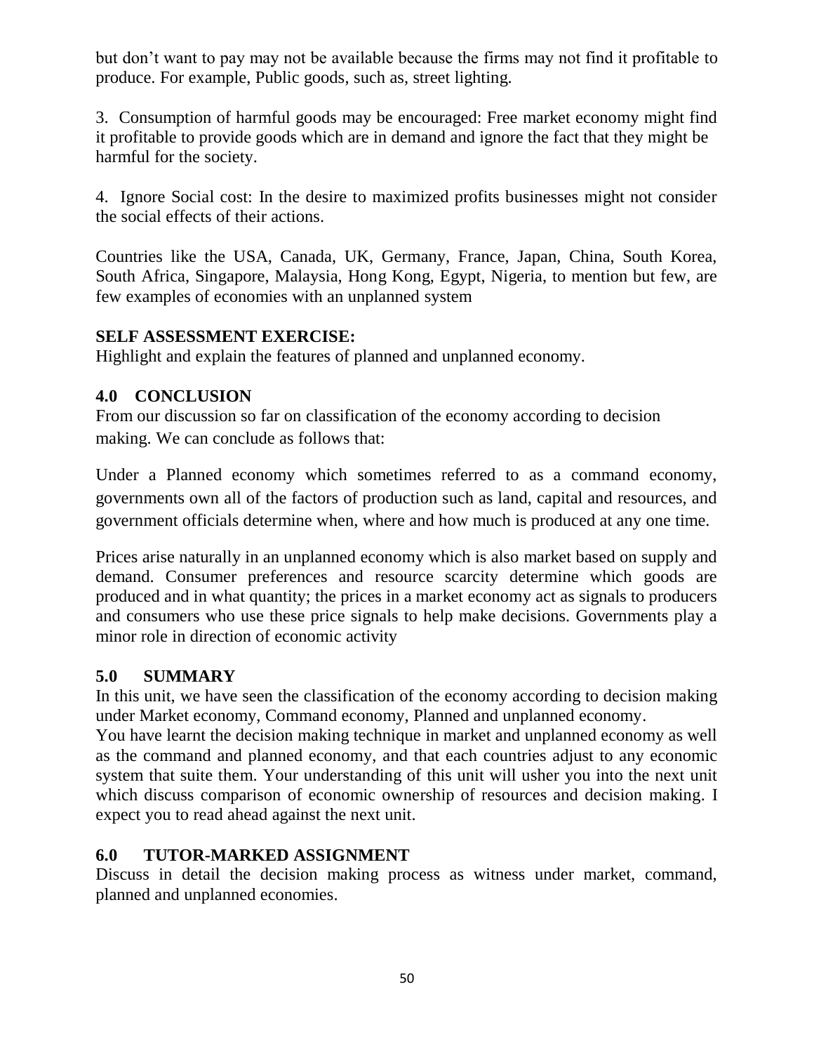but don't want to pay may not be available because the firms may not find it profitable to produce. For example, Public goods, such as, street lighting.

3. Consumption of harmful goods may be encouraged: Free market economy might find it profitable to provide goods which are in demand and ignore the fact that they might be harmful for the society.

4. Ignore Social cost: In the desire to maximized profits businesses might not consider the social effects of their actions.

Countries like the USA, Canada, UK, Germany, France, Japan, China, South Korea, South Africa, Singapore, Malaysia, Hong Kong, Egypt, Nigeria, to mention but few, are few examples of economies with an unplanned system

**SELF ASSESSMENT EXERCISE:**

Highlight and explain the features of planned and unplanned economy.

## 4.0 CONCLUSION

From our discussion so far on classification of the economy according to decision making. We can conclude as follows that:

Under a Planned economy which sometimes referred to as a command economy, governments own all of the factors of production such as land, capital and resources, and government officials determine when, where and how much is produced at any one time.

Prices arise naturally in an unplanned economy which is also market based on supply and demand. Consumer preferences and resource scarcity determine which goods are produced and in what quantity; the prices in a market economy act as signals to producers and consumers who use these price signals to help make decisions. Governments play a minor role in direction of economic activity

## 5.0 SUMMARY

In this unit, we have seen the classification of the economy according to decision making under Market economy, Command economy, Planned and unplanned economy.

You have learnt the decision making technique in market and unplanned economy as well as the command and planned economy, and that each countries adjust to any economic system that suite them. Your understanding of this unit will usher you into the next unit which discuss comparison of economic ownership of resources and decision making. I expect you to read ahead against the next unit.

## 6.0 TUTOR-MARKED ASSIGNMENT

Discuss in detail the decision making process as witness under market, command, planned and unplanned economies.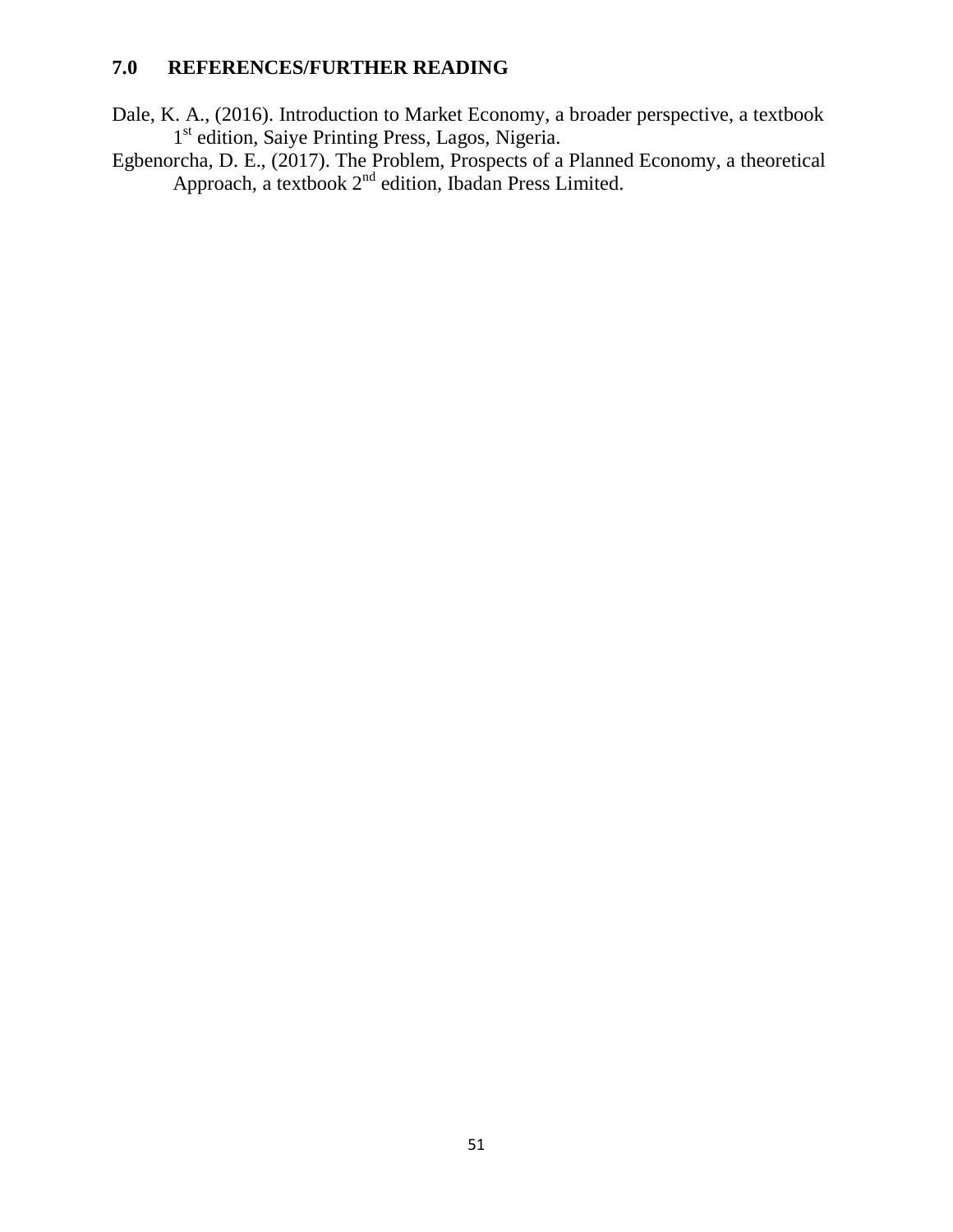## 7.0 REFERENCES/FURTHER READING

Dale, K. A., (2016). Introduction to Market Economy, a broader perspective, a textbook 1st edition, Saiye Printing Press, Lagos, Nigeria.

Egbenorcha, D. E., (2017). The Problem, Prospects of a Planned Economy, a theoretical Approach, a textbook 2nd edition, Ibadan Press Limited.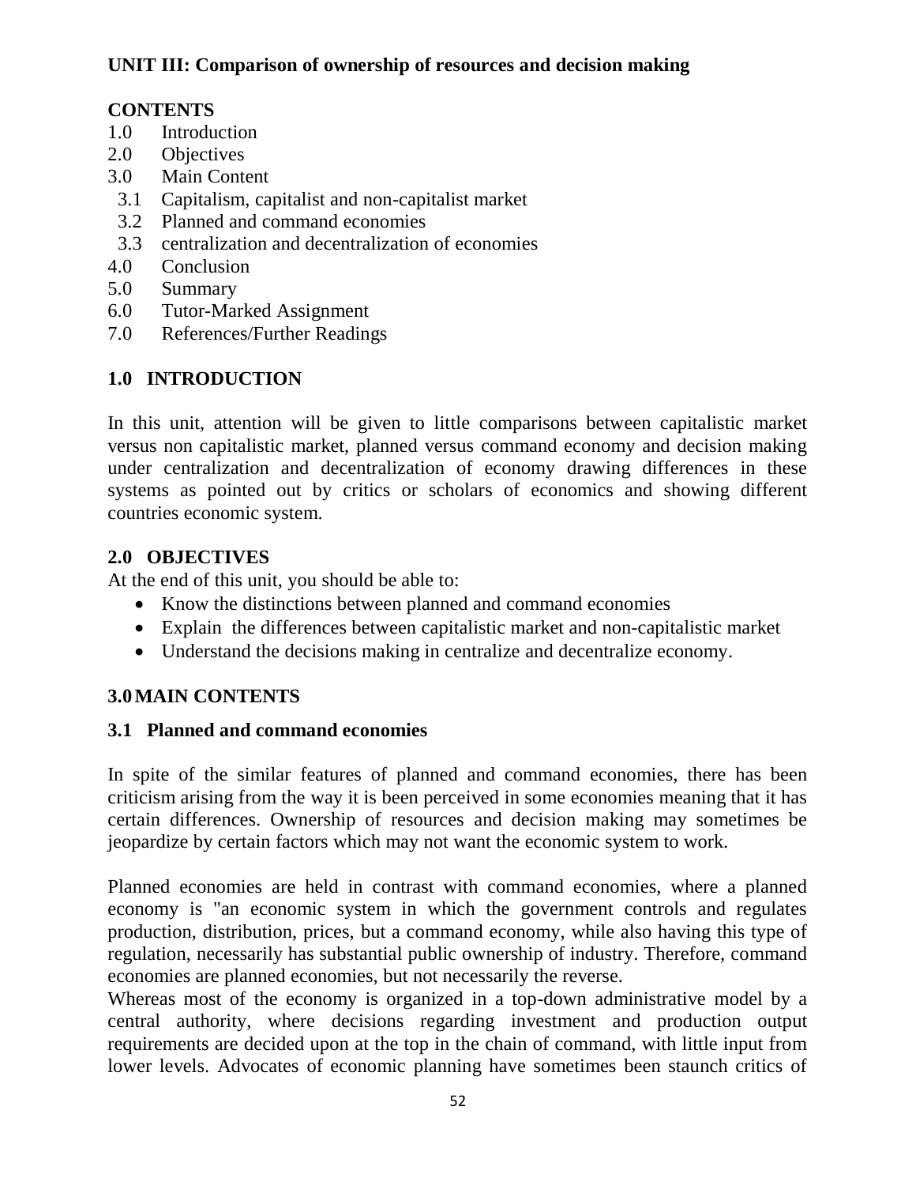**UNIT III: Comparison of ownership of resources and decision making**

**CONTENTS**

1.0 Introduction
2.0 Objectives
3.0 Main Content
  3.1 Capitalism, capitalist and non-capitalist market
  3.2 Planned and command economies
  3.3 centralization and decentralization of economies
4.0 Conclusion
5.0 Summary
6.0 Tutor-Marked Assignment
7.0 References/Further Readings

## 1.0 INTRODUCTION

In this unit, attention will be given to little comparisons between capitalistic market versus non capitalistic market, planned versus command economy and decision making under centralization and decentralization of economy drawing differences in these systems as pointed out by critics or scholars of economics and showing different countries economic system.

## 2.0 OBJECTIVES

At the end of this unit, you should be able to:

- Know the distinctions between planned and command economies
- Explain the differences between capitalistic market and non-capitalistic market
- Understand the decisions making in centralize and decentralize economy.

## 3.0 MAIN CONTENTS

### 3.1 Planned and command economies

In spite of the similar features of planned and command economies, there has been criticism arising from the way it is been perceived in some economies meaning that it has certain differences. Ownership of resources and decision making may sometimes be jeopardize by certain factors which may not want the economic system to work.

Planned economies are held in contrast with command economies, where a planned economy is "an economic system in which the government controls and regulates production, distribution, prices, but a command economy, while also having this type of regulation, necessarily has substantial public ownership of industry. Therefore, command economies are planned economies, but not necessarily the reverse.

Whereas most of the economy is organized in a top-down administrative model by a central authority, where decisions regarding investment and production output requirements are decided upon at the top in the chain of command, with little input from lower levels. Advocates of economic planning have sometimes been staunch critics of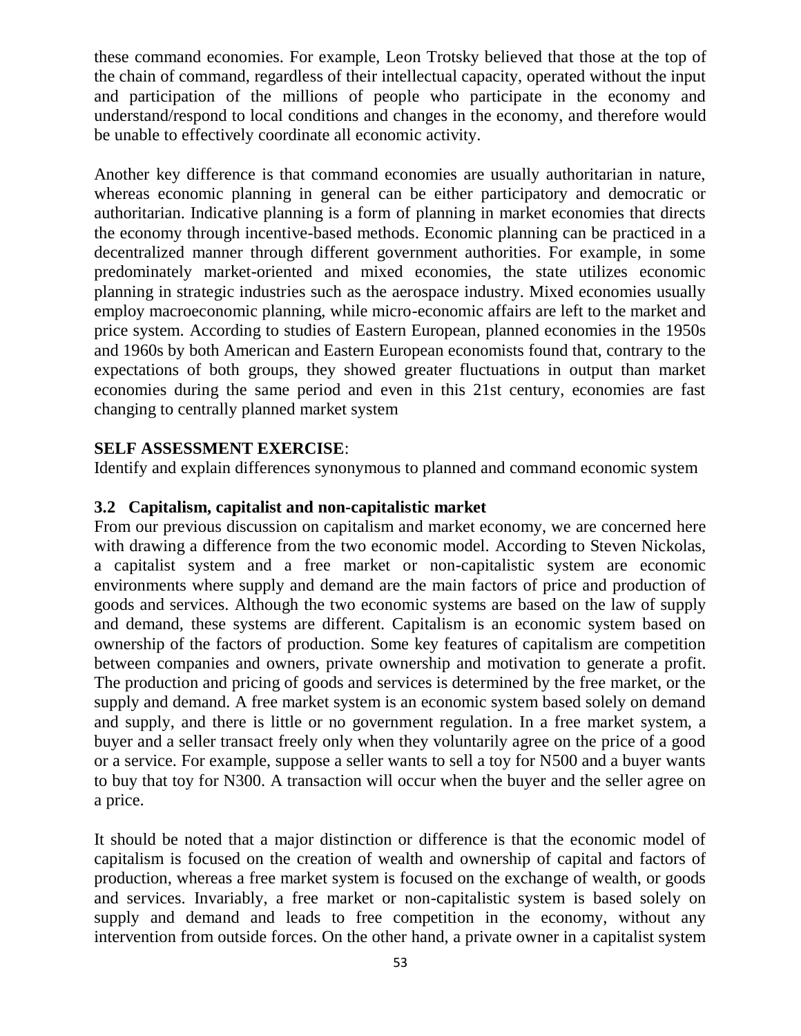these command economies. For example, Leon Trotsky believed that those at the top of the chain of command, regardless of their intellectual capacity, operated without the input and participation of the millions of people who participate in the economy and understand/respond to local conditions and changes in the economy, and therefore would be unable to effectively coordinate all economic activity.

Another key difference is that command economies are usually authoritarian in nature, whereas economic planning in general can be either participatory and democratic or authoritarian. Indicative planning is a form of planning in market economies that directs the economy through incentive-based methods. Economic planning can be practiced in a decentralized manner through different government authorities. For example, in some predominately market-oriented and mixed economies, the state utilizes economic planning in strategic industries such as the aerospace industry. Mixed economies usually employ macroeconomic planning, while micro-economic affairs are left to the market and price system. According to studies of Eastern European, planned economies in the 1950s and 1960s by both American and Eastern European economists found that, contrary to the expectations of both groups, they showed greater fluctuations in output than market economies during the same period and even in this 21st century, economies are fast changing to centrally planned market system

**SELF ASSESSMENT EXERCISE**:

Identify and explain differences synonymous to planned and command economic system

### 3.2 Capitalism, capitalist and non-capitalistic market

From our previous discussion on capitalism and market economy, we are concerned here with drawing a difference from the two economic model. According to Steven Nickolas, a capitalist system and a free market or non-capitalistic system are economic environments where supply and demand are the main factors of price and production of goods and services. Although the two economic systems are based on the law of supply and demand, these systems are different. Capitalism is an economic system based on ownership of the factors of production. Some key features of capitalism are competition between companies and owners, private ownership and motivation to generate a profit. The production and pricing of goods and services is determined by the free market, or the supply and demand. A free market system is an economic system based solely on demand and supply, and there is little or no government regulation. In a free market system, a buyer and a seller transact freely only when they voluntarily agree on the price of a good or a service. For example, suppose a seller wants to sell a toy for N500 and a buyer wants to buy that toy for N300. A transaction will occur when the buyer and the seller agree on a price.

It should be noted that a major distinction or difference is that the economic model of capitalism is focused on the creation of wealth and ownership of capital and factors of production, whereas a free market system is focused on the exchange of wealth, or goods and services. Invariably, a free market or non-capitalistic system is based solely on supply and demand and leads to free competition in the economy, without any intervention from outside forces. On the other hand, a private owner in a capitalist system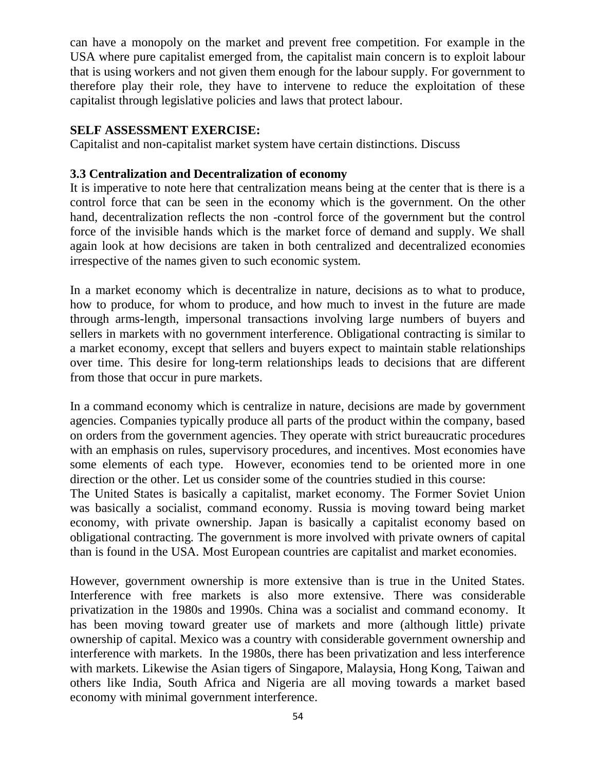can have a monopoly on the market and prevent free competition. For example in the USA where pure capitalist emerged from, the capitalist main concern is to exploit labour that is using workers and not given them enough for the labour supply. For government to therefore play their role, they have to intervene to reduce the exploitation of these capitalist through legislative policies and laws that protect labour.

**SELF ASSESSMENT EXERCISE:**

Capitalist and non-capitalist market system have certain distinctions. Discuss

### 3.3 Centralization and Decentralization of economy

It is imperative to note here that centralization means being at the center that is there is a control force that can be seen in the economy which is the government. On the other hand, decentralization reflects the non -control force of the government but the control force of the invisible hands which is the market force of demand and supply. We shall again look at how decisions are taken in both centralized and decentralized economies irrespective of the names given to such economic system.

In a market economy which is decentralize in nature, decisions as to what to produce, how to produce, for whom to produce, and how much to invest in the future are made through arms-length, impersonal transactions involving large numbers of buyers and sellers in markets with no government interference. Obligational contracting is similar to a market economy, except that sellers and buyers expect to maintain stable relationships over time. This desire for long-term relationships leads to decisions that are different from those that occur in pure markets.

In a command economy which is centralize in nature, decisions are made by government agencies. Companies typically produce all parts of the product within the company, based on orders from the government agencies. They operate with strict bureaucratic procedures with an emphasis on rules, supervisory procedures, and incentives. Most economies have some elements of each type. However, economies tend to be oriented more in one direction or the other. Let us consider some of the countries studied in this course:

The United States is basically a capitalist, market economy. The Former Soviet Union was basically a socialist, command economy. Russia is moving toward being market economy, with private ownership. Japan is basically a capitalist economy based on obligational contracting. The government is more involved with private owners of capital than is found in the USA. Most European countries are capitalist and market economies.

However, government ownership is more extensive than is true in the United States. Interference with free markets is also more extensive. There was considerable privatization in the 1980s and 1990s. China was a socialist and command economy. It has been moving toward greater use of markets and more (although little) private ownership of capital. Mexico was a country with considerable government ownership and interference with markets. In the 1980s, there has been privatization and less interference with markets. Likewise the Asian tigers of Singapore, Malaysia, Hong Kong, Taiwan and others like India, South Africa and Nigeria are all moving towards a market based economy with minimal government interference.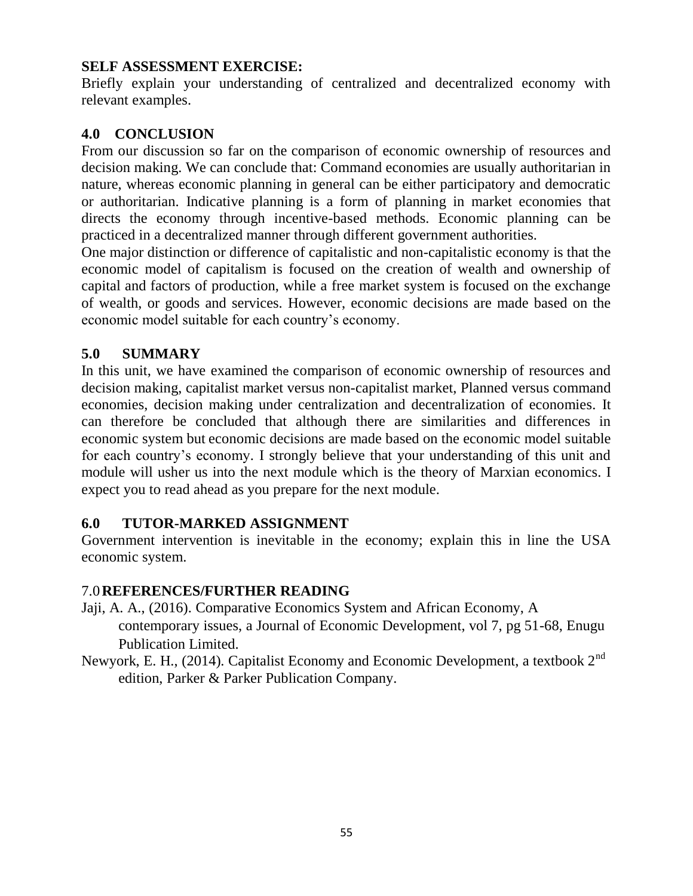**SELF ASSESSMENT EXERCISE:**

Briefly explain your understanding of centralized and decentralized economy with relevant examples.

## 4.0 CONCLUSION

From our discussion so far on the comparison of economic ownership of resources and decision making. We can conclude that: Command economies are usually authoritarian in nature, whereas economic planning in general can be either participatory and democratic or authoritarian. Indicative planning is a form of planning in market economies that directs the economy through incentive-based methods. Economic planning can be practiced in a decentralized manner through different government authorities.

One major distinction or difference of capitalistic and non-capitalistic economy is that the economic model of capitalism is focused on the creation of wealth and ownership of capital and factors of production, while a free market system is focused on the exchange of wealth, or goods and services. However, economic decisions are made based on the economic model suitable for each country's economy.

## 5.0 SUMMARY

In this unit, we have examined the comparison of economic ownership of resources and decision making, capitalist market versus non-capitalist market, Planned versus command economies, decision making under centralization and decentralization of economies. It can therefore be concluded that although there are similarities and differences in economic system but economic decisions are made based on the economic model suitable for each country's economy. I strongly believe that your understanding of this unit and module will usher us into the next module which is the theory of Marxian economics. I expect you to read ahead as you prepare for the next module.

## 6.0 TUTOR-MARKED ASSIGNMENT

Government intervention is inevitable in the economy; explain this in line the USA economic system.

## 7.0 REFERENCES/FURTHER READING

Jaji, A. A., (2016). Comparative Economics System and African Economy, A contemporary issues, a Journal of Economic Development, vol 7, pg 51-68, Enugu Publication Limited.

Newyork, E. H., (2014). Capitalist Economy and Economic Development, a textbook 2nd edition, Parker & Parker Publication Company.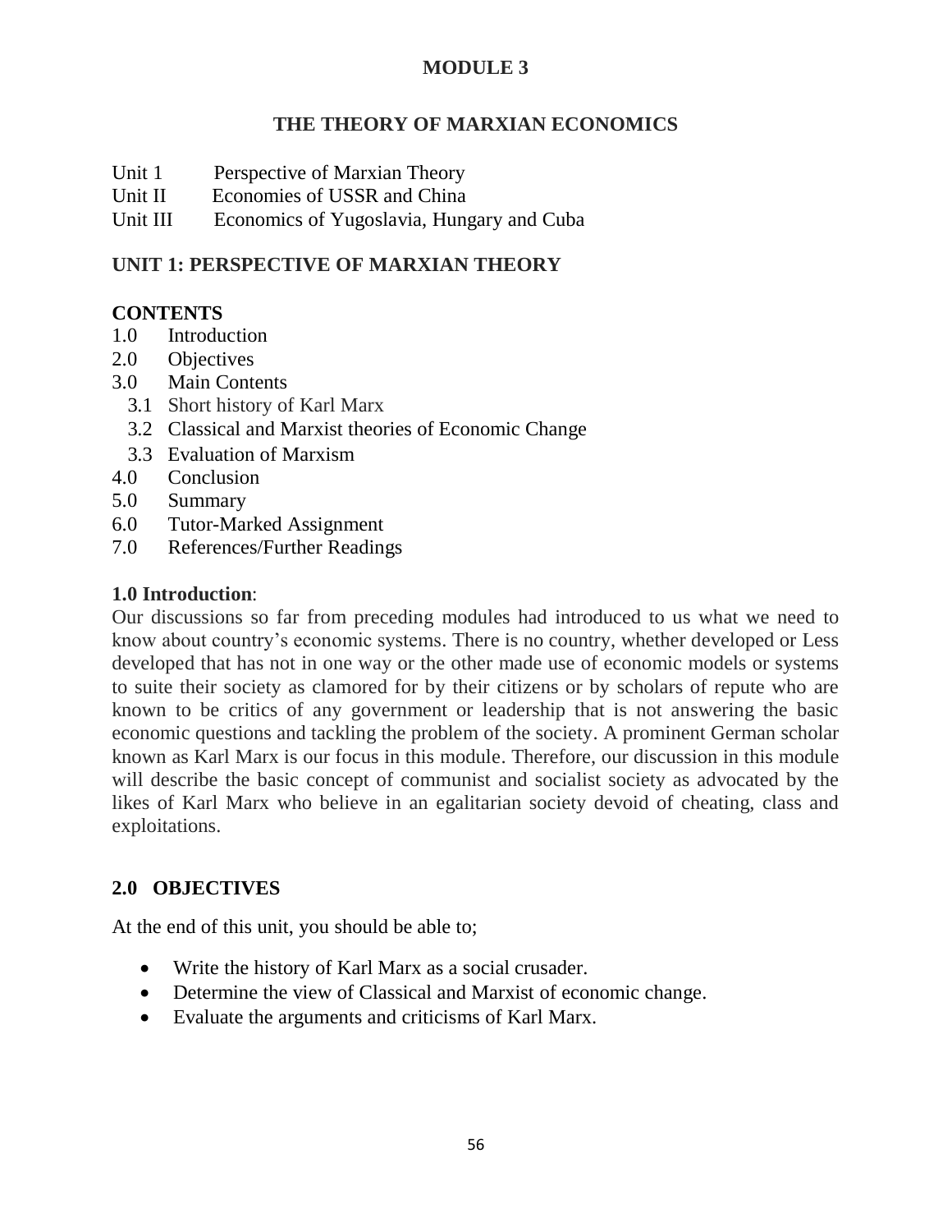# MODULE 3

## THE THEORY OF MARXIAN ECONOMICS

Unit 1 Perspective of Marxian Theory
Unit II Economies of USSR and China
Unit III Economics of Yugoslavia, Hungary and Cuba

## UNIT 1: PERSPECTIVE OF MARXIAN THEORY

### CONTENTS

1.0 Introduction
2.0 Objectives
3.0 Main Contents
  3.1 Short history of Karl Marx
  3.2 Classical and Marxist theories of Economic Change
  3.3 Evaluation of Marxism
4.0 Conclusion
5.0 Summary
6.0 Tutor-Marked Assignment
7.0 References/Further Readings

### 1.0 Introduction:

Our discussions so far from preceding modules had introduced to us what we need to know about country's economic systems. There is no country, whether developed or Less developed that has not in one way or the other made use of economic models or systems to suite their society as clamored for by their citizens or by scholars of repute who are known to be critics of any government or leadership that is not answering the basic economic questions and tackling the problem of the society. A prominent German scholar known as Karl Marx is our focus in this module. Therefore, our discussion in this module will describe the basic concept of communist and socialist society as advocated by the likes of Karl Marx who believe in an egalitarian society devoid of cheating, class and exploitations.

### 2.0 OBJECTIVES

At the end of this unit, you should be able to;

- Write the history of Karl Marx as a social crusader.
- Determine the view of Classical and Marxist of economic change.
- Evaluate the arguments and criticisms of Karl Marx.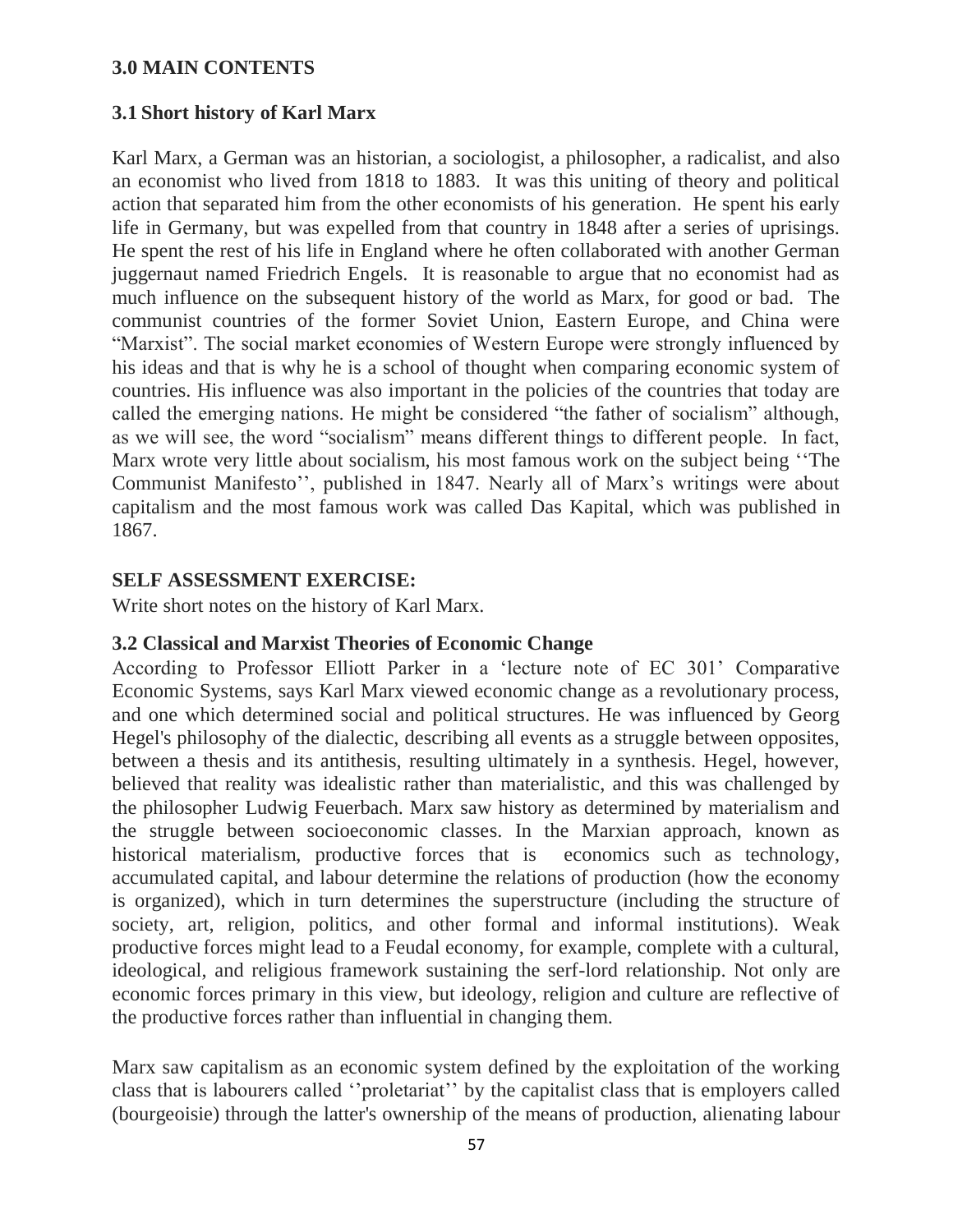## 3.0 MAIN CONTENTS

### 3.1 Short history of Karl Marx

Karl Marx, a German was an historian, a sociologist, a philosopher, a radicalist, and also an economist who lived from 1818 to 1883. It was this uniting of theory and political action that separated him from the other economists of his generation. He spent his early life in Germany, but was expelled from that country in 1848 after a series of uprisings. He spent the rest of his life in England where he often collaborated with another German juggernaut named Friedrich Engels. It is reasonable to argue that no economist had as much influence on the subsequent history of the world as Marx, for good or bad. The communist countries of the former Soviet Union, Eastern Europe, and China were "Marxist". The social market economies of Western Europe were strongly influenced by his ideas and that is why he is a school of thought when comparing economic system of countries. His influence was also important in the policies of the countries that today are called the emerging nations. He might be considered "the father of socialism" although, as we will see, the word "socialism" means different things to different people. In fact, Marx wrote very little about socialism, his most famous work on the subject being ''The Communist Manifesto'', published in 1847. Nearly all of Marx's writings were about capitalism and the most famous work was called Das Kapital, which was published in 1867.

**SELF ASSESSMENT EXERCISE:**

Write short notes on the history of Karl Marx.

### 3.2 Classical and Marxist Theories of Economic Change

According to Professor Elliott Parker in a 'lecture note of EC 301' Comparative Economic Systems, says Karl Marx viewed economic change as a revolutionary process, and one which determined social and political structures. He was influenced by Georg Hegel's philosophy of the dialectic, describing all events as a struggle between opposites, between a thesis and its antithesis, resulting ultimately in a synthesis. Hegel, however, believed that reality was idealistic rather than materialistic, and this was challenged by the philosopher Ludwig Feuerbach. Marx saw history as determined by materialism and the struggle between socioeconomic classes. In the Marxian approach, known as historical materialism, productive forces that is economics such as technology, accumulated capital, and labour determine the relations of production (how the economy is organized), which in turn determines the superstructure (including the structure of society, art, religion, politics, and other formal and informal institutions). Weak productive forces might lead to a Feudal economy, for example, complete with a cultural, ideological, and religious framework sustaining the serf-lord relationship. Not only are economic forces primary in this view, but ideology, religion and culture are reflective of the productive forces rather than influential in changing them.

Marx saw capitalism as an economic system defined by the exploitation of the working class that is labourers called ''proletariat'' by the capitalist class that is employers called (bourgeoisie) through the latter's ownership of the means of production, alienating labour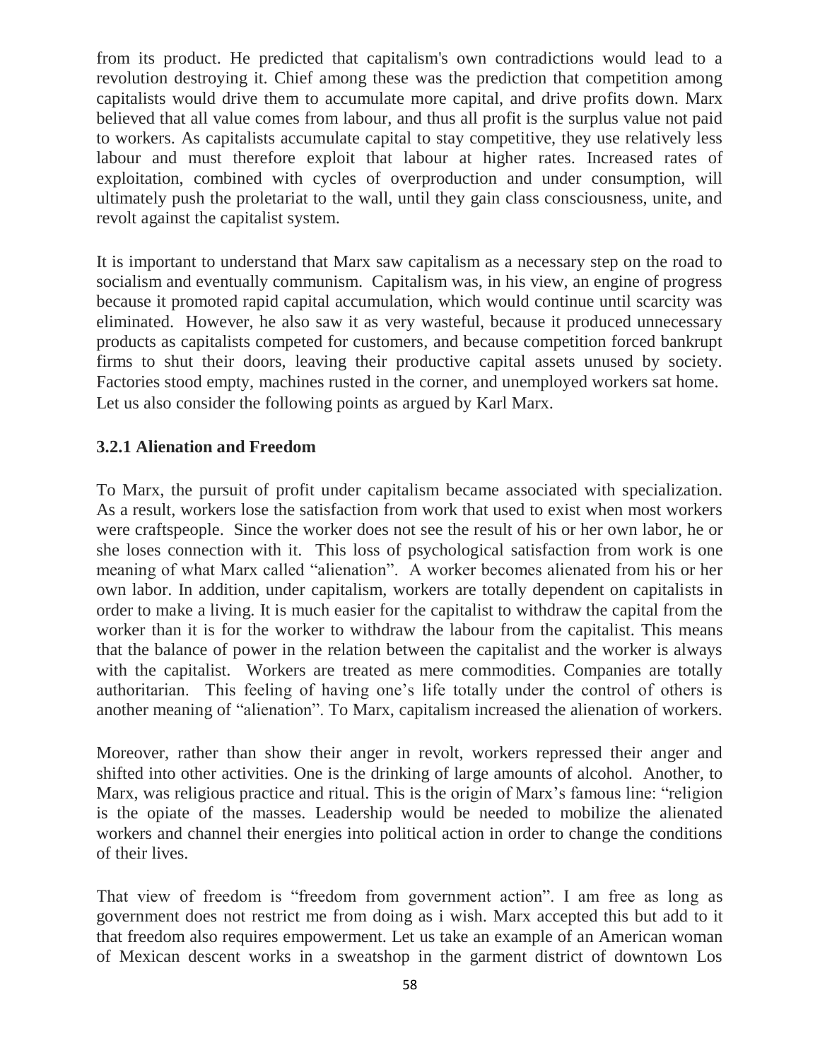from its product. He predicted that capitalism's own contradictions would lead to a revolution destroying it. Chief among these was the prediction that competition among capitalists would drive them to accumulate more capital, and drive profits down. Marx believed that all value comes from labour, and thus all profit is the surplus value not paid to workers. As capitalists accumulate capital to stay competitive, they use relatively less labour and must therefore exploit that labour at higher rates. Increased rates of exploitation, combined with cycles of overproduction and under consumption, will ultimately push the proletariat to the wall, until they gain class consciousness, unite, and revolt against the capitalist system.

It is important to understand that Marx saw capitalism as a necessary step on the road to socialism and eventually communism. Capitalism was, in his view, an engine of progress because it promoted rapid capital accumulation, which would continue until scarcity was eliminated. However, he also saw it as very wasteful, because it produced unnecessary products as capitalists competed for customers, and because competition forced bankrupt firms to shut their doors, leaving their productive capital assets unused by society. Factories stood empty, machines rusted in the corner, and unemployed workers sat home. Let us also consider the following points as argued by Karl Marx.

### 3.2.1 Alienation and Freedom

To Marx, the pursuit of profit under capitalism became associated with specialization. As a result, workers lose the satisfaction from work that used to exist when most workers were craftspeople. Since the worker does not see the result of his or her own labor, he or she loses connection with it. This loss of psychological satisfaction from work is one meaning of what Marx called "alienation". A worker becomes alienated from his or her own labor. In addition, under capitalism, workers are totally dependent on capitalists in order to make a living. It is much easier for the capitalist to withdraw the capital from the worker than it is for the worker to withdraw the labour from the capitalist. This means that the balance of power in the relation between the capitalist and the worker is always with the capitalist. Workers are treated as mere commodities. Companies are totally authoritarian. This feeling of having one's life totally under the control of others is another meaning of "alienation". To Marx, capitalism increased the alienation of workers.

Moreover, rather than show their anger in revolt, workers repressed their anger and shifted into other activities. One is the drinking of large amounts of alcohol. Another, to Marx, was religious practice and ritual. This is the origin of Marx's famous line: "religion is the opiate of the masses. Leadership would be needed to mobilize the alienated workers and channel their energies into political action in order to change the conditions of their lives.

That view of freedom is "freedom from government action". I am free as long as government does not restrict me from doing as i wish. Marx accepted this but add to it that freedom also requires empowerment. Let us take an example of an American woman of Mexican descent works in a sweatshop in the garment district of downtown Los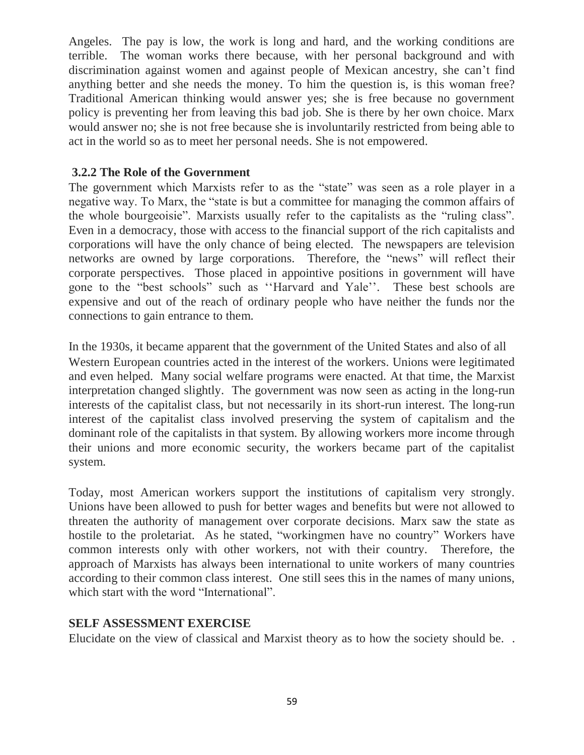Angeles. The pay is low, the work is long and hard, and the working conditions are terrible. The woman works there because, with her personal background and with discrimination against women and against people of Mexican ancestry, she can't find anything better and she needs the money. To him the question is, is this woman free? Traditional American thinking would answer yes; she is free because no government policy is preventing her from leaving this bad job. She is there by her own choice. Marx would answer no; she is not free because she is involuntarily restricted from being able to act in the world so as to meet her personal needs. She is not empowered.

### 3.2.2 The Role of the Government

The government which Marxists refer to as the "state" was seen as a role player in a negative way. To Marx, the "state is but a committee for managing the common affairs of the whole bourgeoisie". Marxists usually refer to the capitalists as the "ruling class". Even in a democracy, those with access to the financial support of the rich capitalists and corporations will have the only chance of being elected. The newspapers are television networks are owned by large corporations. Therefore, the "news" will reflect their corporate perspectives. Those placed in appointive positions in government will have gone to the "best schools" such as ''Harvard and Yale''. These best schools are expensive and out of the reach of ordinary people who have neither the funds nor the connections to gain entrance to them.

In the 1930s, it became apparent that the government of the United States and also of all Western European countries acted in the interest of the workers. Unions were legitimated and even helped. Many social welfare programs were enacted. At that time, the Marxist interpretation changed slightly. The government was now seen as acting in the long-run interests of the capitalist class, but not necessarily in its short-run interest. The long-run interest of the capitalist class involved preserving the system of capitalism and the dominant role of the capitalists in that system. By allowing workers more income through their unions and more economic security, the workers became part of the capitalist system.

Today, most American workers support the institutions of capitalism very strongly. Unions have been allowed to push for better wages and benefits but were not allowed to threaten the authority of management over corporate decisions. Marx saw the state as hostile to the proletariat. As he stated, "workingmen have no country" Workers have common interests only with other workers, not with their country. Therefore, the approach of Marxists has always been international to unite workers of many countries according to their common class interest. One still sees this in the names of many unions, which start with the word "International".

**SELF ASSESSMENT EXERCISE**

Elucidate on the view of classical and Marxist theory as to how the society should be. .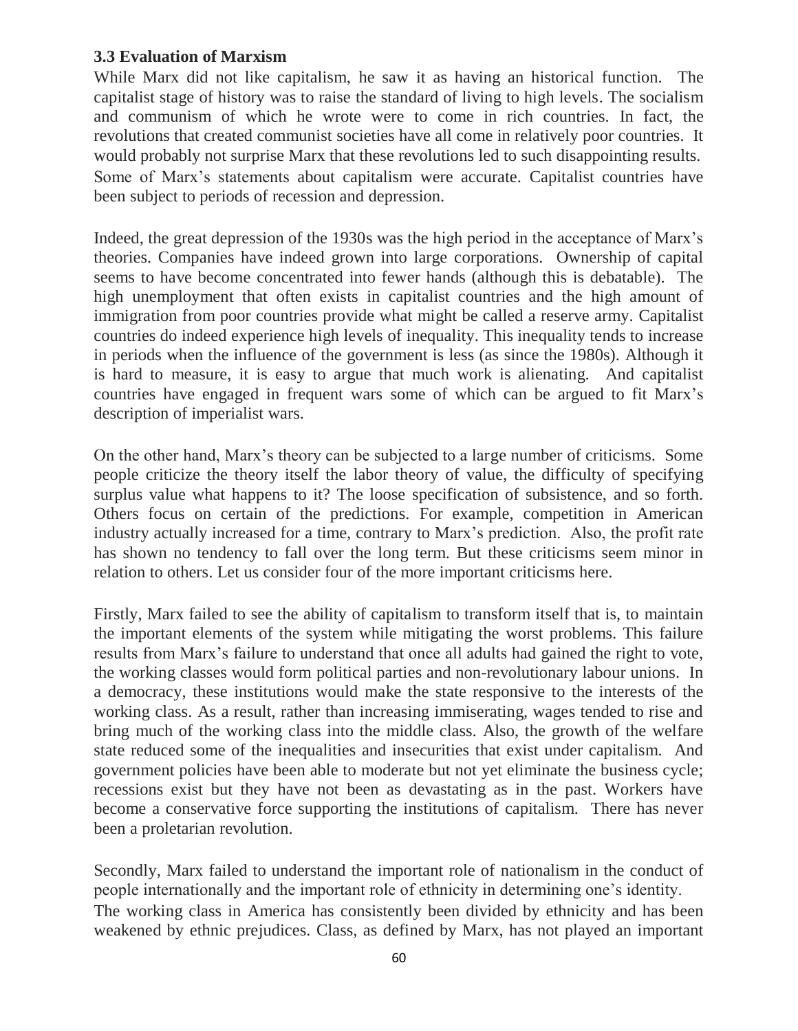### 3.3 Evaluation of Marxism

While Marx did not like capitalism, he saw it as having an historical function. The capitalist stage of history was to raise the standard of living to high levels. The socialism and communism of which he wrote were to come in rich countries. In fact, the revolutions that created communist societies have all come in relatively poor countries. It would probably not surprise Marx that these revolutions led to such disappointing results. Some of Marx's statements about capitalism were accurate. Capitalist countries have been subject to periods of recession and depression.

Indeed, the great depression of the 1930s was the high period in the acceptance of Marx's theories. Companies have indeed grown into large corporations. Ownership of capital seems to have become concentrated into fewer hands (although this is debatable). The high unemployment that often exists in capitalist countries and the high amount of immigration from poor countries provide what might be called a reserve army. Capitalist countries do indeed experience high levels of inequality. This inequality tends to increase in periods when the influence of the government is less (as since the 1980s). Although it is hard to measure, it is easy to argue that much work is alienating. And capitalist countries have engaged in frequent wars some of which can be argued to fit Marx's description of imperialist wars.

On the other hand, Marx's theory can be subjected to a large number of criticisms. Some people criticize the theory itself the labor theory of value, the difficulty of specifying surplus value what happens to it? The loose specification of subsistence, and so forth. Others focus on certain of the predictions. For example, competition in American industry actually increased for a time, contrary to Marx's prediction. Also, the profit rate has shown no tendency to fall over the long term. But these criticisms seem minor in relation to others. Let us consider four of the more important criticisms here.

Firstly, Marx failed to see the ability of capitalism to transform itself that is, to maintain the important elements of the system while mitigating the worst problems. This failure results from Marx's failure to understand that once all adults had gained the right to vote, the working classes would form political parties and non-revolutionary labour unions. In a democracy, these institutions would make the state responsive to the interests of the working class. As a result, rather than increasing immiserating, wages tended to rise and bring much of the working class into the middle class. Also, the growth of the welfare state reduced some of the inequalities and insecurities that exist under capitalism. And government policies have been able to moderate but not yet eliminate the business cycle; recessions exist but they have not been as devastating as in the past. Workers have become a conservative force supporting the institutions of capitalism. There has never been a proletarian revolution.

Secondly, Marx failed to understand the important role of nationalism in the conduct of people internationally and the important role of ethnicity in determining one's identity. The working class in America has consistently been divided by ethnicity and has been weakened by ethnic prejudices. Class, as defined by Marx, has not played an important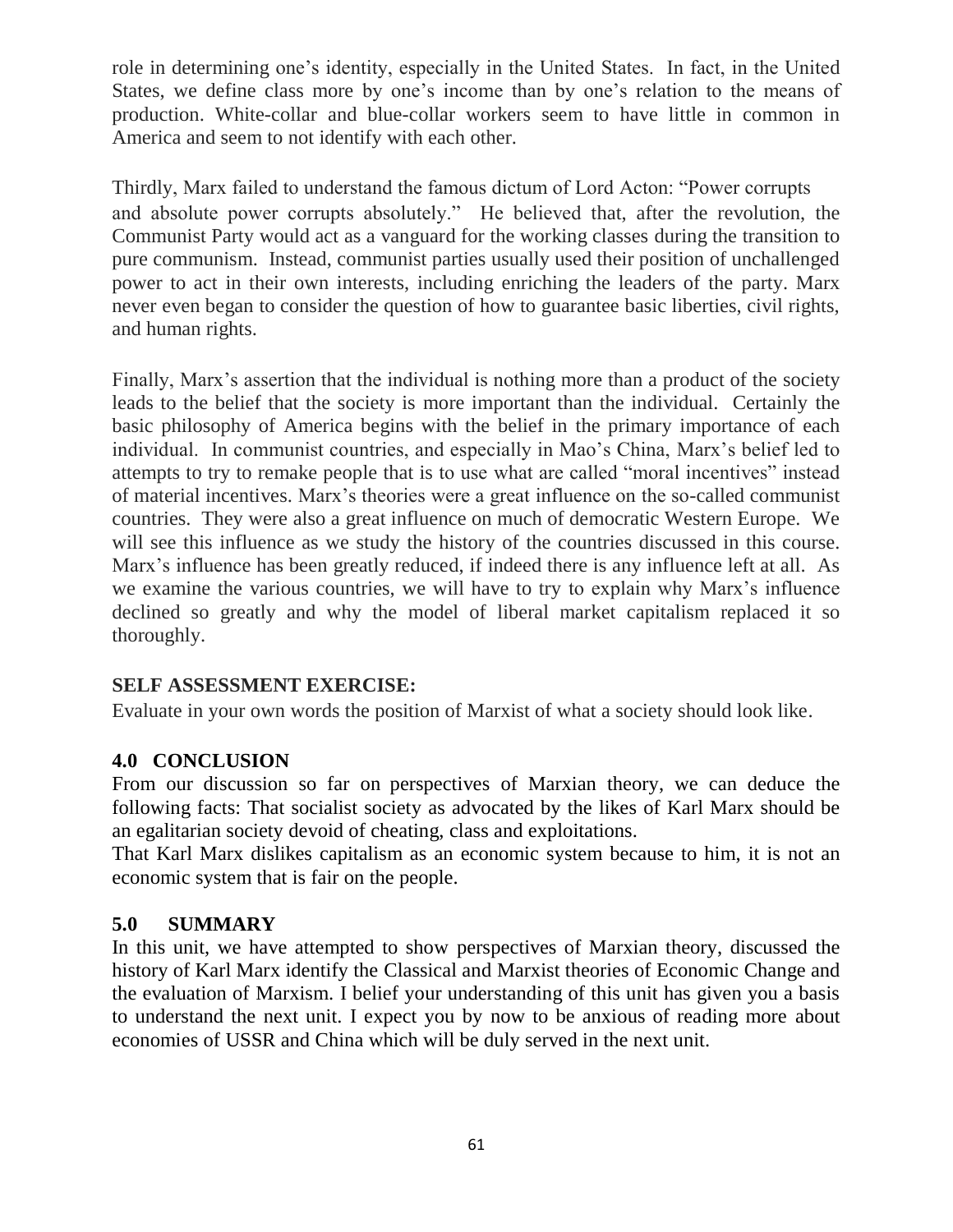role in determining one's identity, especially in the United States. In fact, in the United States, we define class more by one's income than by one's relation to the means of production. White-collar and blue-collar workers seem to have little in common in America and seem to not identify with each other.

Thirdly, Marx failed to understand the famous dictum of Lord Acton: "Power corrupts and absolute power corrupts absolutely." He believed that, after the revolution, the Communist Party would act as a vanguard for the working classes during the transition to pure communism. Instead, communist parties usually used their position of unchallenged power to act in their own interests, including enriching the leaders of the party. Marx never even began to consider the question of how to guarantee basic liberties, civil rights, and human rights.

Finally, Marx's assertion that the individual is nothing more than a product of the society leads to the belief that the society is more important than the individual. Certainly the basic philosophy of America begins with the belief in the primary importance of each individual. In communist countries, and especially in Mao's China, Marx's belief led to attempts to try to remake people that is to use what are called "moral incentives" instead of material incentives. Marx's theories were a great influence on the so-called communist countries. They were also a great influence on much of democratic Western Europe. We will see this influence as we study the history of the countries discussed in this course. Marx's influence has been greatly reduced, if indeed there is any influence left at all. As we examine the various countries, we will have to try to explain why Marx's influence declined so greatly and why the model of liberal market capitalism replaced it so thoroughly.

**SELF ASSESSMENT EXERCISE:**

Evaluate in your own words the position of Marxist of what a society should look like.

## 4.0 CONCLUSION

From our discussion so far on perspectives of Marxian theory, we can deduce the following facts: That socialist society as advocated by the likes of Karl Marx should be an egalitarian society devoid of cheating, class and exploitations.

That Karl Marx dislikes capitalism as an economic system because to him, it is not an economic system that is fair on the people.

## 5.0 SUMMARY

In this unit, we have attempted to show perspectives of Marxian theory, discussed the history of Karl Marx identify the Classical and Marxist theories of Economic Change and the evaluation of Marxism. I belief your understanding of this unit has given you a basis to understand the next unit. I expect you by now to be anxious of reading more about economies of USSR and China which will be duly served in the next unit.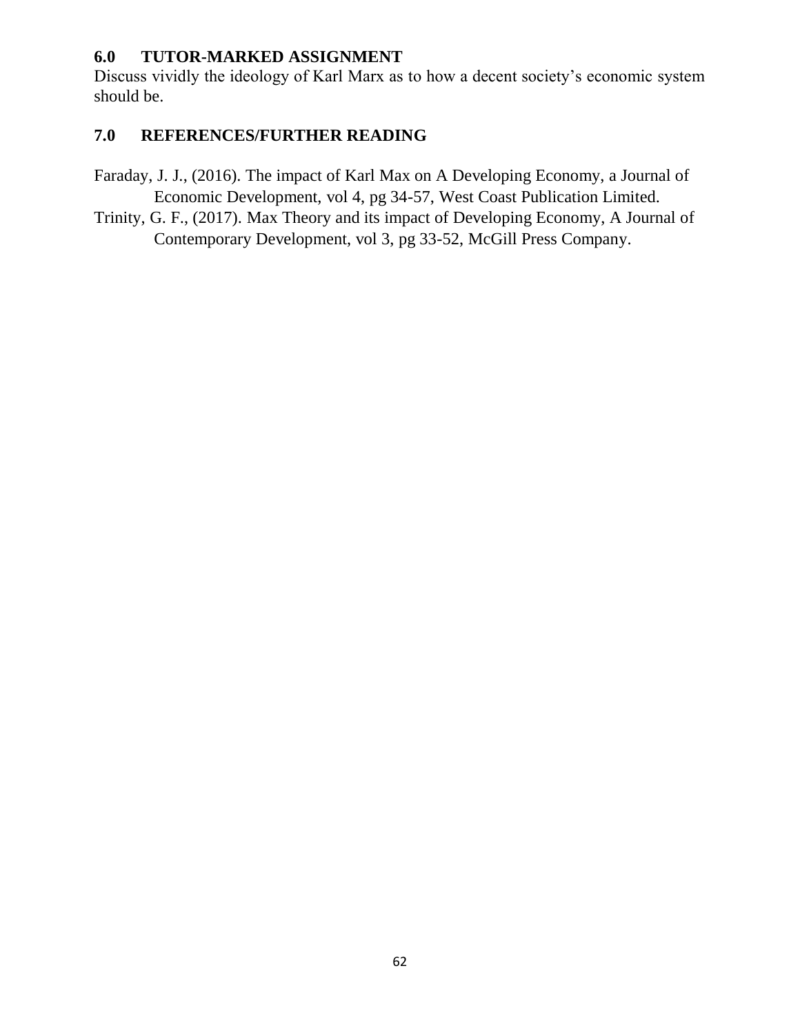## 6.0 TUTOR-MARKED ASSIGNMENT

Discuss vividly the ideology of Karl Marx as to how a decent society's economic system should be.

## 7.0 REFERENCES/FURTHER READING

Faraday, J. J., (2016). The impact of Karl Max on A Developing Economy, a Journal of Economic Development, vol 4, pg 34-57, West Coast Publication Limited.

Trinity, G. F., (2017). Max Theory and its impact of Developing Economy, A Journal of Contemporary Development, vol 3, pg 33-52, McGill Press Company.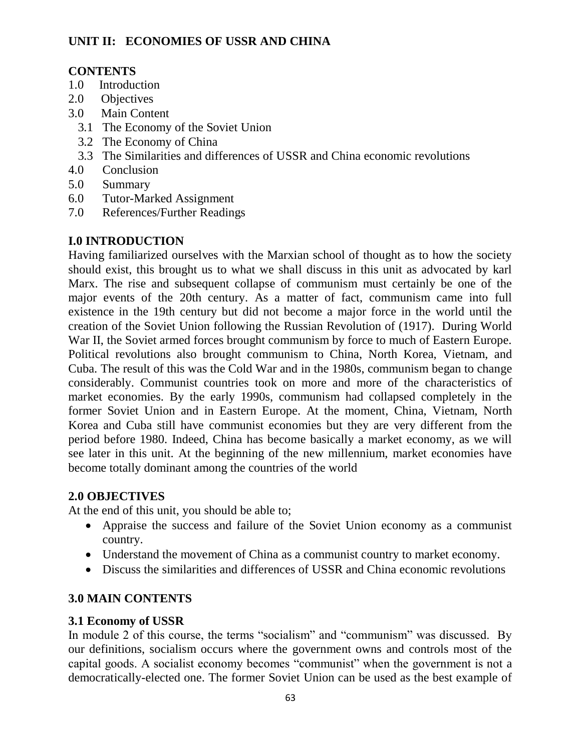## UNIT II: ECONOMIES OF USSR AND CHINA

### CONTENTS

1.0 Introduction
2.0 Objectives
3.0 Main Content
   3.1 The Economy of the Soviet Union
   3.2 The Economy of China
   3.3 The Similarities and differences of USSR and China economic revolutions
4.0 Conclusion
5.0 Summary
6.0 Tutor-Marked Assignment
7.0 References/Further Readings

### I.0 INTRODUCTION

Having familiarized ourselves with the Marxian school of thought as to how the society should exist, this brought us to what we shall discuss in this unit as advocated by karl Marx. The rise and subsequent collapse of communism must certainly be one of the major events of the 20th century. As a matter of fact, communism came into full existence in the 19th century but did not become a major force in the world until the creation of the Soviet Union following the Russian Revolution of (1917). During World War II, the Soviet armed forces brought communism by force to much of Eastern Europe. Political revolutions also brought communism to China, North Korea, Vietnam, and Cuba. The result of this was the Cold War and in the 1980s, communism began to change considerably. Communist countries took on more and more of the characteristics of market economies. By the early 1990s, communism had collapsed completely in the former Soviet Union and in Eastern Europe. At the moment, China, Vietnam, North Korea and Cuba still have communist economies but they are very different from the period before 1980. Indeed, China has become basically a market economy, as we will see later in this unit. At the beginning of the new millennium, market economies have become totally dominant among the countries of the world

### 2.0 OBJECTIVES

At the end of this unit, you should be able to;

- Appraise the success and failure of the Soviet Union economy as a communist country.
- Understand the movement of China as a communist country to market economy.
- Discuss the similarities and differences of USSR and China economic revolutions

### 3.0 MAIN CONTENTS

#### 3.1 Economy of USSR

In module 2 of this course, the terms "socialism" and "communism" was discussed. By our definitions, socialism occurs where the government owns and controls most of the capital goods. A socialist economy becomes "communist" when the government is not a democratically-elected one. The former Soviet Union can be used as the best example of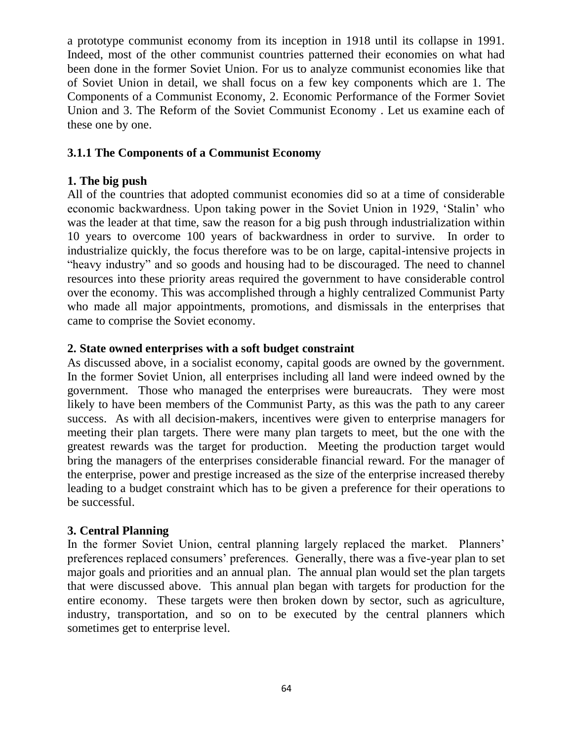a prototype communist economy from its inception in 1918 until its collapse in 1991. Indeed, most of the other communist countries patterned their economies on what had been done in the former Soviet Union. For us to analyze communist economies like that of Soviet Union in detail, we shall focus on a few key components which are 1. The Components of a Communist Economy, 2. Economic Performance of the Former Soviet Union and 3. The Reform of the Soviet Communist Economy . Let us examine each of these one by one.

### 3.1.1 The Components of a Communist Economy

**1. The big push**

All of the countries that adopted communist economies did so at a time of considerable economic backwardness. Upon taking power in the Soviet Union in 1929, 'Stalin' who was the leader at that time, saw the reason for a big push through industrialization within 10 years to overcome 100 years of backwardness in order to survive. In order to industrialize quickly, the focus therefore was to be on large, capital-intensive projects in "heavy industry" and so goods and housing had to be discouraged. The need to channel resources into these priority areas required the government to have considerable control over the economy. This was accomplished through a highly centralized Communist Party who made all major appointments, promotions, and dismissals in the enterprises that came to comprise the Soviet economy.

**2. State owned enterprises with a soft budget constraint**

As discussed above, in a socialist economy, capital goods are owned by the government. In the former Soviet Union, all enterprises including all land were indeed owned by the government. Those who managed the enterprises were bureaucrats. They were most likely to have been members of the Communist Party, as this was the path to any career success. As with all decision-makers, incentives were given to enterprise managers for meeting their plan targets. There were many plan targets to meet, but the one with the greatest rewards was the target for production. Meeting the production target would bring the managers of the enterprises considerable financial reward. For the manager of the enterprise, power and prestige increased as the size of the enterprise increased thereby leading to a budget constraint which has to be given a preference for their operations to be successful.

**3. Central Planning**

In the former Soviet Union, central planning largely replaced the market. Planners' preferences replaced consumers' preferences. Generally, there was a five-year plan to set major goals and priorities and an annual plan. The annual plan would set the plan targets that were discussed above. This annual plan began with targets for production for the entire economy. These targets were then broken down by sector, such as agriculture, industry, transportation, and so on to be executed by the central planners which sometimes get to enterprise level.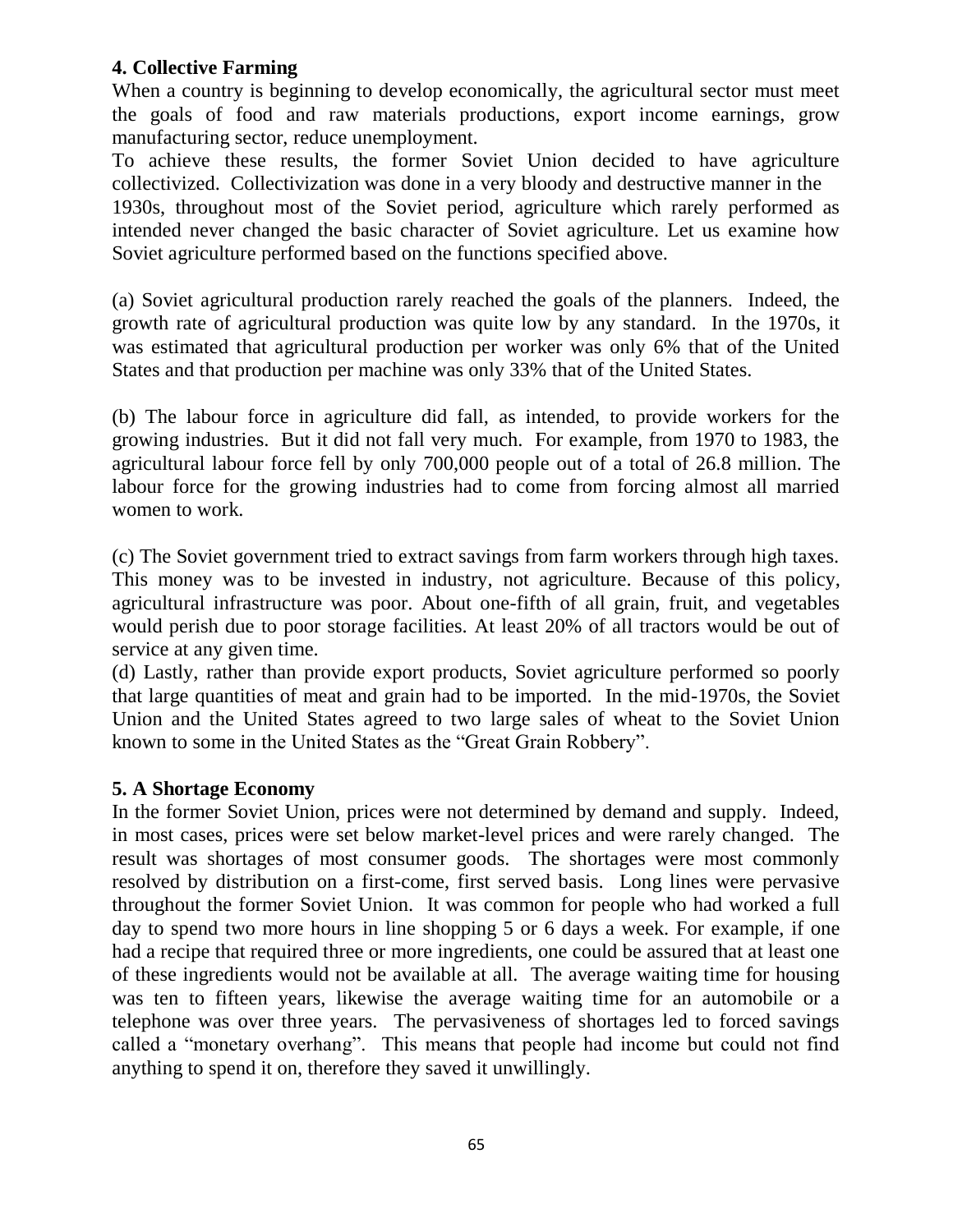## 4. Collective Farming

When a country is beginning to develop economically, the agricultural sector must meet the goals of food and raw materials productions, export income earnings, grow manufacturing sector, reduce unemployment.

To achieve these results, the former Soviet Union decided to have agriculture collectivized. Collectivization was done in a very bloody and destructive manner in the 1930s, throughout most of the Soviet period, agriculture which rarely performed as intended never changed the basic character of Soviet agriculture. Let us examine how Soviet agriculture performed based on the functions specified above.

(a) Soviet agricultural production rarely reached the goals of the planners. Indeed, the growth rate of agricultural production was quite low by any standard. In the 1970s, it was estimated that agricultural production per worker was only 6% that of the United States and that production per machine was only 33% that of the United States.

(b) The labour force in agriculture did fall, as intended, to provide workers for the growing industries. But it did not fall very much. For example, from 1970 to 1983, the agricultural labour force fell by only 700,000 people out of a total of 26.8 million. The labour force for the growing industries had to come from forcing almost all married women to work.

(c) The Soviet government tried to extract savings from farm workers through high taxes. This money was to be invested in industry, not agriculture. Because of this policy, agricultural infrastructure was poor. About one-fifth of all grain, fruit, and vegetables would perish due to poor storage facilities. At least 20% of all tractors would be out of service at any given time.

(d) Lastly, rather than provide export products, Soviet agriculture performed so poorly that large quantities of meat and grain had to be imported. In the mid-1970s, the Soviet Union and the United States agreed to two large sales of wheat to the Soviet Union known to some in the United States as the "Great Grain Robbery".

## 5. A Shortage Economy

In the former Soviet Union, prices were not determined by demand and supply. Indeed, in most cases, prices were set below market-level prices and were rarely changed. The result was shortages of most consumer goods. The shortages were most commonly resolved by distribution on a first-come, first served basis. Long lines were pervasive throughout the former Soviet Union. It was common for people who had worked a full day to spend two more hours in line shopping 5 or 6 days a week. For example, if one had a recipe that required three or more ingredients, one could be assured that at least one of these ingredients would not be available at all. The average waiting time for housing was ten to fifteen years, likewise the average waiting time for an automobile or a telephone was over three years. The pervasiveness of shortages led to forced savings called a "monetary overhang". This means that people had income but could not find anything to spend it on, therefore they saved it unwillingly.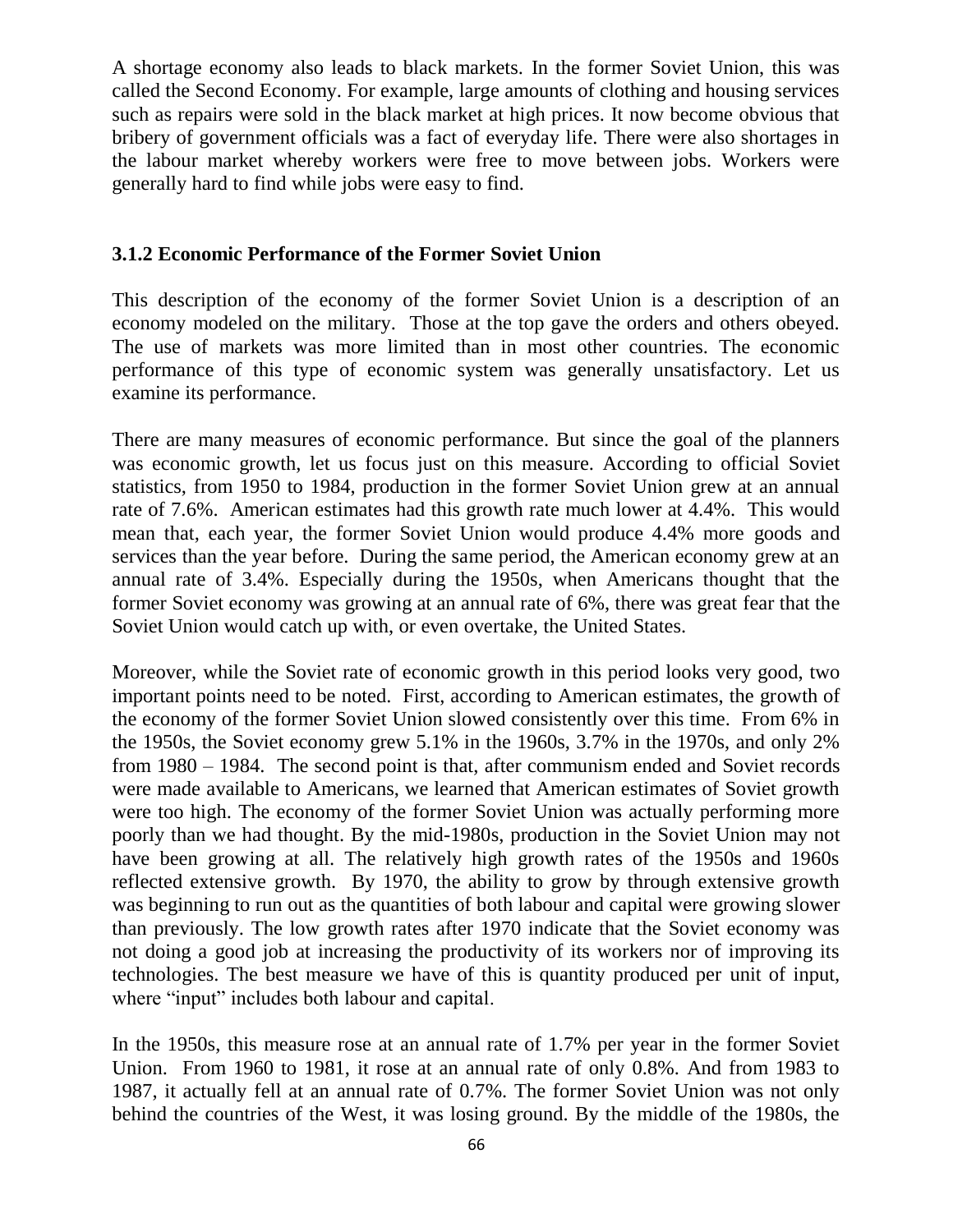A shortage economy also leads to black markets. In the former Soviet Union, this was called the Second Economy. For example, large amounts of clothing and housing services such as repairs were sold in the black market at high prices. It now become obvious that bribery of government officials was a fact of everyday life. There were also shortages in the labour market whereby workers were free to move between jobs. Workers were generally hard to find while jobs were easy to find.

### 3.1.2 Economic Performance of the Former Soviet Union

This description of the economy of the former Soviet Union is a description of an economy modeled on the military. Those at the top gave the orders and others obeyed. The use of markets was more limited than in most other countries. The economic performance of this type of economic system was generally unsatisfactory. Let us examine its performance.

There are many measures of economic performance. But since the goal of the planners was economic growth, let us focus just on this measure. According to official Soviet statistics, from 1950 to 1984, production in the former Soviet Union grew at an annual rate of 7.6%. American estimates had this growth rate much lower at 4.4%. This would mean that, each year, the former Soviet Union would produce 4.4% more goods and services than the year before. During the same period, the American economy grew at an annual rate of 3.4%. Especially during the 1950s, when Americans thought that the former Soviet economy was growing at an annual rate of 6%, there was great fear that the Soviet Union would catch up with, or even overtake, the United States.

Moreover, while the Soviet rate of economic growth in this period looks very good, two important points need to be noted. First, according to American estimates, the growth of the economy of the former Soviet Union slowed consistently over this time. From 6% in the 1950s, the Soviet economy grew 5.1% in the 1960s, 3.7% in the 1970s, and only 2% from 1980 – 1984. The second point is that, after communism ended and Soviet records were made available to Americans, we learned that American estimates of Soviet growth were too high. The economy of the former Soviet Union was actually performing more poorly than we had thought. By the mid-1980s, production in the Soviet Union may not have been growing at all. The relatively high growth rates of the 1950s and 1960s reflected extensive growth. By 1970, the ability to grow by through extensive growth was beginning to run out as the quantities of both labour and capital were growing slower than previously. The low growth rates after 1970 indicate that the Soviet economy was not doing a good job at increasing the productivity of its workers nor of improving its technologies. The best measure we have of this is quantity produced per unit of input, where "input" includes both labour and capital.

In the 1950s, this measure rose at an annual rate of 1.7% per year in the former Soviet Union. From 1960 to 1981, it rose at an annual rate of only 0.8%. And from 1983 to 1987, it actually fell at an annual rate of 0.7%. The former Soviet Union was not only behind the countries of the West, it was losing ground. By the middle of the 1980s, the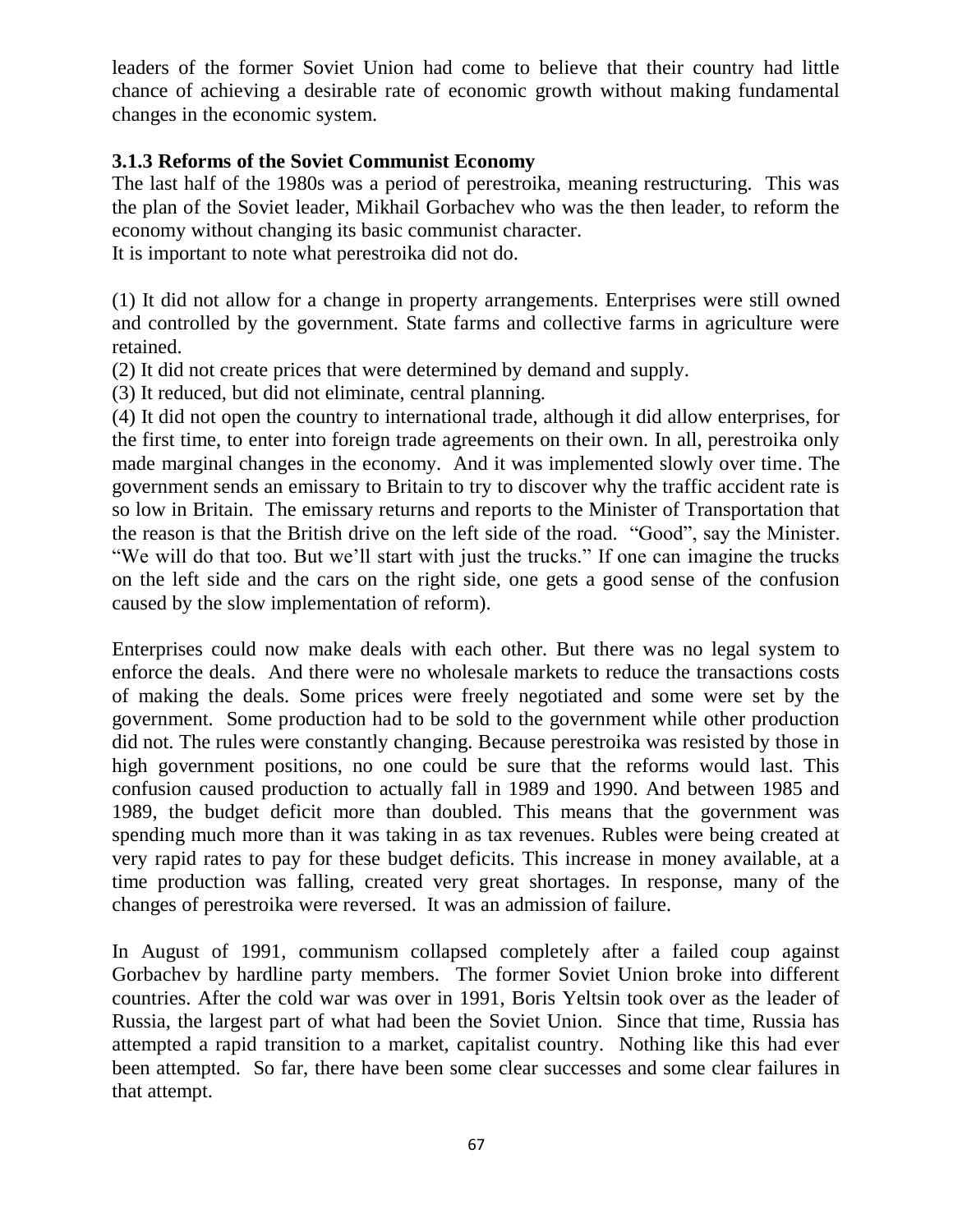leaders of the former Soviet Union had come to believe that their country had little chance of achieving a desirable rate of economic growth without making fundamental changes in the economic system.

### 3.1.3 Reforms of the Soviet Communist Economy

The last half of the 1980s was a period of perestroika, meaning restructuring. This was the plan of the Soviet leader, Mikhail Gorbachev who was the then leader, to reform the economy without changing its basic communist character.
It is important to note what perestroika did not do.

(1) It did not allow for a change in property arrangements. Enterprises were still owned and controlled by the government. State farms and collective farms in agriculture were retained.
(2) It did not create prices that were determined by demand and supply.
(3) It reduced, but did not eliminate, central planning.
(4) It did not open the country to international trade, although it did allow enterprises, for the first time, to enter into foreign trade agreements on their own. In all, perestroika only made marginal changes in the economy. And it was implemented slowly over time. The government sends an emissary to Britain to try to discover why the traffic accident rate is so low in Britain. The emissary returns and reports to the Minister of Transportation that the reason is that the British drive on the left side of the road. "Good", say the Minister. "We will do that too. But we'll start with just the trucks." If one can imagine the trucks on the left side and the cars on the right side, one gets a good sense of the confusion caused by the slow implementation of reform).

Enterprises could now make deals with each other. But there was no legal system to enforce the deals. And there were no wholesale markets to reduce the transactions costs of making the deals. Some prices were freely negotiated and some were set by the government. Some production had to be sold to the government while other production did not. The rules were constantly changing. Because perestroika was resisted by those in high government positions, no one could be sure that the reforms would last. This confusion caused production to actually fall in 1989 and 1990. And between 1985 and 1989, the budget deficit more than doubled. This means that the government was spending much more than it was taking in as tax revenues. Rubles were being created at very rapid rates to pay for these budget deficits. This increase in money available, at a time production was falling, created very great shortages. In response, many of the changes of perestroika were reversed. It was an admission of failure.

In August of 1991, communism collapsed completely after a failed coup against Gorbachev by hardline party members. The former Soviet Union broke into different countries. After the cold war was over in 1991, Boris Yeltsin took over as the leader of Russia, the largest part of what had been the Soviet Union. Since that time, Russia has attempted a rapid transition to a market, capitalist country. Nothing like this had ever been attempted. So far, there have been some clear successes and some clear failures in that attempt.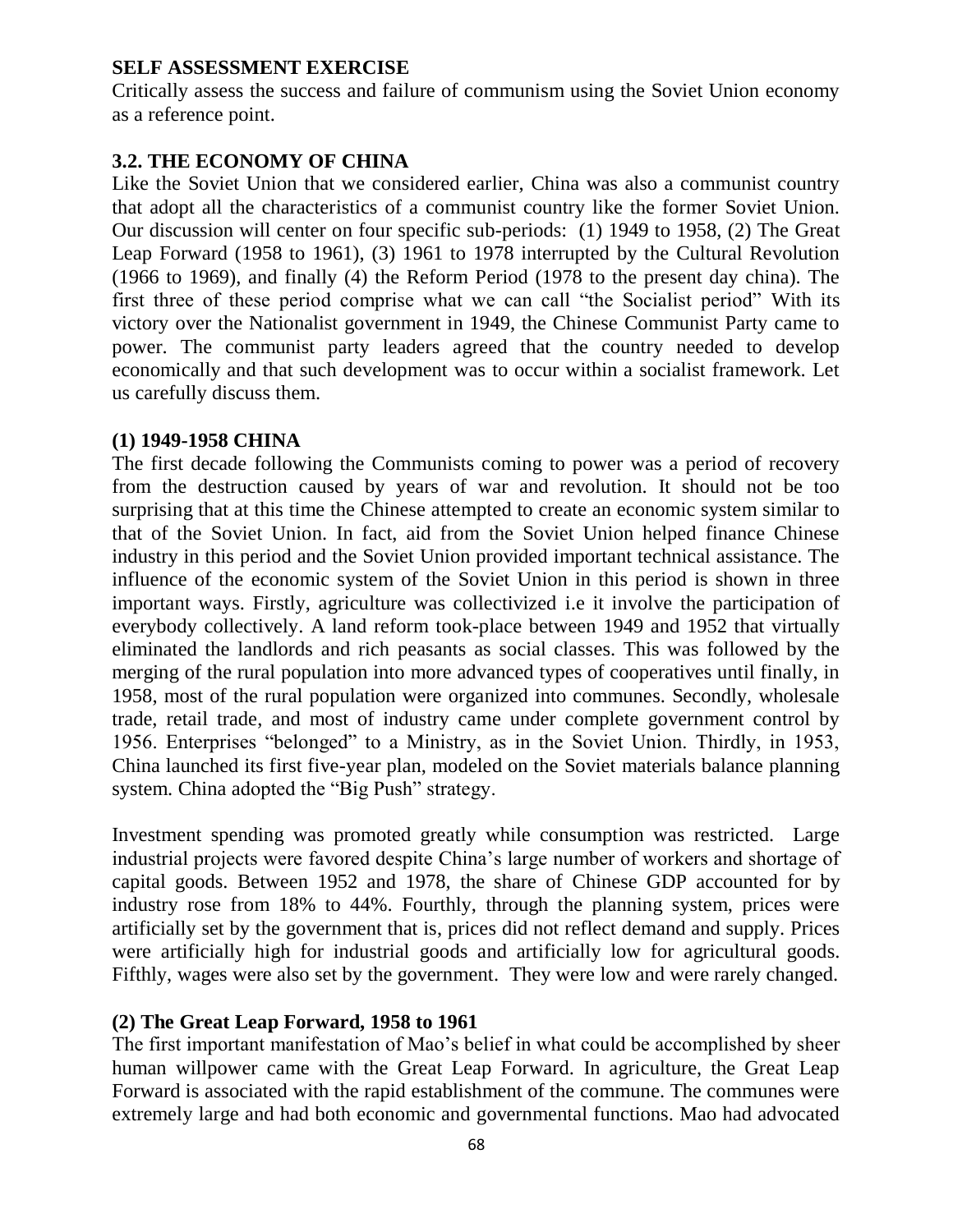**SELF ASSESSMENT EXERCISE**

Critically assess the success and failure of communism using the Soviet Union economy as a reference point.

### 3.2. THE ECONOMY OF CHINA

Like the Soviet Union that we considered earlier, China was also a communist country that adopt all the characteristics of a communist country like the former Soviet Union. Our discussion will center on four specific sub-periods: (1) 1949 to 1958, (2) The Great Leap Forward (1958 to 1961), (3) 1961 to 1978 interrupted by the Cultural Revolution (1966 to 1969), and finally (4) the Reform Period (1978 to the present day china). The first three of these period comprise what we can call "the Socialist period" With its victory over the Nationalist government in 1949, the Chinese Communist Party came to power. The communist party leaders agreed that the country needed to develop economically and that such development was to occur within a socialist framework. Let us carefully discuss them.

#### (1) 1949-1958 CHINA

The first decade following the Communists coming to power was a period of recovery from the destruction caused by years of war and revolution. It should not be too surprising that at this time the Chinese attempted to create an economic system similar to that of the Soviet Union. In fact, aid from the Soviet Union helped finance Chinese industry in this period and the Soviet Union provided important technical assistance. The influence of the economic system of the Soviet Union in this period is shown in three important ways. Firstly, agriculture was collectivized i.e it involve the participation of everybody collectively. A land reform took-place between 1949 and 1952 that virtually eliminated the landlords and rich peasants as social classes. This was followed by the merging of the rural population into more advanced types of cooperatives until finally, in 1958, most of the rural population were organized into communes. Secondly, wholesale trade, retail trade, and most of industry came under complete government control by 1956. Enterprises "belonged" to a Ministry, as in the Soviet Union. Thirdly, in 1953, China launched its first five-year plan, modeled on the Soviet materials balance planning system. China adopted the "Big Push" strategy.

Investment spending was promoted greatly while consumption was restricted. Large industrial projects were favored despite China's large number of workers and shortage of capital goods. Between 1952 and 1978, the share of Chinese GDP accounted for by industry rose from 18% to 44%. Fourthly, through the planning system, prices were artificially set by the government that is, prices did not reflect demand and supply. Prices were artificially high for industrial goods and artificially low for agricultural goods. Fifthly, wages were also set by the government. They were low and were rarely changed.

#### (2) The Great Leap Forward, 1958 to 1961

The first important manifestation of Mao's belief in what could be accomplished by sheer human willpower came with the Great Leap Forward. In agriculture, the Great Leap Forward is associated with the rapid establishment of the commune. The communes were extremely large and had both economic and governmental functions. Mao had advocated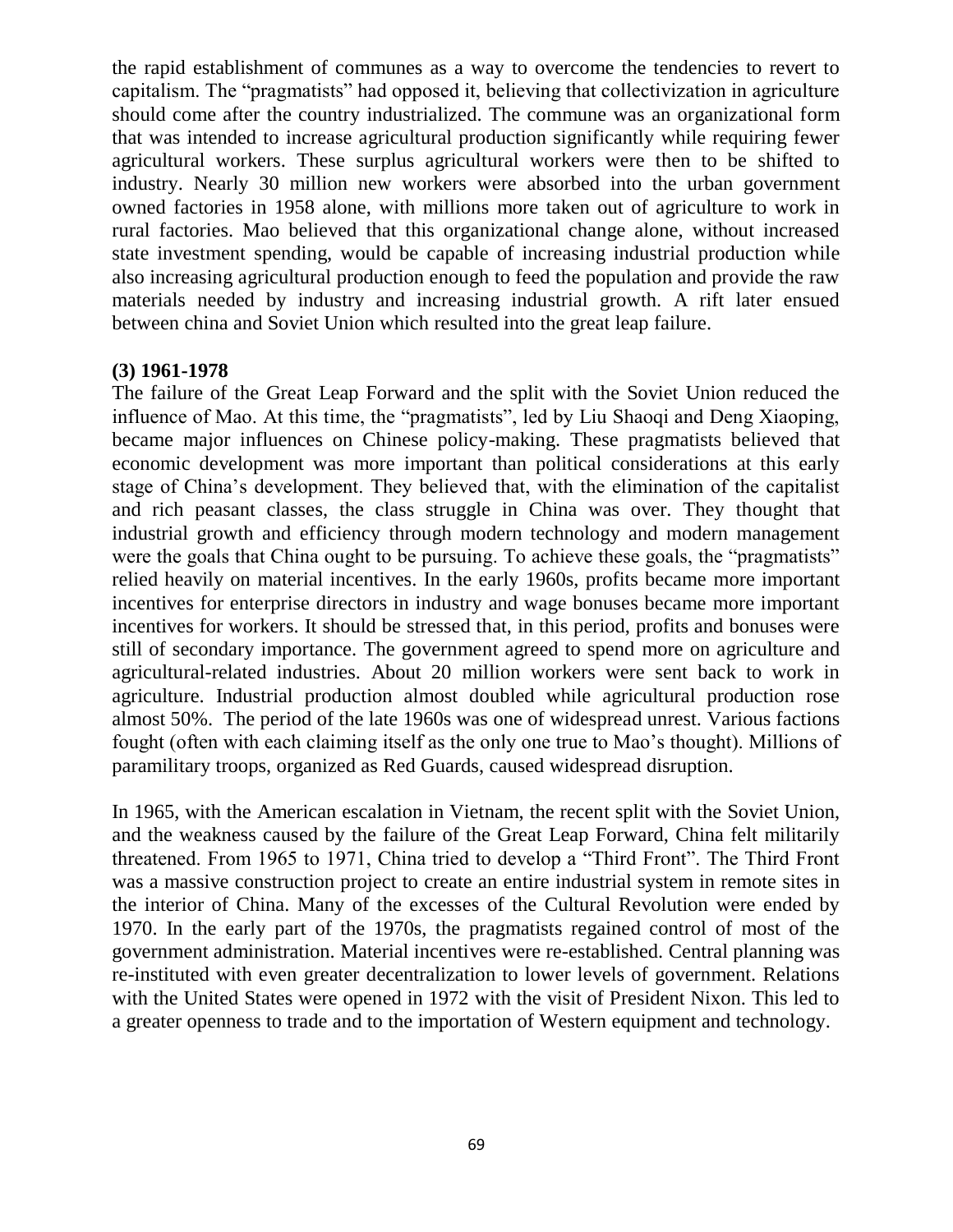the rapid establishment of communes as a way to overcome the tendencies to revert to capitalism. The "pragmatists" had opposed it, believing that collectivization in agriculture should come after the country industrialized. The commune was an organizational form that was intended to increase agricultural production significantly while requiring fewer agricultural workers. These surplus agricultural workers were then to be shifted to industry. Nearly 30 million new workers were absorbed into the urban government owned factories in 1958 alone, with millions more taken out of agriculture to work in rural factories. Mao believed that this organizational change alone, without increased state investment spending, would be capable of increasing industrial production while also increasing agricultural production enough to feed the population and provide the raw materials needed by industry and increasing industrial growth. A rift later ensued between china and Soviet Union which resulted into the great leap failure.

**(3) 1961-1978**

The failure of the Great Leap Forward and the split with the Soviet Union reduced the influence of Mao. At this time, the "pragmatists", led by Liu Shaoqi and Deng Xiaoping, became major influences on Chinese policy-making. These pragmatists believed that economic development was more important than political considerations at this early stage of China's development. They believed that, with the elimination of the capitalist and rich peasant classes, the class struggle in China was over. They thought that industrial growth and efficiency through modern technology and modern management were the goals that China ought to be pursuing. To achieve these goals, the "pragmatists" relied heavily on material incentives. In the early 1960s, profits became more important incentives for enterprise directors in industry and wage bonuses became more important incentives for workers. It should be stressed that, in this period, profits and bonuses were still of secondary importance. The government agreed to spend more on agriculture and agricultural-related industries. About 20 million workers were sent back to work in agriculture. Industrial production almost doubled while agricultural production rose almost 50%. The period of the late 1960s was one of widespread unrest. Various factions fought (often with each claiming itself as the only one true to Mao's thought). Millions of paramilitary troops, organized as Red Guards, caused widespread disruption.

In 1965, with the American escalation in Vietnam, the recent split with the Soviet Union, and the weakness caused by the failure of the Great Leap Forward, China felt militarily threatened. From 1965 to 1971, China tried to develop a "Third Front". The Third Front was a massive construction project to create an entire industrial system in remote sites in the interior of China. Many of the excesses of the Cultural Revolution were ended by 1970. In the early part of the 1970s, the pragmatists regained control of most of the government administration. Material incentives were re-established. Central planning was re-instituted with even greater decentralization to lower levels of government. Relations with the United States were opened in 1972 with the visit of President Nixon. This led to a greater openness to trade and to the importation of Western equipment and technology.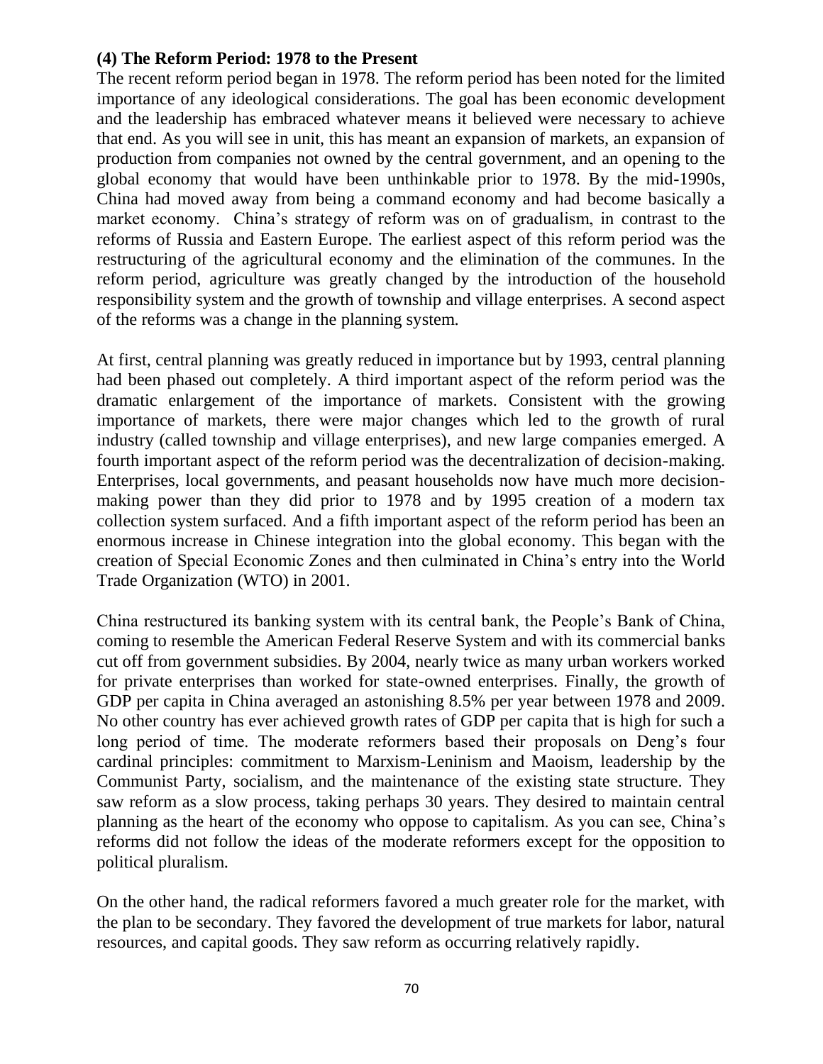**(4) The Reform Period: 1978 to the Present**

The recent reform period began in 1978. The reform period has been noted for the limited importance of any ideological considerations. The goal has been economic development and the leadership has embraced whatever means it believed were necessary to achieve that end. As you will see in unit, this has meant an expansion of markets, an expansion of production from companies not owned by the central government, and an opening to the global economy that would have been unthinkable prior to 1978. By the mid-1990s, China had moved away from being a command economy and had become basically a market economy. China's strategy of reform was on of gradualism, in contrast to the reforms of Russia and Eastern Europe. The earliest aspect of this reform period was the restructuring of the agricultural economy and the elimination of the communes. In the reform period, agriculture was greatly changed by the introduction of the household responsibility system and the growth of township and village enterprises. A second aspect of the reforms was a change in the planning system.

At first, central planning was greatly reduced in importance but by 1993, central planning had been phased out completely. A third important aspect of the reform period was the dramatic enlargement of the importance of markets. Consistent with the growing importance of markets, there were major changes which led to the growth of rural industry (called township and village enterprises), and new large companies emerged. A fourth important aspect of the reform period was the decentralization of decision-making. Enterprises, local governments, and peasant households now have much more decision-making power than they did prior to 1978 and by 1995 creation of a modern tax collection system surfaced. And a fifth important aspect of the reform period has been an enormous increase in Chinese integration into the global economy. This began with the creation of Special Economic Zones and then culminated in China's entry into the World Trade Organization (WTO) in 2001.

China restructured its banking system with its central bank, the People's Bank of China, coming to resemble the American Federal Reserve System and with its commercial banks cut off from government subsidies. By 2004, nearly twice as many urban workers worked for private enterprises than worked for state-owned enterprises. Finally, the growth of GDP per capita in China averaged an astonishing 8.5% per year between 1978 and 2009. No other country has ever achieved growth rates of GDP per capita that is high for such a long period of time. The moderate reformers based their proposals on Deng's four cardinal principles: commitment to Marxism-Leninism and Maoism, leadership by the Communist Party, socialism, and the maintenance of the existing state structure. They saw reform as a slow process, taking perhaps 30 years. They desired to maintain central planning as the heart of the economy who oppose to capitalism. As you can see, China's reforms did not follow the ideas of the moderate reformers except for the opposition to political pluralism.

On the other hand, the radical reformers favored a much greater role for the market, with the plan to be secondary. They favored the development of true markets for labor, natural resources, and capital goods. They saw reform as occurring relatively rapidly.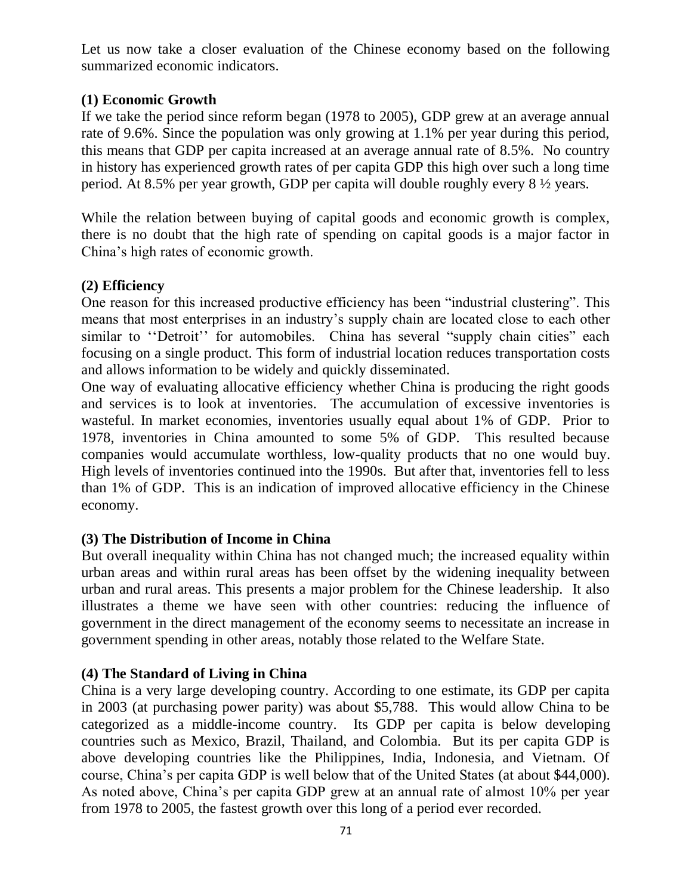Let us now take a closer evaluation of the Chinese economy based on the following summarized economic indicators.

### (1) Economic Growth

If we take the period since reform began (1978 to 2005), GDP grew at an average annual rate of 9.6%. Since the population was only growing at 1.1% per year during this period, this means that GDP per capita increased at an average annual rate of 8.5%. No country in history has experienced growth rates of per capita GDP this high over such a long time period. At 8.5% per year growth, GDP per capita will double roughly every 8 ½ years.

While the relation between buying of capital goods and economic growth is complex, there is no doubt that the high rate of spending on capital goods is a major factor in China's high rates of economic growth.

### (2) Efficiency

One reason for this increased productive efficiency has been "industrial clustering". This means that most enterprises in an industry's supply chain are located close to each other similar to ''Detroit'' for automobiles. China has several "supply chain cities" each focusing on a single product. This form of industrial location reduces transportation costs and allows information to be widely and quickly disseminated.

One way of evaluating allocative efficiency whether China is producing the right goods and services is to look at inventories. The accumulation of excessive inventories is wasteful. In market economies, inventories usually equal about 1% of GDP. Prior to 1978, inventories in China amounted to some 5% of GDP. This resulted because companies would accumulate worthless, low-quality products that no one would buy. High levels of inventories continued into the 1990s. But after that, inventories fell to less than 1% of GDP. This is an indication of improved allocative efficiency in the Chinese economy.

### (3) The Distribution of Income in China

But overall inequality within China has not changed much; the increased equality within urban areas and within rural areas has been offset by the widening inequality between urban and rural areas. This presents a major problem for the Chinese leadership. It also illustrates a theme we have seen with other countries: reducing the influence of government in the direct management of the economy seems to necessitate an increase in government spending in other areas, notably those related to the Welfare State.

### (4) The Standard of Living in China

China is a very large developing country. According to one estimate, its GDP per capita in 2003 (at purchasing power parity) was about $5,788. This would allow China to be categorized as a middle-income country. Its GDP per capita is below developing countries such as Mexico, Brazil, Thailand, and Colombia. But its per capita GDP is above developing countries like the Philippines, India, Indonesia, and Vietnam. Of course, China's per capita GDP is well below that of the United States (at about $44,000). As noted above, China's per capita GDP grew at an annual rate of almost 10% per year from 1978 to 2005, the fastest growth over this long of a period ever recorded.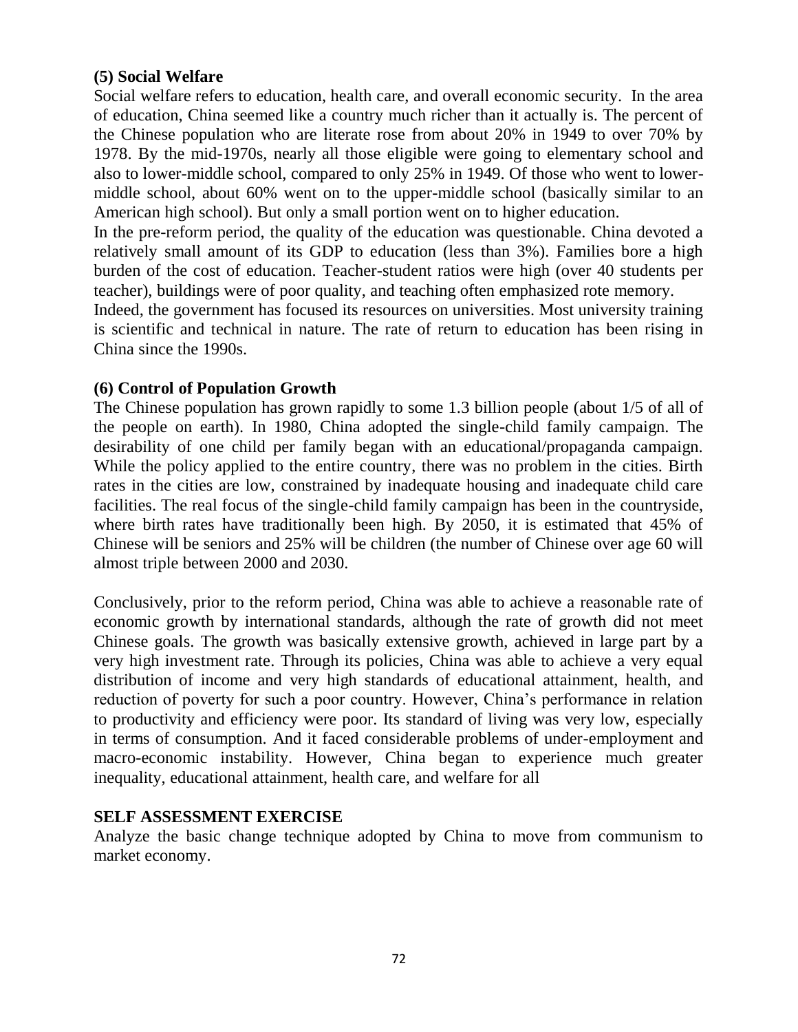### (5) Social Welfare

Social welfare refers to education, health care, and overall economic security. In the area of education, China seemed like a country much richer than it actually is. The percent of the Chinese population who are literate rose from about 20% in 1949 to over 70% by 1978. By the mid-1970s, nearly all those eligible were going to elementary school and also to lower-middle school, compared to only 25% in 1949. Of those who went to lower-middle school, about 60% went on to the upper-middle school (basically similar to an American high school). But only a small portion went on to higher education.

In the pre-reform period, the quality of the education was questionable. China devoted a relatively small amount of its GDP to education (less than 3%). Families bore a high burden of the cost of education. Teacher-student ratios were high (over 40 students per teacher), buildings were of poor quality, and teaching often emphasized rote memory.

Indeed, the government has focused its resources on universities. Most university training is scientific and technical in nature. The rate of return to education has been rising in China since the 1990s.

### (6) Control of Population Growth

The Chinese population has grown rapidly to some 1.3 billion people (about 1/5 of all of the people on earth). In 1980, China adopted the single-child family campaign. The desirability of one child per family began with an educational/propaganda campaign. While the policy applied to the entire country, there was no problem in the cities. Birth rates in the cities are low, constrained by inadequate housing and inadequate child care facilities. The real focus of the single-child family campaign has been in the countryside, where birth rates have traditionally been high. By 2050, it is estimated that 45% of Chinese will be seniors and 25% will be children (the number of Chinese over age 60 will almost triple between 2000 and 2030.

Conclusively, prior to the reform period, China was able to achieve a reasonable rate of economic growth by international standards, although the rate of growth did not meet Chinese goals. The growth was basically extensive growth, achieved in large part by a very high investment rate. Through its policies, China was able to achieve a very equal distribution of income and very high standards of educational attainment, health, and reduction of poverty for such a poor country. However, China's performance in relation to productivity and efficiency were poor. Its standard of living was very low, especially in terms of consumption. And it faced considerable problems of under-employment and macro-economic instability. However, China began to experience much greater inequality, educational attainment, health care, and welfare for all

## SELF ASSESSMENT EXERCISE

Analyze the basic change technique adopted by China to move from communism to market economy.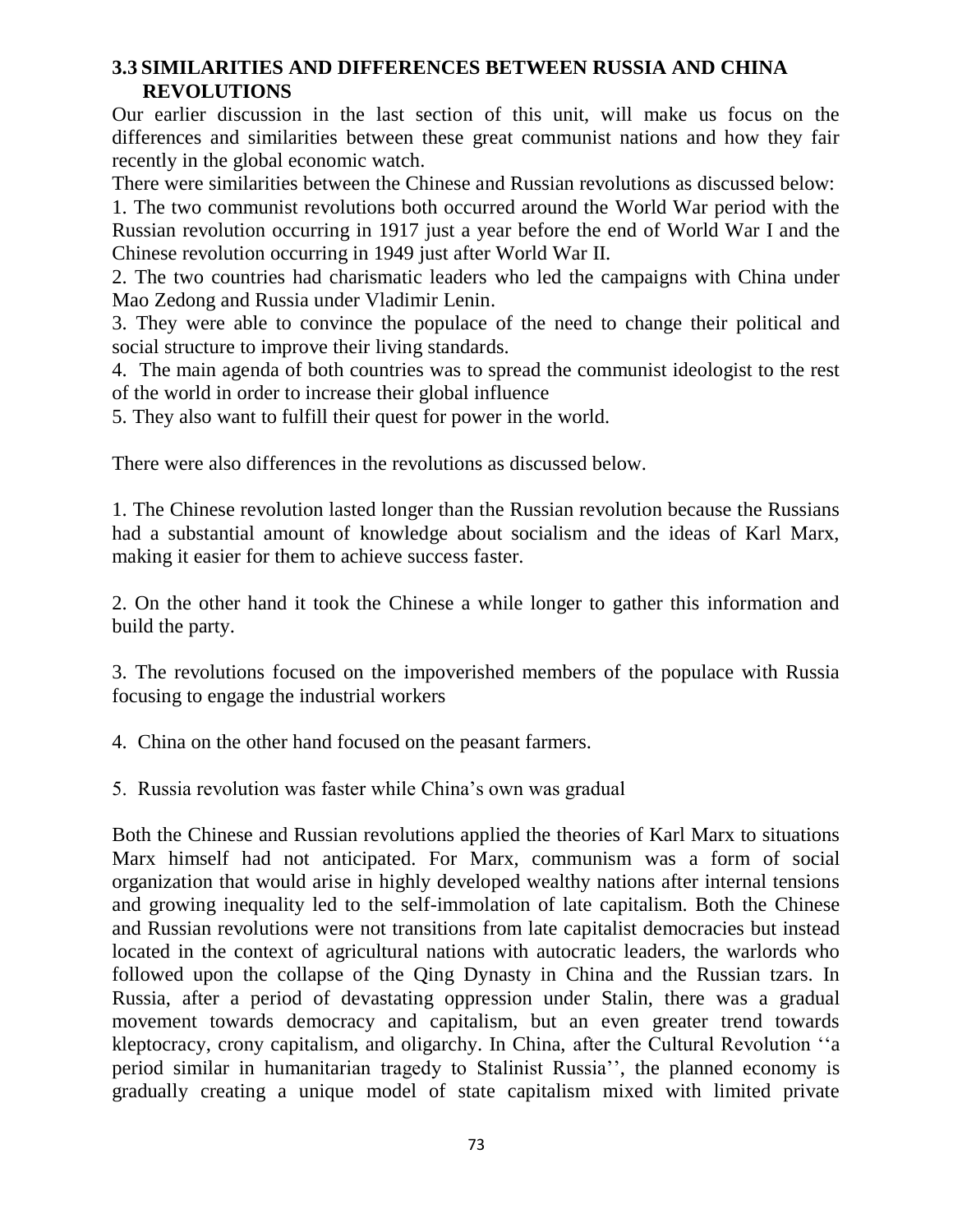## 3.3 SIMILARITIES AND DIFFERENCES BETWEEN RUSSIA AND CHINA REVOLUTIONS

Our earlier discussion in the last section of this unit, will make us focus on the differences and similarities between these great communist nations and how they fair recently in the global economic watch.

There were similarities between the Chinese and Russian revolutions as discussed below:

1. The two communist revolutions both occurred around the World War period with the Russian revolution occurring in 1917 just a year before the end of World War I and the Chinese revolution occurring in 1949 just after World War II.
2. The two countries had charismatic leaders who led the campaigns with China under Mao Zedong and Russia under Vladimir Lenin.
3. They were able to convince the populace of the need to change their political and social structure to improve their living standards.
4. The main agenda of both countries was to spread the communist ideologist to the rest of the world in order to increase their global influence
5. They also want to fulfill their quest for power in the world.

There were also differences in the revolutions as discussed below.

1. The Chinese revolution lasted longer than the Russian revolution because the Russians had a substantial amount of knowledge about socialism and the ideas of Karl Marx, making it easier for them to achieve success faster.

2. On the other hand it took the Chinese a while longer to gather this information and build the party.

3. The revolutions focused on the impoverished members of the populace with Russia focusing to engage the industrial workers

4. China on the other hand focused on the peasant farmers.

5. Russia revolution was faster while China's own was gradual

Both the Chinese and Russian revolutions applied the theories of Karl Marx to situations Marx himself had not anticipated. For Marx, communism was a form of social organization that would arise in highly developed wealthy nations after internal tensions and growing inequality led to the self-immolation of late capitalism. Both the Chinese and Russian revolutions were not transitions from late capitalist democracies but instead located in the context of agricultural nations with autocratic leaders, the warlords who followed upon the collapse of the Qing Dynasty in China and the Russian tzars. In Russia, after a period of devastating oppression under Stalin, there was a gradual movement towards democracy and capitalism, but an even greater trend towards kleptocracy, crony capitalism, and oligarchy. In China, after the Cultural Revolution ''a period similar in humanitarian tragedy to Stalinist Russia'', the planned economy is gradually creating a unique model of state capitalism mixed with limited private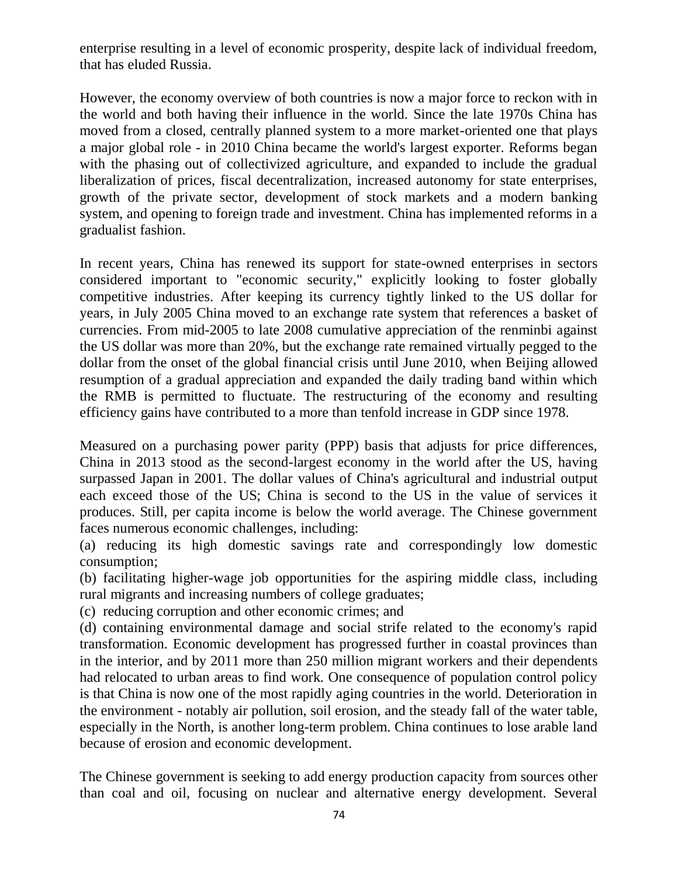enterprise resulting in a level of economic prosperity, despite lack of individual freedom, that has eluded Russia.

However, the economy overview of both countries is now a major force to reckon with in the world and both having their influence in the world. Since the late 1970s China has moved from a closed, centrally planned system to a more market-oriented one that plays a major global role - in 2010 China became the world's largest exporter. Reforms began with the phasing out of collectivized agriculture, and expanded to include the gradual liberalization of prices, fiscal decentralization, increased autonomy for state enterprises, growth of the private sector, development of stock markets and a modern banking system, and opening to foreign trade and investment. China has implemented reforms in a gradualist fashion.

In recent years, China has renewed its support for state-owned enterprises in sectors considered important to "economic security," explicitly looking to foster globally competitive industries. After keeping its currency tightly linked to the US dollar for years, in July 2005 China moved to an exchange rate system that references a basket of currencies. From mid-2005 to late 2008 cumulative appreciation of the renminbi against the US dollar was more than 20%, but the exchange rate remained virtually pegged to the dollar from the onset of the global financial crisis until June 2010, when Beijing allowed resumption of a gradual appreciation and expanded the daily trading band within which the RMB is permitted to fluctuate. The restructuring of the economy and resulting efficiency gains have contributed to a more than tenfold increase in GDP since 1978.

Measured on a purchasing power parity (PPP) basis that adjusts for price differences, China in 2013 stood as the second-largest economy in the world after the US, having surpassed Japan in 2001. The dollar values of China's agricultural and industrial output each exceed those of the US; China is second to the US in the value of services it produces. Still, per capita income is below the world average. The Chinese government faces numerous economic challenges, including:

(a) reducing its high domestic savings rate and correspondingly low domestic consumption;

(b) facilitating higher-wage job opportunities for the aspiring middle class, including rural migrants and increasing numbers of college graduates;

(c) reducing corruption and other economic crimes; and

(d) containing environmental damage and social strife related to the economy's rapid transformation. Economic development has progressed further in coastal provinces than in the interior, and by 2011 more than 250 million migrant workers and their dependents had relocated to urban areas to find work. One consequence of population control policy is that China is now one of the most rapidly aging countries in the world. Deterioration in the environment - notably air pollution, soil erosion, and the steady fall of the water table, especially in the North, is another long-term problem. China continues to lose arable land because of erosion and economic development.

The Chinese government is seeking to add energy production capacity from sources other than coal and oil, focusing on nuclear and alternative energy development. Several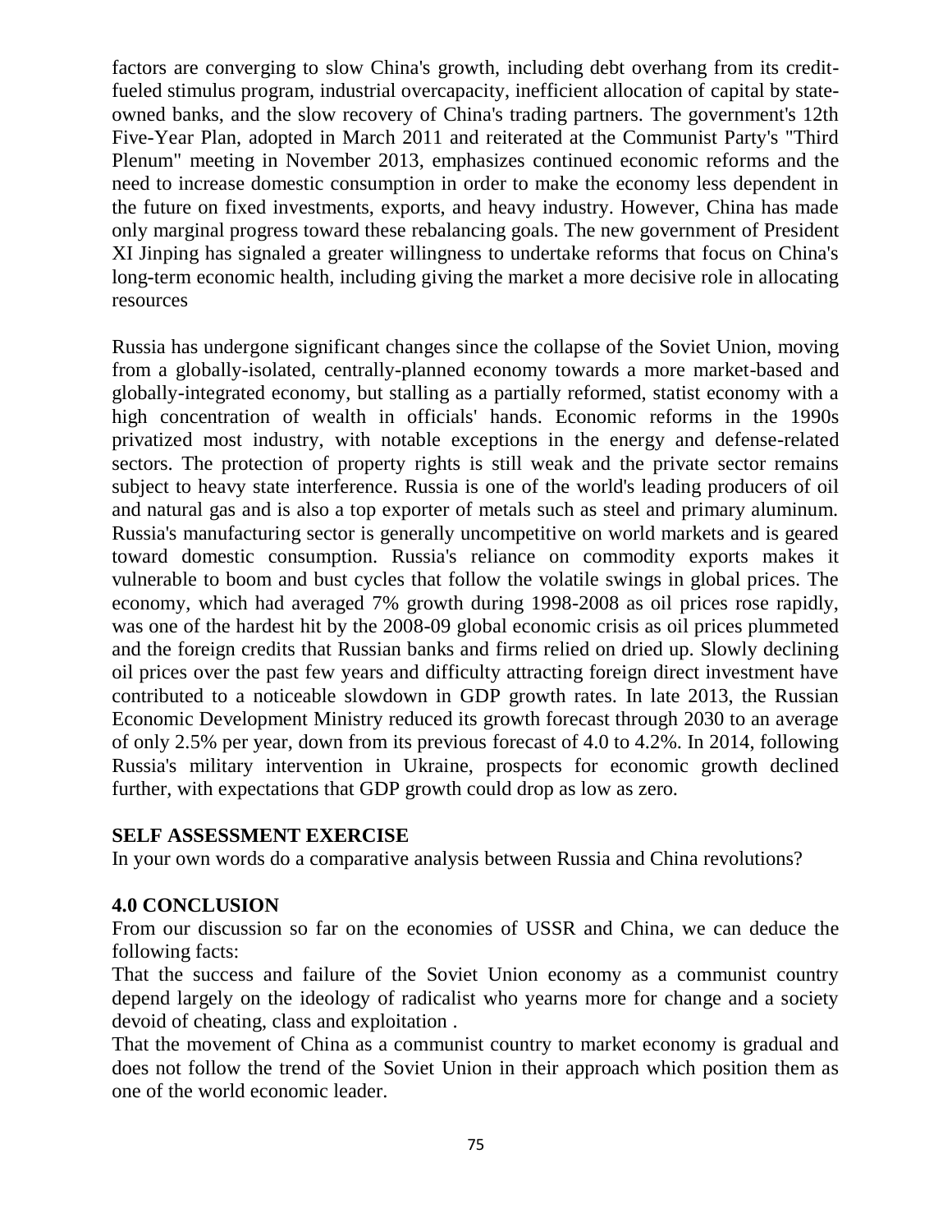factors are converging to slow China's growth, including debt overhang from its credit-fueled stimulus program, industrial overcapacity, inefficient allocation of capital by state-owned banks, and the slow recovery of China's trading partners. The government's 12th Five-Year Plan, adopted in March 2011 and reiterated at the Communist Party's "Third Plenum" meeting in November 2013, emphasizes continued economic reforms and the need to increase domestic consumption in order to make the economy less dependent in the future on fixed investments, exports, and heavy industry. However, China has made only marginal progress toward these rebalancing goals. The new government of President XI Jinping has signaled a greater willingness to undertake reforms that focus on China's long-term economic health, including giving the market a more decisive role in allocating resources

Russia has undergone significant changes since the collapse of the Soviet Union, moving from a globally-isolated, centrally-planned economy towards a more market-based and globally-integrated economy, but stalling as a partially reformed, statist economy with a high concentration of wealth in officials' hands. Economic reforms in the 1990s privatized most industry, with notable exceptions in the energy and defense-related sectors. The protection of property rights is still weak and the private sector remains subject to heavy state interference. Russia is one of the world's leading producers of oil and natural gas and is also a top exporter of metals such as steel and primary aluminum. Russia's manufacturing sector is generally uncompetitive on world markets and is geared toward domestic consumption. Russia's reliance on commodity exports makes it vulnerable to boom and bust cycles that follow the volatile swings in global prices. The economy, which had averaged 7% growth during 1998-2008 as oil prices rose rapidly, was one of the hardest hit by the 2008-09 global economic crisis as oil prices plummeted and the foreign credits that Russian banks and firms relied on dried up. Slowly declining oil prices over the past few years and difficulty attracting foreign direct investment have contributed to a noticeable slowdown in GDP growth rates. In late 2013, the Russian Economic Development Ministry reduced its growth forecast through 2030 to an average of only 2.5% per year, down from its previous forecast of 4.0 to 4.2%. In 2014, following Russia's military intervention in Ukraine, prospects for economic growth declined further, with expectations that GDP growth could drop as low as zero.

**SELF ASSESSMENT EXERCISE**

In your own words do a comparative analysis between Russia and China revolutions?

## 4.0 CONCLUSION

From our discussion so far on the economies of USSR and China, we can deduce the following facts:

That the success and failure of the Soviet Union economy as a communist country depend largely on the ideology of radicalist who yearns more for change and a society devoid of cheating, class and exploitation .

That the movement of China as a communist country to market economy is gradual and does not follow the trend of the Soviet Union in their approach which position them as one of the world economic leader.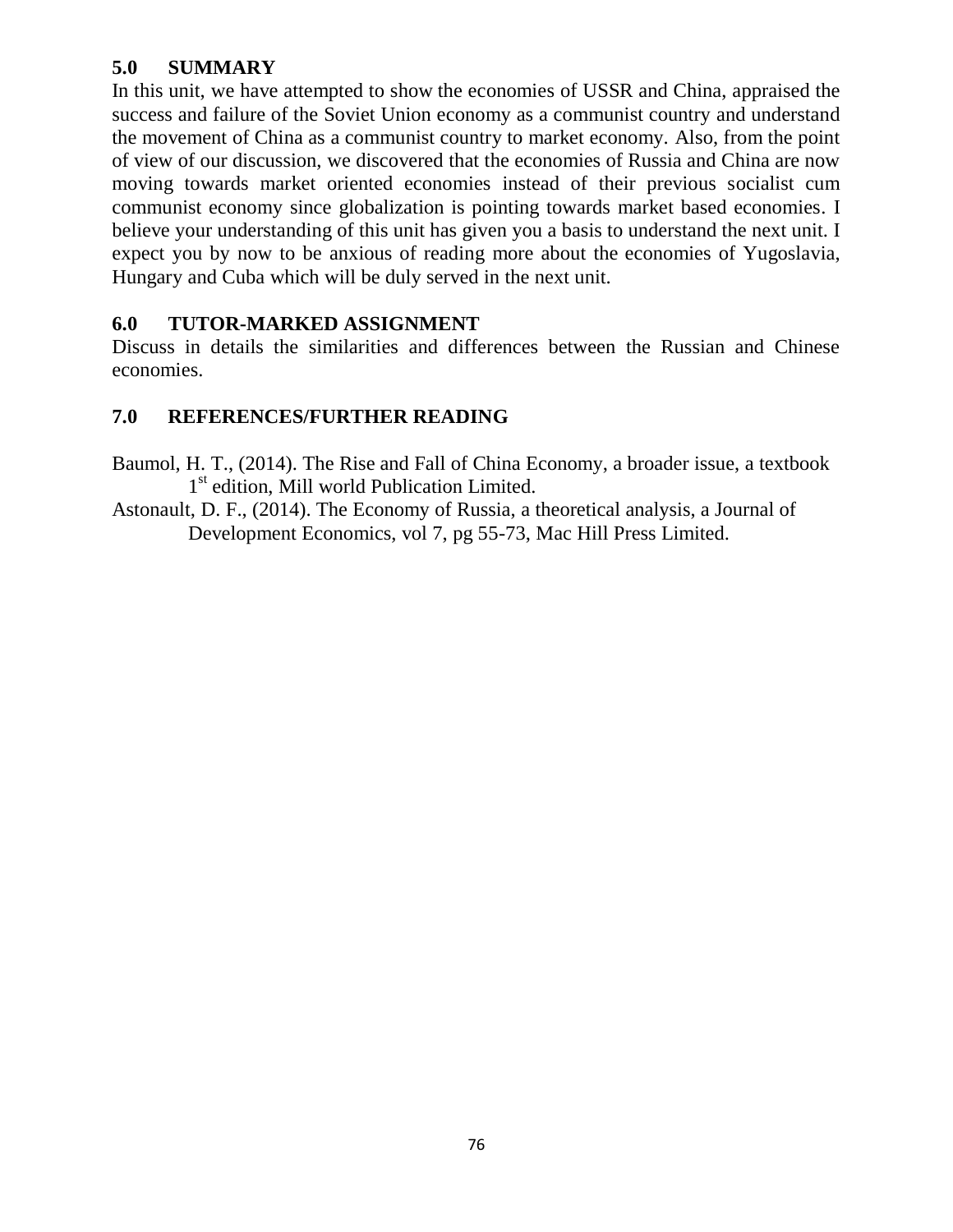## 5.0 SUMMARY

In this unit, we have attempted to show the economies of USSR and China, appraised the success and failure of the Soviet Union economy as a communist country and understand the movement of China as a communist country to market economy. Also, from the point of view of our discussion, we discovered that the economies of Russia and China are now moving towards market oriented economies instead of their previous socialist cum communist economy since globalization is pointing towards market based economies. I believe your understanding of this unit has given you a basis to understand the next unit. I expect you by now to be anxious of reading more about the economies of Yugoslavia, Hungary and Cuba which will be duly served in the next unit.

## 6.0 TUTOR-MARKED ASSIGNMENT

Discuss in details the similarities and differences between the Russian and Chinese economies.

## 7.0 REFERENCES/FURTHER READING

Baumol, H. T., (2014). The Rise and Fall of China Economy, a broader issue, a textbook 1st edition, Mill world Publication Limited.

Astonault, D. F., (2014). The Economy of Russia, a theoretical analysis, a Journal of Development Economics, vol 7, pg 55-73, Mac Hill Press Limited.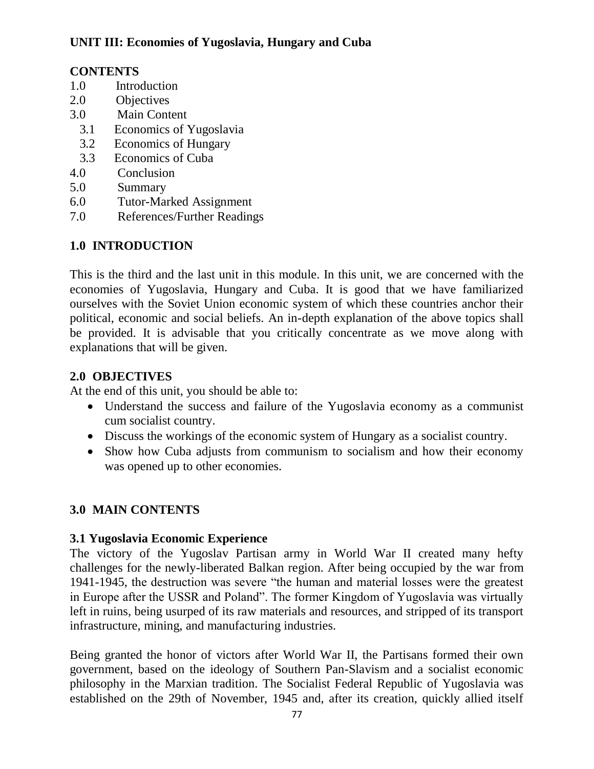## UNIT III: Economies of Yugoslavia, Hungary and Cuba

### CONTENTS

1.0 Introduction
2.0 Objectives
3.0 Main Content
  3.1 Economics of Yugoslavia
  3.2 Economics of Hungary
  3.3 Economics of Cuba
4.0 Conclusion
5.0 Summary
6.0 Tutor-Marked Assignment
7.0 References/Further Readings

### 1.0 INTRODUCTION

This is the third and the last unit in this module. In this unit, we are concerned with the economies of Yugoslavia, Hungary and Cuba. It is good that we have familiarized ourselves with the Soviet Union economic system of which these countries anchor their political, economic and social beliefs. An in-depth explanation of the above topics shall be provided. It is advisable that you critically concentrate as we move along with explanations that will be given.

### 2.0 OBJECTIVES

At the end of this unit, you should be able to:

- Understand the success and failure of the Yugoslavia economy as a communist cum socialist country.
- Discuss the workings of the economic system of Hungary as a socialist country.
- Show how Cuba adjusts from communism to socialism and how their economy was opened up to other economies.

### 3.0 MAIN CONTENTS

#### 3.1 Yugoslavia Economic Experience

The victory of the Yugoslav Partisan army in World War II created many hefty challenges for the newly-liberated Balkan region. After being occupied by the war from 1941-1945, the destruction was severe “the human and material losses were the greatest in Europe after the USSR and Poland”. The former Kingdom of Yugoslavia was virtually left in ruins, being usurped of its raw materials and resources, and stripped of its transport infrastructure, mining, and manufacturing industries.

Being granted the honor of victors after World War II, the Partisans formed their own government, based on the ideology of Southern Pan-Slavism and a socialist economic philosophy in the Marxian tradition. The Socialist Federal Republic of Yugoslavia was established on the 29th of November, 1945 and, after its creation, quickly allied itself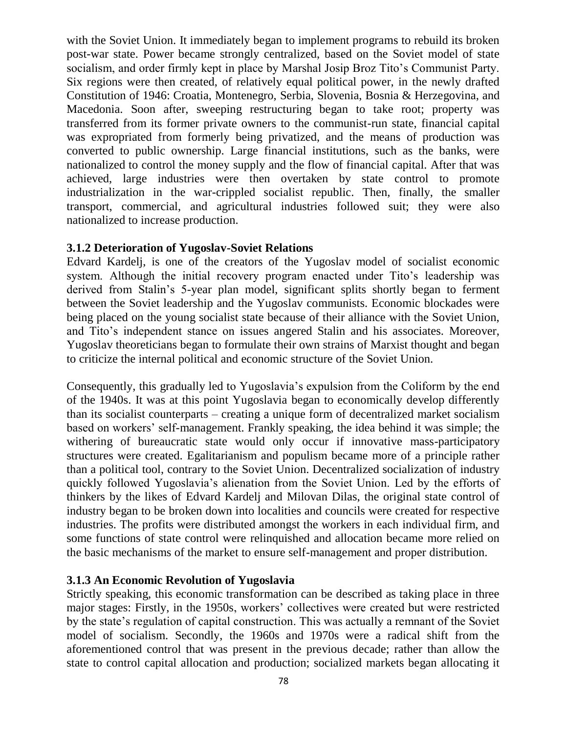with the Soviet Union. It immediately began to implement programs to rebuild its broken post-war state. Power became strongly centralized, based on the Soviet model of state socialism, and order firmly kept in place by Marshal Josip Broz Tito's Communist Party. Six regions were then created, of relatively equal political power, in the newly drafted Constitution of 1946: Croatia, Montenegro, Serbia, Slovenia, Bosnia & Herzegovina, and Macedonia. Soon after, sweeping restructuring began to take root; property was transferred from its former private owners to the communist-run state, financial capital was expropriated from formerly being privatized, and the means of production was converted to public ownership. Large financial institutions, such as the banks, were nationalized to control the money supply and the flow of financial capital. After that was achieved, large industries were then overtaken by state control to promote industrialization in the war-crippled socialist republic. Then, finally, the smaller transport, commercial, and agricultural industries followed suit; they were also nationalized to increase production.

### 3.1.2 Deterioration of Yugoslav-Soviet Relations

Edvard Kardelj, is one of the creators of the Yugoslav model of socialist economic system. Although the initial recovery program enacted under Tito's leadership was derived from Stalin's 5-year plan model, significant splits shortly began to ferment between the Soviet leadership and the Yugoslav communists. Economic blockades were being placed on the young socialist state because of their alliance with the Soviet Union, and Tito's independent stance on issues angered Stalin and his associates. Moreover, Yugoslav theoreticians began to formulate their own strains of Marxist thought and began to criticize the internal political and economic structure of the Soviet Union.

Consequently, this gradually led to Yugoslavia's expulsion from the Coliform by the end of the 1940s. It was at this point Yugoslavia began to economically develop differently than its socialist counterparts – creating a unique form of decentralized market socialism based on workers' self-management. Frankly speaking, the idea behind it was simple; the withering of bureaucratic state would only occur if innovative mass-participatory structures were created. Egalitarianism and populism became more of a principle rather than a political tool, contrary to the Soviet Union. Decentralized socialization of industry quickly followed Yugoslavia's alienation from the Soviet Union. Led by the efforts of thinkers by the likes of Edvard Kardelj and Milovan Dilas, the original state control of industry began to be broken down into localities and councils were created for respective industries. The profits were distributed amongst the workers in each individual firm, and some functions of state control were relinquished and allocation became more relied on the basic mechanisms of the market to ensure self-management and proper distribution.

### 3.1.3 An Economic Revolution of Yugoslavia

Strictly speaking, this economic transformation can be described as taking place in three major stages: Firstly, in the 1950s, workers' collectives were created but were restricted by the state's regulation of capital construction. This was actually a remnant of the Soviet model of socialism. Secondly, the 1960s and 1970s were a radical shift from the aforementioned control that was present in the previous decade; rather than allow the state to control capital allocation and production; socialized markets began allocating it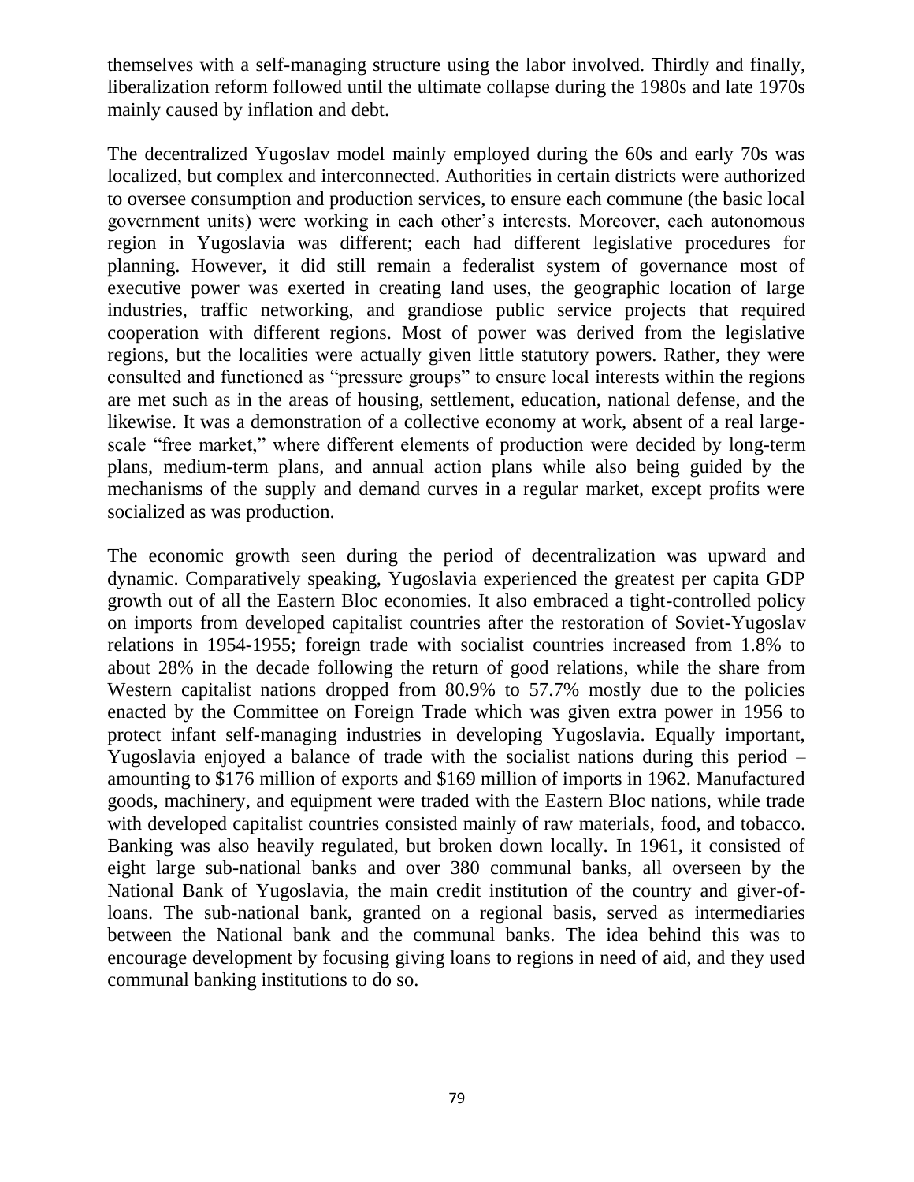themselves with a self-managing structure using the labor involved. Thirdly and finally, liberalization reform followed until the ultimate collapse during the 1980s and late 1970s mainly caused by inflation and debt.

The decentralized Yugoslav model mainly employed during the 60s and early 70s was localized, but complex and interconnected. Authorities in certain districts were authorized to oversee consumption and production services, to ensure each commune (the basic local government units) were working in each other's interests. Moreover, each autonomous region in Yugoslavia was different; each had different legislative procedures for planning. However, it did still remain a federalist system of governance most of executive power was exerted in creating land uses, the geographic location of large industries, traffic networking, and grandiose public service projects that required cooperation with different regions. Most of power was derived from the legislative regions, but the localities were actually given little statutory powers. Rather, they were consulted and functioned as "pressure groups" to ensure local interests within the regions are met such as in the areas of housing, settlement, education, national defense, and the likewise. It was a demonstration of a collective economy at work, absent of a real large-scale "free market," where different elements of production were decided by long-term plans, medium-term plans, and annual action plans while also being guided by the mechanisms of the supply and demand curves in a regular market, except profits were socialized as was production.

The economic growth seen during the period of decentralization was upward and dynamic. Comparatively speaking, Yugoslavia experienced the greatest per capita GDP growth out of all the Eastern Bloc economies. It also embraced a tight-controlled policy on imports from developed capitalist countries after the restoration of Soviet-Yugoslav relations in 1954-1955; foreign trade with socialist countries increased from 1.8% to about 28% in the decade following the return of good relations, while the share from Western capitalist nations dropped from 80.9% to 57.7% mostly due to the policies enacted by the Committee on Foreign Trade which was given extra power in 1956 to protect infant self-managing industries in developing Yugoslavia. Equally important, Yugoslavia enjoyed a balance of trade with the socialist nations during this period – amounting to $176 million of exports and $169 million of imports in 1962. Manufactured goods, machinery, and equipment were traded with the Eastern Bloc nations, while trade with developed capitalist countries consisted mainly of raw materials, food, and tobacco. Banking was also heavily regulated, but broken down locally. In 1961, it consisted of eight large sub-national banks and over 380 communal banks, all overseen by the National Bank of Yugoslavia, the main credit institution of the country and giver-of-loans. The sub-national bank, granted on a regional basis, served as intermediaries between the National bank and the communal banks. The idea behind this was to encourage development by focusing giving loans to regions in need of aid, and they used communal banking institutions to do so.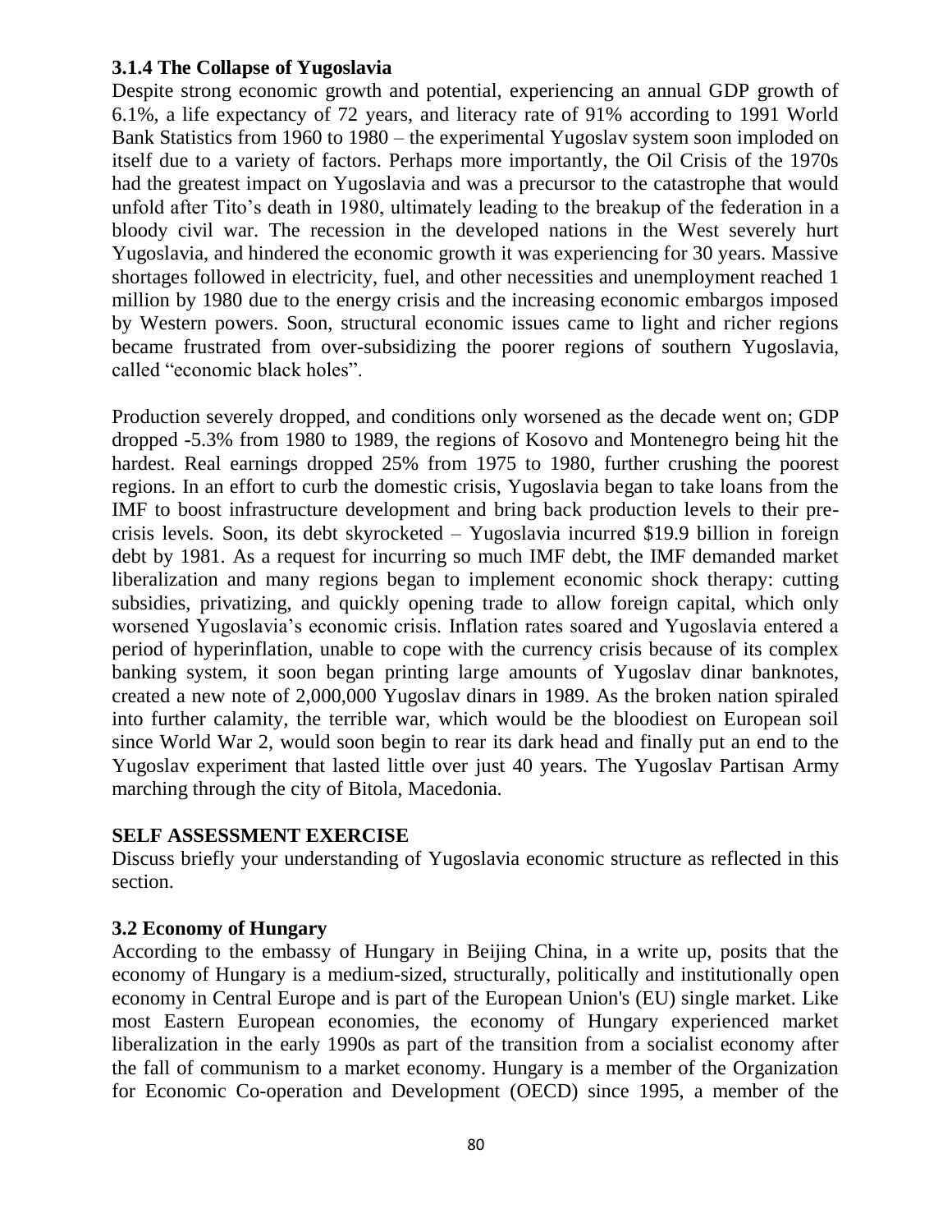### 3.1.4 The Collapse of Yugoslavia

Despite strong economic growth and potential, experiencing an annual GDP growth of 6.1%, a life expectancy of 72 years, and literacy rate of 91% according to 1991 World Bank Statistics from 1960 to 1980 – the experimental Yugoslav system soon imploded on itself due to a variety of factors. Perhaps more importantly, the Oil Crisis of the 1970s had the greatest impact on Yugoslavia and was a precursor to the catastrophe that would unfold after Tito's death in 1980, ultimately leading to the breakup of the federation in a bloody civil war. The recession in the developed nations in the West severely hurt Yugoslavia, and hindered the economic growth it was experiencing for 30 years. Massive shortages followed in electricity, fuel, and other necessities and unemployment reached 1 million by 1980 due to the energy crisis and the increasing economic embargos imposed by Western powers. Soon, structural economic issues came to light and richer regions became frustrated from over-subsidizing the poorer regions of southern Yugoslavia, called "economic black holes".

Production severely dropped, and conditions only worsened as the decade went on; GDP dropped -5.3% from 1980 to 1989, the regions of Kosovo and Montenegro being hit the hardest. Real earnings dropped 25% from 1975 to 1980, further crushing the poorest regions. In an effort to curb the domestic crisis, Yugoslavia began to take loans from the IMF to boost infrastructure development and bring back production levels to their pre-crisis levels. Soon, its debt skyrocketed – Yugoslavia incurred $19.9 billion in foreign debt by 1981. As a request for incurring so much IMF debt, the IMF demanded market liberalization and many regions began to implement economic shock therapy: cutting subsidies, privatizing, and quickly opening trade to allow foreign capital, which only worsened Yugoslavia's economic crisis. Inflation rates soared and Yugoslavia entered a period of hyperinflation, unable to cope with the currency crisis because of its complex banking system, it soon began printing large amounts of Yugoslav dinar banknotes, created a new note of 2,000,000 Yugoslav dinars in 1989. As the broken nation spiraled into further calamity, the terrible war, which would be the bloodiest on European soil since World War 2, would soon begin to rear its dark head and finally put an end to the Yugoslav experiment that lasted little over just 40 years. The Yugoslav Partisan Army marching through the city of Bitola, Macedonia.

**SELF ASSESSMENT EXERCISE**

Discuss briefly your understanding of Yugoslavia economic structure as reflected in this section.

### 3.2 Economy of Hungary

According to the embassy of Hungary in Beijing China, in a write up, posits that the economy of Hungary is a medium-sized, structurally, politically and institutionally open economy in Central Europe and is part of the European Union's (EU) single market. Like most Eastern European economies, the economy of Hungary experienced market liberalization in the early 1990s as part of the transition from a socialist economy after the fall of communism to a market economy. Hungary is a member of the Organization for Economic Co-operation and Development (OECD) since 1995, a member of the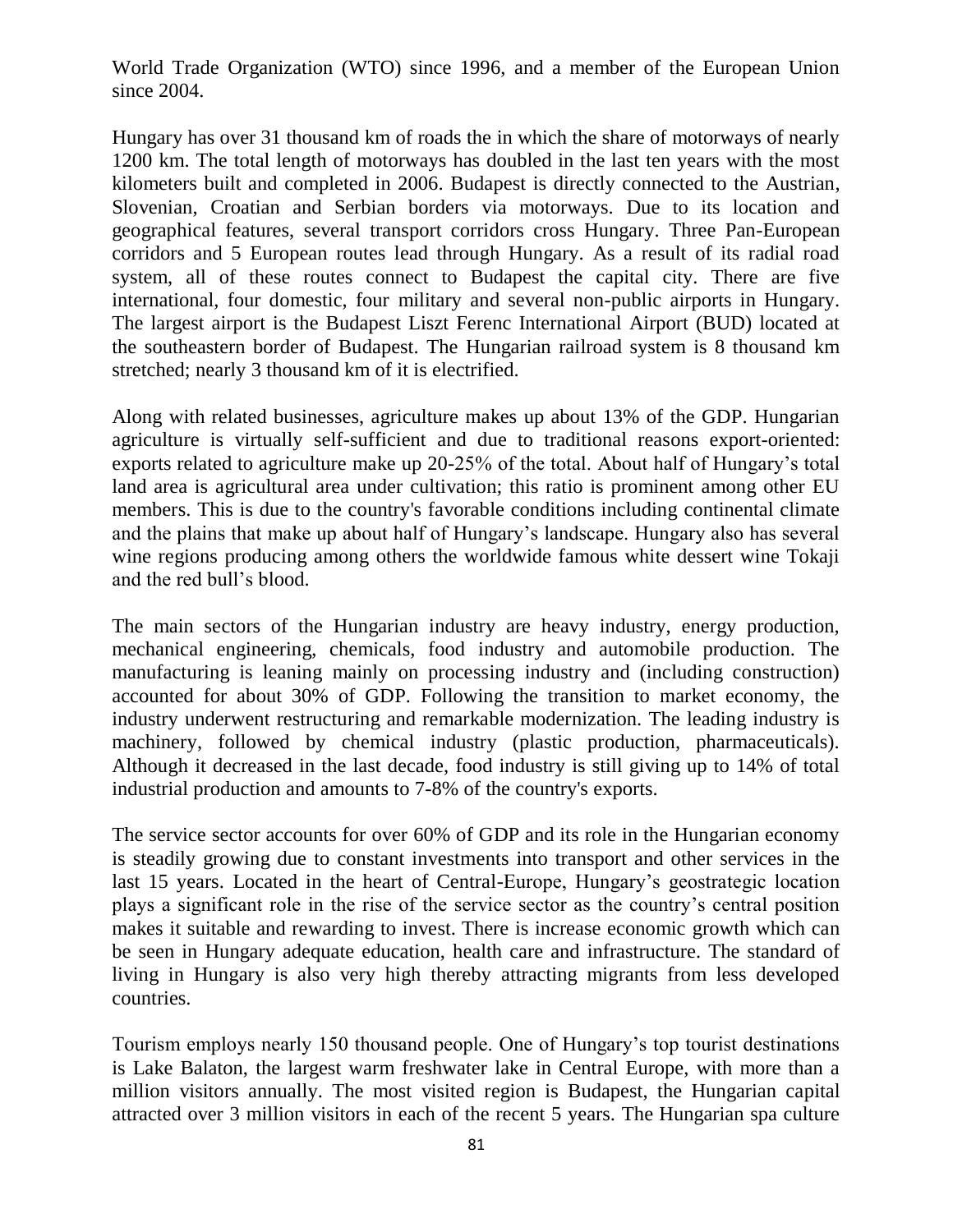World Trade Organization (WTO) since 1996, and a member of the European Union since 2004.

Hungary has over 31 thousand km of roads the in which the share of motorways of nearly 1200 km. The total length of motorways has doubled in the last ten years with the most kilometers built and completed in 2006. Budapest is directly connected to the Austrian, Slovenian, Croatian and Serbian borders via motorways. Due to its location and geographical features, several transport corridors cross Hungary. Three Pan-European corridors and 5 European routes lead through Hungary. As a result of its radial road system, all of these routes connect to Budapest the capital city. There are five international, four domestic, four military and several non-public airports in Hungary. The largest airport is the Budapest Liszt Ferenc International Airport (BUD) located at the southeastern border of Budapest. The Hungarian railroad system is 8 thousand km stretched; nearly 3 thousand km of it is electrified.

Along with related businesses, agriculture makes up about 13% of the GDP. Hungarian agriculture is virtually self-sufficient and due to traditional reasons export-oriented: exports related to agriculture make up 20-25% of the total. About half of Hungary's total land area is agricultural area under cultivation; this ratio is prominent among other EU members. This is due to the country's favorable conditions including continental climate and the plains that make up about half of Hungary's landscape. Hungary also has several wine regions producing among others the worldwide famous white dessert wine Tokaji and the red bull's blood.

The main sectors of the Hungarian industry are heavy industry, energy production, mechanical engineering, chemicals, food industry and automobile production. The manufacturing is leaning mainly on processing industry and (including construction) accounted for about 30% of GDP. Following the transition to market economy, the industry underwent restructuring and remarkable modernization. The leading industry is machinery, followed by chemical industry (plastic production, pharmaceuticals). Although it decreased in the last decade, food industry is still giving up to 14% of total industrial production and amounts to 7-8% of the country's exports.

The service sector accounts for over 60% of GDP and its role in the Hungarian economy is steadily growing due to constant investments into transport and other services in the last 15 years. Located in the heart of Central-Europe, Hungary's geostrategic location plays a significant role in the rise of the service sector as the country's central position makes it suitable and rewarding to invest. There is increase economic growth which can be seen in Hungary adequate education, health care and infrastructure. The standard of living in Hungary is also very high thereby attracting migrants from less developed countries.

Tourism employs nearly 150 thousand people. One of Hungary's top tourist destinations is Lake Balaton, the largest warm freshwater lake in Central Europe, with more than a million visitors annually. The most visited region is Budapest, the Hungarian capital attracted over 3 million visitors in each of the recent 5 years. The Hungarian spa culture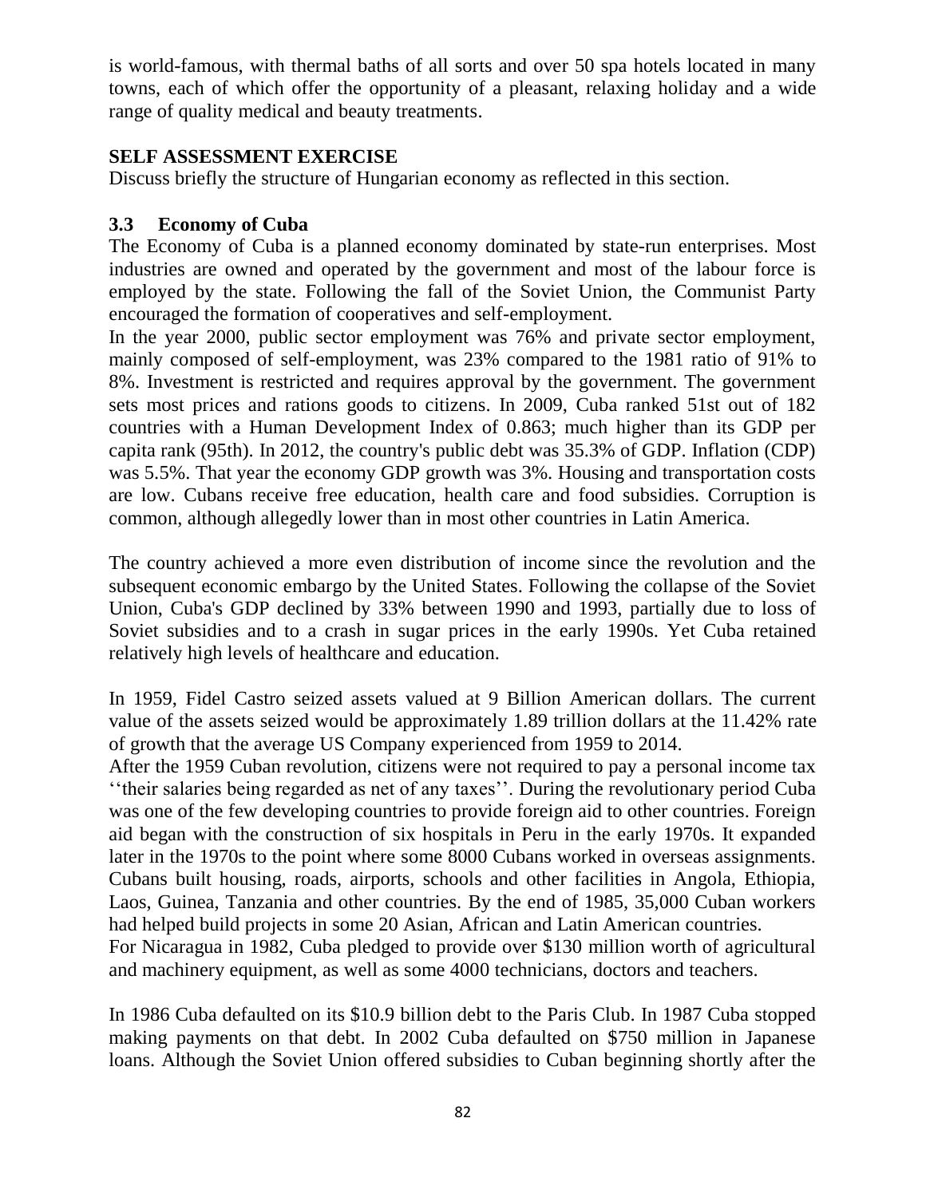is world-famous, with thermal baths of all sorts and over 50 spa hotels located in many towns, each of which offer the opportunity of a pleasant, relaxing holiday and a wide range of quality medical and beauty treatments.

**SELF ASSESSMENT EXERCISE**

Discuss briefly the structure of Hungarian economy as reflected in this section.

### 3.3 Economy of Cuba

The Economy of Cuba is a planned economy dominated by state-run enterprises. Most industries are owned and operated by the government and most of the labour force is employed by the state. Following the fall of the Soviet Union, the Communist Party encouraged the formation of cooperatives and self-employment.

In the year 2000, public sector employment was 76% and private sector employment, mainly composed of self-employment, was 23% compared to the 1981 ratio of 91% to 8%. Investment is restricted and requires approval by the government. The government sets most prices and rations goods to citizens. In 2009, Cuba ranked 51st out of 182 countries with a Human Development Index of 0.863; much higher than its GDP per capita rank (95th). In 2012, the country's public debt was 35.3% of GDP. Inflation (CDP) was 5.5%. That year the economy GDP growth was 3%. Housing and transportation costs are low. Cubans receive free education, health care and food subsidies. Corruption is common, although allegedly lower than in most other countries in Latin America.

The country achieved a more even distribution of income since the revolution and the subsequent economic embargo by the United States. Following the collapse of the Soviet Union, Cuba's GDP declined by 33% between 1990 and 1993, partially due to loss of Soviet subsidies and to a crash in sugar prices in the early 1990s. Yet Cuba retained relatively high levels of healthcare and education.

In 1959, Fidel Castro seized assets valued at 9 Billion American dollars. The current value of the assets seized would be approximately 1.89 trillion dollars at the 11.42% rate of growth that the average US Company experienced from 1959 to 2014.

After the 1959 Cuban revolution, citizens were not required to pay a personal income tax ''their salaries being regarded as net of any taxes''. During the revolutionary period Cuba was one of the few developing countries to provide foreign aid to other countries. Foreign aid began with the construction of six hospitals in Peru in the early 1970s. It expanded later in the 1970s to the point where some 8000 Cubans worked in overseas assignments. Cubans built housing, roads, airports, schools and other facilities in Angola, Ethiopia, Laos, Guinea, Tanzania and other countries. By the end of 1985, 35,000 Cuban workers had helped build projects in some 20 Asian, African and Latin American countries.

For Nicaragua in 1982, Cuba pledged to provide over $130 million worth of agricultural and machinery equipment, as well as some 4000 technicians, doctors and teachers.

In 1986 Cuba defaulted on its $10.9 billion debt to the Paris Club. In 1987 Cuba stopped making payments on that debt. In 2002 Cuba defaulted on $750 million in Japanese loans. Although the Soviet Union offered subsidies to Cuban beginning shortly after the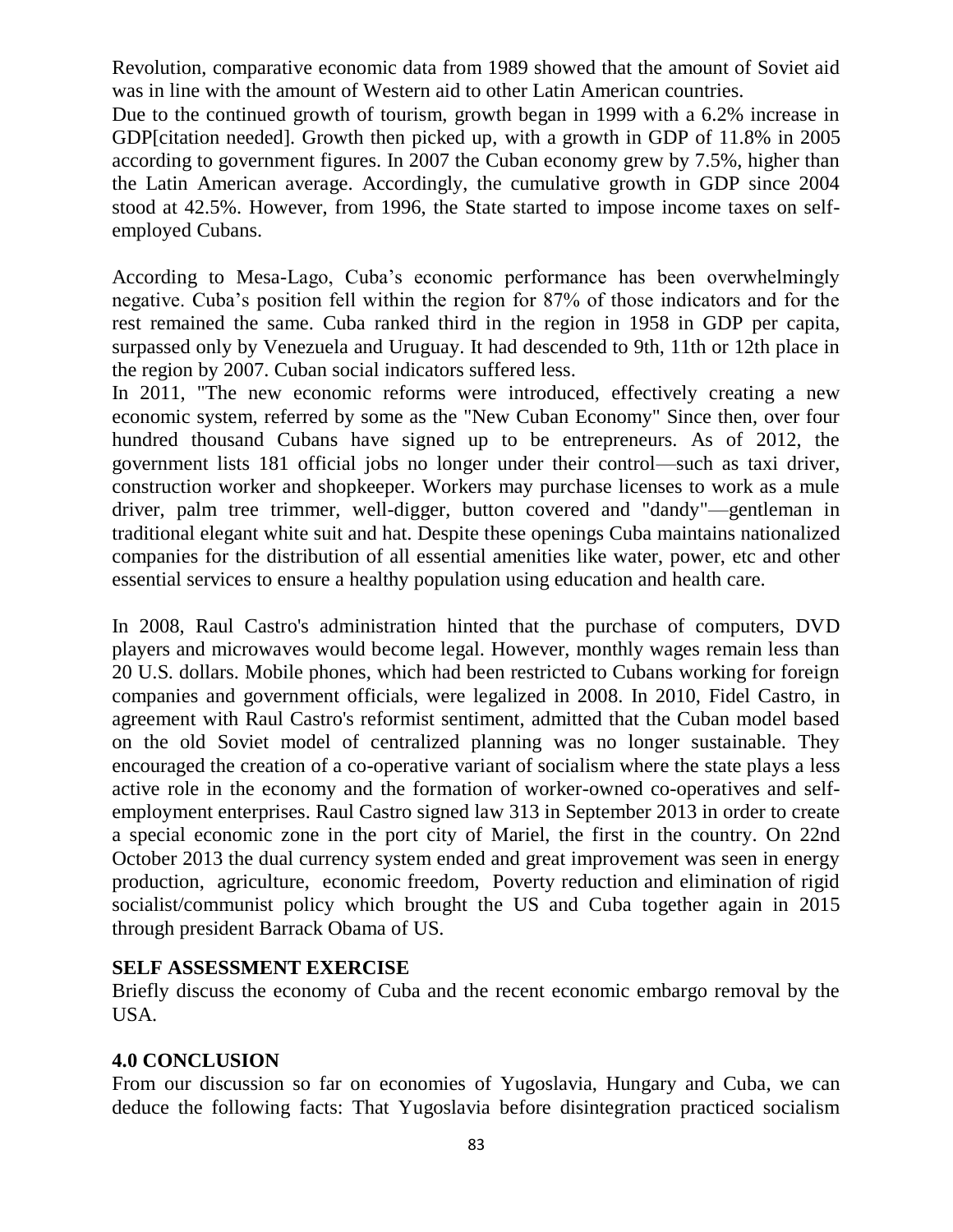Revolution, comparative economic data from 1989 showed that the amount of Soviet aid was in line with the amount of Western aid to other Latin American countries.

Due to the continued growth of tourism, growth began in 1999 with a 6.2% increase in GDP[citation needed]. Growth then picked up, with a growth in GDP of 11.8% in 2005 according to government figures. In 2007 the Cuban economy grew by 7.5%, higher than the Latin American average. Accordingly, the cumulative growth in GDP since 2004 stood at 42.5%. However, from 1996, the State started to impose income taxes on self-employed Cubans.

According to Mesa-Lago, Cuba's economic performance has been overwhelmingly negative. Cuba's position fell within the region for 87% of those indicators and for the rest remained the same. Cuba ranked third in the region in 1958 in GDP per capita, surpassed only by Venezuela and Uruguay. It had descended to 9th, 11th or 12th place in the region by 2007. Cuban social indicators suffered less.

In 2011, "The new economic reforms were introduced, effectively creating a new economic system, referred by some as the "New Cuban Economy" Since then, over four hundred thousand Cubans have signed up to be entrepreneurs. As of 2012, the government lists 181 official jobs no longer under their control—such as taxi driver, construction worker and shopkeeper. Workers may purchase licenses to work as a mule driver, palm tree trimmer, well-digger, button covered and "dandy"—gentleman in traditional elegant white suit and hat. Despite these openings Cuba maintains nationalized companies for the distribution of all essential amenities like water, power, etc and other essential services to ensure a healthy population using education and health care.

In 2008, Raul Castro's administration hinted that the purchase of computers, DVD players and microwaves would become legal. However, monthly wages remain less than 20 U.S. dollars. Mobile phones, which had been restricted to Cubans working for foreign companies and government officials, were legalized in 2008. In 2010, Fidel Castro, in agreement with Raul Castro's reformist sentiment, admitted that the Cuban model based on the old Soviet model of centralized planning was no longer sustainable. They encouraged the creation of a co-operative variant of socialism where the state plays a less active role in the economy and the formation of worker-owned co-operatives and self-employment enterprises. Raul Castro signed law 313 in September 2013 in order to create a special economic zone in the port city of Mariel, the first in the country. On 22nd October 2013 the dual currency system ended and great improvement was seen in energy production, agriculture, economic freedom, Poverty reduction and elimination of rigid socialist/communist policy which brought the US and Cuba together again in 2015 through president Barrack Obama of US.

### SELF ASSESSMENT EXERCISE

Briefly discuss the economy of Cuba and the recent economic embargo removal by the USA.

## 4.0 CONCLUSION

From our discussion so far on economies of Yugoslavia, Hungary and Cuba, we can deduce the following facts: That Yugoslavia before disintegration practiced socialism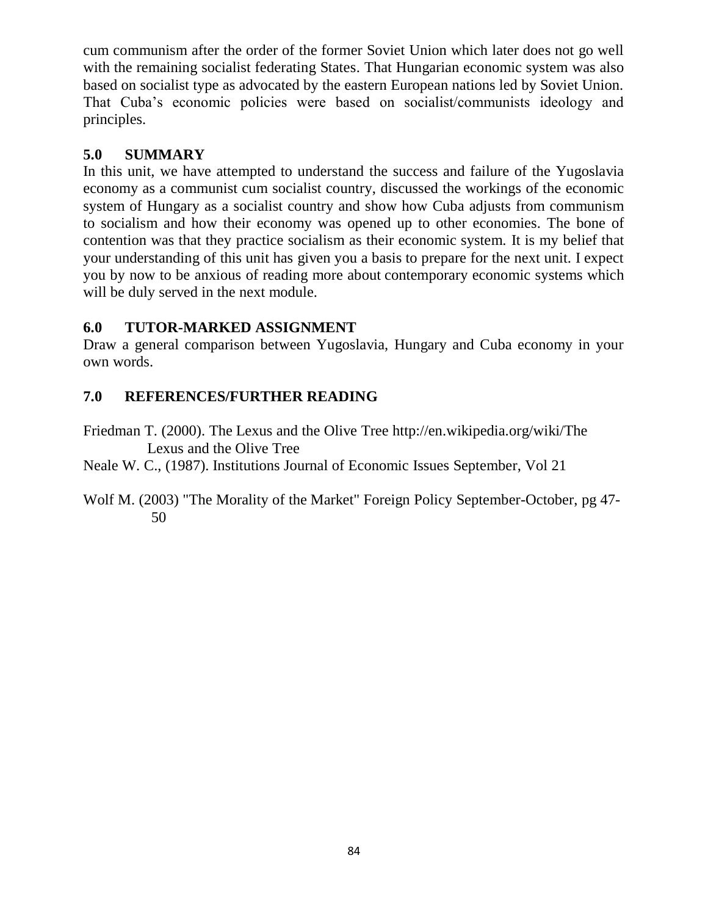cum communism after the order of the former Soviet Union which later does not go well with the remaining socialist federating States. That Hungarian economic system was also based on socialist type as advocated by the eastern European nations led by Soviet Union. That Cuba's economic policies were based on socialist/communists ideology and principles.

## 5.0 SUMMARY

In this unit, we have attempted to understand the success and failure of the Yugoslavia economy as a communist cum socialist country, discussed the workings of the economic system of Hungary as a socialist country and show how Cuba adjusts from communism to socialism and how their economy was opened up to other economies. The bone of contention was that they practice socialism as their economic system. It is my belief that your understanding of this unit has given you a basis to prepare for the next unit. I expect you by now to be anxious of reading more about contemporary economic systems which will be duly served in the next module.

## 6.0 TUTOR-MARKED ASSIGNMENT

Draw a general comparison between Yugoslavia, Hungary and Cuba economy in your own words.

## 7.0 REFERENCES/FURTHER READING

Friedman T. (2000). The Lexus and the Olive Tree http://en.wikipedia.org/wiki/The Lexus and the Olive Tree

Neale W. C., (1987). Institutions Journal of Economic Issues September, Vol 21

Wolf M. (2003) "The Morality of the Market" Foreign Policy September-October, pg 47-50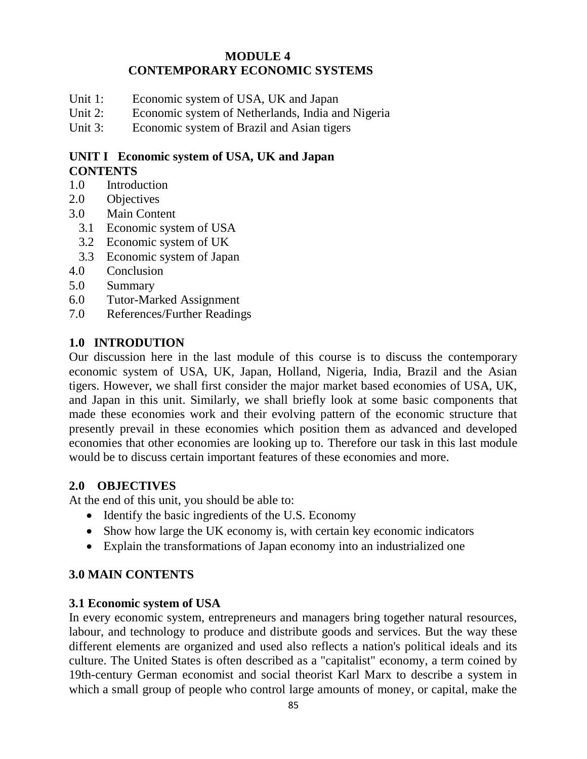# MODULE 4
## CONTEMPORARY ECONOMIC SYSTEMS

Unit 1: Economic system of USA, UK and Japan
Unit 2: Economic system of Netherlands, India and Nigeria
Unit 3: Economic system of Brazil and Asian tigers

## UNIT I Economic system of USA, UK and Japan

**CONTENTS**

1.0 Introduction
2.0 Objectives
3.0 Main Content
  3.1 Economic system of USA
  3.2 Economic system of UK
  3.3 Economic system of Japan
4.0 Conclusion
5.0 Summary
6.0 Tutor-Marked Assignment
7.0 References/Further Readings

### 1.0 INTRODUTION

Our discussion here in the last module of this course is to discuss the contemporary economic system of USA, UK, Japan, Holland, Nigeria, India, Brazil and the Asian tigers. However, we shall first consider the major market based economies of USA, UK, and Japan in this unit. Similarly, we shall briefly look at some basic components that made these economies work and their evolving pattern of the economic structure that presently prevail in these economies which position them as advanced and developed economies that other economies are looking up to. Therefore our task in this last module would be to discuss certain important features of these economies and more.

### 2.0 OBJECTIVES

At the end of this unit, you should be able to:

- Identify the basic ingredients of the U.S. Economy
- Show how large the UK economy is, with certain key economic indicators
- Explain the transformations of Japan economy into an industrialized one

### 3.0 MAIN CONTENTS

#### 3.1 Economic system of USA

In every economic system, entrepreneurs and managers bring together natural resources, labour, and technology to produce and distribute goods and services. But the way these different elements are organized and used also reflects a nation's political ideals and its culture. The United States is often described as a "capitalist" economy, a term coined by 19th-century German economist and social theorist Karl Marx to describe a system in which a small group of people who control large amounts of money, or capital, make the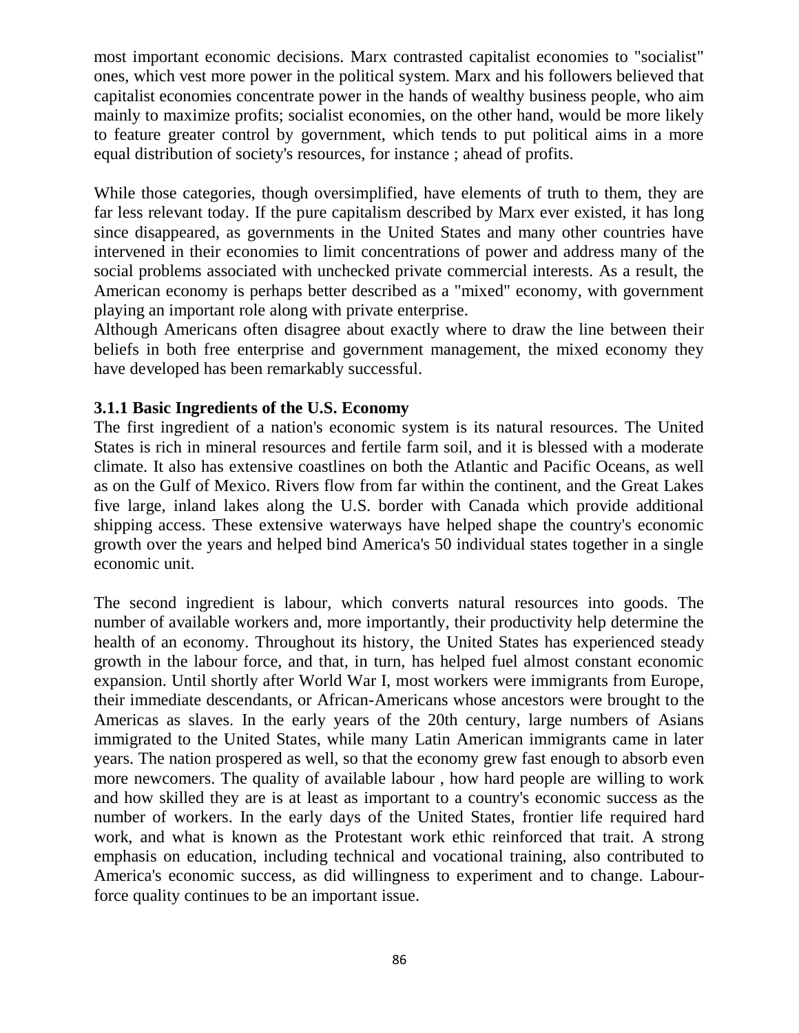most important economic decisions. Marx contrasted capitalist economies to "socialist" ones, which vest more power in the political system. Marx and his followers believed that capitalist economies concentrate power in the hands of wealthy business people, who aim mainly to maximize profits; socialist economies, on the other hand, would be more likely to feature greater control by government, which tends to put political aims in a more equal distribution of society's resources, for instance ; ahead of profits.

While those categories, though oversimplified, have elements of truth to them, they are far less relevant today. If the pure capitalism described by Marx ever existed, it has long since disappeared, as governments in the United States and many other countries have intervened in their economies to limit concentrations of power and address many of the social problems associated with unchecked private commercial interests. As a result, the American economy is perhaps better described as a "mixed" economy, with government playing an important role along with private enterprise.

Although Americans often disagree about exactly where to draw the line between their beliefs in both free enterprise and government management, the mixed economy they have developed has been remarkably successful.

### 3.1.1 Basic Ingredients of the U.S. Economy

The first ingredient of a nation's economic system is its natural resources. The United States is rich in mineral resources and fertile farm soil, and it is blessed with a moderate climate. It also has extensive coastlines on both the Atlantic and Pacific Oceans, as well as on the Gulf of Mexico. Rivers flow from far within the continent, and the Great Lakes five large, inland lakes along the U.S. border with Canada which provide additional shipping access. These extensive waterways have helped shape the country's economic growth over the years and helped bind America's 50 individual states together in a single economic unit.

The second ingredient is labour, which converts natural resources into goods. The number of available workers and, more importantly, their productivity help determine the health of an economy. Throughout its history, the United States has experienced steady growth in the labour force, and that, in turn, has helped fuel almost constant economic expansion. Until shortly after World War I, most workers were immigrants from Europe, their immediate descendants, or African-Americans whose ancestors were brought to the Americas as slaves. In the early years of the 20th century, large numbers of Asians immigrated to the United States, while many Latin American immigrants came in later years. The nation prospered as well, so that the economy grew fast enough to absorb even more newcomers. The quality of available labour , how hard people are willing to work and how skilled they are is at least as important to a country's economic success as the number of workers. In the early days of the United States, frontier life required hard work, and what is known as the Protestant work ethic reinforced that trait. A strong emphasis on education, including technical and vocational training, also contributed to America's economic success, as did willingness to experiment and to change. Labour-force quality continues to be an important issue.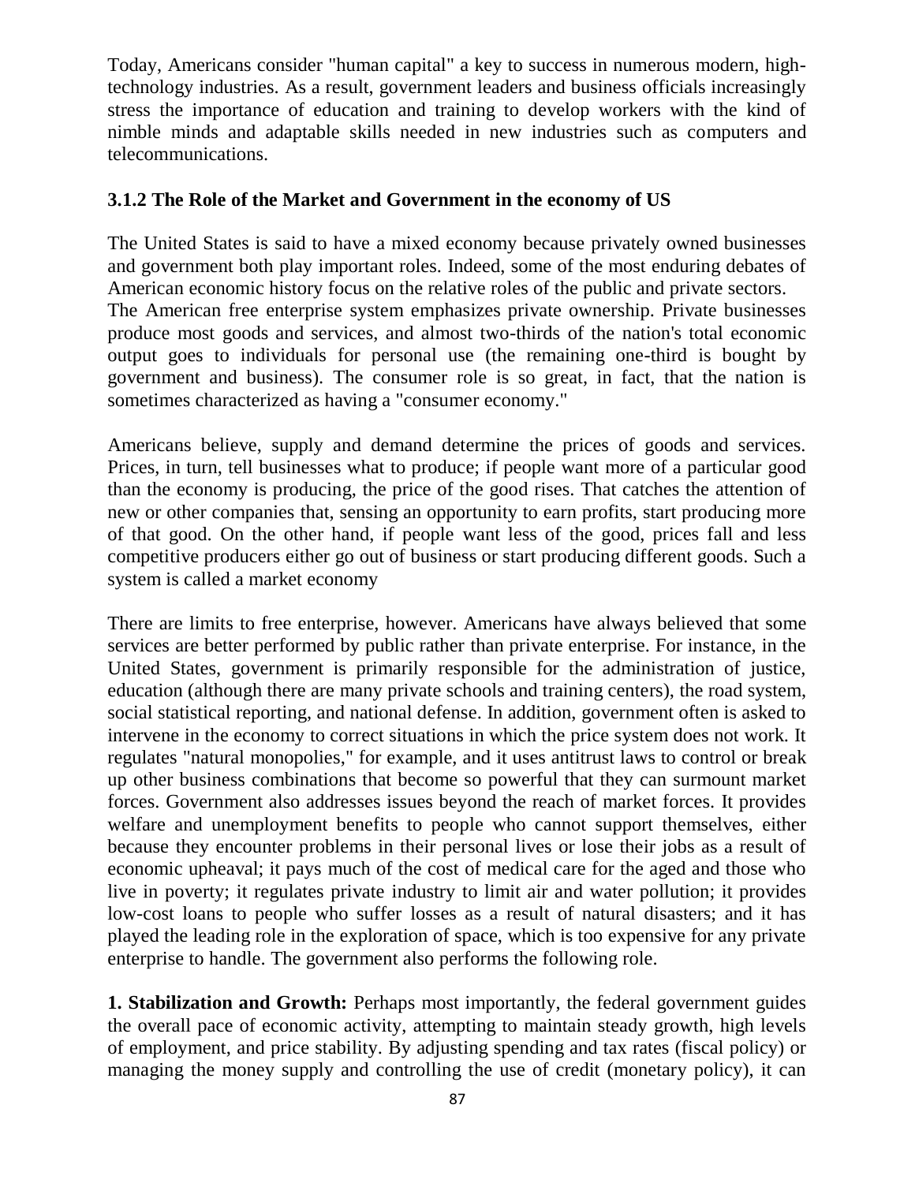Today, Americans consider "human capital" a key to success in numerous modern, high-technology industries. As a result, government leaders and business officials increasingly stress the importance of education and training to develop workers with the kind of nimble minds and adaptable skills needed in new industries such as computers and telecommunications.

### 3.1.2 The Role of the Market and Government in the economy of US

The United States is said to have a mixed economy because privately owned businesses and government both play important roles. Indeed, some of the most enduring debates of American economic history focus on the relative roles of the public and private sectors.
The American free enterprise system emphasizes private ownership. Private businesses produce most goods and services, and almost two-thirds of the nation's total economic output goes to individuals for personal use (the remaining one-third is bought by government and business). The consumer role is so great, in fact, that the nation is sometimes characterized as having a "consumer economy."

Americans believe, supply and demand determine the prices of goods and services. Prices, in turn, tell businesses what to produce; if people want more of a particular good than the economy is producing, the price of the good rises. That catches the attention of new or other companies that, sensing an opportunity to earn profits, start producing more of that good. On the other hand, if people want less of the good, prices fall and less competitive producers either go out of business or start producing different goods. Such a system is called a market economy

There are limits to free enterprise, however. Americans have always believed that some services are better performed by public rather than private enterprise. For instance, in the United States, government is primarily responsible for the administration of justice, education (although there are many private schools and training centers), the road system, social statistical reporting, and national defense. In addition, government often is asked to intervene in the economy to correct situations in which the price system does not work. It regulates "natural monopolies," for example, and it uses antitrust laws to control or break up other business combinations that become so powerful that they can surmount market forces. Government also addresses issues beyond the reach of market forces. It provides welfare and unemployment benefits to people who cannot support themselves, either because they encounter problems in their personal lives or lose their jobs as a result of economic upheaval; it pays much of the cost of medical care for the aged and those who live in poverty; it regulates private industry to limit air and water pollution; it provides low-cost loans to people who suffer losses as a result of natural disasters; and it has played the leading role in the exploration of space, which is too expensive for any private enterprise to handle. The government also performs the following role.

**1. Stabilization and Growth:** Perhaps most importantly, the federal government guides the overall pace of economic activity, attempting to maintain steady growth, high levels of employment, and price stability. By adjusting spending and tax rates (fiscal policy) or managing the money supply and controlling the use of credit (monetary policy), it can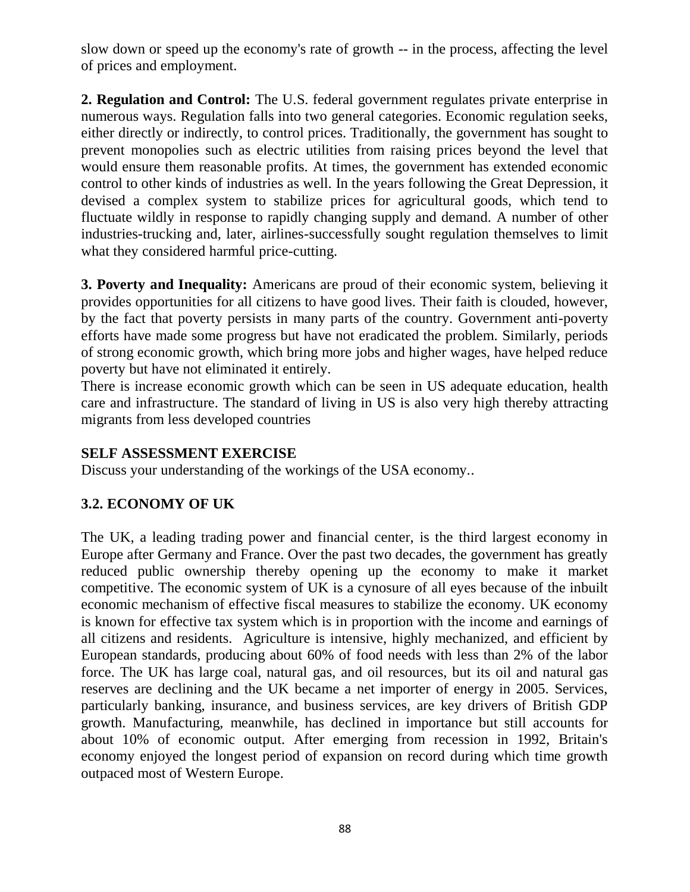slow down or speed up the economy's rate of growth -- in the process, affecting the level of prices and employment.

**2. Regulation and Control:** The U.S. federal government regulates private enterprise in numerous ways. Regulation falls into two general categories. Economic regulation seeks, either directly or indirectly, to control prices. Traditionally, the government has sought to prevent monopolies such as electric utilities from raising prices beyond the level that would ensure them reasonable profits. At times, the government has extended economic control to other kinds of industries as well. In the years following the Great Depression, it devised a complex system to stabilize prices for agricultural goods, which tend to fluctuate wildly in response to rapidly changing supply and demand. A number of other industries-trucking and, later, airlines-successfully sought regulation themselves to limit what they considered harmful price-cutting.

**3. Poverty and Inequality:** Americans are proud of their economic system, believing it provides opportunities for all citizens to have good lives. Their faith is clouded, however, by the fact that poverty persists in many parts of the country. Government anti-poverty efforts have made some progress but have not eradicated the problem. Similarly, periods of strong economic growth, which bring more jobs and higher wages, have helped reduce poverty but have not eliminated it entirely.
There is increase economic growth which can be seen in US adequate education, health care and infrastructure. The standard of living in US is also very high thereby attracting migrants from less developed countries

**SELF ASSESSMENT EXERCISE**
Discuss your understanding of the workings of the USA economy..

## 3.2. ECONOMY OF UK

The UK, a leading trading power and financial center, is the third largest economy in Europe after Germany and France. Over the past two decades, the government has greatly reduced public ownership thereby opening up the economy to make it market competitive. The economic system of UK is a cynosure of all eyes because of the inbuilt economic mechanism of effective fiscal measures to stabilize the economy. UK economy is known for effective tax system which is in proportion with the income and earnings of all citizens and residents. Agriculture is intensive, highly mechanized, and efficient by European standards, producing about 60% of food needs with less than 2% of the labor force. The UK has large coal, natural gas, and oil resources, but its oil and natural gas reserves are declining and the UK became a net importer of energy in 2005. Services, particularly banking, insurance, and business services, are key drivers of British GDP growth. Manufacturing, meanwhile, has declined in importance but still accounts for about 10% of economic output. After emerging from recession in 1992, Britain's economy enjoyed the longest period of expansion on record during which time growth outpaced most of Western Europe.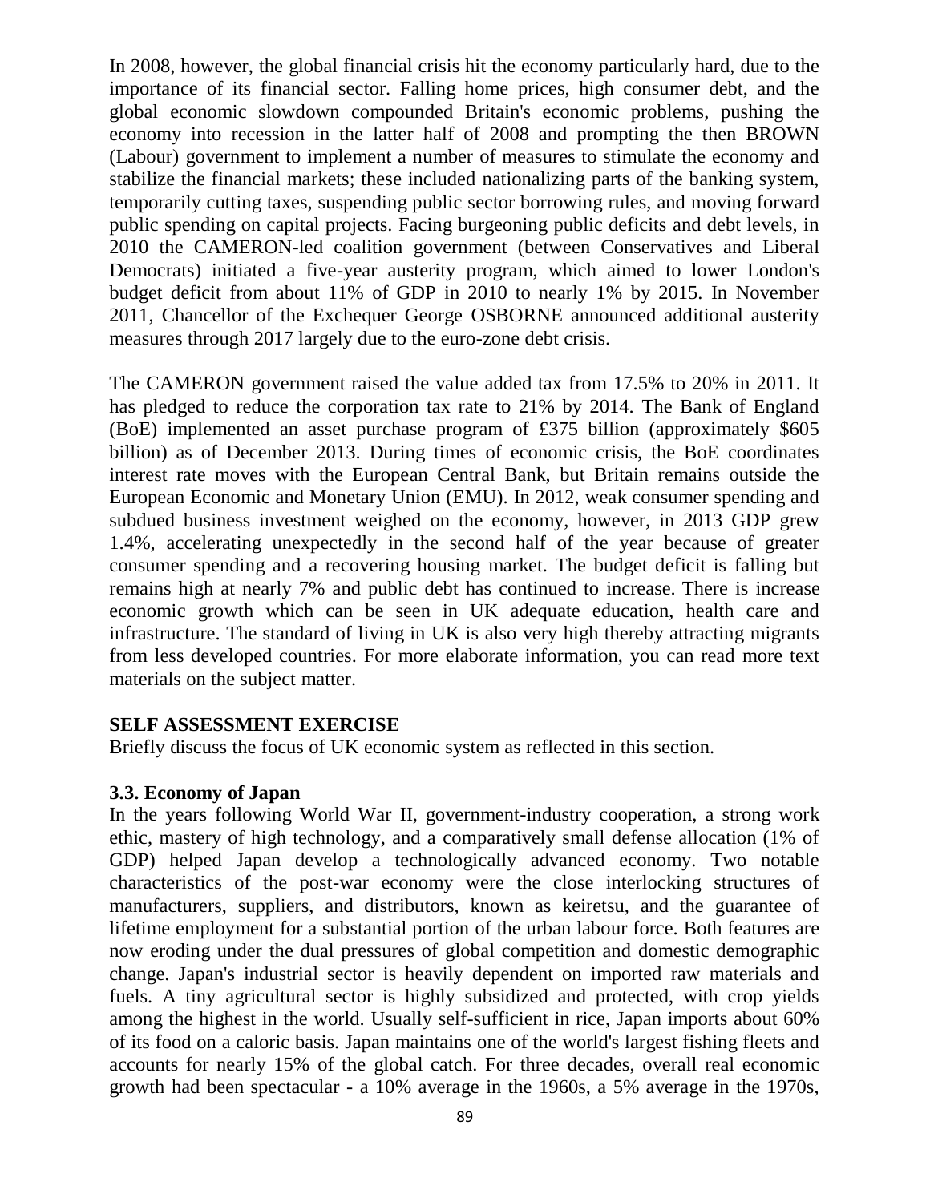In 2008, however, the global financial crisis hit the economy particularly hard, due to the importance of its financial sector. Falling home prices, high consumer debt, and the global economic slowdown compounded Britain's economic problems, pushing the economy into recession in the latter half of 2008 and prompting the then BROWN (Labour) government to implement a number of measures to stimulate the economy and stabilize the financial markets; these included nationalizing parts of the banking system, temporarily cutting taxes, suspending public sector borrowing rules, and moving forward public spending on capital projects. Facing burgeoning public deficits and debt levels, in 2010 the CAMERON-led coalition government (between Conservatives and Liberal Democrats) initiated a five-year austerity program, which aimed to lower London's budget deficit from about 11% of GDP in 2010 to nearly 1% by 2015. In November 2011, Chancellor of the Exchequer George OSBORNE announced additional austerity measures through 2017 largely due to the euro-zone debt crisis.

The CAMERON government raised the value added tax from 17.5% to 20% in 2011. It has pledged to reduce the corporation tax rate to 21% by 2014. The Bank of England (BoE) implemented an asset purchase program of £375 billion (approximately $605 billion) as of December 2013. During times of economic crisis, the BoE coordinates interest rate moves with the European Central Bank, but Britain remains outside the European Economic and Monetary Union (EMU). In 2012, weak consumer spending and subdued business investment weighed on the economy, however, in 2013 GDP grew 1.4%, accelerating unexpectedly in the second half of the year because of greater consumer spending and a recovering housing market. The budget deficit is falling but remains high at nearly 7% and public debt has continued to increase. There is increase economic growth which can be seen in UK adequate education, health care and infrastructure. The standard of living in UK is also very high thereby attracting migrants from less developed countries. For more elaborate information, you can read more text materials on the subject matter.

**SELF ASSESSMENT EXERCISE**

Briefly discuss the focus of UK economic system as reflected in this section.

### 3.3. Economy of Japan

In the years following World War II, government-industry cooperation, a strong work ethic, mastery of high technology, and a comparatively small defense allocation (1% of GDP) helped Japan develop a technologically advanced economy. Two notable characteristics of the post-war economy were the close interlocking structures of manufacturers, suppliers, and distributors, known as keiretsu, and the guarantee of lifetime employment for a substantial portion of the urban labour force. Both features are now eroding under the dual pressures of global competition and domestic demographic change. Japan's industrial sector is heavily dependent on imported raw materials and fuels. A tiny agricultural sector is highly subsidized and protected, with crop yields among the highest in the world. Usually self-sufficient in rice, Japan imports about 60% of its food on a caloric basis. Japan maintains one of the world's largest fishing fleets and accounts for nearly 15% of the global catch. For three decades, overall real economic growth had been spectacular - a 10% average in the 1960s, a 5% average in the 1970s,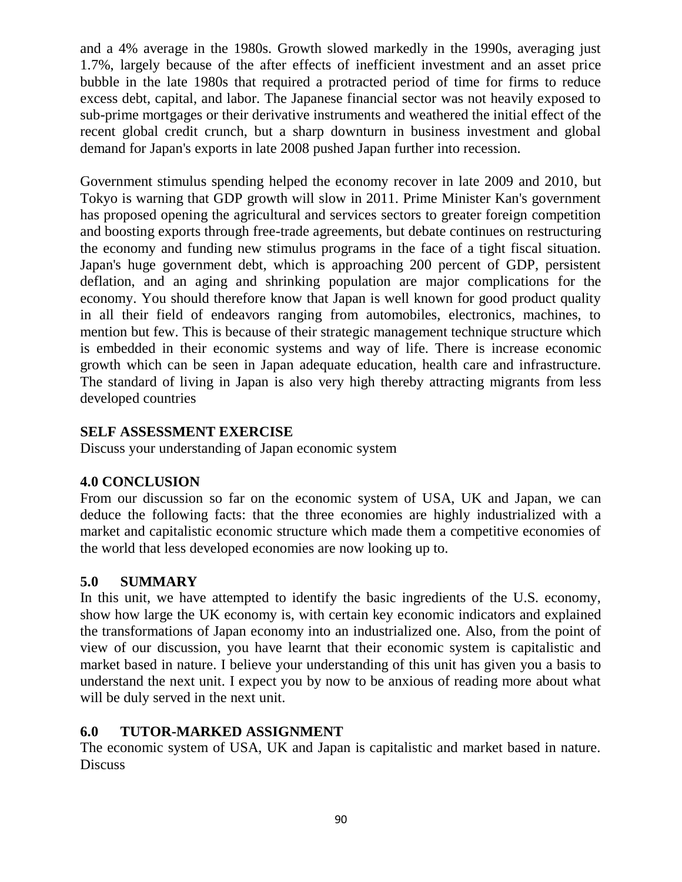and a 4% average in the 1980s. Growth slowed markedly in the 1990s, averaging just 1.7%, largely because of the after effects of inefficient investment and an asset price bubble in the late 1980s that required a protracted period of time for firms to reduce excess debt, capital, and labor. The Japanese financial sector was not heavily exposed to sub-prime mortgages or their derivative instruments and weathered the initial effect of the recent global credit crunch, but a sharp downturn in business investment and global demand for Japan's exports in late 2008 pushed Japan further into recession.

Government stimulus spending helped the economy recover in late 2009 and 2010, but Tokyo is warning that GDP growth will slow in 2011. Prime Minister Kan's government has proposed opening the agricultural and services sectors to greater foreign competition and boosting exports through free-trade agreements, but debate continues on restructuring the economy and funding new stimulus programs in the face of a tight fiscal situation. Japan's huge government debt, which is approaching 200 percent of GDP, persistent deflation, and an aging and shrinking population are major complications for the economy. You should therefore know that Japan is well known for good product quality in all their field of endeavors ranging from automobiles, electronics, machines, to mention but few. This is because of their strategic management technique structure which is embedded in their economic systems and way of life. There is increase economic growth which can be seen in Japan adequate education, health care and infrastructure. The standard of living in Japan is also very high thereby attracting migrants from less developed countries

## SELF ASSESSMENT EXERCISE

Discuss your understanding of Japan economic system

## 4.0 CONCLUSION

From our discussion so far on the economic system of USA, UK and Japan, we can deduce the following facts: that the three economies are highly industrialized with a market and capitalistic economic structure which made them a competitive economies of the world that less developed economies are now looking up to.

## 5.0 SUMMARY

In this unit, we have attempted to identify the basic ingredients of the U.S. economy, show how large the UK economy is, with certain key economic indicators and explained the transformations of Japan economy into an industrialized one. Also, from the point of view of our discussion, you have learnt that their economic system is capitalistic and market based in nature. I believe your understanding of this unit has given you a basis to understand the next unit. I expect you by now to be anxious of reading more about what will be duly served in the next unit.

## 6.0 TUTOR-MARKED ASSIGNMENT

The economic system of USA, UK and Japan is capitalistic and market based in nature. Discuss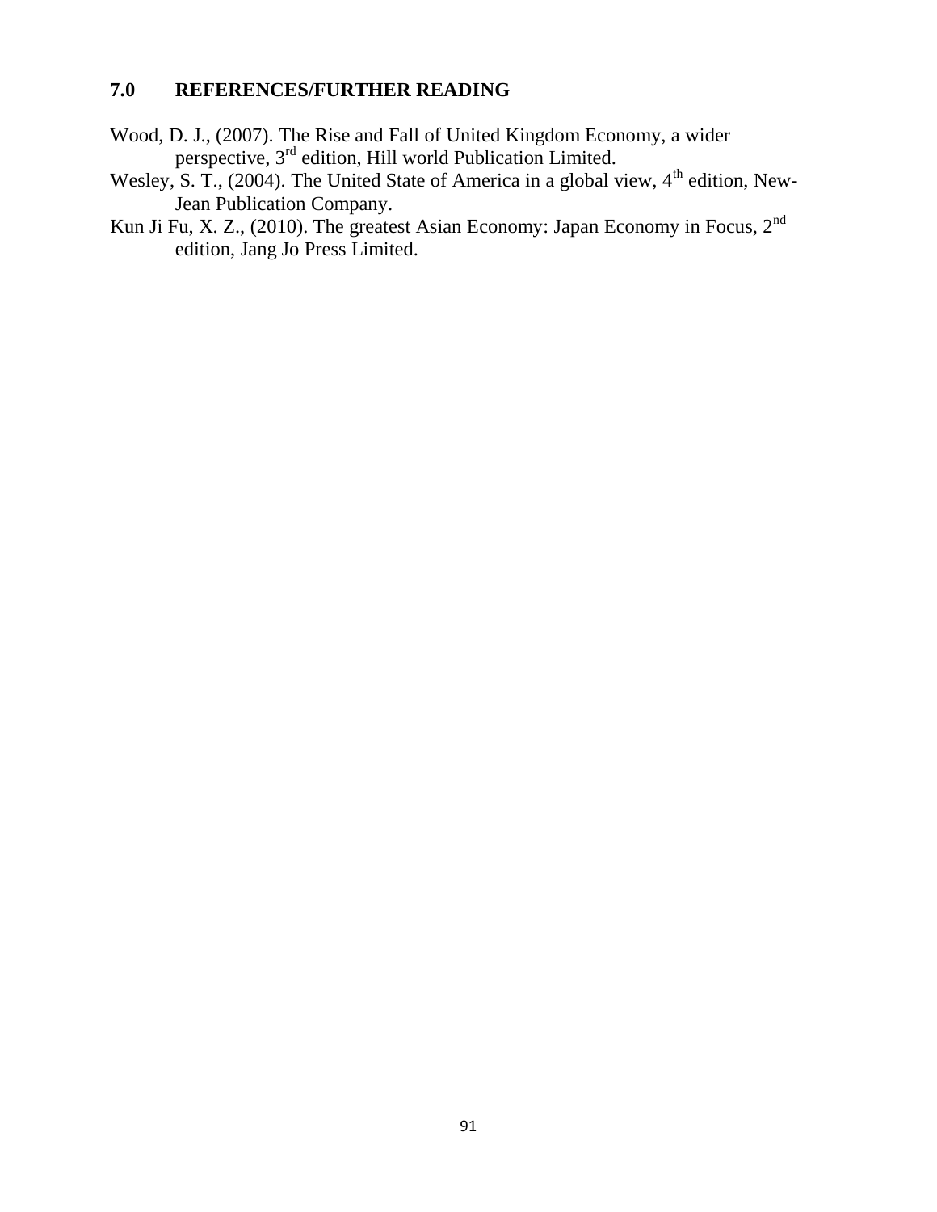## 7.0 REFERENCES/FURTHER READING

Wood, D. J., (2007). The Rise and Fall of United Kingdom Economy, a wider perspective, 3rd edition, Hill world Publication Limited.

Wesley, S. T., (2004). The United State of America in a global view, 4th edition, New-Jean Publication Company.

Kun Ji Fu, X. Z., (2010). The greatest Asian Economy: Japan Economy in Focus, 2nd edition, Jang Jo Press Limited.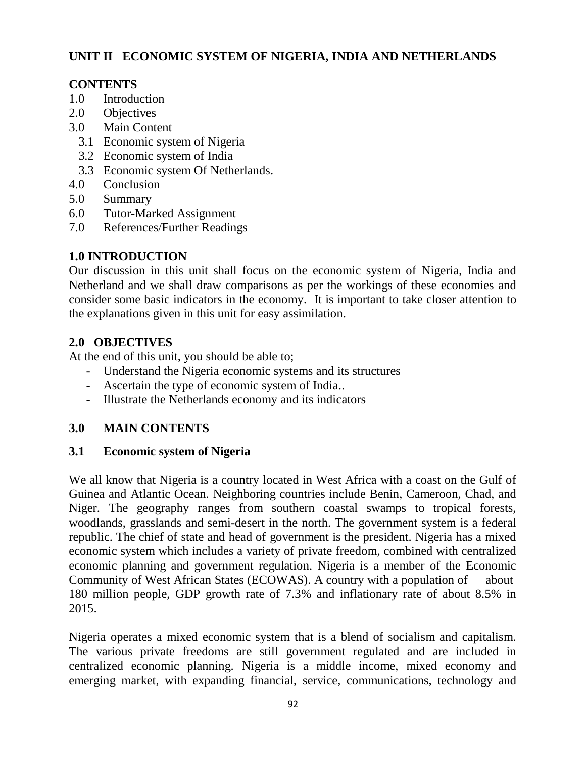## UNIT II ECONOMIC SYSTEM OF NIGERIA, INDIA AND NETHERLANDS

### CONTENTS

1.0 Introduction
2.0 Objectives
3.0 Main Content
  3.1 Economic system of Nigeria
  3.2 Economic system of India
  3.3 Economic system Of Netherlands.
4.0 Conclusion
5.0 Summary
6.0 Tutor-Marked Assignment
7.0 References/Further Readings

### 1.0 INTRODUCTION

Our discussion in this unit shall focus on the economic system of Nigeria, India and Netherland and we shall draw comparisons as per the workings of these economies and consider some basic indicators in the economy. It is important to take closer attention to the explanations given in this unit for easy assimilation.

### 2.0 OBJECTIVES

At the end of this unit, you should be able to;

- Understand the Nigeria economic systems and its structures
- Ascertain the type of economic system of India..
- Illustrate the Netherlands economy and its indicators

### 3.0 MAIN CONTENTS

### 3.1 Economic system of Nigeria

We all know that Nigeria is a country located in West Africa with a coast on the Gulf of Guinea and Atlantic Ocean. Neighboring countries include Benin, Cameroon, Chad, and Niger. The geography ranges from southern coastal swamps to tropical forests, woodlands, grasslands and semi-desert in the north. The government system is a federal republic. The chief of state and head of government is the president. Nigeria has a mixed economic system which includes a variety of private freedom, combined with centralized economic planning and government regulation. Nigeria is a member of the Economic Community of West African States (ECOWAS). A country with a population of about 180 million people, GDP growth rate of 7.3% and inflationary rate of about 8.5% in 2015.

Nigeria operates a mixed economic system that is a blend of socialism and capitalism. The various private freedoms are still government regulated and are included in centralized economic planning. Nigeria is a middle income, mixed economy and emerging market, with expanding financial, service, communications, technology and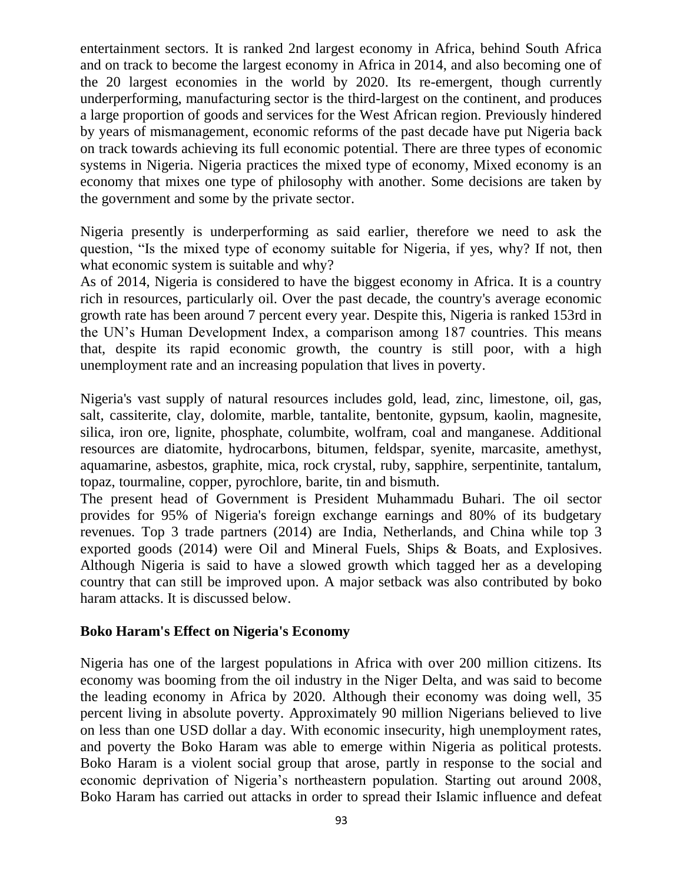entertainment sectors. It is ranked 2nd largest economy in Africa, behind South Africa and on track to become the largest economy in Africa in 2014, and also becoming one of the 20 largest economies in the world by 2020. Its re-emergent, though currently underperforming, manufacturing sector is the third-largest on the continent, and produces a large proportion of goods and services for the West African region. Previously hindered by years of mismanagement, economic reforms of the past decade have put Nigeria back on track towards achieving its full economic potential. There are three types of economic systems in Nigeria. Nigeria practices the mixed type of economy, Mixed economy is an economy that mixes one type of philosophy with another. Some decisions are taken by the government and some by the private sector.

Nigeria presently is underperforming as said earlier, therefore we need to ask the question, "Is the mixed type of economy suitable for Nigeria, if yes, why? If not, then what economic system is suitable and why?

As of 2014, Nigeria is considered to have the biggest economy in Africa. It is a country rich in resources, particularly oil. Over the past decade, the country's average economic growth rate has been around 7 percent every year. Despite this, Nigeria is ranked 153rd in the UN's Human Development Index, a comparison among 187 countries. This means that, despite its rapid economic growth, the country is still poor, with a high unemployment rate and an increasing population that lives in poverty.

Nigeria's vast supply of natural resources includes gold, lead, zinc, limestone, oil, gas, salt, cassiterite, clay, dolomite, marble, tantalite, bentonite, gypsum, kaolin, magnesite, silica, iron ore, lignite, phosphate, columbite, wolfram, coal and manganese. Additional resources are diatomite, hydrocarbons, bitumen, feldspar, syenite, marcasite, amethyst, aquamarine, asbestos, graphite, mica, rock crystal, ruby, sapphire, serpentinite, tantalum, topaz, tourmaline, copper, pyrochlore, barite, tin and bismuth.

The present head of Government is President Muhammadu Buhari. The oil sector provides for 95% of Nigeria's foreign exchange earnings and 80% of its budgetary revenues. Top 3 trade partners (2014) are India, Netherlands, and China while top 3 exported goods (2014) were Oil and Mineral Fuels, Ships & Boats, and Explosives. Although Nigeria is said to have a slowed growth which tagged her as a developing country that can still be improved upon. A major setback was also contributed by boko haram attacks. It is discussed below.

**Boko Haram's Effect on Nigeria's Economy**

Nigeria has one of the largest populations in Africa with over 200 million citizens. Its economy was booming from the oil industry in the Niger Delta, and was said to become the leading economy in Africa by 2020. Although their economy was doing well, 35 percent living in absolute poverty. Approximately 90 million Nigerians believed to live on less than one USD dollar a day. With economic insecurity, high unemployment rates, and poverty the Boko Haram was able to emerge within Nigeria as political protests. Boko Haram is a violent social group that arose, partly in response to the social and economic deprivation of Nigeria's northeastern population. Starting out around 2008, Boko Haram has carried out attacks in order to spread their Islamic influence and defeat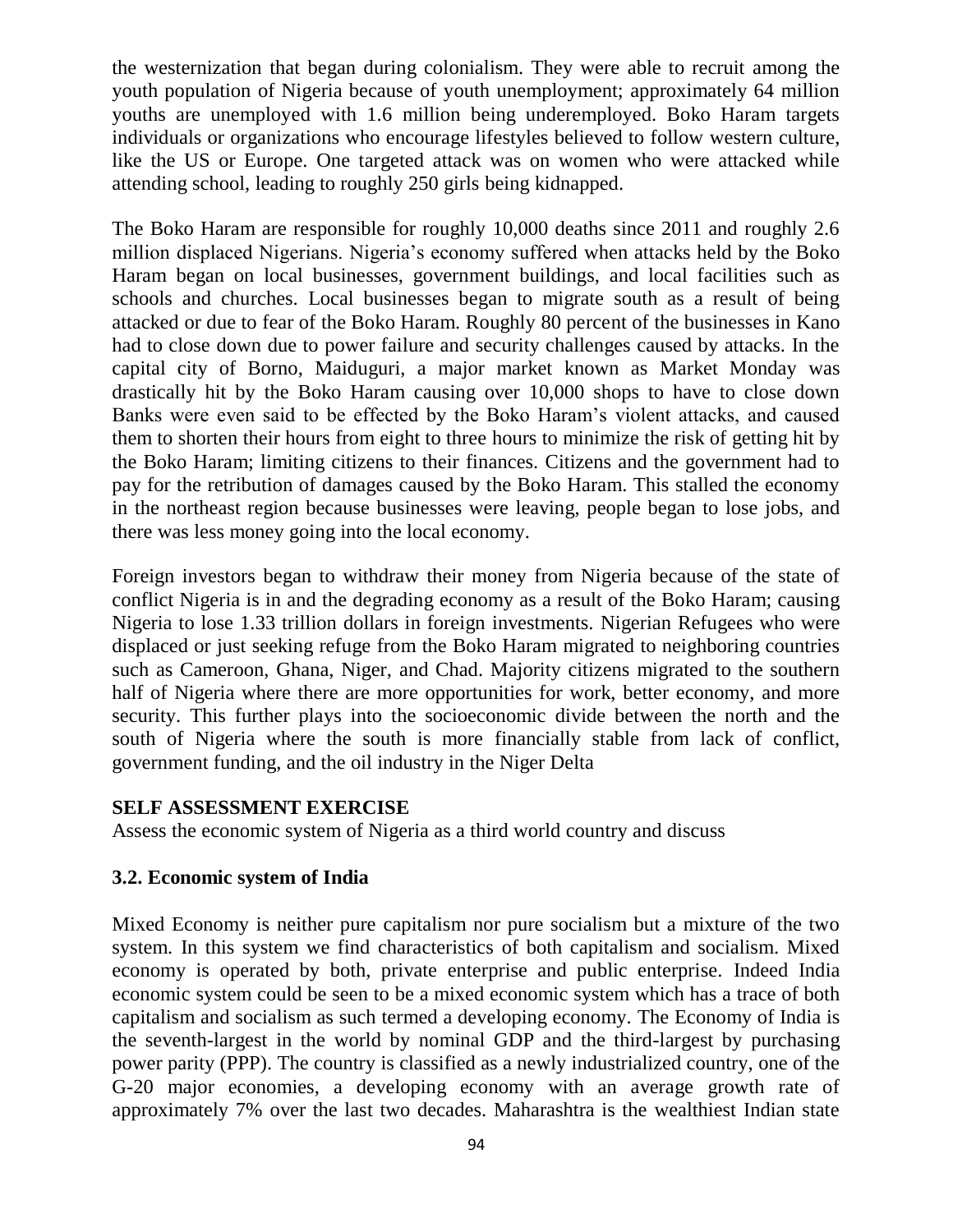the westernization that began during colonialism. They were able to recruit among the youth population of Nigeria because of youth unemployment; approximately 64 million youths are unemployed with 1.6 million being underemployed. Boko Haram targets individuals or organizations who encourage lifestyles believed to follow western culture, like the US or Europe. One targeted attack was on women who were attacked while attending school, leading to roughly 250 girls being kidnapped.

The Boko Haram are responsible for roughly 10,000 deaths since 2011 and roughly 2.6 million displaced Nigerians. Nigeria's economy suffered when attacks held by the Boko Haram began on local businesses, government buildings, and local facilities such as schools and churches. Local businesses began to migrate south as a result of being attacked or due to fear of the Boko Haram. Roughly 80 percent of the businesses in Kano had to close down due to power failure and security challenges caused by attacks. In the capital city of Borno, Maiduguri, a major market known as Market Monday was drastically hit by the Boko Haram causing over 10,000 shops to have to close down Banks were even said to be effected by the Boko Haram's violent attacks, and caused them to shorten their hours from eight to three hours to minimize the risk of getting hit by the Boko Haram; limiting citizens to their finances. Citizens and the government had to pay for the retribution of damages caused by the Boko Haram. This stalled the economy in the northeast region because businesses were leaving, people began to lose jobs, and there was less money going into the local economy.

Foreign investors began to withdraw their money from Nigeria because of the state of conflict Nigeria is in and the degrading economy as a result of the Boko Haram; causing Nigeria to lose 1.33 trillion dollars in foreign investments. Nigerian Refugees who were displaced or just seeking refuge from the Boko Haram migrated to neighboring countries such as Cameroon, Ghana, Niger, and Chad. Majority citizens migrated to the southern half of Nigeria where there are more opportunities for work, better economy, and more security. This further plays into the socioeconomic divide between the north and the south of Nigeria where the south is more financially stable from lack of conflict, government funding, and the oil industry in the Niger Delta

**SELF ASSESSMENT EXERCISE**

Assess the economic system of Nigeria as a third world country and discuss

### 3.2. Economic system of India

Mixed Economy is neither pure capitalism nor pure socialism but a mixture of the two system. In this system we find characteristics of both capitalism and socialism. Mixed economy is operated by both, private enterprise and public enterprise. Indeed India economic system could be seen to be a mixed economic system which has a trace of both capitalism and socialism as such termed a developing economy. The Economy of India is the seventh-largest in the world by nominal GDP and the third-largest by purchasing power parity (PPP). The country is classified as a newly industrialized country, one of the G-20 major economies, a developing economy with an average growth rate of approximately 7% over the last two decades. Maharashtra is the wealthiest Indian state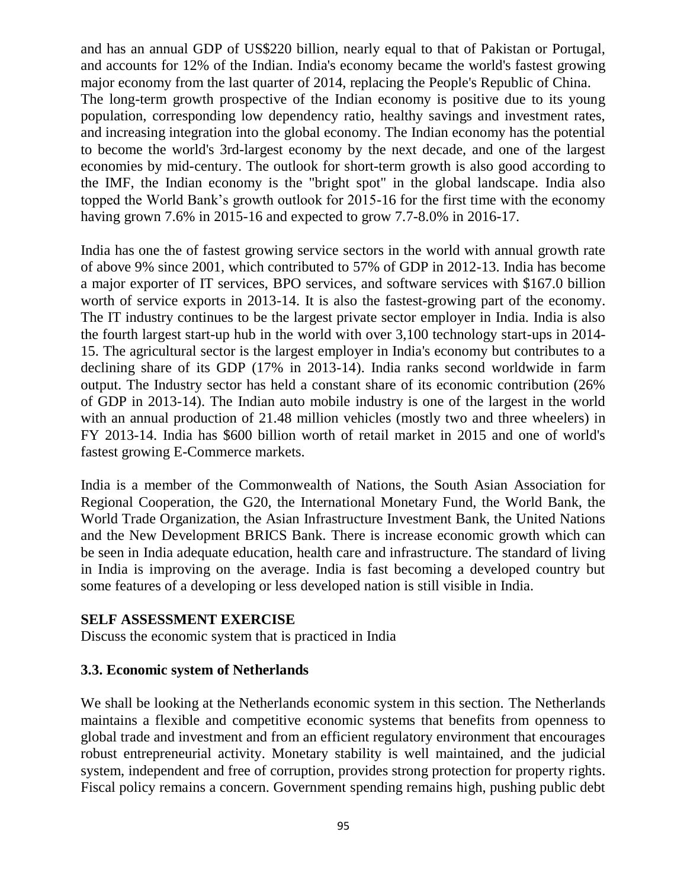and has an annual GDP of US$220 billion, nearly equal to that of Pakistan or Portugal, and accounts for 12% of the Indian. India's economy became the world's fastest growing major economy from the last quarter of 2014, replacing the People's Republic of China.
The long-term growth prospective of the Indian economy is positive due to its young population, corresponding low dependency ratio, healthy savings and investment rates, and increasing integration into the global economy. The Indian economy has the potential to become the world's 3rd-largest economy by the next decade, and one of the largest economies by mid-century. The outlook for short-term growth is also good according to the IMF, the Indian economy is the "bright spot" in the global landscape. India also topped the World Bank's growth outlook for 2015-16 for the first time with the economy having grown 7.6% in 2015-16 and expected to grow 7.7-8.0% in 2016-17.

India has one the of fastest growing service sectors in the world with annual growth rate of above 9% since 2001, which contributed to 57% of GDP in 2012-13. India has become a major exporter of IT services, BPO services, and software services with $167.0 billion worth of service exports in 2013-14. It is also the fastest-growing part of the economy. The IT industry continues to be the largest private sector employer in India. India is also the fourth largest start-up hub in the world with over 3,100 technology start-ups in 2014-15. The agricultural sector is the largest employer in India's economy but contributes to a declining share of its GDP (17% in 2013-14). India ranks second worldwide in farm output. The Industry sector has held a constant share of its economic contribution (26% of GDP in 2013-14). The Indian auto mobile industry is one of the largest in the world with an annual production of 21.48 million vehicles (mostly two and three wheelers) in FY 2013-14. India has $600 billion worth of retail market in 2015 and one of world's fastest growing E-Commerce markets.

India is a member of the Commonwealth of Nations, the South Asian Association for Regional Cooperation, the G20, the International Monetary Fund, the World Bank, the World Trade Organization, the Asian Infrastructure Investment Bank, the United Nations and the New Development BRICS Bank. There is increase economic growth which can be seen in India adequate education, health care and infrastructure. The standard of living in India is improving on the average. India is fast becoming a developed country but some features of a developing or less developed nation is still visible in India.

**SELF ASSESSMENT EXERCISE**

Discuss the economic system that is practiced in India

### 3.3. Economic system of Netherlands

We shall be looking at the Netherlands economic system in this section. The Netherlands maintains a flexible and competitive economic systems that benefits from openness to global trade and investment and from an efficient regulatory environment that encourages robust entrepreneurial activity. Monetary stability is well maintained, and the judicial system, independent and free of corruption, provides strong protection for property rights. Fiscal policy remains a concern. Government spending remains high, pushing public debt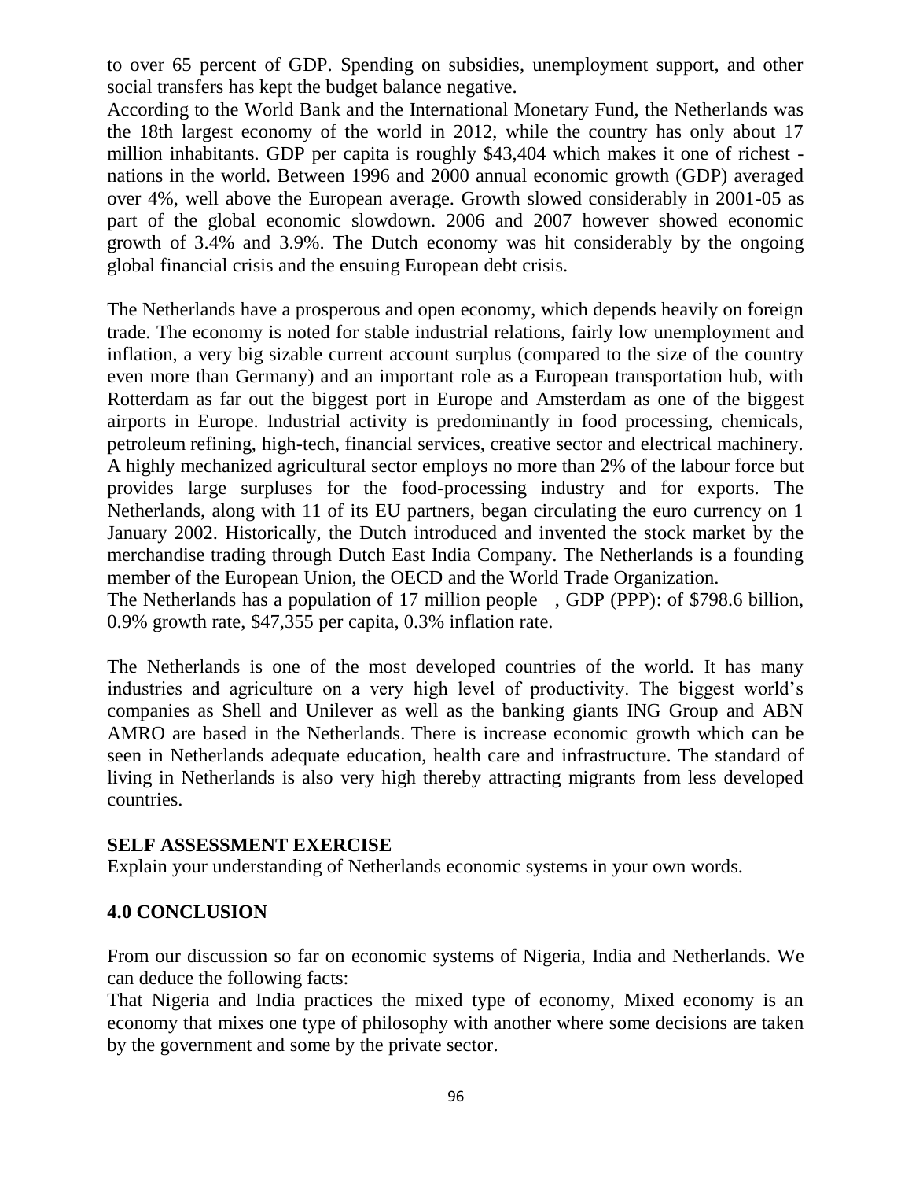to over 65 percent of GDP. Spending on subsidies, unemployment support, and other social transfers has kept the budget balance negative.

According to the World Bank and the International Monetary Fund, the Netherlands was the 18th largest economy of the world in 2012, while the country has only about 17 million inhabitants. GDP per capita is roughly $43,404 which makes it one of richest - nations in the world. Between 1996 and 2000 annual economic growth (GDP) averaged over 4%, well above the European average. Growth slowed considerably in 2001-05 as part of the global economic slowdown. 2006 and 2007 however showed economic growth of 3.4% and 3.9%. The Dutch economy was hit considerably by the ongoing global financial crisis and the ensuing European debt crisis.

The Netherlands have a prosperous and open economy, which depends heavily on foreign trade. The economy is noted for stable industrial relations, fairly low unemployment and inflation, a very big sizable current account surplus (compared to the size of the country even more than Germany) and an important role as a European transportation hub, with Rotterdam as far out the biggest port in Europe and Amsterdam as one of the biggest airports in Europe. Industrial activity is predominantly in food processing, chemicals, petroleum refining, high-tech, financial services, creative sector and electrical machinery. A highly mechanized agricultural sector employs no more than 2% of the labour force but provides large surpluses for the food-processing industry and for exports. The Netherlands, along with 11 of its EU partners, began circulating the euro currency on 1 January 2002. Historically, the Dutch introduced and invented the stock market by the merchandise trading through Dutch East India Company. The Netherlands is a founding member of the European Union, the OECD and the World Trade Organization.

The Netherlands has a population of 17 million people , GDP (PPP): of $798.6 billion, 0.9% growth rate, $47,355 per capita, 0.3% inflation rate.

The Netherlands is one of the most developed countries of the world. It has many industries and agriculture on a very high level of productivity. The biggest world's companies as Shell and Unilever as well as the banking giants ING Group and ABN AMRO are based in the Netherlands. There is increase economic growth which can be seen in Netherlands adequate education, health care and infrastructure. The standard of living in Netherlands is also very high thereby attracting migrants from less developed countries.

**SELF ASSESSMENT EXERCISE**

Explain your understanding of Netherlands economic systems in your own words.

## 4.0 CONCLUSION

From our discussion so far on economic systems of Nigeria, India and Netherlands. We can deduce the following facts:

That Nigeria and India practices the mixed type of economy, Mixed economy is an economy that mixes one type of philosophy with another where some decisions are taken by the government and some by the private sector.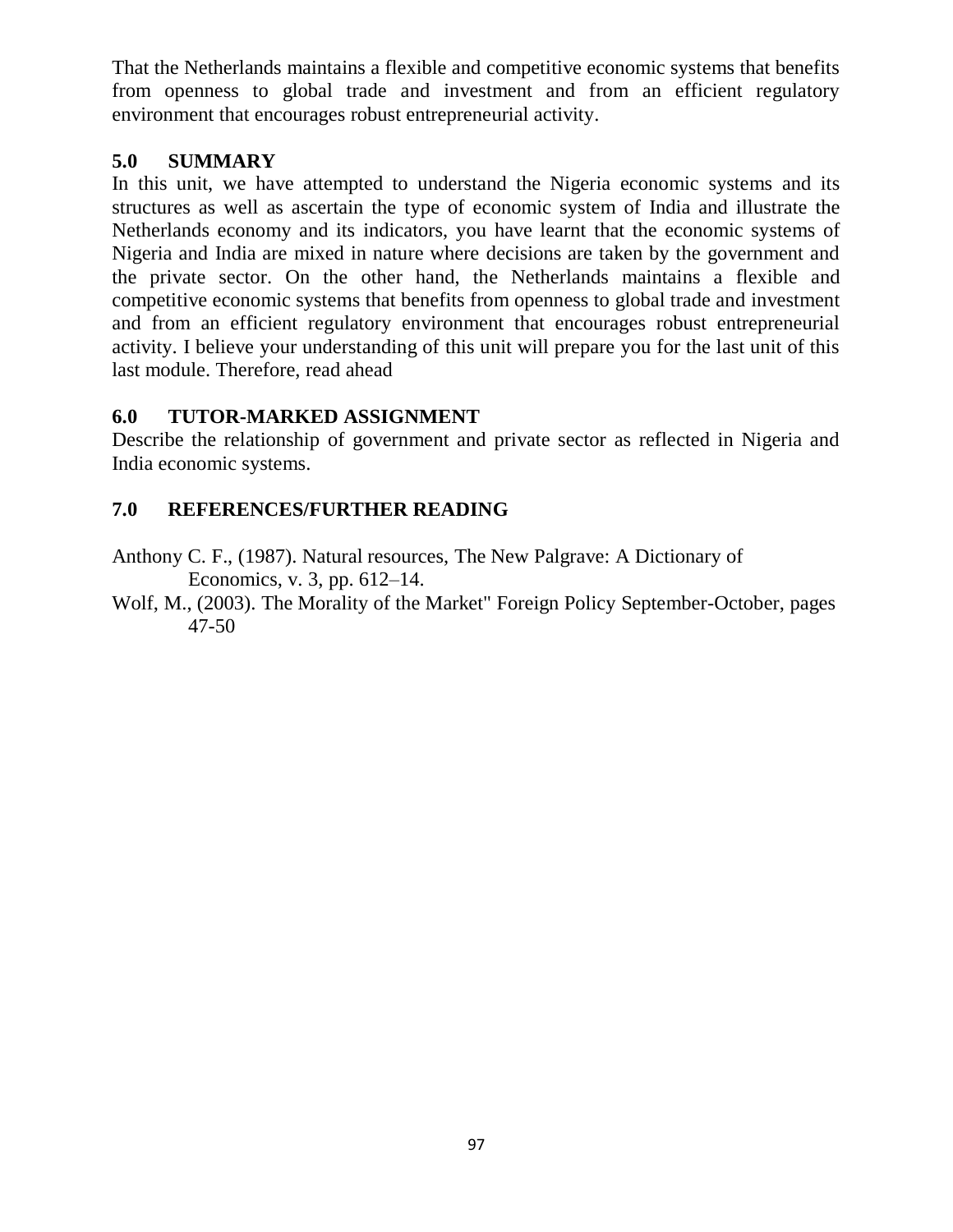That the Netherlands maintains a flexible and competitive economic systems that benefits from openness to global trade and investment and from an efficient regulatory environment that encourages robust entrepreneurial activity.

## 5.0 SUMMARY

In this unit, we have attempted to understand the Nigeria economic systems and its structures as well as ascertain the type of economic system of India and illustrate the Netherlands economy and its indicators, you have learnt that the economic systems of Nigeria and India are mixed in nature where decisions are taken by the government and the private sector. On the other hand, the Netherlands maintains a flexible and competitive economic systems that benefits from openness to global trade and investment and from an efficient regulatory environment that encourages robust entrepreneurial activity. I believe your understanding of this unit will prepare you for the last unit of this last module. Therefore, read ahead

## 6.0 TUTOR-MARKED ASSIGNMENT

Describe the relationship of government and private sector as reflected in Nigeria and India economic systems.

## 7.0 REFERENCES/FURTHER READING

Anthony C. F., (1987). Natural resources, The New Palgrave: A Dictionary of Economics, v. 3, pp. 612–14.

Wolf, M., (2003). The Morality of the Market" Foreign Policy September-October, pages 47-50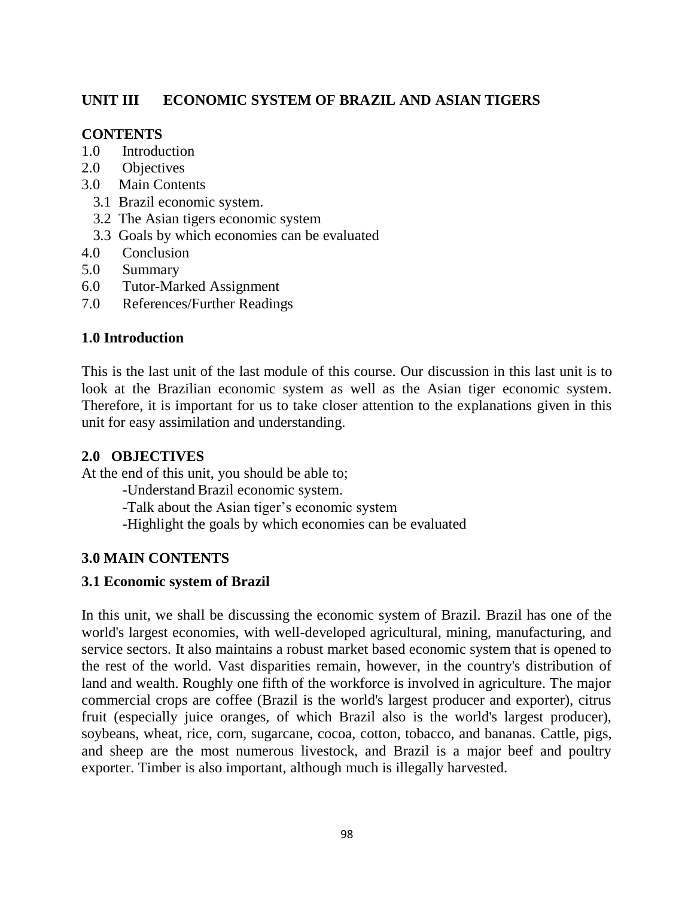## UNIT III ECONOMIC SYSTEM OF BRAZIL AND ASIAN TIGERS

### CONTENTS

1.0 Introduction
2.0 Objectives
3.0 Main Contents
  3.1 Brazil economic system.
  3.2 The Asian tigers economic system
  3.3 Goals by which economies can be evaluated
4.0 Conclusion
5.0 Summary
6.0 Tutor-Marked Assignment
7.0 References/Further Readings

### 1.0 Introduction

This is the last unit of the last module of this course. Our discussion in this last unit is to look at the Brazilian economic system as well as the Asian tiger economic system. Therefore, it is important for us to take closer attention to the explanations given in this unit for easy assimilation and understanding.

### 2.0 OBJECTIVES

At the end of this unit, you should be able to;

-Understand Brazil economic system.
-Talk about the Asian tiger's economic system
-Highlight the goals by which economies can be evaluated

### 3.0 MAIN CONTENTS

### 3.1 Economic system of Brazil

In this unit, we shall be discussing the economic system of Brazil. Brazil has one of the world's largest economies, with well-developed agricultural, mining, manufacturing, and service sectors. It also maintains a robust market based economic system that is opened to the rest of the world. Vast disparities remain, however, in the country's distribution of land and wealth. Roughly one fifth of the workforce is involved in agriculture. The major commercial crops are coffee (Brazil is the world's largest producer and exporter), citrus fruit (especially juice oranges, of which Brazil also is the world's largest producer), soybeans, wheat, rice, corn, sugarcane, cocoa, cotton, tobacco, and bananas. Cattle, pigs, and sheep are the most numerous livestock, and Brazil is a major beef and poultry exporter. Timber is also important, although much is illegally harvested.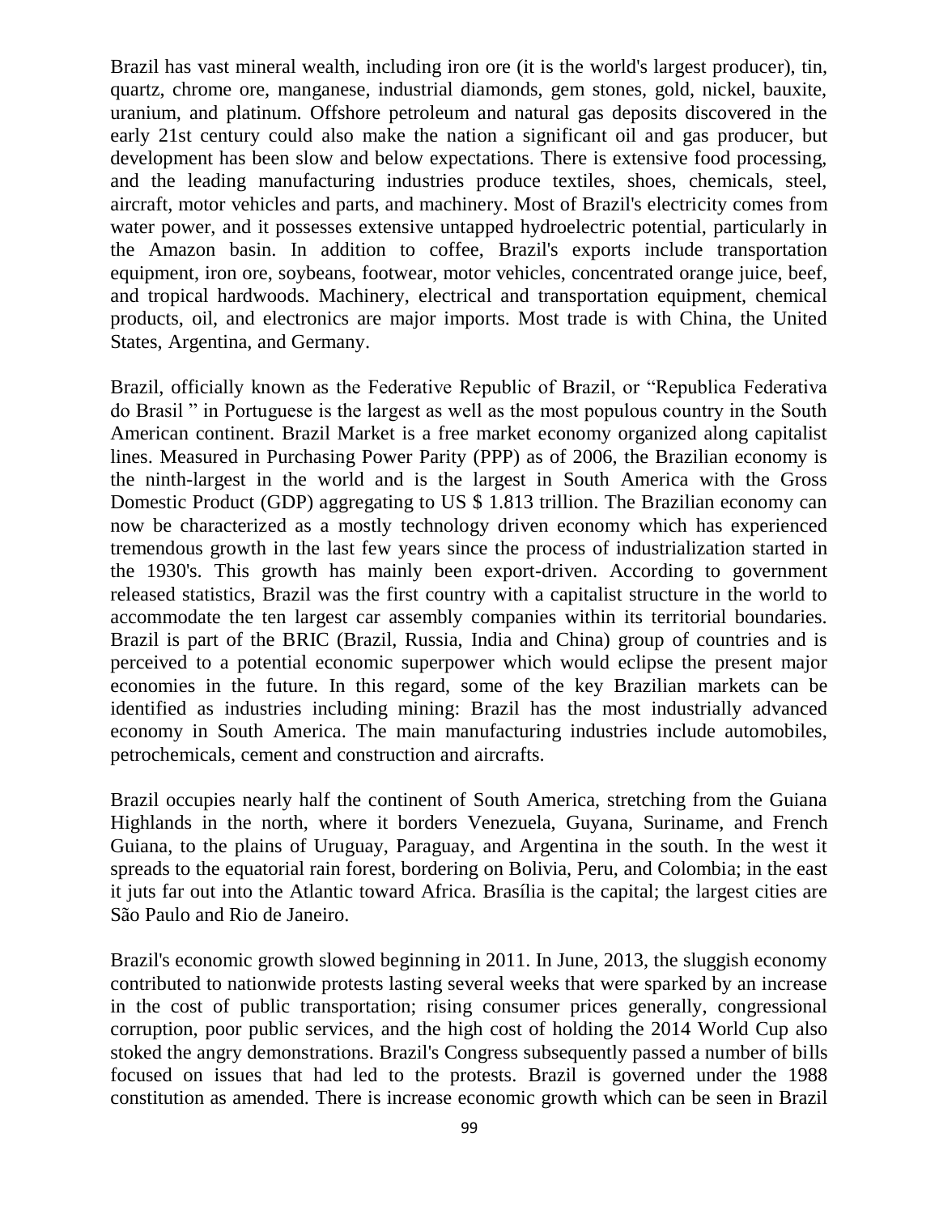Brazil has vast mineral wealth, including iron ore (it is the world's largest producer), tin, quartz, chrome ore, manganese, industrial diamonds, gem stones, gold, nickel, bauxite, uranium, and platinum. Offshore petroleum and natural gas deposits discovered in the early 21st century could also make the nation a significant oil and gas producer, but development has been slow and below expectations. There is extensive food processing, and the leading manufacturing industries produce textiles, shoes, chemicals, steel, aircraft, motor vehicles and parts, and machinery. Most of Brazil's electricity comes from water power, and it possesses extensive untapped hydroelectric potential, particularly in the Amazon basin. In addition to coffee, Brazil's exports include transportation equipment, iron ore, soybeans, footwear, motor vehicles, concentrated orange juice, beef, and tropical hardwoods. Machinery, electrical and transportation equipment, chemical products, oil, and electronics are major imports. Most trade is with China, the United States, Argentina, and Germany.

Brazil, officially known as the Federative Republic of Brazil, or "Republica Federativa do Brasil " in Portuguese is the largest as well as the most populous country in the South American continent. Brazil Market is a free market economy organized along capitalist lines. Measured in Purchasing Power Parity (PPP) as of 2006, the Brazilian economy is the ninth-largest in the world and is the largest in South America with the Gross Domestic Product (GDP) aggregating to US $ 1.813 trillion. The Brazilian economy can now be characterized as a mostly technology driven economy which has experienced tremendous growth in the last few years since the process of industrialization started in the 1930's. This growth has mainly been export-driven. According to government released statistics, Brazil was the first country with a capitalist structure in the world to accommodate the ten largest car assembly companies within its territorial boundaries. Brazil is part of the BRIC (Brazil, Russia, India and China) group of countries and is perceived to a potential economic superpower which would eclipse the present major economies in the future. In this regard, some of the key Brazilian markets can be identified as industries including mining: Brazil has the most industrially advanced economy in South America. The main manufacturing industries include automobiles, petrochemicals, cement and construction and aircrafts.

Brazil occupies nearly half the continent of South America, stretching from the Guiana Highlands in the north, where it borders Venezuela, Guyana, Suriname, and French Guiana, to the plains of Uruguay, Paraguay, and Argentina in the south. In the west it spreads to the equatorial rain forest, bordering on Bolivia, Peru, and Colombia; in the east it juts far out into the Atlantic toward Africa. Brasília is the capital; the largest cities are São Paulo and Rio de Janeiro.

Brazil's economic growth slowed beginning in 2011. In June, 2013, the sluggish economy contributed to nationwide protests lasting several weeks that were sparked by an increase in the cost of public transportation; rising consumer prices generally, congressional corruption, poor public services, and the high cost of holding the 2014 World Cup also stoked the angry demonstrations. Brazil's Congress subsequently passed a number of bills focused on issues that had led to the protests. Brazil is governed under the 1988 constitution as amended. There is increase economic growth which can be seen in Brazil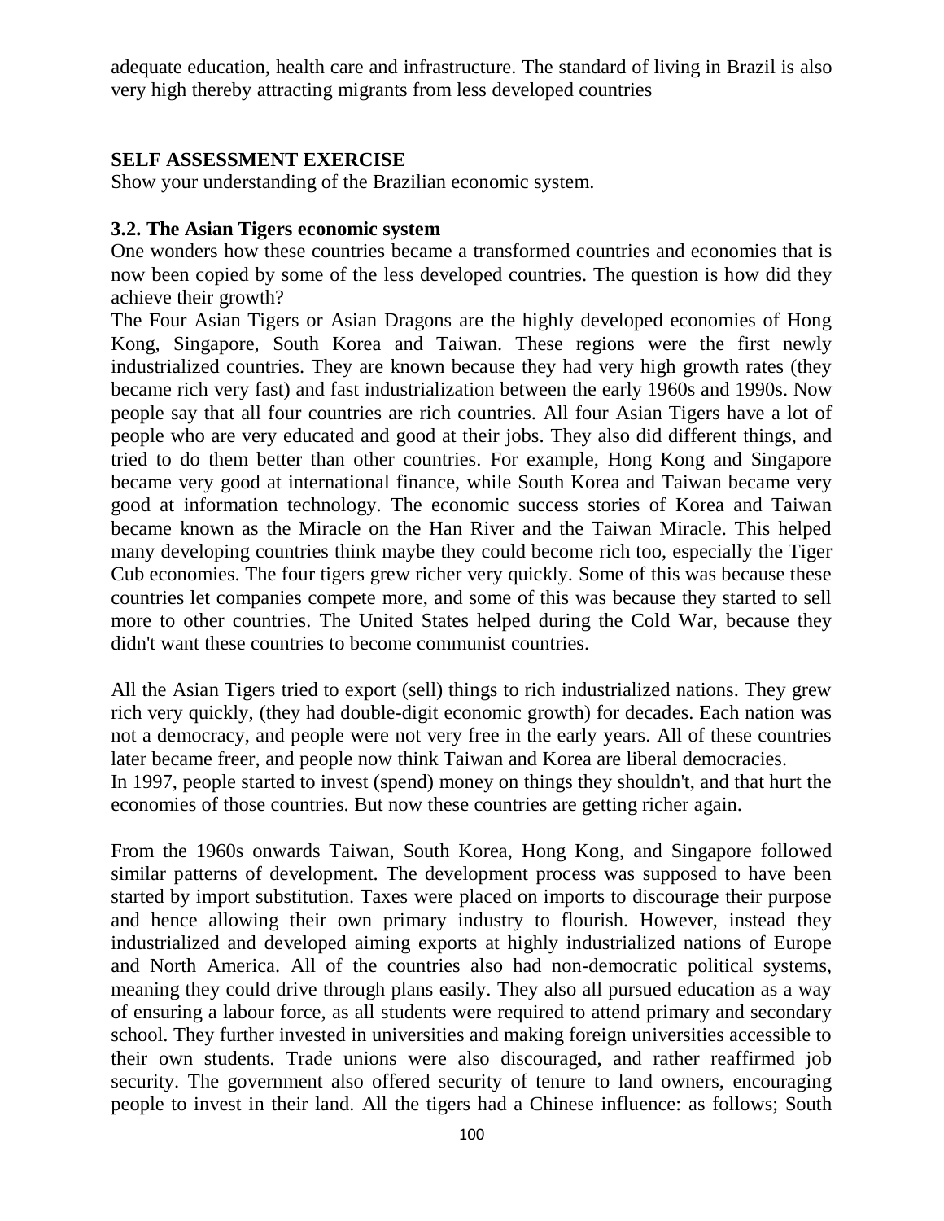adequate education, health care and infrastructure. The standard of living in Brazil is also very high thereby attracting migrants from less developed countries

**SELF ASSESSMENT EXERCISE**

Show your understanding of the Brazilian economic system.

### 3.2. The Asian Tigers economic system

One wonders how these countries became a transformed countries and economies that is now been copied by some of the less developed countries. The question is how did they achieve their growth?

The Four Asian Tigers or Asian Dragons are the highly developed economies of Hong Kong, Singapore, South Korea and Taiwan. These regions were the first newly industrialized countries. They are known because they had very high growth rates (they became rich very fast) and fast industrialization between the early 1960s and 1990s. Now people say that all four countries are rich countries. All four Asian Tigers have a lot of people who are very educated and good at their jobs. They also did different things, and tried to do them better than other countries. For example, Hong Kong and Singapore became very good at international finance, while South Korea and Taiwan became very good at information technology. The economic success stories of Korea and Taiwan became known as the Miracle on the Han River and the Taiwan Miracle. This helped many developing countries think maybe they could become rich too, especially the Tiger Cub economies. The four tigers grew richer very quickly. Some of this was because these countries let companies compete more, and some of this was because they started to sell more to other countries. The United States helped during the Cold War, because they didn't want these countries to become communist countries.

All the Asian Tigers tried to export (sell) things to rich industrialized nations. They grew rich very quickly, (they had double-digit economic growth) for decades. Each nation was not a democracy, and people were not very free in the early years. All of these countries later became freer, and people now think Taiwan and Korea are liberal democracies.
In 1997, people started to invest (spend) money on things they shouldn't, and that hurt the economies of those countries. But now these countries are getting richer again.

From the 1960s onwards Taiwan, South Korea, Hong Kong, and Singapore followed similar patterns of development. The development process was supposed to have been started by import substitution. Taxes were placed on imports to discourage their purpose and hence allowing their own primary industry to flourish. However, instead they industrialized and developed aiming exports at highly industrialized nations of Europe and North America. All of the countries also had non-democratic political systems, meaning they could drive through plans easily. They also all pursued education as a way of ensuring a labour force, as all students were required to attend primary and secondary school. They further invested in universities and making foreign universities accessible to their own students. Trade unions were also discouraged, and rather reaffirmed job security. The government also offered security of tenure to land owners, encouraging people to invest in their land. All the tigers had a Chinese influence: as follows; South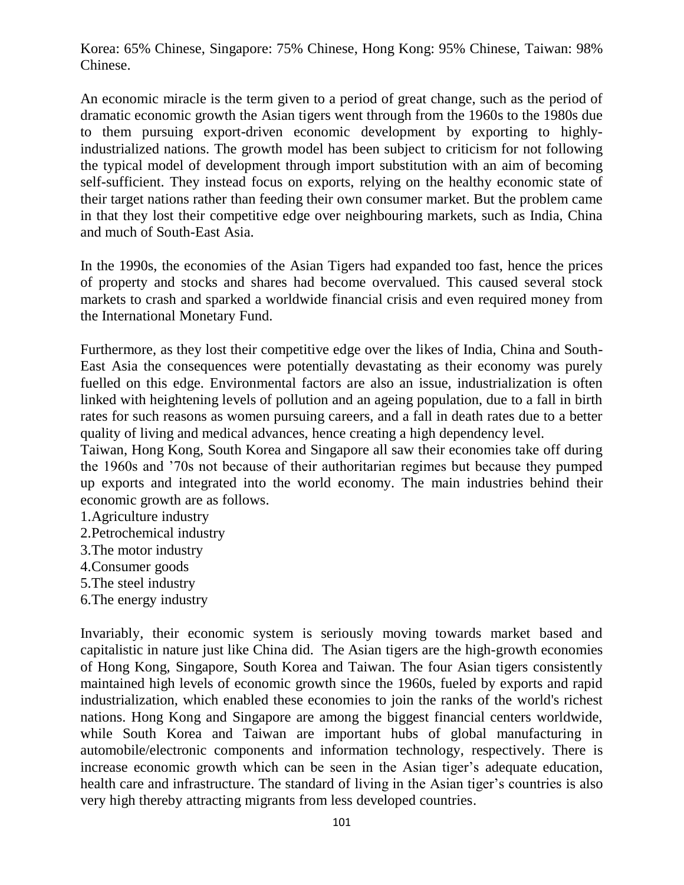Korea: 65% Chinese, Singapore: 75% Chinese, Hong Kong: 95% Chinese, Taiwan: 98% Chinese.

An economic miracle is the term given to a period of great change, such as the period of dramatic economic growth the Asian tigers went through from the 1960s to the 1980s due to them pursuing export-driven economic development by exporting to highly-industrialized nations. The growth model has been subject to criticism for not following the typical model of development through import substitution with an aim of becoming self-sufficient. They instead focus on exports, relying on the healthy economic state of their target nations rather than feeding their own consumer market. But the problem came in that they lost their competitive edge over neighbouring markets, such as India, China and much of South-East Asia.

In the 1990s, the economies of the Asian Tigers had expanded too fast, hence the prices of property and stocks and shares had become overvalued. This caused several stock markets to crash and sparked a worldwide financial crisis and even required money from the International Monetary Fund.

Furthermore, as they lost their competitive edge over the likes of India, China and South-East Asia the consequences were potentially devastating as their economy was purely fuelled on this edge. Environmental factors are also an issue, industrialization is often linked with heightening levels of pollution and an ageing population, due to a fall in birth rates for such reasons as women pursuing careers, and a fall in death rates due to a better quality of living and medical advances, hence creating a high dependency level.
Taiwan, Hong Kong, South Korea and Singapore all saw their economies take off during the 1960s and '70s not because of their authoritarian regimes but because they pumped up exports and integrated into the world economy. The main industries behind their economic growth are as follows.

1. Agriculture industry
2. Petrochemical industry
3. The motor industry
4. Consumer goods
5. The steel industry
6. The energy industry

Invariably, their economic system is seriously moving towards market based and capitalistic in nature just like China did. The Asian tigers are the high-growth economies of Hong Kong, Singapore, South Korea and Taiwan. The four Asian tigers consistently maintained high levels of economic growth since the 1960s, fueled by exports and rapid industrialization, which enabled these economies to join the ranks of the world's richest nations. Hong Kong and Singapore are among the biggest financial centers worldwide, while South Korea and Taiwan are important hubs of global manufacturing in automobile/electronic components and information technology, respectively. There is increase economic growth which can be seen in the Asian tiger's adequate education, health care and infrastructure. The standard of living in the Asian tiger's countries is also very high thereby attracting migrants from less developed countries.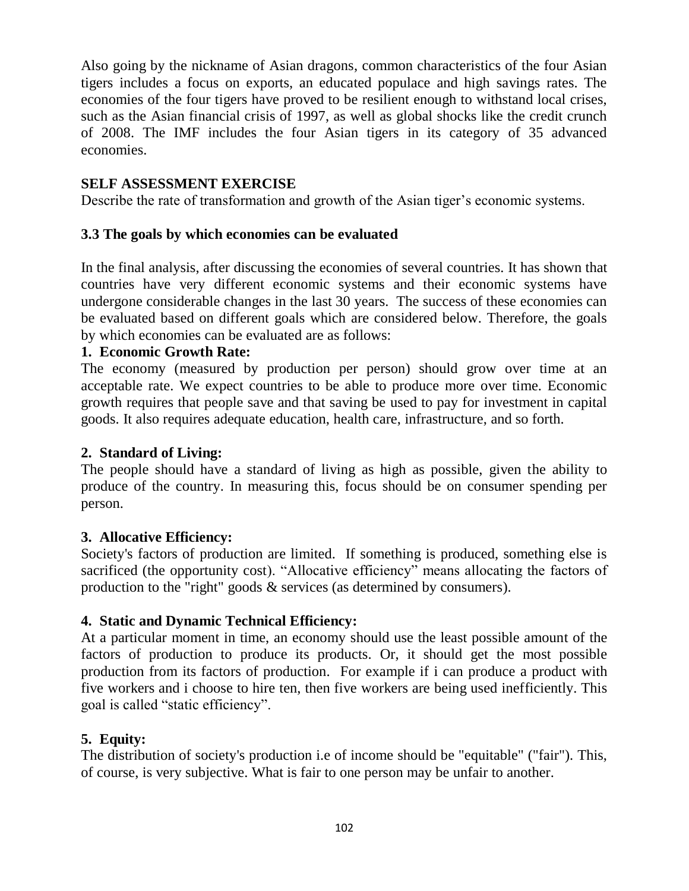Also going by the nickname of Asian dragons, common characteristics of the four Asian tigers includes a focus on exports, an educated populace and high savings rates. The economies of the four tigers have proved to be resilient enough to withstand local crises, such as the Asian financial crisis of 1997, as well as global shocks like the credit crunch of 2008. The IMF includes the four Asian tigers in its category of 35 advanced economies.

**SELF ASSESSMENT EXERCISE**

Describe the rate of transformation and growth of the Asian tiger's economic systems.

### 3.3 The goals by which economies can be evaluated

In the final analysis, after discussing the economies of several countries. It has shown that countries have very different economic systems and their economic systems have undergone considerable changes in the last 30 years. The success of these economies can be evaluated based on different goals which are considered below. Therefore, the goals by which economies can be evaluated are as follows:

**1. Economic Growth Rate:**

The economy (measured by production per person) should grow over time at an acceptable rate. We expect countries to be able to produce more over time. Economic growth requires that people save and that saving be used to pay for investment in capital goods. It also requires adequate education, health care, infrastructure, and so forth.

**2. Standard of Living:**

The people should have a standard of living as high as possible, given the ability to produce of the country. In measuring this, focus should be on consumer spending per person.

**3. Allocative Efficiency:**

Society's factors of production are limited. If something is produced, something else is sacrificed (the opportunity cost). "Allocative efficiency" means allocating the factors of production to the "right" goods & services (as determined by consumers).

**4. Static and Dynamic Technical Efficiency:**

At a particular moment in time, an economy should use the least possible amount of the factors of production to produce its products. Or, it should get the most possible production from its factors of production. For example if i can produce a product with five workers and i choose to hire ten, then five workers are being used inefficiently. This goal is called "static efficiency".

**5. Equity:**

The distribution of society's production i.e of income should be "equitable" ("fair"). This, of course, is very subjective. What is fair to one person may be unfair to another.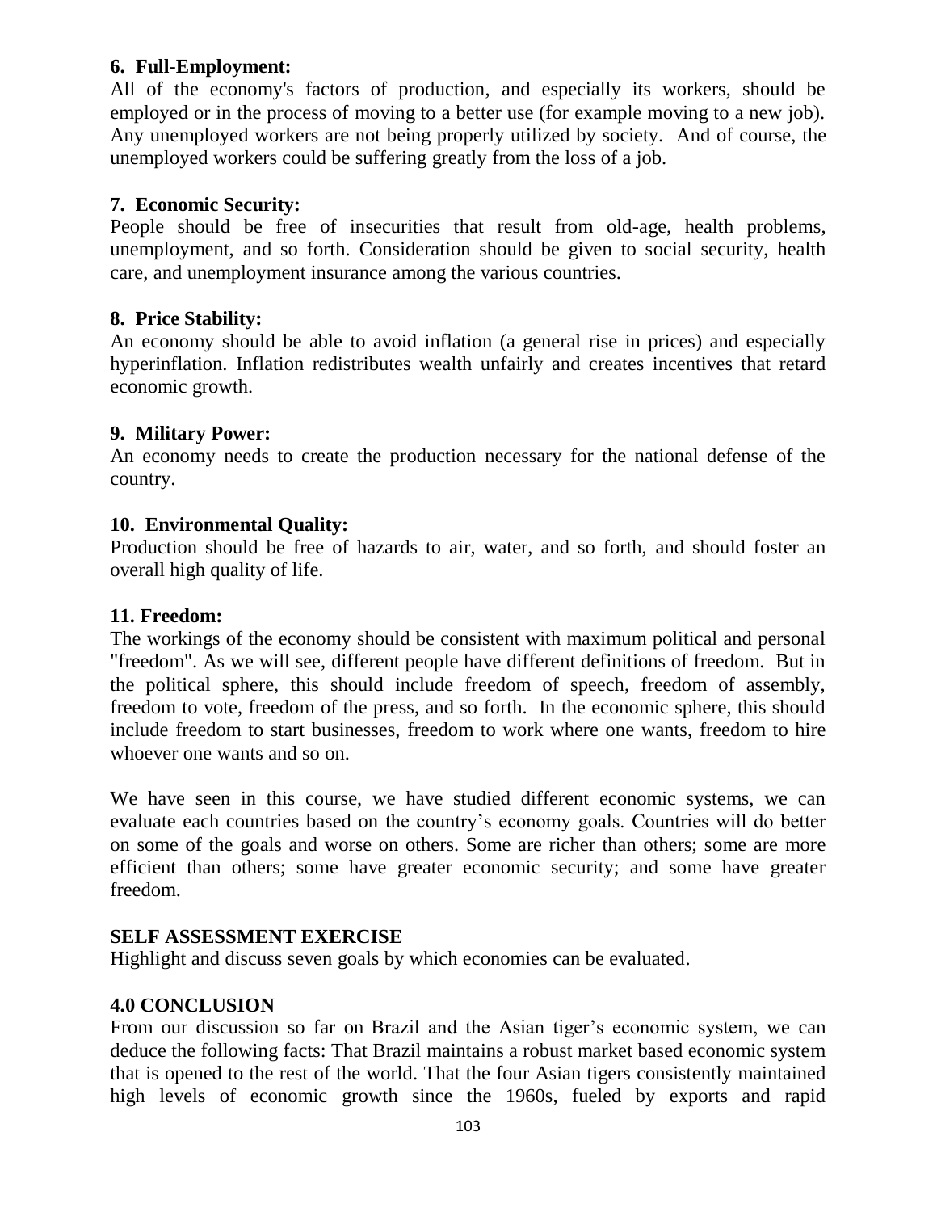**6. Full-Employment:**

All of the economy's factors of production, and especially its workers, should be employed or in the process of moving to a better use (for example moving to a new job). Any unemployed workers are not being properly utilized by society. And of course, the unemployed workers could be suffering greatly from the loss of a job.

**7. Economic Security:**

People should be free of insecurities that result from old-age, health problems, unemployment, and so forth. Consideration should be given to social security, health care, and unemployment insurance among the various countries.

**8. Price Stability:**

An economy should be able to avoid inflation (a general rise in prices) and especially hyperinflation. Inflation redistributes wealth unfairly and creates incentives that retard economic growth.

**9. Military Power:**

An economy needs to create the production necessary for the national defense of the country.

**10. Environmental Quality:**

Production should be free of hazards to air, water, and so forth, and should foster an overall high quality of life.

**11. Freedom:**

The workings of the economy should be consistent with maximum political and personal "freedom". As we will see, different people have different definitions of freedom. But in the political sphere, this should include freedom of speech, freedom of assembly, freedom to vote, freedom of the press, and so forth. In the economic sphere, this should include freedom to start businesses, freedom to work where one wants, freedom to hire whoever one wants and so on.

We have seen in this course, we have studied different economic systems, we can evaluate each countries based on the country's economy goals. Countries will do better on some of the goals and worse on others. Some are richer than others; some are more efficient than others; some have greater economic security; and some have greater freedom.

**SELF ASSESSMENT EXERCISE**

Highlight and discuss seven goals by which economies can be evaluated.

## 4.0 CONCLUSION

From our discussion so far on Brazil and the Asian tiger's economic system, we can deduce the following facts: That Brazil maintains a robust market based economic system that is opened to the rest of the world. That the four Asian tigers consistently maintained high levels of economic growth since the 1960s, fueled by exports and rapid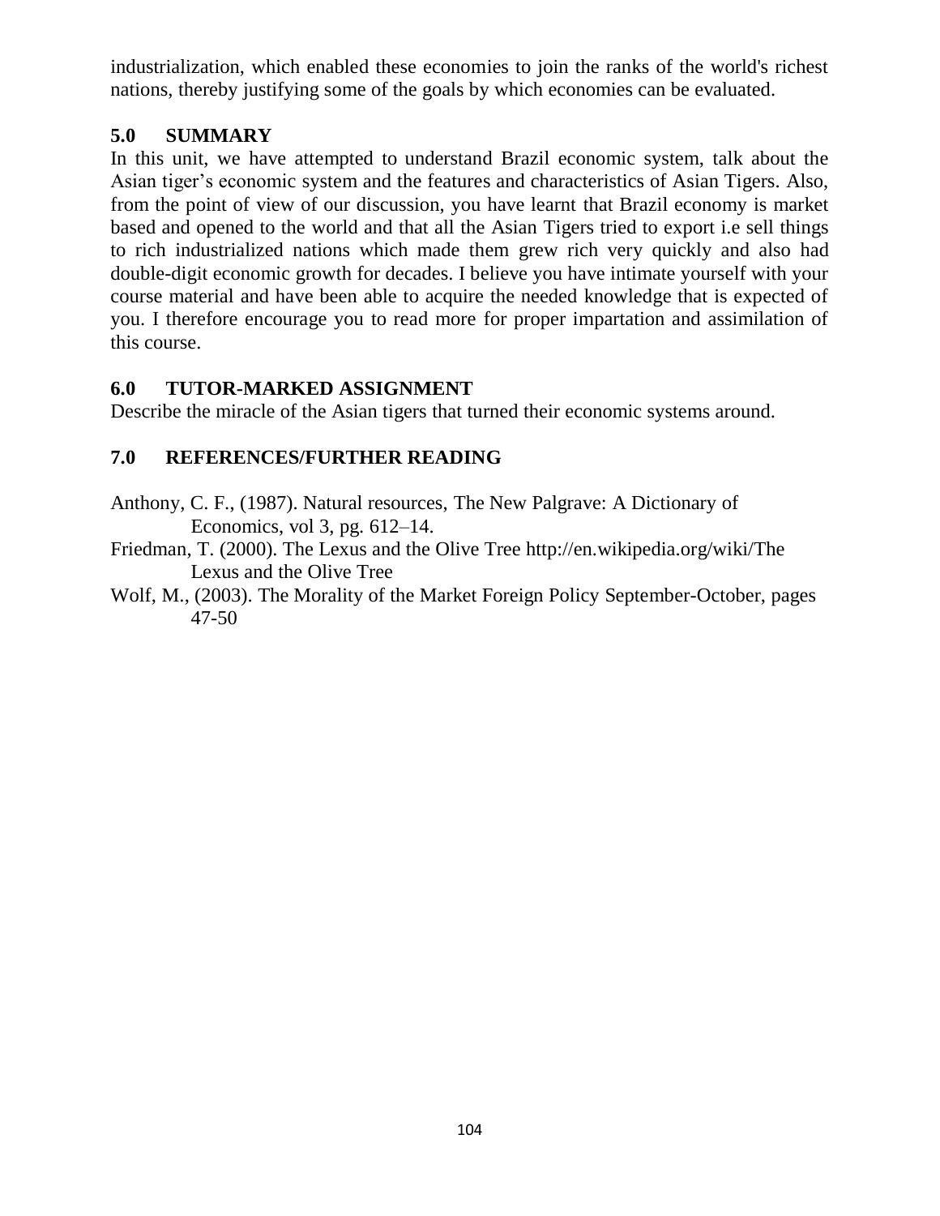industrialization, which enabled these economies to join the ranks of the world's richest nations, thereby justifying some of the goals by which economies can be evaluated.

## 5.0 SUMMARY

In this unit, we have attempted to understand Brazil economic system, talk about the Asian tiger's economic system and the features and characteristics of Asian Tigers. Also, from the point of view of our discussion, you have learnt that Brazil economy is market based and opened to the world and that all the Asian Tigers tried to export i.e sell things to rich industrialized nations which made them grew rich very quickly and also had double-digit economic growth for decades. I believe you have intimate yourself with your course material and have been able to acquire the needed knowledge that is expected of you. I therefore encourage you to read more for proper impartation and assimilation of this course.

## 6.0 TUTOR-MARKED ASSIGNMENT

Describe the miracle of the Asian tigers that turned their economic systems around.

## 7.0 REFERENCES/FURTHER READING

Anthony, C. F., (1987). Natural resources, The New Palgrave: A Dictionary of Economics, vol 3, pg. 612–14.

Friedman, T. (2000). The Lexus and the Olive Tree http://en.wikipedia.org/wiki/The Lexus and the Olive Tree

Wolf, M., (2003). The Morality of the Market Foreign Policy September-October, pages 47-50